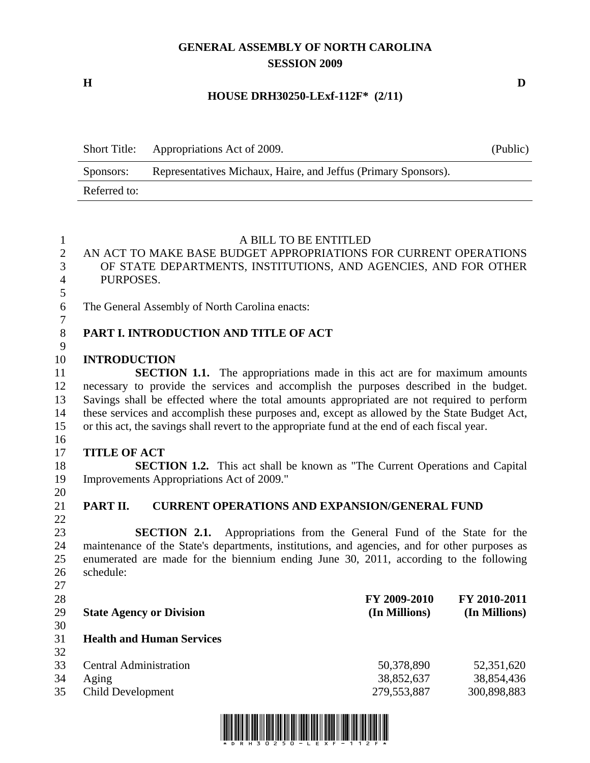# GENERAL ASSEMBLY OF NORTH CAROLINA
## SESSION 2009

**H** **D**

**HOUSE DRH30250-LExf-112F* (2/11)**

| Short Title: | Appropriations Act of 2009. | (Public) |
|---|---|---|
| Sponsors: | Representatives Michaux, Haire, and Jeffus (Primary Sponsors). | |
| Referred to: | | |

A BILL TO BE ENTITLED

AN ACT TO MAKE BASE BUDGET APPROPRIATIONS FOR CURRENT OPERATIONS OF STATE DEPARTMENTS, INSTITUTIONS, AND AGENCIES, AND FOR OTHER PURPOSES.

The General Assembly of North Carolina enacts:

## PART I. INTRODUCTION AND TITLE OF ACT

### INTRODUCTION

**SECTION 1.1.** The appropriations made in this act are for maximum amounts necessary to provide the services and accomplish the purposes described in the budget. Savings shall be effected where the total amounts appropriated are not required to perform these services and accomplish these purposes and, except as allowed by the State Budget Act, or this act, the savings shall revert to the appropriate fund at the end of each fiscal year.

### TITLE OF ACT

**SECTION 1.2.** This act shall be known as "The Current Operations and Capital Improvements Appropriations Act of 2009."

## PART II. CURRENT OPERATIONS AND EXPANSION/GENERAL FUND

**SECTION 2.1.** Appropriations from the General Fund of the State for the maintenance of the State's departments, institutions, and agencies, and for other purposes as enumerated are made for the biennium ending June 30, 2011, according to the following schedule:

| State Agency or Division | FY 2009-2010 (In Millions) | FY 2010-2011 (In Millions) |
|---|---|---|
| **Health and Human Services** | | |
| Central Administration | 50,378,890 | 52,351,620 |
| Aging | 38,852,637 | 38,854,436 |
| Child Development | 279,553,887 | 300,898,883 |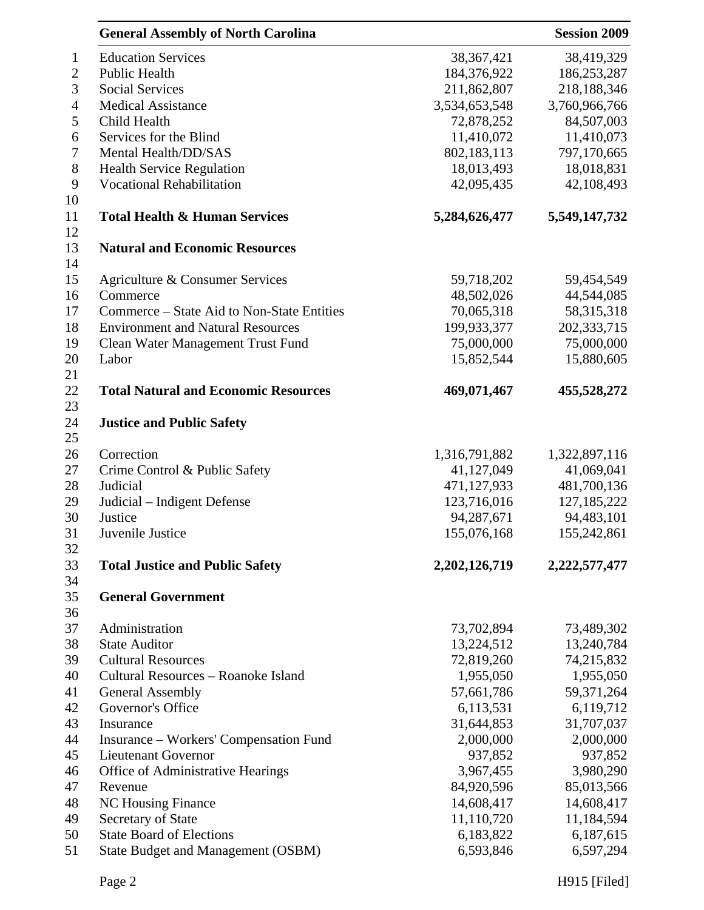| | | |
|---|---|---|
| Education Services | 38,367,421 | 38,419,329 |
| Public Health | 184,376,922 | 186,253,287 |
| Social Services | 211,862,807 | 218,188,346 |
| Medical Assistance | 3,534,653,548 | 3,760,966,766 |
| Child Health | 72,878,252 | 84,507,003 |
| Services for the Blind | 11,410,072 | 11,410,073 |
| Mental Health/DD/SAS | 802,183,113 | 797,170,665 |
| Health Service Regulation | 18,013,493 | 18,018,831 |
| Vocational Rehabilitation | 42,095,435 | 42,108,493 |
| | | |
| **Total Health & Human Services** | **5,284,626,477** | **5,549,147,732** |
| | | |
| **Natural and Economic Resources** | | |
| | | |
| Agriculture & Consumer Services | 59,718,202 | 59,454,549 |
| Commerce | 48,502,026 | 44,544,085 |
| Commerce – State Aid to Non-State Entities | 70,065,318 | 58,315,318 |
| Environment and Natural Resources | 199,933,377 | 202,333,715 |
| Clean Water Management Trust Fund | 75,000,000 | 75,000,000 |
| Labor | 15,852,544 | 15,880,605 |
| | | |
| **Total Natural and Economic Resources** | **469,071,467** | **455,528,272** |
| | | |
| **Justice and Public Safety** | | |
| | | |
| Correction | 1,316,791,882 | 1,322,897,116 |
| Crime Control & Public Safety | 41,127,049 | 41,069,041 |
| Judicial | 471,127,933 | 481,700,136 |
| Judicial – Indigent Defense | 123,716,016 | 127,185,222 |
| Justice | 94,287,671 | 94,483,101 |
| Juvenile Justice | 155,076,168 | 155,242,861 |
| | | |
| **Total Justice and Public Safety** | **2,202,126,719** | **2,222,577,477** |
| | | |
| **General Government** | | |
| | | |
| Administration | 73,702,894 | 73,489,302 |
| State Auditor | 13,224,512 | 13,240,784 |
| Cultural Resources | 72,819,260 | 74,215,832 |
| Cultural Resources – Roanoke Island | 1,955,050 | 1,955,050 |
| General Assembly | 57,661,786 | 59,371,264 |
| Governor's Office | 6,113,531 | 6,119,712 |
| Insurance | 31,644,853 | 31,707,037 |
| Insurance – Workers' Compensation Fund | 2,000,000 | 2,000,000 |
| Lieutenant Governor | 937,852 | 937,852 |
| Office of Administrative Hearings | 3,967,455 | 3,980,290 |
| Revenue | 84,920,596 | 85,013,566 |
| NC Housing Finance | 14,608,417 | 14,608,417 |
| Secretary of State | 11,110,720 | 11,184,594 |
| State Board of Elections | 6,183,822 | 6,187,615 |
| State Budget and Management (OSBM) | 6,593,846 | 6,597,294 |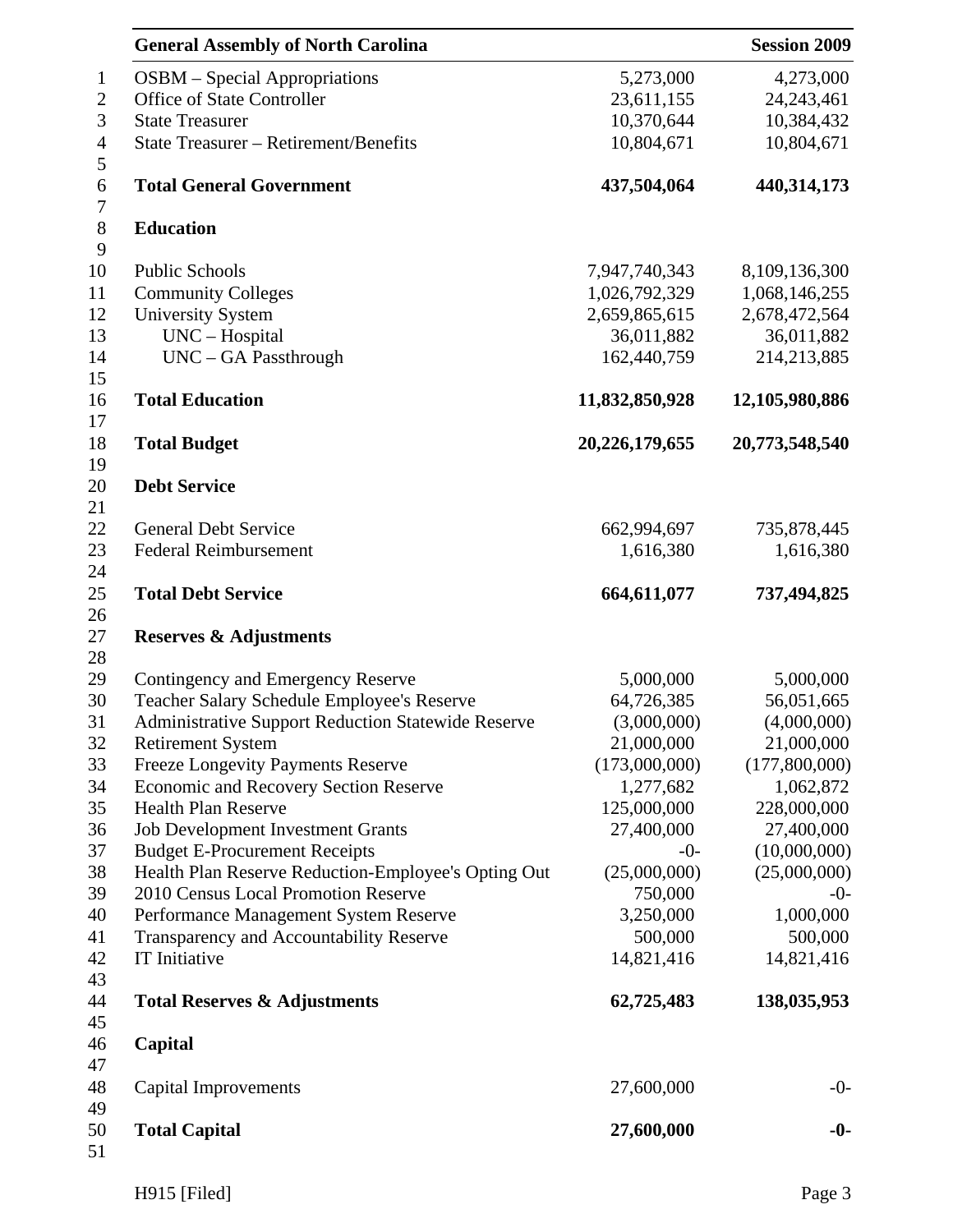| | | |
|---|---|---|
| OSBM – Special Appropriations | 5,273,000 | 4,273,000 |
| Office of State Controller | 23,611,155 | 24,243,461 |
| State Treasurer | 10,370,644 | 10,384,432 |
| State Treasurer – Retirement/Benefits | 10,804,671 | 10,804,671 |
| | | |
| **Total General Government** | **437,504,064** | **440,314,173** |
| | | |
| **Education** | | |
| | | |
| Public Schools | 7,947,740,343 | 8,109,136,300 |
| Community Colleges | 1,026,792,329 | 1,068,146,255 |
| University System | 2,659,865,615 | 2,678,472,564 |
| UNC – Hospital | 36,011,882 | 36,011,882 |
| UNC – GA Passthrough | 162,440,759 | 214,213,885 |
| | | |
| **Total Education** | **11,832,850,928** | **12,105,980,886** |
| | | |
| **Total Budget** | **20,226,179,655** | **20,773,548,540** |
| | | |
| **Debt Service** | | |
| | | |
| General Debt Service | 662,994,697 | 735,878,445 |
| Federal Reimbursement | 1,616,380 | 1,616,380 |
| | | |
| **Total Debt Service** | **664,611,077** | **737,494,825** |
| | | |
| **Reserves & Adjustments** | | |
| | | |
| Contingency and Emergency Reserve | 5,000,000 | 5,000,000 |
| Teacher Salary Schedule Employee's Reserve | 64,726,385 | 56,051,665 |
| Administrative Support Reduction Statewide Reserve | (3,000,000) | (4,000,000) |
| Retirement System | 21,000,000 | 21,000,000 |
| Freeze Longevity Payments Reserve | (173,000,000) | (177,800,000) |
| Economic and Recovery Section Reserve | 1,277,682 | 1,062,872 |
| Health Plan Reserve | 125,000,000 | 228,000,000 |
| Job Development Investment Grants | 27,400,000 | 27,400,000 |
| Budget E-Procurement Receipts | -0- | (10,000,000) |
| Health Plan Reserve Reduction-Employee's Opting Out | (25,000,000) | (25,000,000) |
| 2010 Census Local Promotion Reserve | 750,000 | -0- |
| Performance Management System Reserve | 3,250,000 | 1,000,000 |
| Transparency and Accountability Reserve | 500,000 | 500,000 |
| IT Initiative | 14,821,416 | 14,821,416 |
| | | |
| **Total Reserves & Adjustments** | **62,725,483** | **138,035,953** |
| | | |
| **Capital** | | |
| | | |
| Capital Improvements | 27,600,000 | -0- |
| | | |
| **Total Capital** | **27,600,000** | **-0-** |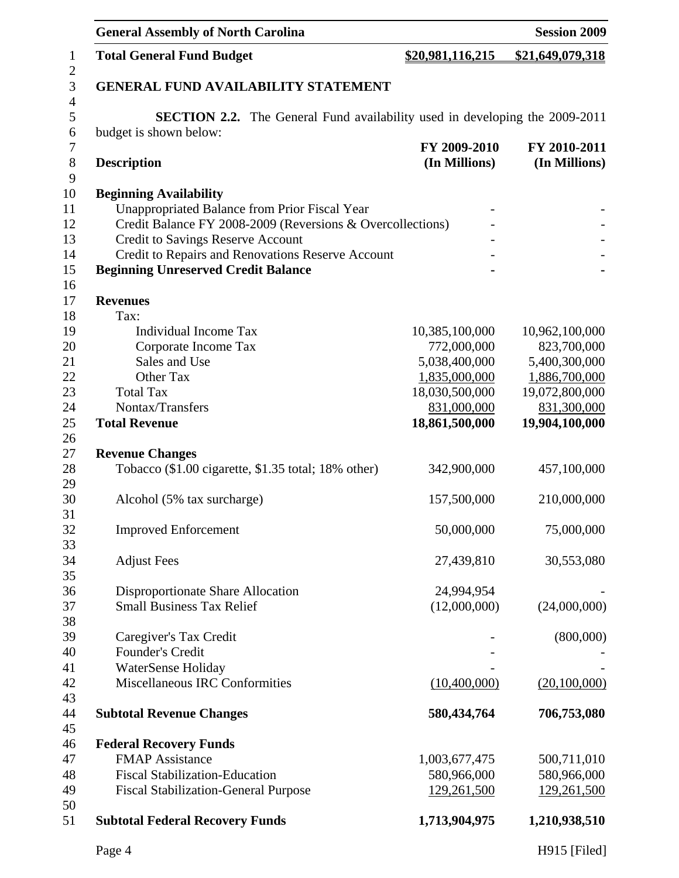| **Total General Fund Budget** | **$20,981,116,215** | **$21,649,079,318** |
|---|---|---|

### GENERAL FUND AVAILABILITY STATEMENT

**SECTION 2.2.** The General Fund availability used in developing the 2009-2011 budget is shown below:

| **Description** | **FY 2009-2010 (In Millions)** | **FY 2010-2011 (In Millions)** |
|---|---|---|
| **Beginning Availability** | | |
| Unappropriated Balance from Prior Fiscal Year | - | - |
| Credit Balance FY 2008-2009 (Reversions & Overcollections) | - | - |
| Credit to Savings Reserve Account | - | - |
| Credit to Repairs and Renovations Reserve Account | - | - |
| **Beginning Unreserved Credit Balance** | **-** | **-** |
| | | |
| **Revenues** | | |
| Tax: | | |
| Individual Income Tax | 10,385,100,000 | 10,962,100,000 |
| Corporate Income Tax | 772,000,000 | 823,700,000 |
| Sales and Use | 5,038,400,000 | 5,400,300,000 |
| Other Tax | 1,835,000,000 | 1,886,700,000 |
| Total Tax | 18,030,500,000 | 19,072,800,000 |
| Nontax/Transfers | 831,000,000 | 831,300,000 |
| **Total Revenue** | **18,861,500,000** | **19,904,100,000** |
| | | |
| **Revenue Changes** | | |
| Tobacco ($1.00 cigarette, $1.35 total; 18% other) | 342,900,000 | 457,100,000 |
| Alcohol (5% tax surcharge) | 157,500,000 | 210,000,000 |
| Improved Enforcement | 50,000,000 | 75,000,000 |
| Adjust Fees | 27,439,810 | 30,553,080 |
| Disproportionate Share Allocation | 24,994,954 | - |
| Small Business Tax Relief | (12,000,000) | (24,000,000) |
| Caregiver's Tax Credit | - | (800,000) |
| Founder's Credit | - | - |
| WaterSense Holiday | - | - |
| Miscellaneous IRC Conformities | (10,400,000) | (20,100,000) |
| | | |
| **Subtotal Revenue Changes** | **580,434,764** | **706,753,080** |
| | | |
| **Federal Recovery Funds** | | |
| FMAP Assistance | 1,003,677,475 | 500,711,010 |
| Fiscal Stabilization-Education | 580,966,000 | 580,966,000 |
| Fiscal Stabilization-General Purpose | 129,261,500 | 129,261,500 |
| | | |
| **Subtotal Federal Recovery Funds** | **1,713,904,975** | **1,210,938,510** |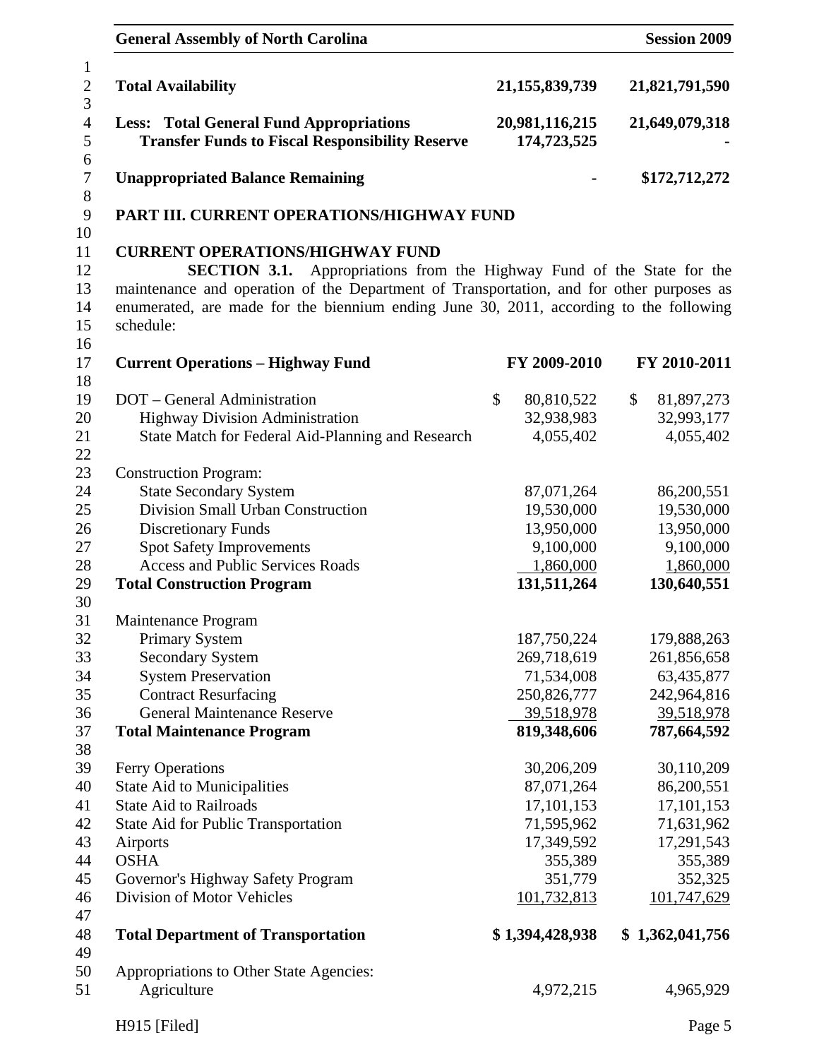| | | |
|---|---|---|
| **Total Availability** | **21,155,839,739** | **21,821,791,590** |
| **Less: Total General Fund Appropriations** | **20,981,116,215** | **21,649,079,318** |
| **Transfer Funds to Fiscal Responsibility Reserve** | **174,723,525** | **-** |
| **Unappropriated Balance Remaining** | **-** | **\$172,712,272** |

## PART III. CURRENT OPERATIONS/HIGHWAY FUND

### CURRENT OPERATIONS/HIGHWAY FUND

**SECTION 3.1.** Appropriations from the Highway Fund of the State for the maintenance and operation of the Department of Transportation, and for other purposes as enumerated, are made for the biennium ending June 30, 2011, according to the following schedule:

| **Current Operations – Highway Fund** | **FY 2009-2010** | **FY 2010-2011** |
|---|---|---|
| DOT – General Administration | \$ 80,810,522 | \$ 81,897,273 |
| Highway Division Administration | 32,938,983 | 32,993,177 |
| State Match for Federal Aid-Planning and Research | 4,055,402 | 4,055,402 |
| Construction Program: | | |
| State Secondary System | 87,071,264 | 86,200,551 |
| Division Small Urban Construction | 19,530,000 | 19,530,000 |
| Discretionary Funds | 13,950,000 | 13,950,000 |
| Spot Safety Improvements | 9,100,000 | 9,100,000 |
| Access and Public Services Roads | 1,860,000 | 1,860,000 |
| **Total Construction Program** | **131,511,264** | **130,640,551** |
| Maintenance Program | | |
| Primary System | 187,750,224 | 179,888,263 |
| Secondary System | 269,718,619 | 261,856,658 |
| System Preservation | 71,534,008 | 63,435,877 |
| Contract Resurfacing | 250,826,777 | 242,964,816 |
| General Maintenance Reserve | 39,518,978 | 39,518,978 |
| **Total Maintenance Program** | **819,348,606** | **787,664,592** |
| Ferry Operations | 30,206,209 | 30,110,209 |
| State Aid to Municipalities | 87,071,264 | 86,200,551 |
| State Aid to Railroads | 17,101,153 | 17,101,153 |
| State Aid for Public Transportation | 71,595,962 | 71,631,962 |
| Airports | 17,349,592 | 17,291,543 |
| OSHA | 355,389 | 355,389 |
| Governor's Highway Safety Program | 351,779 | 352,325 |
| Division of Motor Vehicles | 101,732,813 | 101,747,629 |
| **Total Department of Transportation** | **\$ 1,394,428,938** | **\$ 1,362,041,756** |
| Appropriations to Other State Agencies: | | |
| Agriculture | 4,972,215 | 4,965,929 |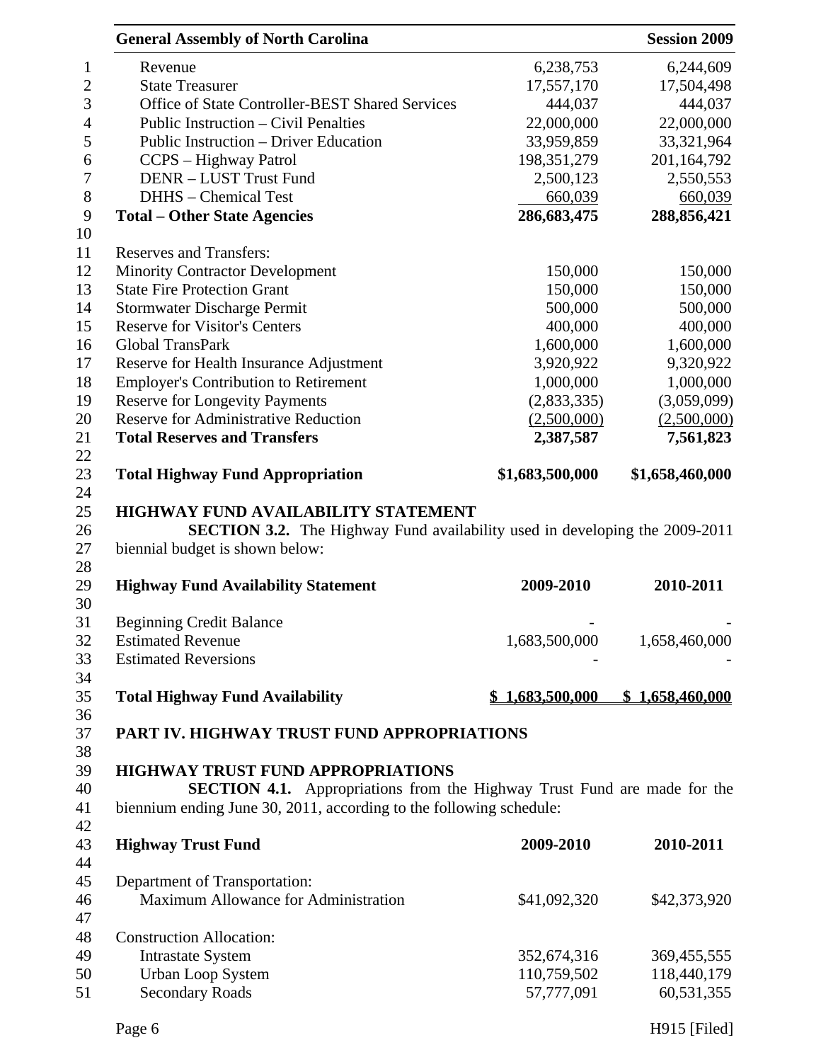| | | |
|---|---|---|
| Revenue | 6,238,753 | 6,244,609 |
| State Treasurer | 17,557,170 | 17,504,498 |
| Office of State Controller-BEST Shared Services | 444,037 | 444,037 |
| Public Instruction – Civil Penalties | 22,000,000 | 22,000,000 |
| Public Instruction – Driver Education | 33,959,859 | 33,321,964 |
| CCPS – Highway Patrol | 198,351,279 | 201,164,792 |
| DENR – LUST Trust Fund | 2,500,123 | 2,550,553 |
| DHHS – Chemical Test | 660,039 | 660,039 |
| **Total – Other State Agencies** | **286,683,475** | **288,856,421** |
| | | |
| Reserves and Transfers: | | |
| Minority Contractor Development | 150,000 | 150,000 |
| State Fire Protection Grant | 150,000 | 150,000 |
| Stormwater Discharge Permit | 500,000 | 500,000 |
| Reserve for Visitor's Centers | 400,000 | 400,000 |
| Global TransPark | 1,600,000 | 1,600,000 |
| Reserve for Health Insurance Adjustment | 3,920,922 | 9,320,922 |
| Employer's Contribution to Retirement | 1,000,000 | 1,000,000 |
| Reserve for Longevity Payments | (2,833,335) | (3,059,099) |
| Reserve for Administrative Reduction | (2,500,000) | (2,500,000) |
| **Total Reserves and Transfers** | **2,387,587** | **7,561,823** |
| | | |
| **Total Highway Fund Appropriation** | **\$1,683,500,000** | **\$1,658,460,000** |

**HIGHWAY FUND AVAILABILITY STATEMENT**

**SECTION 3.2.** The Highway Fund availability used in developing the 2009-2011 biennial budget is shown below:

| **Highway Fund Availability Statement** | **2009-2010** | **2010-2011** |
|---|---|---|
| Beginning Credit Balance | - | - |
| Estimated Revenue | 1,683,500,000 | 1,658,460,000 |
| Estimated Reversions | - | - |
| | | |
| **Total Highway Fund Availability** | **\$ 1,683,500,000** | **\$ 1,658,460,000** |

**PART IV. HIGHWAY TRUST FUND APPROPRIATIONS**

**HIGHWAY TRUST FUND APPROPRIATIONS**

**SECTION 4.1.** Appropriations from the Highway Trust Fund are made for the biennium ending June 30, 2011, according to the following schedule:

| **Highway Trust Fund** | **2009-2010** | **2010-2011** |
|---|---|---|
| Department of Transportation: | | |
| Maximum Allowance for Administration | \$41,092,320 | \$42,373,920 |
| | | |
| Construction Allocation: | | |
| Intrastate System | 352,674,316 | 369,455,555 |
| Urban Loop System | 110,759,502 | 118,440,179 |
| Secondary Roads | 57,777,091 | 60,531,355 |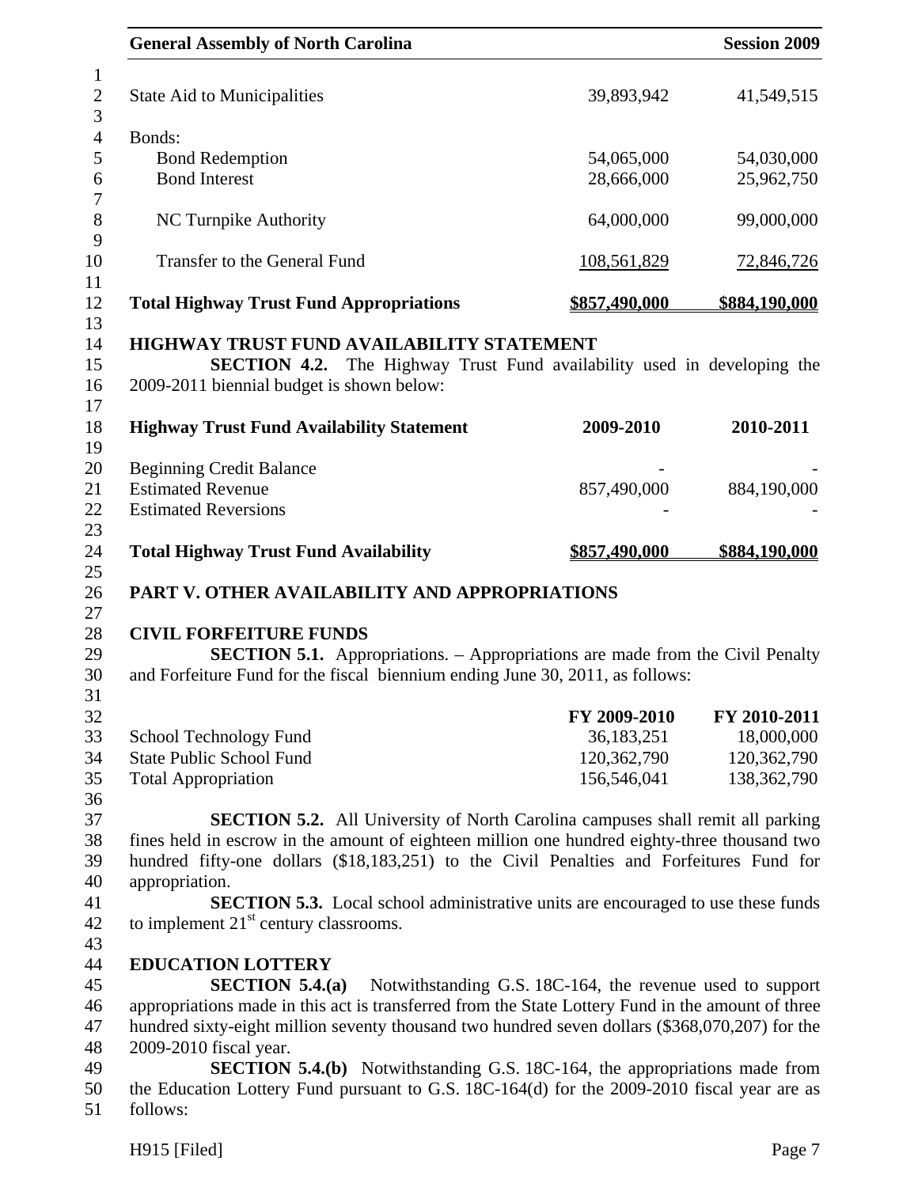| | | |
|---|---|---|
| State Aid to Municipalities | 39,893,942 | 41,549,515 |
| Bonds: | | |
| Bond Redemption | 54,065,000 | 54,030,000 |
| Bond Interest | 28,666,000 | 25,962,750 |
| NC Turnpike Authority | 64,000,000 | 99,000,000 |
| Transfer to the General Fund | 108,561,829 | 72,846,726 |
| **Total Highway Trust Fund Appropriations** | **$857,490,000** | **$884,190,000** |

**HIGHWAY TRUST FUND AVAILABILITY STATEMENT**

**SECTION 4.2.** The Highway Trust Fund availability used in developing the 2009-2011 biennial budget is shown below:

| **Highway Trust Fund Availability Statement** | **2009-2010** | **2010-2011** |
|---|---|---|
| Beginning Credit Balance | - | - |
| Estimated Revenue | 857,490,000 | 884,190,000 |
| Estimated Reversions | - | - |
| **Total Highway Trust Fund Availability** | **$857,490,000** | **$884,190,000** |

## PART V. OTHER AVAILABILITY AND APPROPRIATIONS

**CIVIL FORFEITURE FUNDS**

**SECTION 5.1.** Appropriations. – Appropriations are made from the Civil Penalty and Forfeiture Fund for the fiscal biennium ending June 30, 2011, as follows:

| | **FY 2009-2010** | **FY 2010-2011** |
|---|---|---|
| School Technology Fund | 36,183,251 | 18,000,000 |
| State Public School Fund | 120,362,790 | 120,362,790 |
| Total Appropriation | 156,546,041 | 138,362,790 |

**SECTION 5.2.** All University of North Carolina campuses shall remit all parking fines held in escrow in the amount of eighteen million one hundred eighty-three thousand two hundred fifty-one dollars ($18,183,251) to the Civil Penalties and Forfeitures Fund for appropriation.

**SECTION 5.3.** Local school administrative units are encouraged to use these funds to implement 21st century classrooms.

**EDUCATION LOTTERY**

**SECTION 5.4.(a)** Notwithstanding G.S. 18C-164, the revenue used to support appropriations made in this act is transferred from the State Lottery Fund in the amount of three hundred sixty-eight million seventy thousand two hundred seven dollars ($368,070,207) for the 2009-2010 fiscal year.

**SECTION 5.4.(b)** Notwithstanding G.S. 18C-164, the appropriations made from the Education Lottery Fund pursuant to G.S. 18C-164(d) for the 2009-2010 fiscal year are as follows: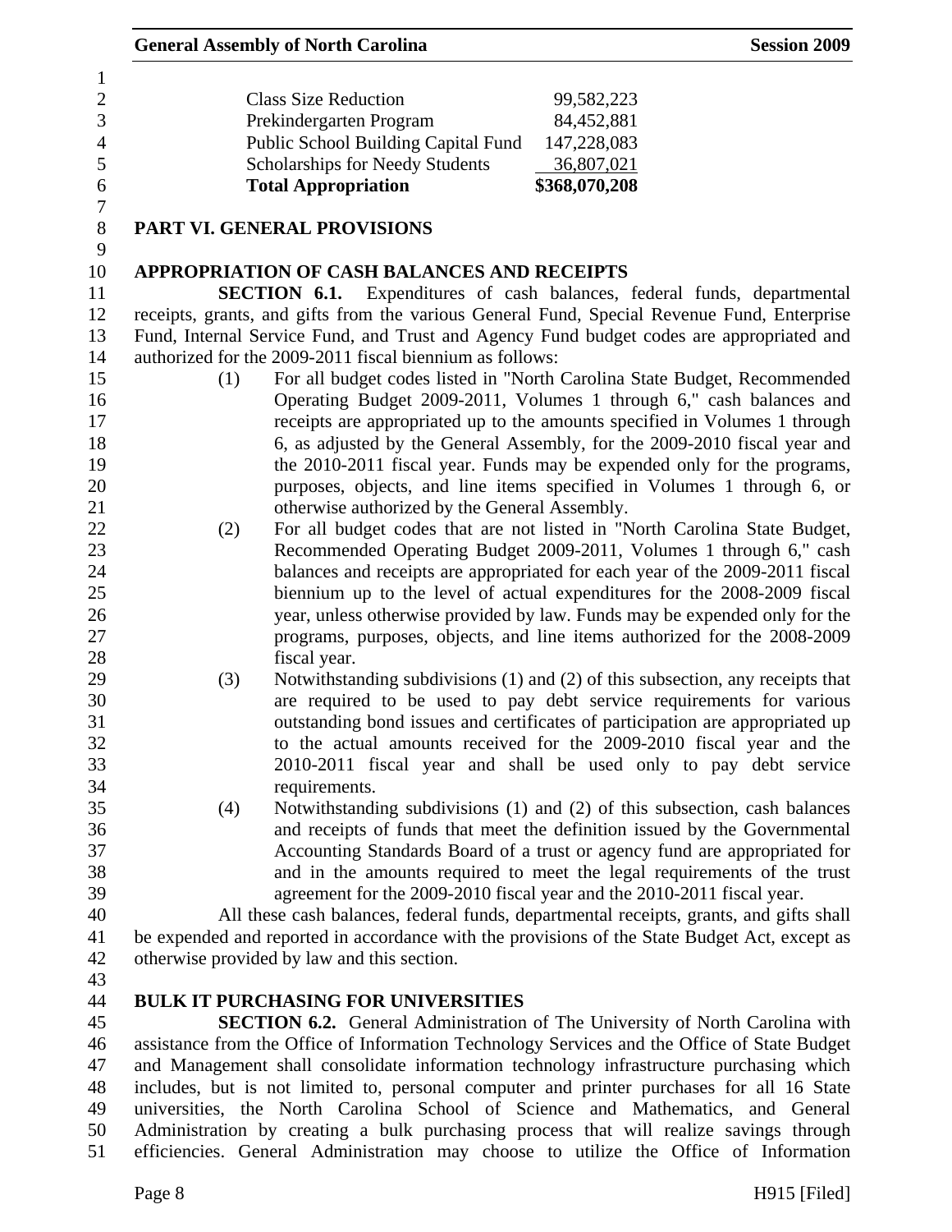| | |
|---|---|
| Class Size Reduction | 99,582,223 |
| Prekindergarten Program | 84,452,881 |
| Public School Building Capital Fund | 147,228,083 |
| Scholarships for Needy Students | 36,807,021 |
| **Total Appropriation** | **$368,070,208** |

## PART VI. GENERAL PROVISIONS

### APPROPRIATION OF CASH BALANCES AND RECEIPTS

**SECTION 6.1.** Expenditures of cash balances, federal funds, departmental receipts, grants, and gifts from the various General Fund, Special Revenue Fund, Enterprise Fund, Internal Service Fund, and Trust and Agency Fund budget codes are appropriated and authorized for the 2009-2011 fiscal biennium as follows:

(1) For all budget codes listed in "North Carolina State Budget, Recommended Operating Budget 2009-2011, Volumes 1 through 6," cash balances and receipts are appropriated up to the amounts specified in Volumes 1 through 6, as adjusted by the General Assembly, for the 2009-2010 fiscal year and the 2010-2011 fiscal year. Funds may be expended only for the programs, purposes, objects, and line items specified in Volumes 1 through 6, or otherwise authorized by the General Assembly.

(2) For all budget codes that are not listed in "North Carolina State Budget, Recommended Operating Budget 2009-2011, Volumes 1 through 6," cash balances and receipts are appropriated for each year of the 2009-2011 fiscal biennium up to the level of actual expenditures for the 2008-2009 fiscal year, unless otherwise provided by law. Funds may be expended only for the programs, purposes, objects, and line items authorized for the 2008-2009 fiscal year.

(3) Notwithstanding subdivisions (1) and (2) of this subsection, any receipts that are required to be used to pay debt service requirements for various outstanding bond issues and certificates of participation are appropriated up to the actual amounts received for the 2009-2010 fiscal year and the 2010-2011 fiscal year and shall be used only to pay debt service requirements.

(4) Notwithstanding subdivisions (1) and (2) of this subsection, cash balances and receipts of funds that meet the definition issued by the Governmental Accounting Standards Board of a trust or agency fund are appropriated for and in the amounts required to meet the legal requirements of the trust agreement for the 2009-2010 fiscal year and the 2010-2011 fiscal year.

All these cash balances, federal funds, departmental receipts, grants, and gifts shall be expended and reported in accordance with the provisions of the State Budget Act, except as otherwise provided by law and this section.

### BULK IT PURCHASING FOR UNIVERSITIES

**SECTION 6.2.** General Administration of The University of North Carolina with assistance from the Office of Information Technology Services and the Office of State Budget and Management shall consolidate information technology infrastructure purchasing which includes, but is not limited to, personal computer and printer purchases for all 16 State universities, the North Carolina School of Science and Mathematics, and General Administration by creating a bulk purchasing process that will realize savings through efficiencies. General Administration may choose to utilize the Office of Information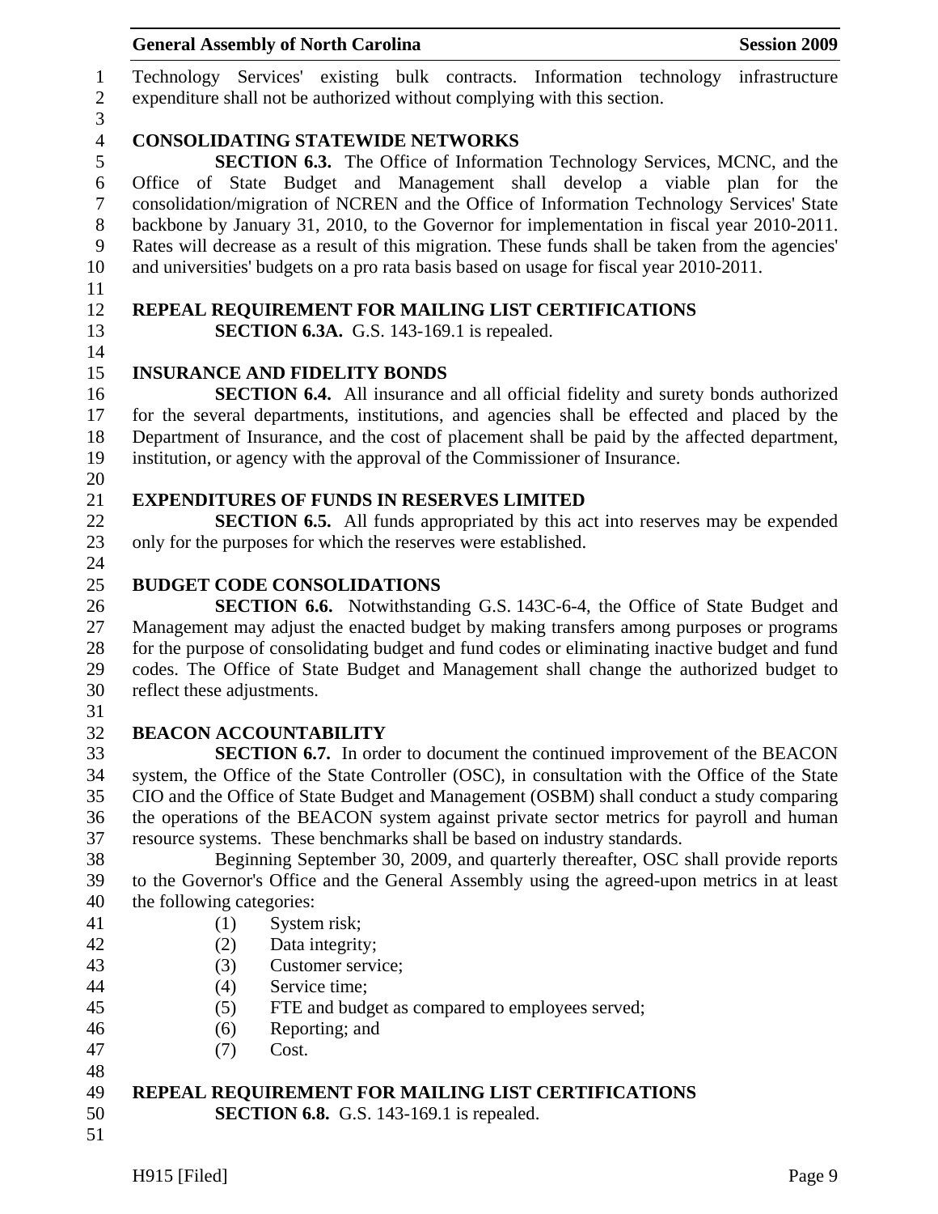Technology Services' existing bulk contracts. Information technology infrastructure expenditure shall not be authorized without complying with this section.

**CONSOLIDATING STATEWIDE NETWORKS**

**SECTION 6.3.** The Office of Information Technology Services, MCNC, and the Office of State Budget and Management shall develop a viable plan for the consolidation/migration of NCREN and the Office of Information Technology Services' State backbone by January 31, 2010, to the Governor for implementation in fiscal year 2010-2011. Rates will decrease as a result of this migration. These funds shall be taken from the agencies' and universities' budgets on a pro rata basis based on usage for fiscal year 2010-2011.

**REPEAL REQUIREMENT FOR MAILING LIST CERTIFICATIONS**

**SECTION 6.3A.** G.S. 143-169.1 is repealed.

**INSURANCE AND FIDELITY BONDS**

**SECTION 6.4.** All insurance and all official fidelity and surety bonds authorized for the several departments, institutions, and agencies shall be effected and placed by the Department of Insurance, and the cost of placement shall be paid by the affected department, institution, or agency with the approval of the Commissioner of Insurance.

**EXPENDITURES OF FUNDS IN RESERVES LIMITED**

**SECTION 6.5.** All funds appropriated by this act into reserves may be expended only for the purposes for which the reserves were established.

**BUDGET CODE CONSOLIDATIONS**

**SECTION 6.6.** Notwithstanding G.S. 143C-6-4, the Office of State Budget and Management may adjust the enacted budget by making transfers among purposes or programs for the purpose of consolidating budget and fund codes or eliminating inactive budget and fund codes. The Office of State Budget and Management shall change the authorized budget to reflect these adjustments.

**BEACON ACCOUNTABILITY**

**SECTION 6.7.** In order to document the continued improvement of the BEACON system, the Office of the State Controller (OSC), in consultation with the Office of the State CIO and the Office of State Budget and Management (OSBM) shall conduct a study comparing the operations of the BEACON system against private sector metrics for payroll and human resource systems. These benchmarks shall be based on industry standards.

Beginning September 30, 2009, and quarterly thereafter, OSC shall provide reports to the Governor's Office and the General Assembly using the agreed-upon metrics in at least the following categories:

(1) System risk;
(2) Data integrity;
(3) Customer service;
(4) Service time;
(5) FTE and budget as compared to employees served;
(6) Reporting; and
(7) Cost.

**REPEAL REQUIREMENT FOR MAILING LIST CERTIFICATIONS**

**SECTION 6.8.** G.S. 143-169.1 is repealed.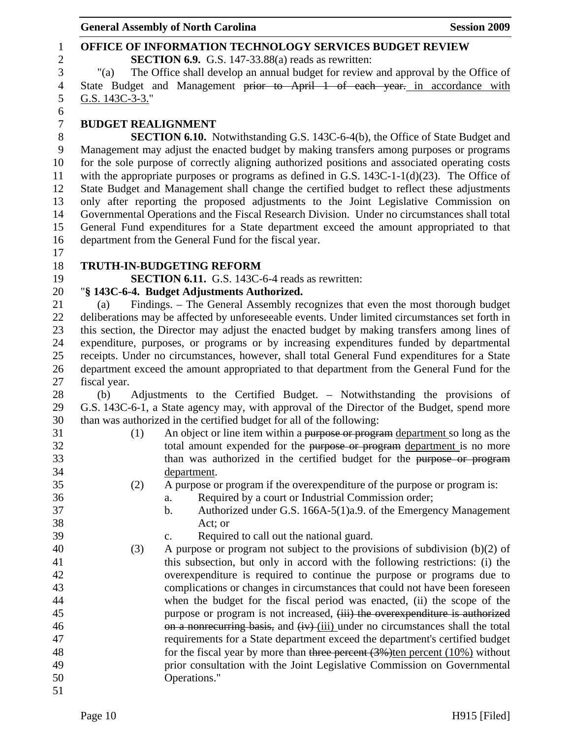**OFFICE OF INFORMATION TECHNOLOGY SERVICES BUDGET REVIEW**

**SECTION 6.9.** G.S. 147-33.88(a) reads as rewritten:

"(a) The Office shall develop an annual budget for review and approval by the Office of State Budget and Management ~~prior to April 1 of each year.~~ in accordance with G.S. 143C-3-3."

**BUDGET REALIGNMENT**

**SECTION 6.10.** Notwithstanding G.S. 143C-6-4(b), the Office of State Budget and Management may adjust the enacted budget by making transfers among purposes or programs for the sole purpose of correctly aligning authorized positions and associated operating costs with the appropriate purposes or programs as defined in G.S. 143C-1-1(d)(23). The Office of State Budget and Management shall change the certified budget to reflect these adjustments only after reporting the proposed adjustments to the Joint Legislative Commission on Governmental Operations and the Fiscal Research Division. Under no circumstances shall total General Fund expenditures for a State department exceed the amount appropriated to that department from the General Fund for the fiscal year.

**TRUTH-IN-BUDGETING REFORM**

**SECTION 6.11.** G.S. 143C-6-4 reads as rewritten:

"**§ 143C-6-4. Budget Adjustments Authorized.**

(a) Findings. – The General Assembly recognizes that even the most thorough budget deliberations may be affected by unforeseeable events. Under limited circumstances set forth in this section, the Director may adjust the enacted budget by making transfers among lines of expenditure, purposes, or programs or by increasing expenditures funded by departmental receipts. Under no circumstances, however, shall total General Fund expenditures for a State department exceed the amount appropriated to that department from the General Fund for the fiscal year.

(b) Adjustments to the Certified Budget. – Notwithstanding the provisions of G.S. 143C-6-1, a State agency may, with approval of the Director of the Budget, spend more than was authorized in the certified budget for all of the following:

(1) An object or line item within a ~~purpose or program~~ department so long as the total amount expended for the ~~purpose or program~~ department is no more than was authorized in the certified budget for the ~~purpose or program~~ department.

(2) A purpose or program if the overexpenditure of the purpose or program is:

a. Required by a court or Industrial Commission order;

b. Authorized under G.S. 166A-5(1)a.9. of the Emergency Management Act; or

c. Required to call out the national guard.

(3) A purpose or program not subject to the provisions of subdivision (b)(2) of this subsection, but only in accord with the following restrictions: (i) the overexpenditure is required to continue the purpose or programs due to complications or changes in circumstances that could not have been foreseen when the budget for the fiscal period was enacted, (ii) the scope of the purpose or program is not increased, ~~(iii) the overexpenditure is authorized on a nonrecurring basis,~~ and ~~(iv)~~ (iii) under no circumstances shall the total requirements for a State department exceed the department's certified budget for the fiscal year by more than ~~three percent (3%)~~ten percent (10%) without prior consultation with the Joint Legislative Commission on Governmental Operations."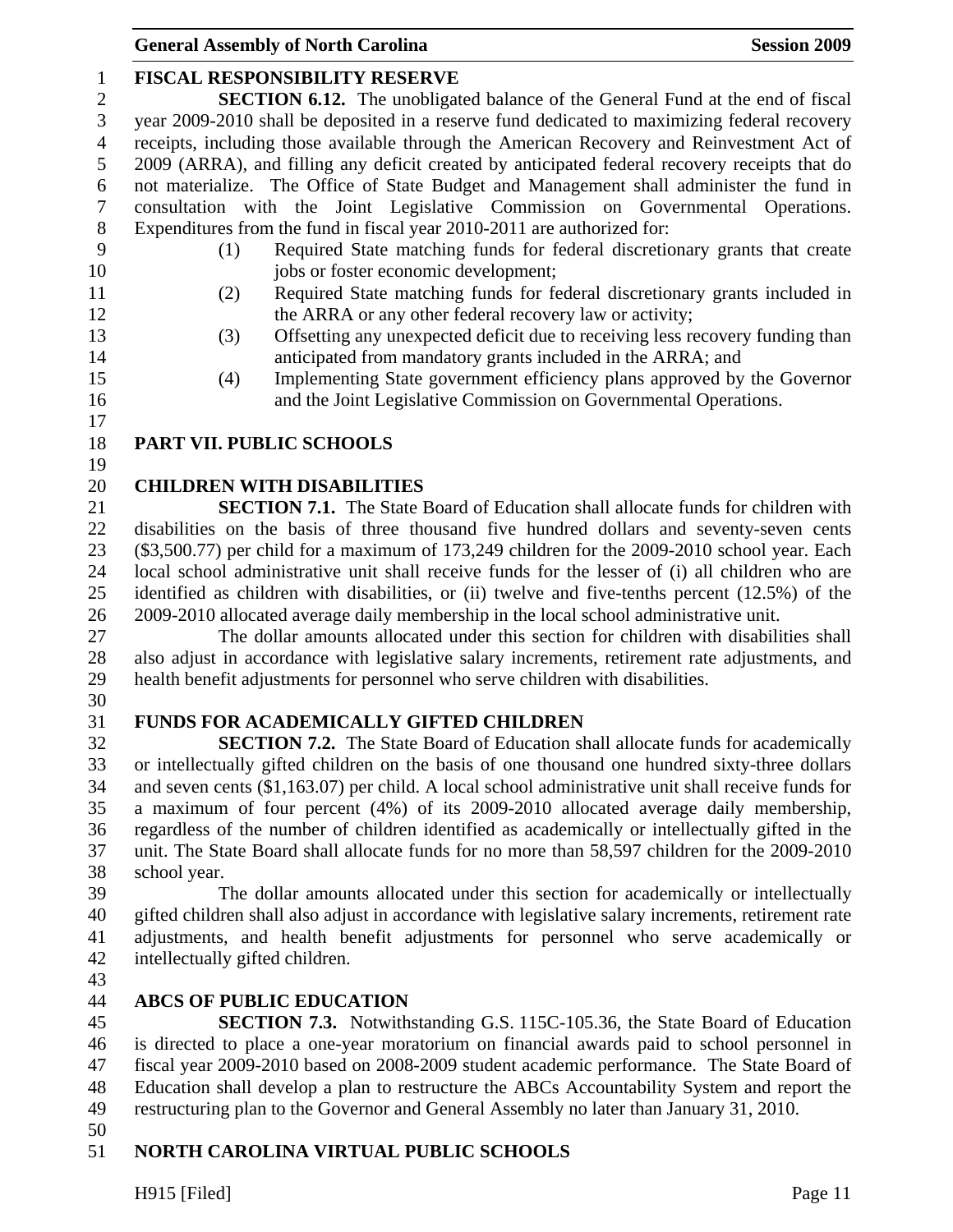**FISCAL RESPONSIBILITY RESERVE**

**SECTION 6.12.** The unobligated balance of the General Fund at the end of fiscal year 2009-2010 shall be deposited in a reserve fund dedicated to maximizing federal recovery receipts, including those available through the American Recovery and Reinvestment Act of 2009 (ARRA), and filling any deficit created by anticipated federal recovery receipts that do not materialize. The Office of State Budget and Management shall administer the fund in consultation with the Joint Legislative Commission on Governmental Operations. Expenditures from the fund in fiscal year 2010-2011 are authorized for:

(1) Required State matching funds for federal discretionary grants that create jobs or foster economic development;

(2) Required State matching funds for federal discretionary grants included in the ARRA or any other federal recovery law or activity;

(3) Offsetting any unexpected deficit due to receiving less recovery funding than anticipated from mandatory grants included in the ARRA; and

(4) Implementing State government efficiency plans approved by the Governor and the Joint Legislative Commission on Governmental Operations.

## PART VII. PUBLIC SCHOOLS

**CHILDREN WITH DISABILITIES**

**SECTION 7.1.** The State Board of Education shall allocate funds for children with disabilities on the basis of three thousand five hundred dollars and seventy-seven cents ($3,500.77) per child for a maximum of 173,249 children for the 2009-2010 school year. Each local school administrative unit shall receive funds for the lesser of (i) all children who are identified as children with disabilities, or (ii) twelve and five-tenths percent (12.5%) of the 2009-2010 allocated average daily membership in the local school administrative unit.

The dollar amounts allocated under this section for children with disabilities shall also adjust in accordance with legislative salary increments, retirement rate adjustments, and health benefit adjustments for personnel who serve children with disabilities.

**FUNDS FOR ACADEMICALLY GIFTED CHILDREN**

**SECTION 7.2.** The State Board of Education shall allocate funds for academically or intellectually gifted children on the basis of one thousand one hundred sixty-three dollars and seven cents ($1,163.07) per child. A local school administrative unit shall receive funds for a maximum of four percent (4%) of its 2009-2010 allocated average daily membership, regardless of the number of children identified as academically or intellectually gifted in the unit. The State Board shall allocate funds for no more than 58,597 children for the 2009-2010 school year.

The dollar amounts allocated under this section for academically or intellectually gifted children shall also adjust in accordance with legislative salary increments, retirement rate adjustments, and health benefit adjustments for personnel who serve academically or intellectually gifted children.

**ABCS OF PUBLIC EDUCATION**

**SECTION 7.3.** Notwithstanding G.S. 115C-105.36, the State Board of Education is directed to place a one-year moratorium on financial awards paid to school personnel in fiscal year 2009-2010 based on 2008-2009 student academic performance. The State Board of Education shall develop a plan to restructure the ABCs Accountability System and report the restructuring plan to the Governor and General Assembly no later than January 31, 2010.

**NORTH CAROLINA VIRTUAL PUBLIC SCHOOLS**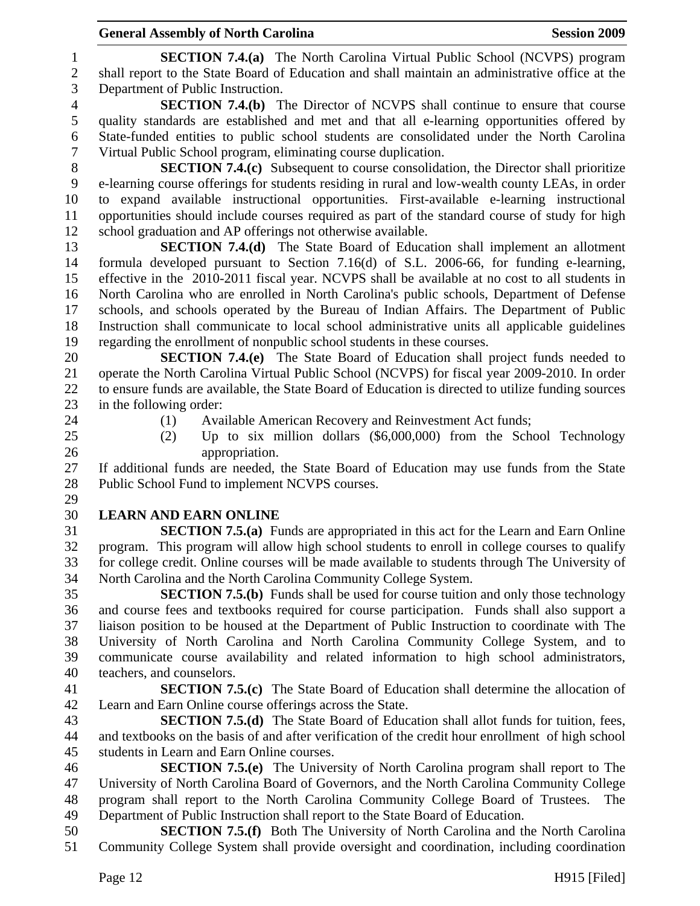**SECTION 7.4.(a)** The North Carolina Virtual Public School (NCVPS) program shall report to the State Board of Education and shall maintain an administrative office at the Department of Public Instruction.

**SECTION 7.4.(b)** The Director of NCVPS shall continue to ensure that course quality standards are established and met and that all e-learning opportunities offered by State-funded entities to public school students are consolidated under the North Carolina Virtual Public School program, eliminating course duplication.

**SECTION 7.4.(c)** Subsequent to course consolidation, the Director shall prioritize e-learning course offerings for students residing in rural and low-wealth county LEAs, in order to expand available instructional opportunities. First-available e-learning instructional opportunities should include courses required as part of the standard course of study for high school graduation and AP offerings not otherwise available.

**SECTION 7.4.(d)** The State Board of Education shall implement an allotment formula developed pursuant to Section 7.16(d) of S.L. 2006-66, for funding e-learning, effective in the 2010-2011 fiscal year. NCVPS shall be available at no cost to all students in North Carolina who are enrolled in North Carolina's public schools, Department of Defense schools, and schools operated by the Bureau of Indian Affairs. The Department of Public Instruction shall communicate to local school administrative units all applicable guidelines regarding the enrollment of nonpublic school students in these courses.

**SECTION 7.4.(e)** The State Board of Education shall project funds needed to operate the North Carolina Virtual Public School (NCVPS) for fiscal year 2009-2010. In order to ensure funds are available, the State Board of Education is directed to utilize funding sources in the following order:

(1) Available American Recovery and Reinvestment Act funds;

(2) Up to six million dollars ($6,000,000) from the School Technology appropriation.

If additional funds are needed, the State Board of Education may use funds from the State Public School Fund to implement NCVPS courses.

**LEARN AND EARN ONLINE**

**SECTION 7.5.(a)** Funds are appropriated in this act for the Learn and Earn Online program. This program will allow high school students to enroll in college courses to qualify for college credit. Online courses will be made available to students through The University of North Carolina and the North Carolina Community College System.

**SECTION 7.5.(b)** Funds shall be used for course tuition and only those technology and course fees and textbooks required for course participation. Funds shall also support a liaison position to be housed at the Department of Public Instruction to coordinate with The University of North Carolina and North Carolina Community College System, and to communicate course availability and related information to high school administrators, teachers, and counselors.

**SECTION 7.5.(c)** The State Board of Education shall determine the allocation of Learn and Earn Online course offerings across the State.

**SECTION 7.5.(d)** The State Board of Education shall allot funds for tuition, fees, and textbooks on the basis of and after verification of the credit hour enrollment of high school students in Learn and Earn Online courses.

**SECTION 7.5.(e)** The University of North Carolina program shall report to The University of North Carolina Board of Governors, and the North Carolina Community College program shall report to the North Carolina Community College Board of Trustees. The Department of Public Instruction shall report to the State Board of Education.

**SECTION 7.5.(f)** Both The University of North Carolina and the North Carolina Community College System shall provide oversight and coordination, including coordination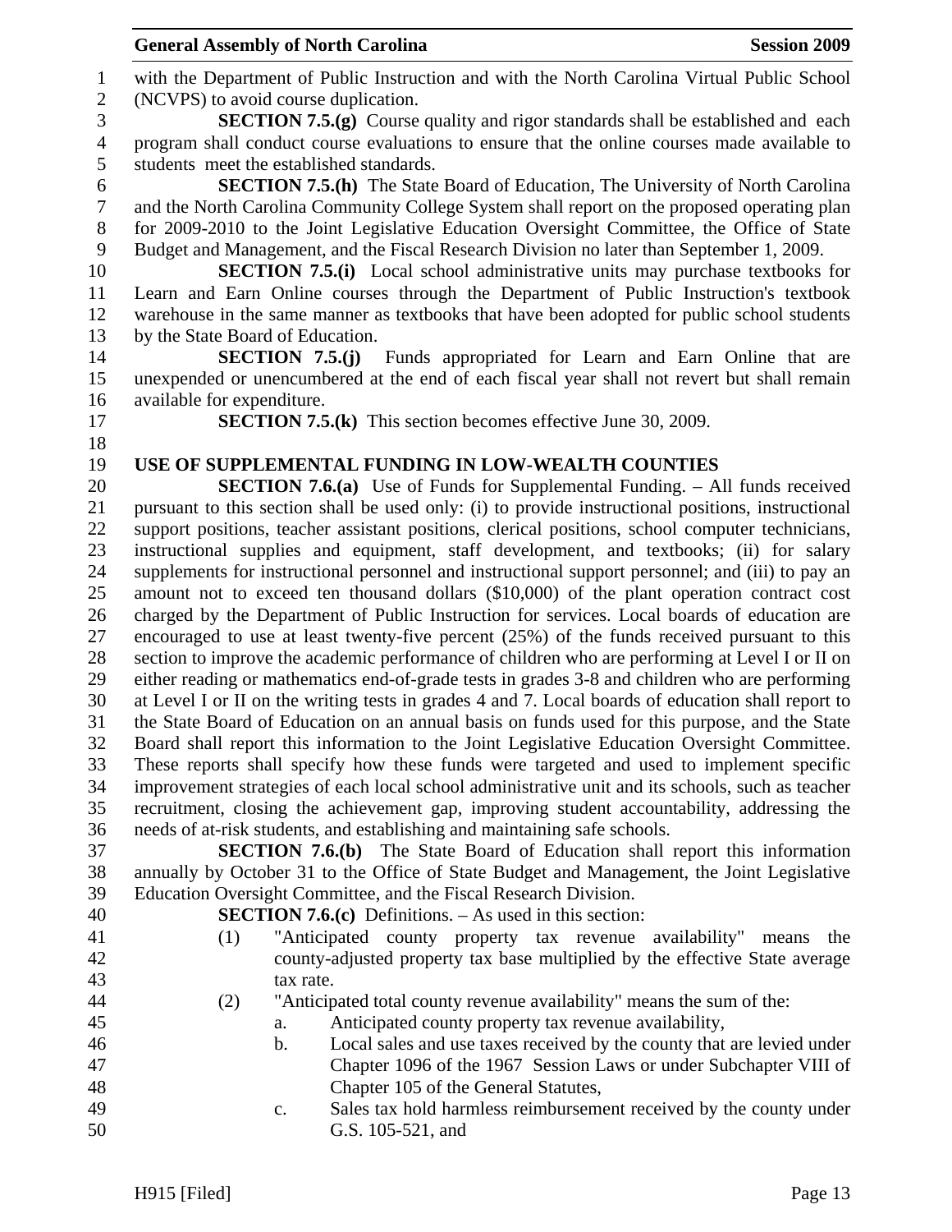with the Department of Public Instruction and with the North Carolina Virtual Public School (NCVPS) to avoid course duplication.

**SECTION 7.5.(g)** Course quality and rigor standards shall be established and each program shall conduct course evaluations to ensure that the online courses made available to students meet the established standards.

**SECTION 7.5.(h)** The State Board of Education, The University of North Carolina and the North Carolina Community College System shall report on the proposed operating plan for 2009-2010 to the Joint Legislative Education Oversight Committee, the Office of State Budget and Management, and the Fiscal Research Division no later than September 1, 2009.

**SECTION 7.5.(i)** Local school administrative units may purchase textbooks for Learn and Earn Online courses through the Department of Public Instruction's textbook warehouse in the same manner as textbooks that have been adopted for public school students by the State Board of Education.

**SECTION 7.5.(j)** Funds appropriated for Learn and Earn Online that are unexpended or unencumbered at the end of each fiscal year shall not revert but shall remain available for expenditure.

**SECTION 7.5.(k)** This section becomes effective June 30, 2009.

**USE OF SUPPLEMENTAL FUNDING IN LOW-WEALTH COUNTIES**

**SECTION 7.6.(a)** Use of Funds for Supplemental Funding. – All funds received pursuant to this section shall be used only: (i) to provide instructional positions, instructional support positions, teacher assistant positions, clerical positions, school computer technicians, instructional supplies and equipment, staff development, and textbooks; (ii) for salary supplements for instructional personnel and instructional support personnel; and (iii) to pay an amount not to exceed ten thousand dollars ($10,000) of the plant operation contract cost charged by the Department of Public Instruction for services. Local boards of education are encouraged to use at least twenty-five percent (25%) of the funds received pursuant to this section to improve the academic performance of children who are performing at Level I or II on either reading or mathematics end-of-grade tests in grades 3-8 and children who are performing at Level I or II on the writing tests in grades 4 and 7. Local boards of education shall report to the State Board of Education on an annual basis on funds used for this purpose, and the State Board shall report this information to the Joint Legislative Education Oversight Committee. These reports shall specify how these funds were targeted and used to implement specific improvement strategies of each local school administrative unit and its schools, such as teacher recruitment, closing the achievement gap, improving student accountability, addressing the needs of at-risk students, and establishing and maintaining safe schools.

**SECTION 7.6.(b)** The State Board of Education shall report this information annually by October 31 to the Office of State Budget and Management, the Joint Legislative Education Oversight Committee, and the Fiscal Research Division.

**SECTION 7.6.(c)** Definitions. – As used in this section:

(1) "Anticipated county property tax revenue availability" means the county-adjusted property tax base multiplied by the effective State average tax rate.

(2) "Anticipated total county revenue availability" means the sum of the:

a. Anticipated county property tax revenue availability,

b. Local sales and use taxes received by the county that are levied under Chapter 1096 of the 1967 Session Laws or under Subchapter VIII of Chapter 105 of the General Statutes,

c. Sales tax hold harmless reimbursement received by the county under G.S. 105-521, and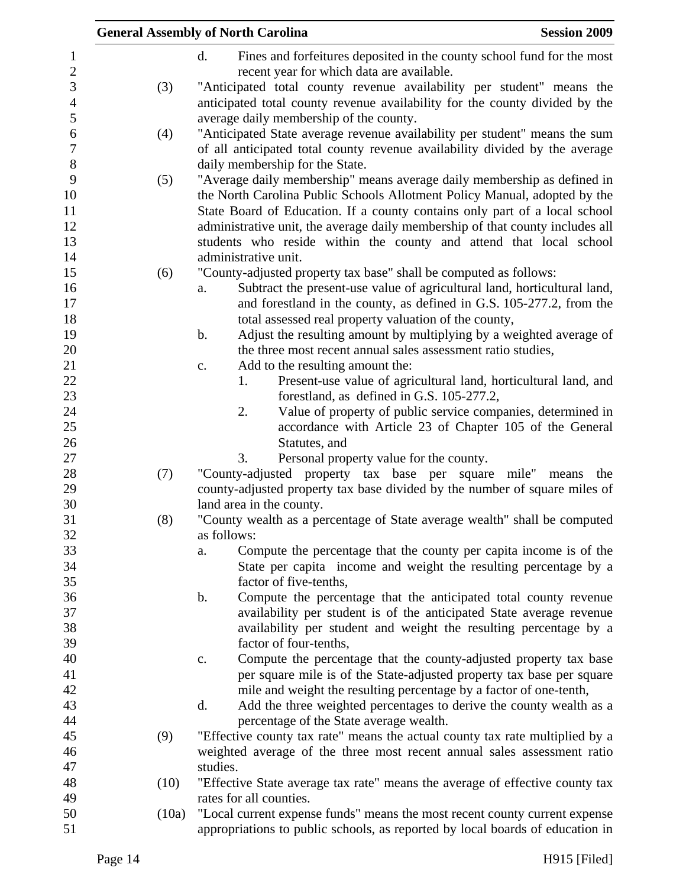d. Fines and forfeitures deposited in the county school fund for the most recent year for which data are available.

(3) "Anticipated total county revenue availability per student" means the anticipated total county revenue availability for the county divided by the average daily membership of the county.

(4) "Anticipated State average revenue availability per student" means the sum of all anticipated total county revenue availability divided by the average daily membership for the State.

(5) "Average daily membership" means average daily membership as defined in the North Carolina Public Schools Allotment Policy Manual, adopted by the State Board of Education. If a county contains only part of a local school administrative unit, the average daily membership of that county includes all students who reside within the county and attend that local school administrative unit.

(6) "County-adjusted property tax base" shall be computed as follows:

a. Subtract the present-use value of agricultural land, horticultural land, and forestland in the county, as defined in G.S. 105-277.2, from the total assessed real property valuation of the county,

b. Adjust the resulting amount by multiplying by a weighted average of the three most recent annual sales assessment ratio studies,

c. Add to the resulting amount the:

1. Present-use value of agricultural land, horticultural land, and forestland, as defined in G.S. 105-277.2,

2. Value of property of public service companies, determined in accordance with Article 23 of Chapter 105 of the General Statutes, and

3. Personal property value for the county.

(7) "County-adjusted property tax base per square mile" means the county-adjusted property tax base divided by the number of square miles of land area in the county.

(8) "County wealth as a percentage of State average wealth" shall be computed as follows:

a. Compute the percentage that the county per capita income is of the State per capita income and weight the resulting percentage by a factor of five-tenths,

b. Compute the percentage that the anticipated total county revenue availability per student is of the anticipated State average revenue availability per student and weight the resulting percentage by a factor of four-tenths,

c. Compute the percentage that the county-adjusted property tax base per square mile is of the State-adjusted property tax base per square mile and weight the resulting percentage by a factor of one-tenth,

d. Add the three weighted percentages to derive the county wealth as a percentage of the State average wealth.

(9) "Effective county tax rate" means the actual county tax rate multiplied by a weighted average of the three most recent annual sales assessment ratio studies.

(10) "Effective State average tax rate" means the average of effective county tax rates for all counties.

(10a) "Local current expense funds" means the most recent county current expense appropriations to public schools, as reported by local boards of education in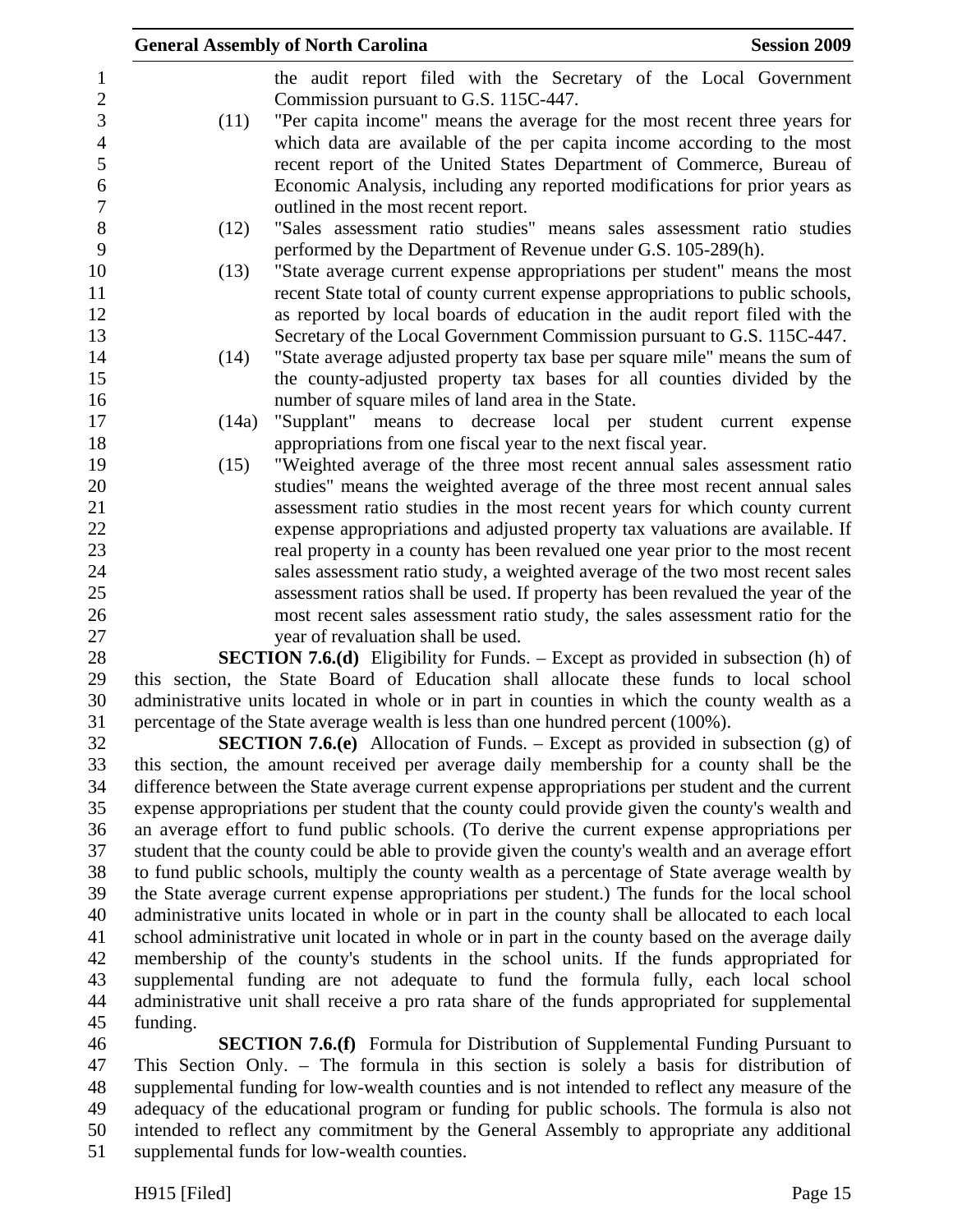the audit report filed with the Secretary of the Local Government Commission pursuant to G.S. 115C-447.

(11) "Per capita income" means the average for the most recent three years for which data are available of the per capita income according to the most recent report of the United States Department of Commerce, Bureau of Economic Analysis, including any reported modifications for prior years as outlined in the most recent report.

(12) "Sales assessment ratio studies" means sales assessment ratio studies performed by the Department of Revenue under G.S. 105-289(h).

(13) "State average current expense appropriations per student" means the most recent State total of county current expense appropriations to public schools, as reported by local boards of education in the audit report filed with the Secretary of the Local Government Commission pursuant to G.S. 115C-447.

(14) "State average adjusted property tax base per square mile" means the sum of the county-adjusted property tax bases for all counties divided by the number of square miles of land area in the State.

(14a) "Supplant" means to decrease local per student current expense appropriations from one fiscal year to the next fiscal year.

(15) "Weighted average of the three most recent annual sales assessment ratio studies" means the weighted average of the three most recent annual sales assessment ratio studies in the most recent years for which county current expense appropriations and adjusted property tax valuations are available. If real property in a county has been revalued one year prior to the most recent sales assessment ratio study, a weighted average of the two most recent sales assessment ratios shall be used. If property has been revalued the year of the most recent sales assessment ratio study, the sales assessment ratio for the year of revaluation shall be used.

**SECTION 7.6.(d)** Eligibility for Funds. – Except as provided in subsection (h) of this section, the State Board of Education shall allocate these funds to local school administrative units located in whole or in part in counties in which the county wealth as a percentage of the State average wealth is less than one hundred percent (100%).

**SECTION 7.6.(e)** Allocation of Funds. – Except as provided in subsection (g) of this section, the amount received per average daily membership for a county shall be the difference between the State average current expense appropriations per student and the current expense appropriations per student that the county could provide given the county's wealth and an average effort to fund public schools. (To derive the current expense appropriations per student that the county could be able to provide given the county's wealth and an average effort to fund public schools, multiply the county wealth as a percentage of State average wealth by the State average current expense appropriations per student.) The funds for the local school administrative units located in whole or in part in the county shall be allocated to each local school administrative unit located in whole or in part in the county based on the average daily membership of the county's students in the school units. If the funds appropriated for supplemental funding are not adequate to fund the formula fully, each local school administrative unit shall receive a pro rata share of the funds appropriated for supplemental funding.

**SECTION 7.6.(f)** Formula for Distribution of Supplemental Funding Pursuant to This Section Only. – The formula in this section is solely a basis for distribution of supplemental funding for low-wealth counties and is not intended to reflect any measure of the adequacy of the educational program or funding for public schools. The formula is also not intended to reflect any commitment by the General Assembly to appropriate any additional supplemental funds for low-wealth counties.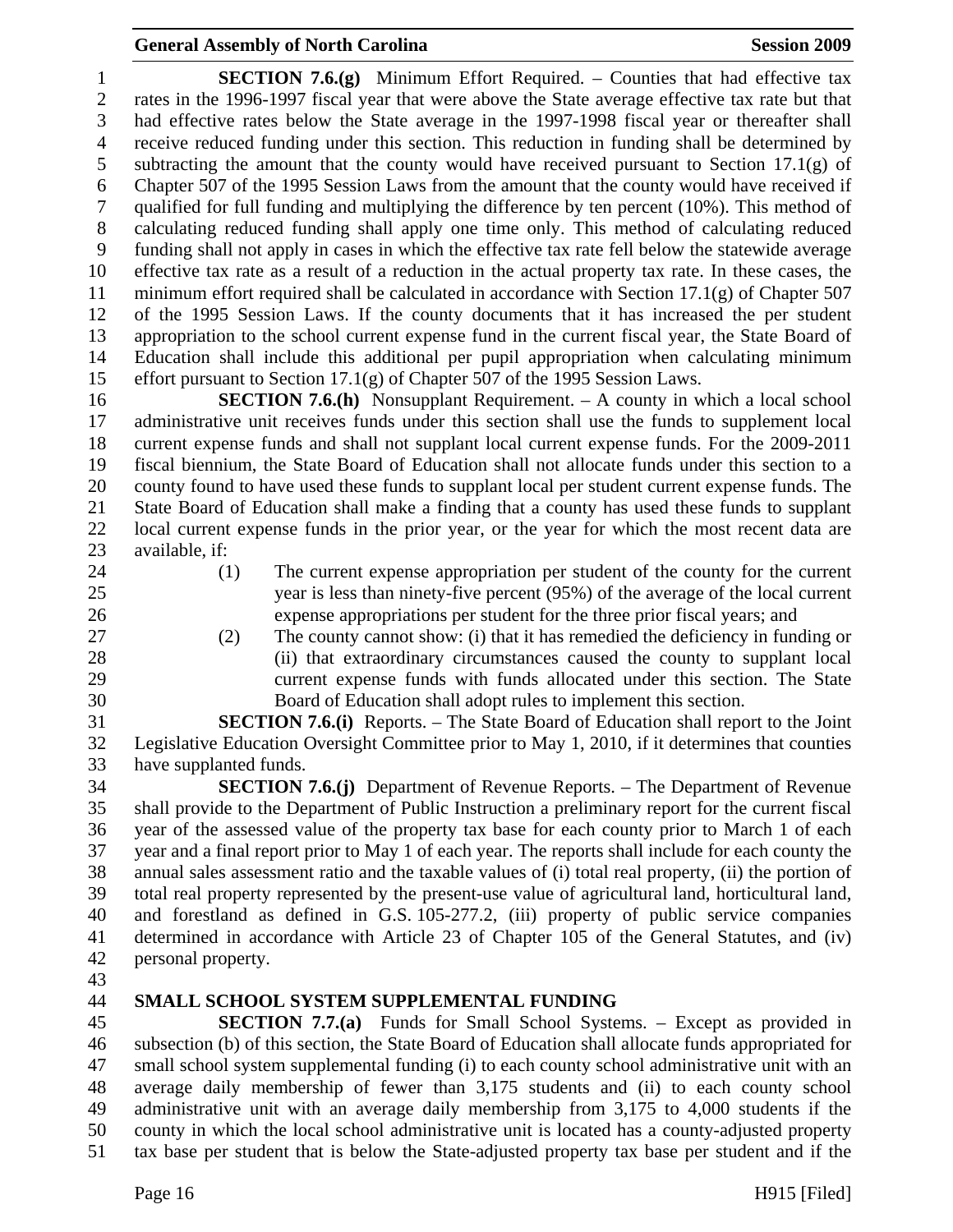**SECTION 7.6.(g)** Minimum Effort Required. – Counties that had effective tax rates in the 1996-1997 fiscal year that were above the State average effective tax rate but that had effective rates below the State average in the 1997-1998 fiscal year or thereafter shall receive reduced funding under this section. This reduction in funding shall be determined by subtracting the amount that the county would have received pursuant to Section 17.1(g) of Chapter 507 of the 1995 Session Laws from the amount that the county would have received if qualified for full funding and multiplying the difference by ten percent (10%). This method of calculating reduced funding shall apply one time only. This method of calculating reduced funding shall not apply in cases in which the effective tax rate fell below the statewide average effective tax rate as a result of a reduction in the actual property tax rate. In these cases, the minimum effort required shall be calculated in accordance with Section 17.1(g) of Chapter 507 of the 1995 Session Laws. If the county documents that it has increased the per student appropriation to the school current expense fund in the current fiscal year, the State Board of Education shall include this additional per pupil appropriation when calculating minimum effort pursuant to Section 17.1(g) of Chapter 507 of the 1995 Session Laws.

**SECTION 7.6.(h)** Nonsupplant Requirement. – A county in which a local school administrative unit receives funds under this section shall use the funds to supplement local current expense funds and shall not supplant local current expense funds. For the 2009-2011 fiscal biennium, the State Board of Education shall not allocate funds under this section to a county found to have used these funds to supplant local per student current expense funds. The State Board of Education shall make a finding that a county has used these funds to supplant local current expense funds in the prior year, or the year for which the most recent data are available, if:

(1) The current expense appropriation per student of the county for the current year is less than ninety-five percent (95%) of the average of the local current expense appropriations per student for the three prior fiscal years; and

(2) The county cannot show: (i) that it has remedied the deficiency in funding or (ii) that extraordinary circumstances caused the county to supplant local current expense funds with funds allocated under this section. The State Board of Education shall adopt rules to implement this section.

**SECTION 7.6.(i)** Reports. – The State Board of Education shall report to the Joint Legislative Education Oversight Committee prior to May 1, 2010, if it determines that counties have supplanted funds.

**SECTION 7.6.(j)** Department of Revenue Reports. – The Department of Revenue shall provide to the Department of Public Instruction a preliminary report for the current fiscal year of the assessed value of the property tax base for each county prior to March 1 of each year and a final report prior to May 1 of each year. The reports shall include for each county the annual sales assessment ratio and the taxable values of (i) total real property, (ii) the portion of total real property represented by the present-use value of agricultural land, horticultural land, and forestland as defined in G.S. 105-277.2, (iii) property of public service companies determined in accordance with Article 23 of Chapter 105 of the General Statutes, and (iv) personal property.

## SMALL SCHOOL SYSTEM SUPPLEMENTAL FUNDING

**SECTION 7.7.(a)** Funds for Small School Systems. – Except as provided in subsection (b) of this section, the State Board of Education shall allocate funds appropriated for small school system supplemental funding (i) to each county school administrative unit with an average daily membership of fewer than 3,175 students and (ii) to each county school administrative unit with an average daily membership from 3,175 to 4,000 students if the county in which the local school administrative unit is located has a county-adjusted property tax base per student that is below the State-adjusted property tax base per student and if the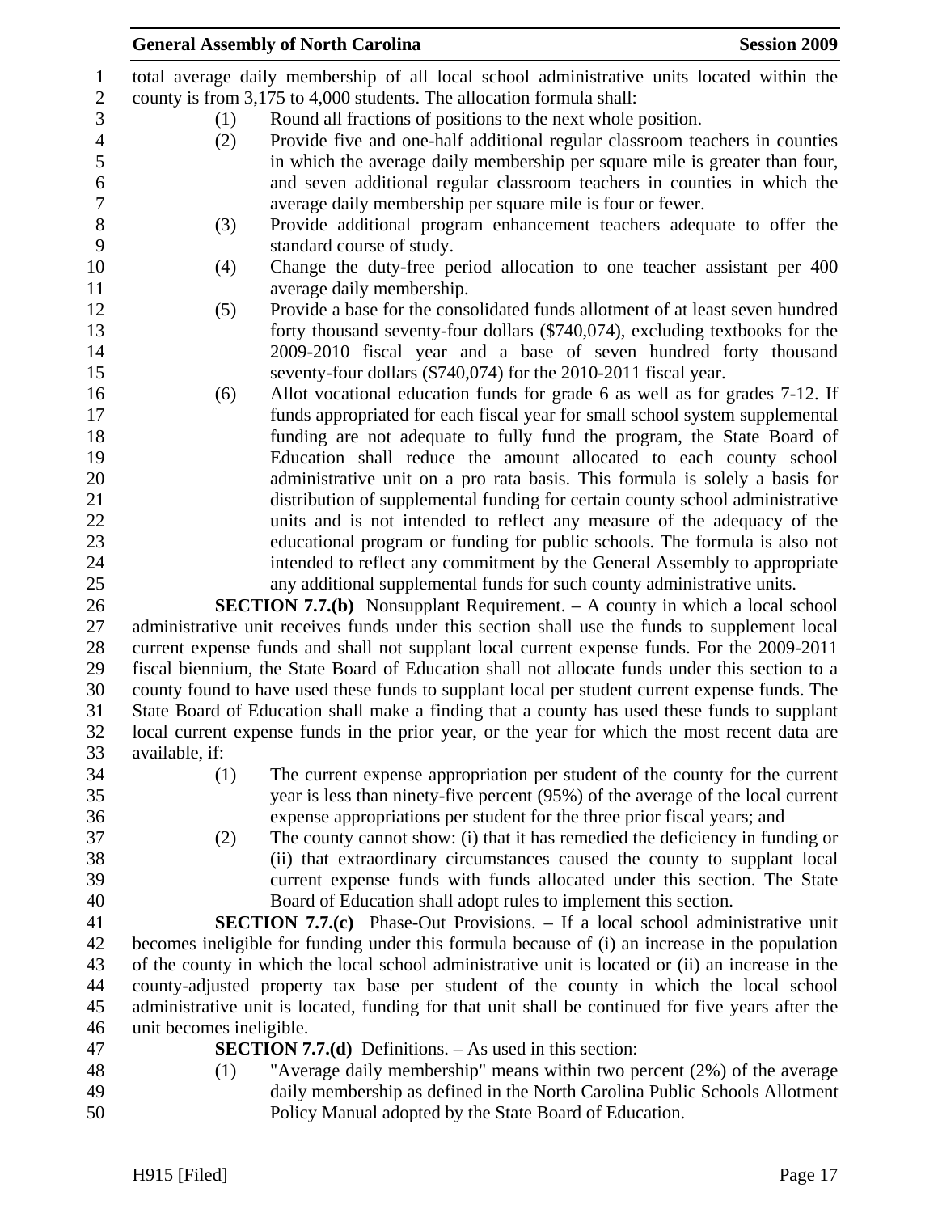total average daily membership of all local school administrative units located within the county is from 3,175 to 4,000 students. The allocation formula shall:

(1) Round all fractions of positions to the next whole position.

(2) Provide five and one-half additional regular classroom teachers in counties in which the average daily membership per square mile is greater than four, and seven additional regular classroom teachers in counties in which the average daily membership per square mile is four or fewer.

(3) Provide additional program enhancement teachers adequate to offer the standard course of study.

(4) Change the duty-free period allocation to one teacher assistant per 400 average daily membership.

(5) Provide a base for the consolidated funds allotment of at least seven hundred forty thousand seventy-four dollars ($740,074), excluding textbooks for the 2009-2010 fiscal year and a base of seven hundred forty thousand seventy-four dollars ($740,074) for the 2010-2011 fiscal year.

(6) Allot vocational education funds for grade 6 as well as for grades 7-12. If funds appropriated for each fiscal year for small school system supplemental funding are not adequate to fully fund the program, the State Board of Education shall reduce the amount allocated to each county school administrative unit on a pro rata basis. This formula is solely a basis for distribution of supplemental funding for certain county school administrative units and is not intended to reflect any measure of the adequacy of the educational program or funding for public schools. The formula is also not intended to reflect any commitment by the General Assembly to appropriate any additional supplemental funds for such county administrative units.

**SECTION 7.7.(b)** Nonsupplant Requirement. – A county in which a local school administrative unit receives funds under this section shall use the funds to supplement local current expense funds and shall not supplant local current expense funds. For the 2009-2011 fiscal biennium, the State Board of Education shall not allocate funds under this section to a county found to have used these funds to supplant local per student current expense funds. The State Board of Education shall make a finding that a county has used these funds to supplant local current expense funds in the prior year, or the year for which the most recent data are available, if:

(1) The current expense appropriation per student of the county for the current year is less than ninety-five percent (95%) of the average of the local current expense appropriations per student for the three prior fiscal years; and

(2) The county cannot show: (i) that it has remedied the deficiency in funding or (ii) that extraordinary circumstances caused the county to supplant local current expense funds with funds allocated under this section. The State Board of Education shall adopt rules to implement this section.

**SECTION 7.7.(c)** Phase-Out Provisions. – If a local school administrative unit becomes ineligible for funding under this formula because of (i) an increase in the population of the county in which the local school administrative unit is located or (ii) an increase in the county-adjusted property tax base per student of the county in which the local school administrative unit is located, funding for that unit shall be continued for five years after the unit becomes ineligible.

**SECTION 7.7.(d)** Definitions. – As used in this section:

(1) "Average daily membership" means within two percent (2%) of the average daily membership as defined in the North Carolina Public Schools Allotment Policy Manual adopted by the State Board of Education.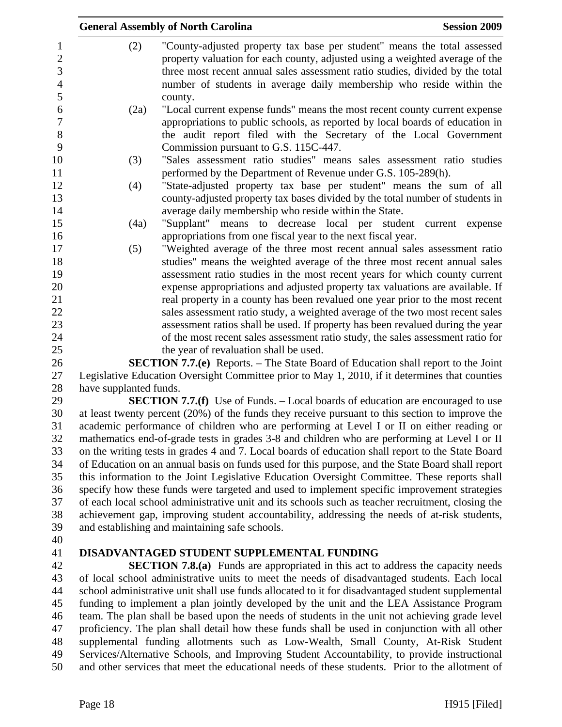(2) "County-adjusted property tax base per student" means the total assessed property valuation for each county, adjusted using a weighted average of the three most recent annual sales assessment ratio studies, divided by the total number of students in average daily membership who reside within the county.

(2a) "Local current expense funds" means the most recent county current expense appropriations to public schools, as reported by local boards of education in the audit report filed with the Secretary of the Local Government Commission pursuant to G.S. 115C-447.

(3) "Sales assessment ratio studies" means sales assessment ratio studies performed by the Department of Revenue under G.S. 105-289(h).

(4) "State-adjusted property tax base per student" means the sum of all county-adjusted property tax bases divided by the total number of students in average daily membership who reside within the State.

(4a) "Supplant" means to decrease local per student current expense appropriations from one fiscal year to the next fiscal year.

(5) "Weighted average of the three most recent annual sales assessment ratio studies" means the weighted average of the three most recent annual sales assessment ratio studies in the most recent years for which county current expense appropriations and adjusted property tax valuations are available. If real property in a county has been revalued one year prior to the most recent sales assessment ratio study, a weighted average of the two most recent sales assessment ratios shall be used. If property has been revalued during the year of the most recent sales assessment ratio study, the sales assessment ratio for the year of revaluation shall be used.

**SECTION 7.7.(e)** Reports. – The State Board of Education shall report to the Joint Legislative Education Oversight Committee prior to May 1, 2010, if it determines that counties have supplanted funds.

**SECTION 7.7.(f)** Use of Funds. – Local boards of education are encouraged to use at least twenty percent (20%) of the funds they receive pursuant to this section to improve the academic performance of children who are performing at Level I or II on either reading or mathematics end-of-grade tests in grades 3-8 and children who are performing at Level I or II on the writing tests in grades 4 and 7. Local boards of education shall report to the State Board of Education on an annual basis on funds used for this purpose, and the State Board shall report this information to the Joint Legislative Education Oversight Committee. These reports shall specify how these funds were targeted and used to implement specific improvement strategies of each local school administrative unit and its schools such as teacher recruitment, closing the achievement gap, improving student accountability, addressing the needs of at-risk students, and establishing and maintaining safe schools.

## DISADVANTAGED STUDENT SUPPLEMENTAL FUNDING

**SECTION 7.8.(a)** Funds are appropriated in this act to address the capacity needs of local school administrative units to meet the needs of disadvantaged students. Each local school administrative unit shall use funds allocated to it for disadvantaged student supplemental funding to implement a plan jointly developed by the unit and the LEA Assistance Program team. The plan shall be based upon the needs of students in the unit not achieving grade level proficiency. The plan shall detail how these funds shall be used in conjunction with all other supplemental funding allotments such as Low-Wealth, Small County, At-Risk Student Services/Alternative Schools, and Improving Student Accountability, to provide instructional and other services that meet the educational needs of these students. Prior to the allotment of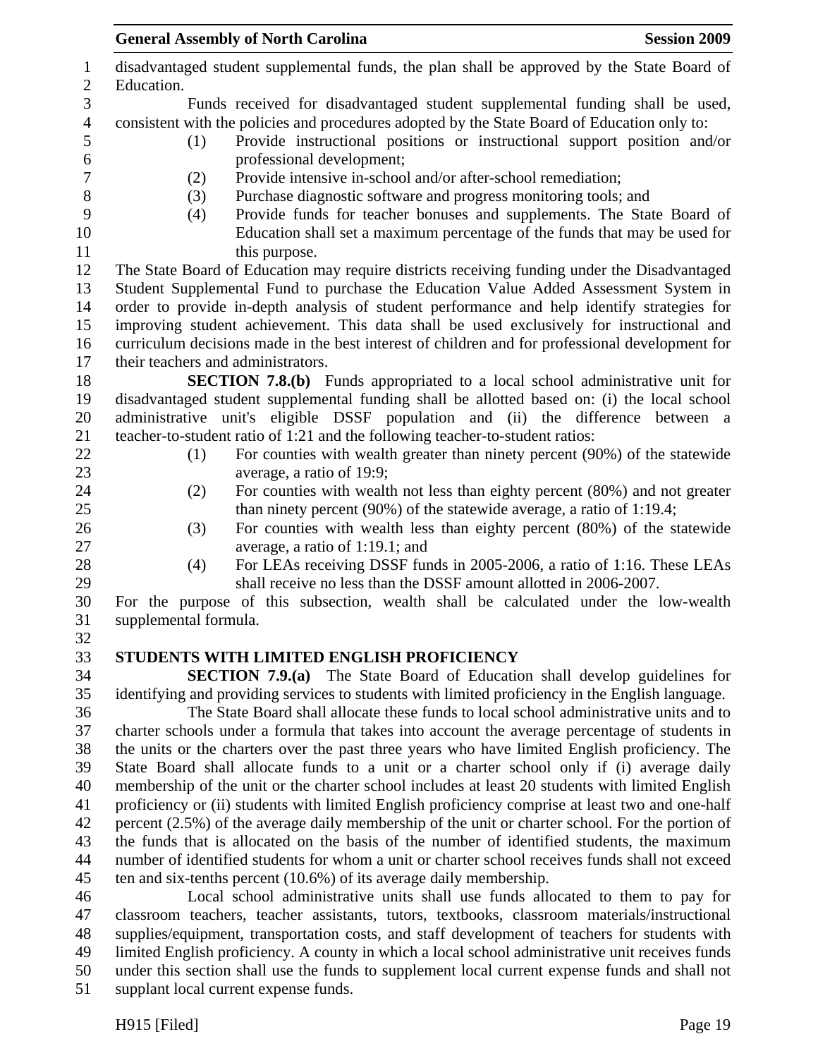disadvantaged student supplemental funds, the plan shall be approved by the State Board of Education.

Funds received for disadvantaged student supplemental funding shall be used, consistent with the policies and procedures adopted by the State Board of Education only to:

(1) Provide instructional positions or instructional support position and/or professional development;
(2) Provide intensive in-school and/or after-school remediation;
(3) Purchase diagnostic software and progress monitoring tools; and
(4) Provide funds for teacher bonuses and supplements. The State Board of Education shall set a maximum percentage of the funds that may be used for this purpose.

The State Board of Education may require districts receiving funding under the Disadvantaged Student Supplemental Fund to purchase the Education Value Added Assessment System in order to provide in-depth analysis of student performance and help identify strategies for improving student achievement. This data shall be used exclusively for instructional and curriculum decisions made in the best interest of children and for professional development for their teachers and administrators.

**SECTION 7.8.(b)** Funds appropriated to a local school administrative unit for disadvantaged student supplemental funding shall be allotted based on: (i) the local school administrative unit's eligible DSSF population and (ii) the difference between a teacher-to-student ratio of 1:21 and the following teacher-to-student ratios:

(1) For counties with wealth greater than ninety percent (90%) of the statewide average, a ratio of 19:9;
(2) For counties with wealth not less than eighty percent (80%) and not greater than ninety percent (90%) of the statewide average, a ratio of 1:19.4;
(3) For counties with wealth less than eighty percent (80%) of the statewide average, a ratio of 1:19.1; and
(4) For LEAs receiving DSSF funds in 2005-2006, a ratio of 1:16. These LEAs shall receive no less than the DSSF amount allotted in 2006-2007.

For the purpose of this subsection, wealth shall be calculated under the low-wealth supplemental formula.

**STUDENTS WITH LIMITED ENGLISH PROFICIENCY**

**SECTION 7.9.(a)** The State Board of Education shall develop guidelines for identifying and providing services to students with limited proficiency in the English language.

The State Board shall allocate these funds to local school administrative units and to charter schools under a formula that takes into account the average percentage of students in the units or the charters over the past three years who have limited English proficiency. The State Board shall allocate funds to a unit or a charter school only if (i) average daily membership of the unit or the charter school includes at least 20 students with limited English proficiency or (ii) students with limited English proficiency comprise at least two and one-half percent (2.5%) of the average daily membership of the unit or charter school. For the portion of the funds that is allocated on the basis of the number of identified students, the maximum number of identified students for whom a unit or charter school receives funds shall not exceed ten and six-tenths percent (10.6%) of its average daily membership.

Local school administrative units shall use funds allocated to them to pay for classroom teachers, teacher assistants, tutors, textbooks, classroom materials/instructional supplies/equipment, transportation costs, and staff development of teachers for students with limited English proficiency. A county in which a local school administrative unit receives funds under this section shall use the funds to supplement local current expense funds and shall not supplant local current expense funds.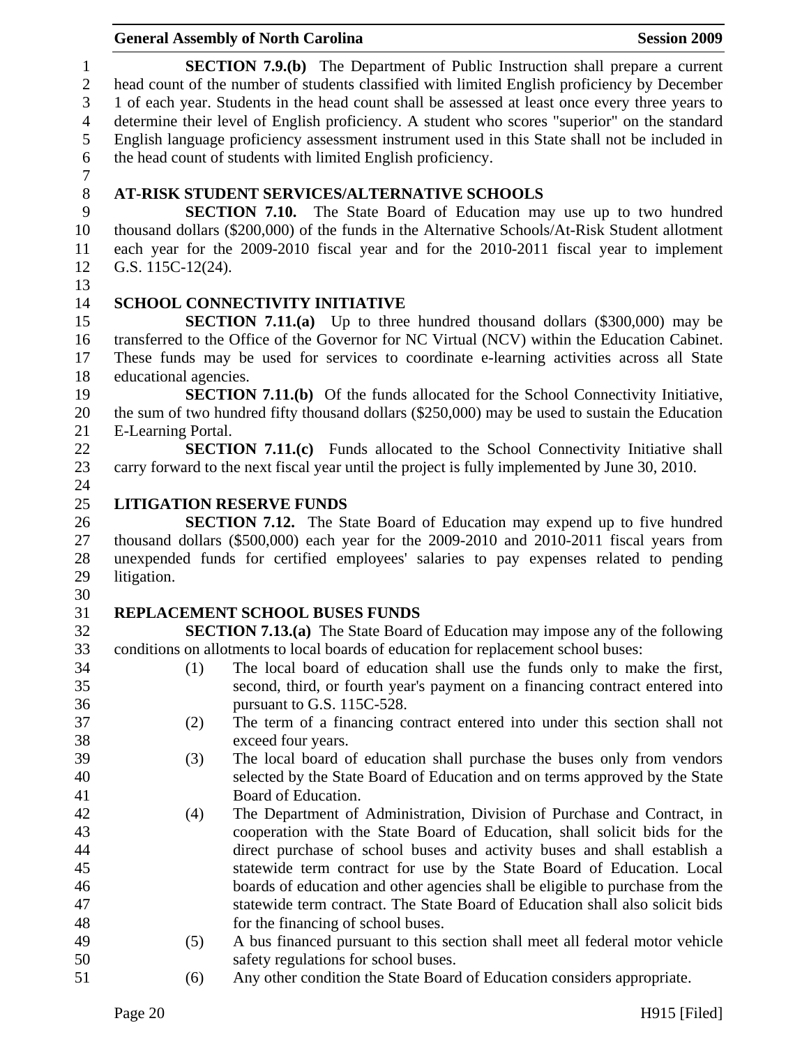**SECTION 7.9.(b)** The Department of Public Instruction shall prepare a current head count of the number of students classified with limited English proficiency by December 1 of each year. Students in the head count shall be assessed at least once every three years to determine their level of English proficiency. A student who scores "superior" on the standard English language proficiency assessment instrument used in this State shall not be included in the head count of students with limited English proficiency.

## AT-RISK STUDENT SERVICES/ALTERNATIVE SCHOOLS

**SECTION 7.10.** The State Board of Education may use up to two hundred thousand dollars ($200,000) of the funds in the Alternative Schools/At-Risk Student allotment each year for the 2009-2010 fiscal year and for the 2010-2011 fiscal year to implement G.S. 115C-12(24).

## SCHOOL CONNECTIVITY INITIATIVE

**SECTION 7.11.(a)** Up to three hundred thousand dollars ($300,000) may be transferred to the Office of the Governor for NC Virtual (NCV) within the Education Cabinet. These funds may be used for services to coordinate e-learning activities across all State educational agencies.

**SECTION 7.11.(b)** Of the funds allocated for the School Connectivity Initiative, the sum of two hundred fifty thousand dollars ($250,000) may be used to sustain the Education E-Learning Portal.

**SECTION 7.11.(c)** Funds allocated to the School Connectivity Initiative shall carry forward to the next fiscal year until the project is fully implemented by June 30, 2010.

## LITIGATION RESERVE FUNDS

**SECTION 7.12.** The State Board of Education may expend up to five hundred thousand dollars ($500,000) each year for the 2009-2010 and 2010-2011 fiscal years from unexpended funds for certified employees' salaries to pay expenses related to pending litigation.

## REPLACEMENT SCHOOL BUSES FUNDS

**SECTION 7.13.(a)** The State Board of Education may impose any of the following conditions on allotments to local boards of education for replacement school buses:

(1) The local board of education shall use the funds only to make the first, second, third, or fourth year's payment on a financing contract entered into pursuant to G.S. 115C-528.

(2) The term of a financing contract entered into under this section shall not exceed four years.

(3) The local board of education shall purchase the buses only from vendors selected by the State Board of Education and on terms approved by the State Board of Education.

(4) The Department of Administration, Division of Purchase and Contract, in cooperation with the State Board of Education, shall solicit bids for the direct purchase of school buses and activity buses and shall establish a statewide term contract for use by the State Board of Education. Local boards of education and other agencies shall be eligible to purchase from the statewide term contract. The State Board of Education shall also solicit bids for the financing of school buses.

(5) A bus financed pursuant to this section shall meet all federal motor vehicle safety regulations for school buses.

(6) Any other condition the State Board of Education considers appropriate.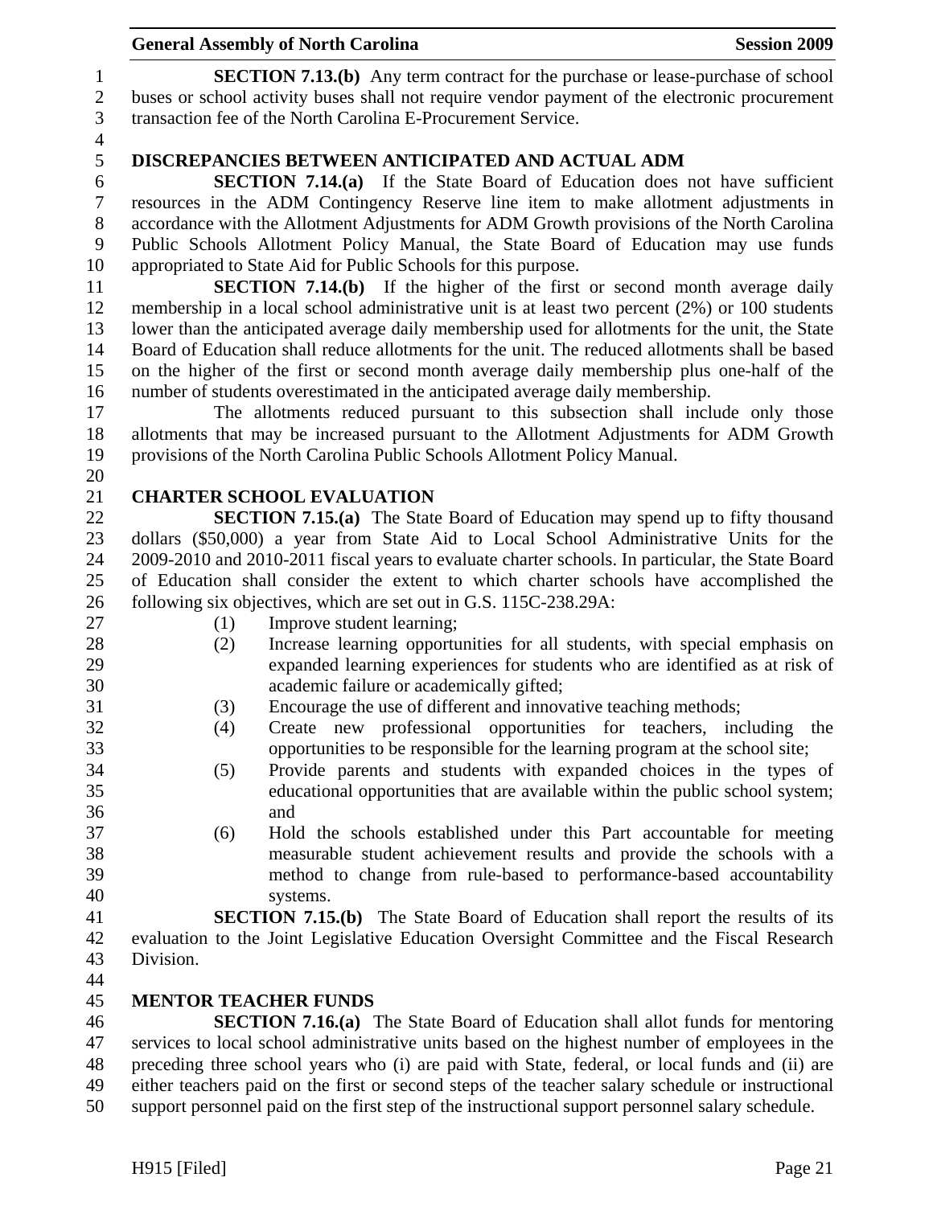**SECTION 7.13.(b)** Any term contract for the purchase or lease-purchase of school buses or school activity buses shall not require vendor payment of the electronic procurement transaction fee of the North Carolina E-Procurement Service.

## DISCREPANCIES BETWEEN ANTICIPATED AND ACTUAL ADM

**SECTION 7.14.(a)** If the State Board of Education does not have sufficient resources in the ADM Contingency Reserve line item to make allotment adjustments in accordance with the Allotment Adjustments for ADM Growth provisions of the North Carolina Public Schools Allotment Policy Manual, the State Board of Education may use funds appropriated to State Aid for Public Schools for this purpose.

**SECTION 7.14.(b)** If the higher of the first or second month average daily membership in a local school administrative unit is at least two percent (2%) or 100 students lower than the anticipated average daily membership used for allotments for the unit, the State Board of Education shall reduce allotments for the unit. The reduced allotments shall be based on the higher of the first or second month average daily membership plus one-half of the number of students overestimated in the anticipated average daily membership.

The allotments reduced pursuant to this subsection shall include only those allotments that may be increased pursuant to the Allotment Adjustments for ADM Growth provisions of the North Carolina Public Schools Allotment Policy Manual.

## CHARTER SCHOOL EVALUATION

**SECTION 7.15.(a)** The State Board of Education may spend up to fifty thousand dollars ($50,000) a year from State Aid to Local School Administrative Units for the 2009-2010 and 2010-2011 fiscal years to evaluate charter schools. In particular, the State Board of Education shall consider the extent to which charter schools have accomplished the following six objectives, which are set out in G.S. 115C-238.29A:

(1) Improve student learning;
(2) Increase learning opportunities for all students, with special emphasis on expanded learning experiences for students who are identified as at risk of academic failure or academically gifted;
(3) Encourage the use of different and innovative teaching methods;
(4) Create new professional opportunities for teachers, including the opportunities to be responsible for the learning program at the school site;
(5) Provide parents and students with expanded choices in the types of educational opportunities that are available within the public school system; and
(6) Hold the schools established under this Part accountable for meeting measurable student achievement results and provide the schools with a method to change from rule-based to performance-based accountability systems.

**SECTION 7.15.(b)** The State Board of Education shall report the results of its evaluation to the Joint Legislative Education Oversight Committee and the Fiscal Research Division.

## MENTOR TEACHER FUNDS

**SECTION 7.16.(a)** The State Board of Education shall allot funds for mentoring services to local school administrative units based on the highest number of employees in the preceding three school years who (i) are paid with State, federal, or local funds and (ii) are either teachers paid on the first or second steps of the teacher salary schedule or instructional support personnel paid on the first step of the instructional support personnel salary schedule.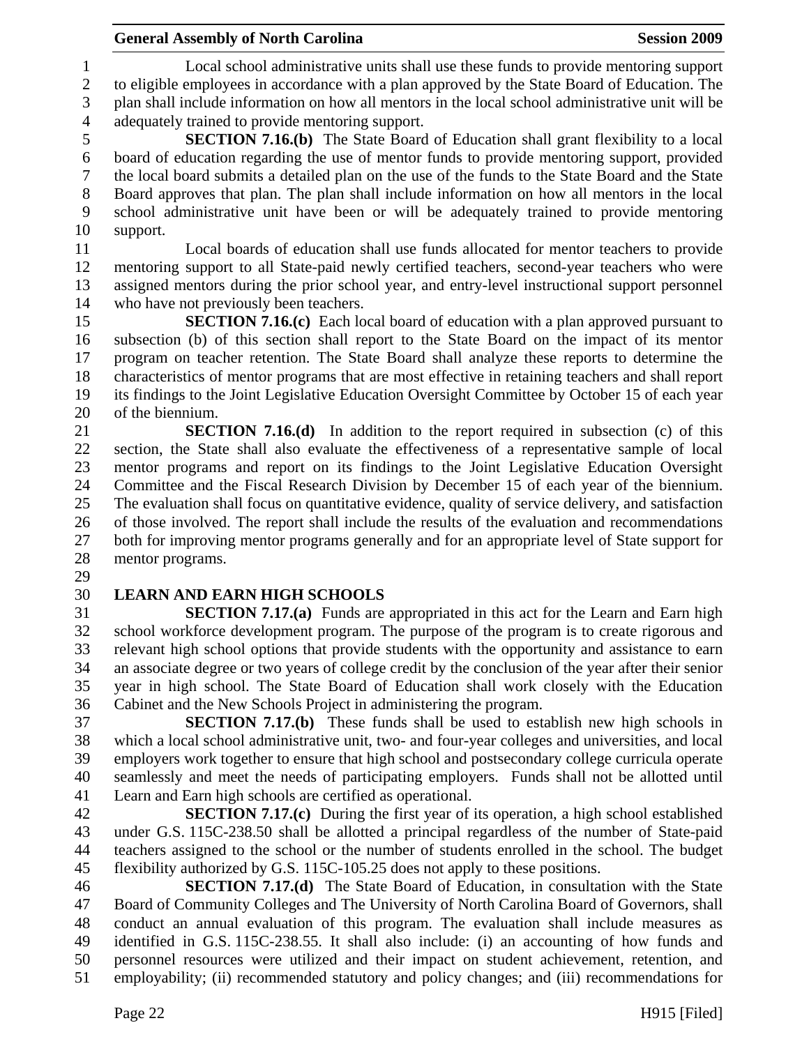Local school administrative units shall use these funds to provide mentoring support to eligible employees in accordance with a plan approved by the State Board of Education. The plan shall include information on how all mentors in the local school administrative unit will be adequately trained to provide mentoring support.

**SECTION 7.16.(b)** The State Board of Education shall grant flexibility to a local board of education regarding the use of mentor funds to provide mentoring support, provided the local board submits a detailed plan on the use of the funds to the State Board and the State Board approves that plan. The plan shall include information on how all mentors in the local school administrative unit have been or will be adequately trained to provide mentoring support.

Local boards of education shall use funds allocated for mentor teachers to provide mentoring support to all State-paid newly certified teachers, second-year teachers who were assigned mentors during the prior school year, and entry-level instructional support personnel who have not previously been teachers.

**SECTION 7.16.(c)** Each local board of education with a plan approved pursuant to subsection (b) of this section shall report to the State Board on the impact of its mentor program on teacher retention. The State Board shall analyze these reports to determine the characteristics of mentor programs that are most effective in retaining teachers and shall report its findings to the Joint Legislative Education Oversight Committee by October 15 of each year of the biennium.

**SECTION 7.16.(d)** In addition to the report required in subsection (c) of this section, the State shall also evaluate the effectiveness of a representative sample of local mentor programs and report on its findings to the Joint Legislative Education Oversight Committee and the Fiscal Research Division by December 15 of each year of the biennium. The evaluation shall focus on quantitative evidence, quality of service delivery, and satisfaction of those involved. The report shall include the results of the evaluation and recommendations both for improving mentor programs generally and for an appropriate level of State support for mentor programs.

## LEARN AND EARN HIGH SCHOOLS

**SECTION 7.17.(a)** Funds are appropriated in this act for the Learn and Earn high school workforce development program. The purpose of the program is to create rigorous and relevant high school options that provide students with the opportunity and assistance to earn an associate degree or two years of college credit by the conclusion of the year after their senior year in high school. The State Board of Education shall work closely with the Education Cabinet and the New Schools Project in administering the program.

**SECTION 7.17.(b)** These funds shall be used to establish new high schools in which a local school administrative unit, two- and four-year colleges and universities, and local employers work together to ensure that high school and postsecondary college curricula operate seamlessly and meet the needs of participating employers. Funds shall not be allotted until Learn and Earn high schools are certified as operational.

**SECTION 7.17.(c)** During the first year of its operation, a high school established under G.S. 115C-238.50 shall be allotted a principal regardless of the number of State-paid teachers assigned to the school or the number of students enrolled in the school. The budget flexibility authorized by G.S. 115C-105.25 does not apply to these positions.

**SECTION 7.17.(d)** The State Board of Education, in consultation with the State Board of Community Colleges and The University of North Carolina Board of Governors, shall conduct an annual evaluation of this program. The evaluation shall include measures as identified in G.S. 115C-238.55. It shall also include: (i) an accounting of how funds and personnel resources were utilized and their impact on student achievement, retention, and employability; (ii) recommended statutory and policy changes; and (iii) recommendations for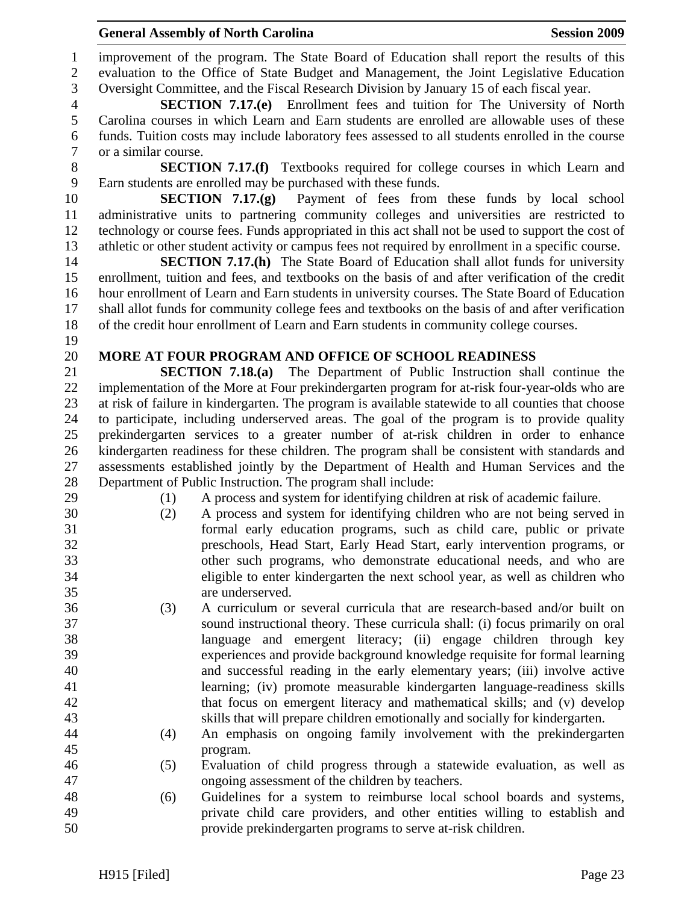improvement of the program. The State Board of Education shall report the results of this evaluation to the Office of State Budget and Management, the Joint Legislative Education Oversight Committee, and the Fiscal Research Division by January 15 of each fiscal year.

**SECTION 7.17.(e)** Enrollment fees and tuition for The University of North Carolina courses in which Learn and Earn students are enrolled are allowable uses of these funds. Tuition costs may include laboratory fees assessed to all students enrolled in the course or a similar course.

**SECTION 7.17.(f)** Textbooks required for college courses in which Learn and Earn students are enrolled may be purchased with these funds.

**SECTION 7.17.(g)** Payment of fees from these funds by local school administrative units to partnering community colleges and universities are restricted to technology or course fees. Funds appropriated in this act shall not be used to support the cost of athletic or other student activity or campus fees not required by enrollment in a specific course.

**SECTION 7.17.(h)** The State Board of Education shall allot funds for university enrollment, tuition and fees, and textbooks on the basis of and after verification of the credit hour enrollment of Learn and Earn students in university courses. The State Board of Education shall allot funds for community college fees and textbooks on the basis of and after verification of the credit hour enrollment of Learn and Earn students in community college courses.

**MORE AT FOUR PROGRAM AND OFFICE OF SCHOOL READINESS**

**SECTION 7.18.(a)** The Department of Public Instruction shall continue the implementation of the More at Four prekindergarten program for at-risk four-year-olds who are at risk of failure in kindergarten. The program is available statewide to all counties that choose to participate, including underserved areas. The goal of the program is to provide quality prekindergarten services to a greater number of at-risk children in order to enhance kindergarten readiness for these children. The program shall be consistent with standards and assessments established jointly by the Department of Health and Human Services and the Department of Public Instruction. The program shall include:

(1) A process and system for identifying children at risk of academic failure.

(2) A process and system for identifying children who are not being served in formal early education programs, such as child care, public or private preschools, Head Start, Early Head Start, early intervention programs, or other such programs, who demonstrate educational needs, and who are eligible to enter kindergarten the next school year, as well as children who are underserved.

(3) A curriculum or several curricula that are research-based and/or built on sound instructional theory. These curricula shall: (i) focus primarily on oral language and emergent literacy; (ii) engage children through key experiences and provide background knowledge requisite for formal learning and successful reading in the early elementary years; (iii) involve active learning; (iv) promote measurable kindergarten language-readiness skills that focus on emergent literacy and mathematical skills; and (v) develop skills that will prepare children emotionally and socially for kindergarten.

(4) An emphasis on ongoing family involvement with the prekindergarten program.

(5) Evaluation of child progress through a statewide evaluation, as well as ongoing assessment of the children by teachers.

(6) Guidelines for a system to reimburse local school boards and systems, private child care providers, and other entities willing to establish and provide prekindergarten programs to serve at-risk children.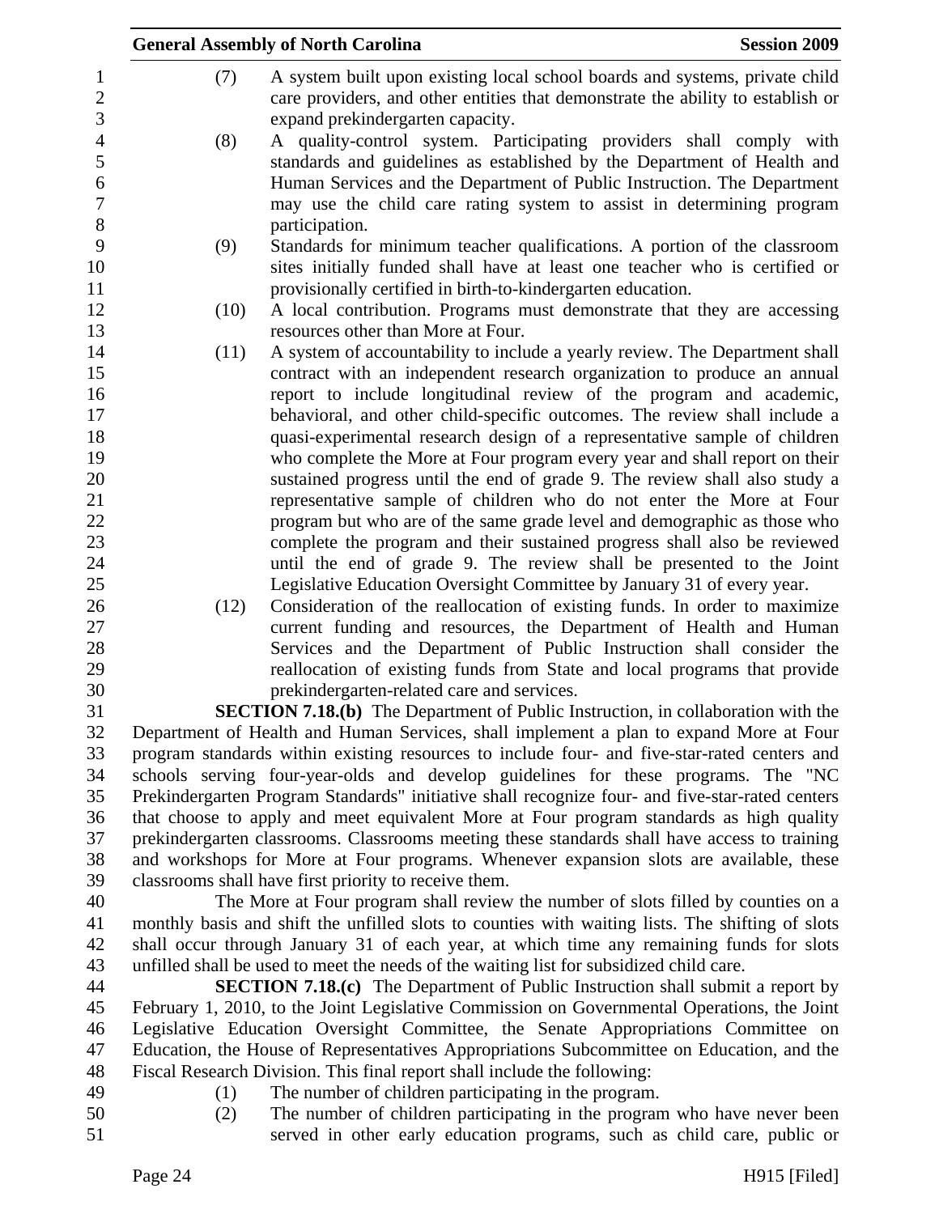(7) A system built upon existing local school boards and systems, private child care providers, and other entities that demonstrate the ability to establish or expand prekindergarten capacity.

(8) A quality-control system. Participating providers shall comply with standards and guidelines as established by the Department of Health and Human Services and the Department of Public Instruction. The Department may use the child care rating system to assist in determining program participation.

(9) Standards for minimum teacher qualifications. A portion of the classroom sites initially funded shall have at least one teacher who is certified or provisionally certified in birth-to-kindergarten education.

(10) A local contribution. Programs must demonstrate that they are accessing resources other than More at Four.

(11) A system of accountability to include a yearly review. The Department shall contract with an independent research organization to produce an annual report to include longitudinal review of the program and academic, behavioral, and other child-specific outcomes. The review shall include a quasi-experimental research design of a representative sample of children who complete the More at Four program every year and shall report on their sustained progress until the end of grade 9. The review shall also study a representative sample of children who do not enter the More at Four program but who are of the same grade level and demographic as those who complete the program and their sustained progress shall also be reviewed until the end of grade 9. The review shall be presented to the Joint Legislative Education Oversight Committee by January 31 of every year.

(12) Consideration of the reallocation of existing funds. In order to maximize current funding and resources, the Department of Health and Human Services and the Department of Public Instruction shall consider the reallocation of existing funds from State and local programs that provide prekindergarten-related care and services.

**SECTION 7.18.(b)** The Department of Public Instruction, in collaboration with the Department of Health and Human Services, shall implement a plan to expand More at Four program standards within existing resources to include four- and five-star-rated centers and schools serving four-year-olds and develop guidelines for these programs. The "NC Prekindergarten Program Standards" initiative shall recognize four- and five-star-rated centers that choose to apply and meet equivalent More at Four program standards as high quality prekindergarten classrooms. Classrooms meeting these standards shall have access to training and workshops for More at Four programs. Whenever expansion slots are available, these classrooms shall have first priority to receive them.

The More at Four program shall review the number of slots filled by counties on a monthly basis and shift the unfilled slots to counties with waiting lists. The shifting of slots shall occur through January 31 of each year, at which time any remaining funds for slots unfilled shall be used to meet the needs of the waiting list for subsidized child care.

**SECTION 7.18.(c)** The Department of Public Instruction shall submit a report by February 1, 2010, to the Joint Legislative Commission on Governmental Operations, the Joint Legislative Education Oversight Committee, the Senate Appropriations Committee on Education, the House of Representatives Appropriations Subcommittee on Education, and the Fiscal Research Division. This final report shall include the following:

(1) The number of children participating in the program.

(2) The number of children participating in the program who have never been served in other early education programs, such as child care, public or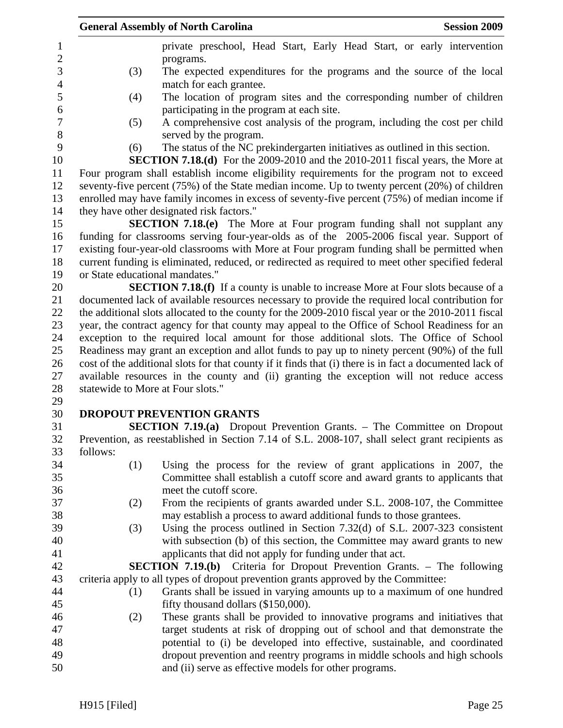private preschool, Head Start, Early Head Start, or early intervention programs.

(3) The expected expenditures for the programs and the source of the local match for each grantee.

(4) The location of program sites and the corresponding number of children participating in the program at each site.

(5) A comprehensive cost analysis of the program, including the cost per child served by the program.

(6) The status of the NC prekindergarten initiatives as outlined in this section.

**SECTION 7.18.(d)** For the 2009-2010 and the 2010-2011 fiscal years, the More at Four program shall establish income eligibility requirements for the program not to exceed seventy-five percent (75%) of the State median income. Up to twenty percent (20%) of children enrolled may have family incomes in excess of seventy-five percent (75%) of median income if they have other designated risk factors."

**SECTION 7.18.(e)** The More at Four program funding shall not supplant any funding for classrooms serving four-year-olds as of the 2005-2006 fiscal year. Support of existing four-year-old classrooms with More at Four program funding shall be permitted when current funding is eliminated, reduced, or redirected as required to meet other specified federal or State educational mandates."

**SECTION 7.18.(f)** If a county is unable to increase More at Four slots because of a documented lack of available resources necessary to provide the required local contribution for the additional slots allocated to the county for the 2009-2010 fiscal year or the 2010-2011 fiscal year, the contract agency for that county may appeal to the Office of School Readiness for an exception to the required local amount for those additional slots. The Office of School Readiness may grant an exception and allot funds to pay up to ninety percent (90%) of the full cost of the additional slots for that county if it finds that (i) there is in fact a documented lack of available resources in the county and (ii) granting the exception will not reduce access statewide to More at Four slots."

**DROPOUT PREVENTION GRANTS**

**SECTION 7.19.(a)** Dropout Prevention Grants. – The Committee on Dropout Prevention, as reestablished in Section 7.14 of S.L. 2008-107, shall select grant recipients as follows:

(1) Using the process for the review of grant applications in 2007, the Committee shall establish a cutoff score and award grants to applicants that meet the cutoff score.

(2) From the recipients of grants awarded under S.L. 2008-107, the Committee may establish a process to award additional funds to those grantees.

(3) Using the process outlined in Section 7.32(d) of S.L. 2007-323 consistent with subsection (b) of this section, the Committee may award grants to new applicants that did not apply for funding under that act.

**SECTION 7.19.(b)** Criteria for Dropout Prevention Grants. – The following criteria apply to all types of dropout prevention grants approved by the Committee:

(1) Grants shall be issued in varying amounts up to a maximum of one hundred fifty thousand dollars ($150,000).

(2) These grants shall be provided to innovative programs and initiatives that target students at risk of dropping out of school and that demonstrate the potential to (i) be developed into effective, sustainable, and coordinated dropout prevention and reentry programs in middle schools and high schools and (ii) serve as effective models for other programs.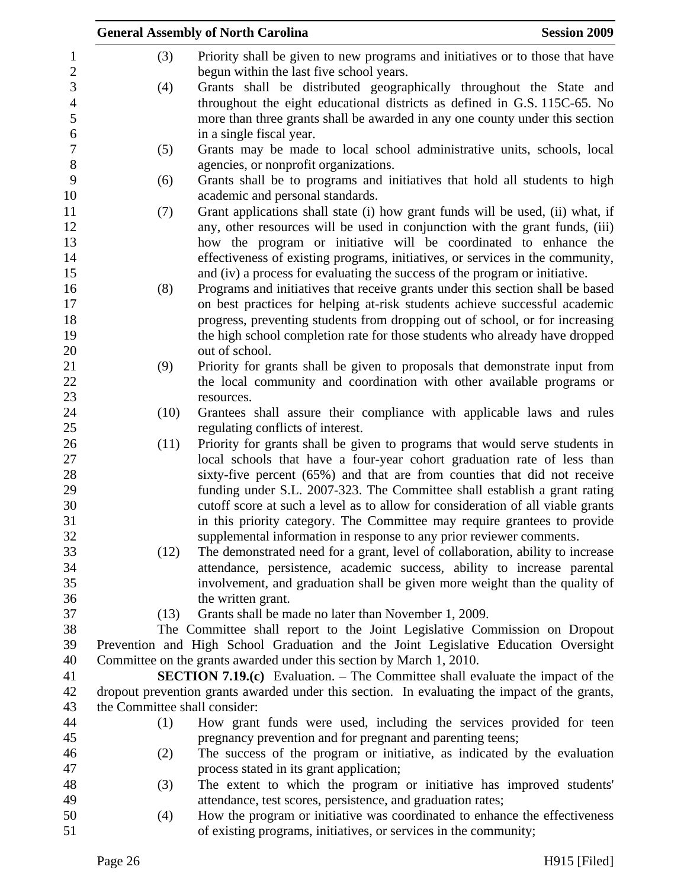(3) Priority shall be given to new programs and initiatives or to those that have begun within the last five school years.

(4) Grants shall be distributed geographically throughout the State and throughout the eight educational districts as defined in G.S. 115C-65. No more than three grants shall be awarded in any one county under this section in a single fiscal year.

(5) Grants may be made to local school administrative units, schools, local agencies, or nonprofit organizations.

(6) Grants shall be to programs and initiatives that hold all students to high academic and personal standards.

(7) Grant applications shall state (i) how grant funds will be used, (ii) what, if any, other resources will be used in conjunction with the grant funds, (iii) how the program or initiative will be coordinated to enhance the effectiveness of existing programs, initiatives, or services in the community, and (iv) a process for evaluating the success of the program or initiative.

(8) Programs and initiatives that receive grants under this section shall be based on best practices for helping at-risk students achieve successful academic progress, preventing students from dropping out of school, or for increasing the high school completion rate for those students who already have dropped out of school.

(9) Priority for grants shall be given to proposals that demonstrate input from the local community and coordination with other available programs or resources.

(10) Grantees shall assure their compliance with applicable laws and rules regulating conflicts of interest.

(11) Priority for grants shall be given to programs that would serve students in local schools that have a four-year cohort graduation rate of less than sixty-five percent (65%) and that are from counties that did not receive funding under S.L. 2007-323. The Committee shall establish a grant rating cutoff score at such a level as to allow for consideration of all viable grants in this priority category. The Committee may require grantees to provide supplemental information in response to any prior reviewer comments.

(12) The demonstrated need for a grant, level of collaboration, ability to increase attendance, persistence, academic success, ability to increase parental involvement, and graduation shall be given more weight than the quality of the written grant.

(13) Grants shall be made no later than November 1, 2009.

The Committee shall report to the Joint Legislative Commission on Dropout Prevention and High School Graduation and the Joint Legislative Education Oversight Committee on the grants awarded under this section by March 1, 2010.

**SECTION 7.19.(c)** Evaluation. – The Committee shall evaluate the impact of the dropout prevention grants awarded under this section. In evaluating the impact of the grants, the Committee shall consider:

(1) How grant funds were used, including the services provided for teen pregnancy prevention and for pregnant and parenting teens;

(2) The success of the program or initiative, as indicated by the evaluation process stated in its grant application;

(3) The extent to which the program or initiative has improved students' attendance, test scores, persistence, and graduation rates;

(4) How the program or initiative was coordinated to enhance the effectiveness of existing programs, initiatives, or services in the community;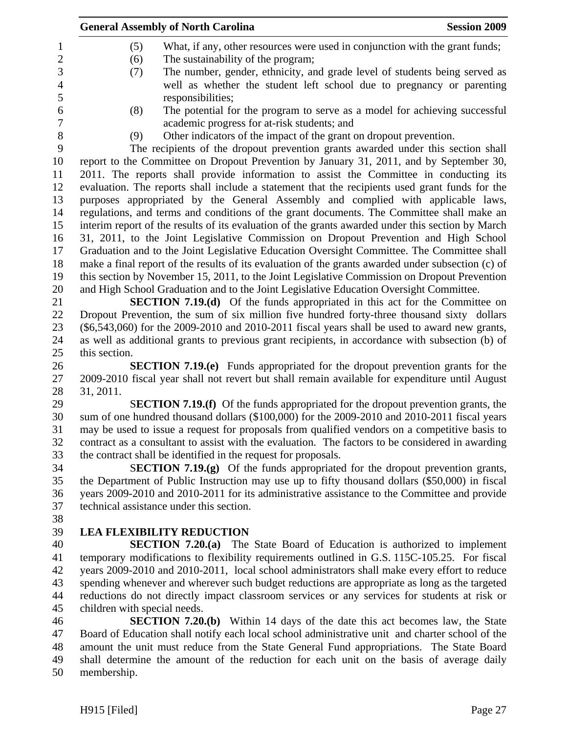(5) What, if any, other resources were used in conjunction with the grant funds;
(6) The sustainability of the program;
(7) The number, gender, ethnicity, and grade level of students being served as well as whether the student left school due to pregnancy or parenting responsibilities;
(8) The potential for the program to serve as a model for achieving successful academic progress for at-risk students; and
(9) Other indicators of the impact of the grant on dropout prevention.

The recipients of the dropout prevention grants awarded under this section shall report to the Committee on Dropout Prevention by January 31, 2011, and by September 30, 2011. The reports shall provide information to assist the Committee in conducting its evaluation. The reports shall include a statement that the recipients used grant funds for the purposes appropriated by the General Assembly and complied with applicable laws, regulations, and terms and conditions of the grant documents. The Committee shall make an interim report of the results of its evaluation of the grants awarded under this section by March 31, 2011, to the Joint Legislative Commission on Dropout Prevention and High School Graduation and to the Joint Legislative Education Oversight Committee. The Committee shall make a final report of the results of its evaluation of the grants awarded under subsection (c) of this section by November 15, 2011, to the Joint Legislative Commission on Dropout Prevention and High School Graduation and to the Joint Legislative Education Oversight Committee.

**SECTION 7.19.(d)** Of the funds appropriated in this act for the Committee on Dropout Prevention, the sum of six million five hundred forty-three thousand sixty dollars ($6,543,060) for the 2009-2010 and 2010-2011 fiscal years shall be used to award new grants, as well as additional grants to previous grant recipients, in accordance with subsection (b) of this section.

**SECTION 7.19.(e)** Funds appropriated for the dropout prevention grants for the 2009-2010 fiscal year shall not revert but shall remain available for expenditure until August 31, 2011.

**SECTION 7.19.(f)** Of the funds appropriated for the dropout prevention grants, the sum of one hundred thousand dollars ($100,000) for the 2009-2010 and 2010-2011 fiscal years may be used to issue a request for proposals from qualified vendors on a competitive basis to contract as a consultant to assist with the evaluation. The factors to be considered in awarding the contract shall be identified in the request for proposals.

**SECTION 7.19.(g)** Of the funds appropriated for the dropout prevention grants, the Department of Public Instruction may use up to fifty thousand dollars ($50,000) in fiscal years 2009-2010 and 2010-2011 for its administrative assistance to the Committee and provide technical assistance under this section.

**LEA FLEXIBILITY REDUCTION**

**SECTION 7.20.(a)** The State Board of Education is authorized to implement temporary modifications to flexibility requirements outlined in G.S. 115C-105.25. For fiscal years 2009-2010 and 2010-2011, local school administrators shall make every effort to reduce spending whenever and wherever such budget reductions are appropriate as long as the targeted reductions do not directly impact classroom services or any services for students at risk or children with special needs.

**SECTION 7.20.(b)** Within 14 days of the date this act becomes law, the State Board of Education shall notify each local school administrative unit and charter school of the amount the unit must reduce from the State General Fund appropriations. The State Board shall determine the amount of the reduction for each unit on the basis of average daily membership.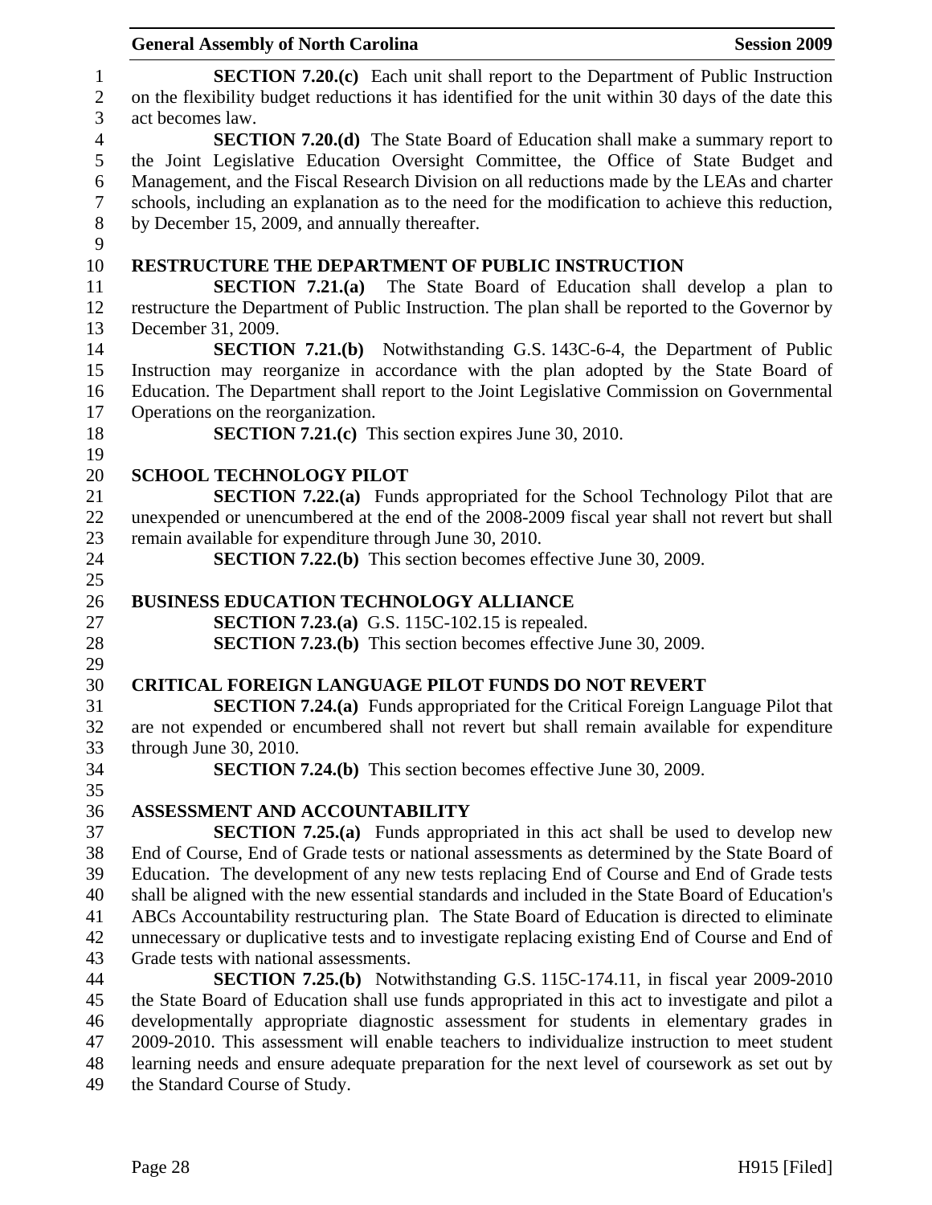**SECTION 7.20.(c)** Each unit shall report to the Department of Public Instruction on the flexibility budget reductions it has identified for the unit within 30 days of the date this act becomes law.

**SECTION 7.20.(d)** The State Board of Education shall make a summary report to the Joint Legislative Education Oversight Committee, the Office of State Budget and Management, and the Fiscal Research Division on all reductions made by the LEAs and charter schools, including an explanation as to the need for the modification to achieve this reduction, by December 15, 2009, and annually thereafter.

**RESTRUCTURE THE DEPARTMENT OF PUBLIC INSTRUCTION**

**SECTION 7.21.(a)** The State Board of Education shall develop a plan to restructure the Department of Public Instruction. The plan shall be reported to the Governor by December 31, 2009.

**SECTION 7.21.(b)** Notwithstanding G.S. 143C-6-4, the Department of Public Instruction may reorganize in accordance with the plan adopted by the State Board of Education. The Department shall report to the Joint Legislative Commission on Governmental Operations on the reorganization.

**SECTION 7.21.(c)** This section expires June 30, 2010.

**SCHOOL TECHNOLOGY PILOT**

**SECTION 7.22.(a)** Funds appropriated for the School Technology Pilot that are unexpended or unencumbered at the end of the 2008-2009 fiscal year shall not revert but shall remain available for expenditure through June 30, 2010.

**SECTION 7.22.(b)** This section becomes effective June 30, 2009.

**BUSINESS EDUCATION TECHNOLOGY ALLIANCE**

**SECTION 7.23.(a)** G.S. 115C-102.15 is repealed.

**SECTION 7.23.(b)** This section becomes effective June 30, 2009.

**CRITICAL FOREIGN LANGUAGE PILOT FUNDS DO NOT REVERT**

**SECTION 7.24.(a)** Funds appropriated for the Critical Foreign Language Pilot that are not expended or encumbered shall not revert but shall remain available for expenditure through June 30, 2010.

**SECTION 7.24.(b)** This section becomes effective June 30, 2009.

**ASSESSMENT AND ACCOUNTABILITY**

**SECTION 7.25.(a)** Funds appropriated in this act shall be used to develop new End of Course, End of Grade tests or national assessments as determined by the State Board of Education. The development of any new tests replacing End of Course and End of Grade tests shall be aligned with the new essential standards and included in the State Board of Education's ABCs Accountability restructuring plan. The State Board of Education is directed to eliminate unnecessary or duplicative tests and to investigate replacing existing End of Course and End of Grade tests with national assessments.

**SECTION 7.25.(b)** Notwithstanding G.S. 115C-174.11, in fiscal year 2009-2010 the State Board of Education shall use funds appropriated in this act to investigate and pilot a developmentally appropriate diagnostic assessment for students in elementary grades in 2009-2010. This assessment will enable teachers to individualize instruction to meet student learning needs and ensure adequate preparation for the next level of coursework as set out by the Standard Course of Study.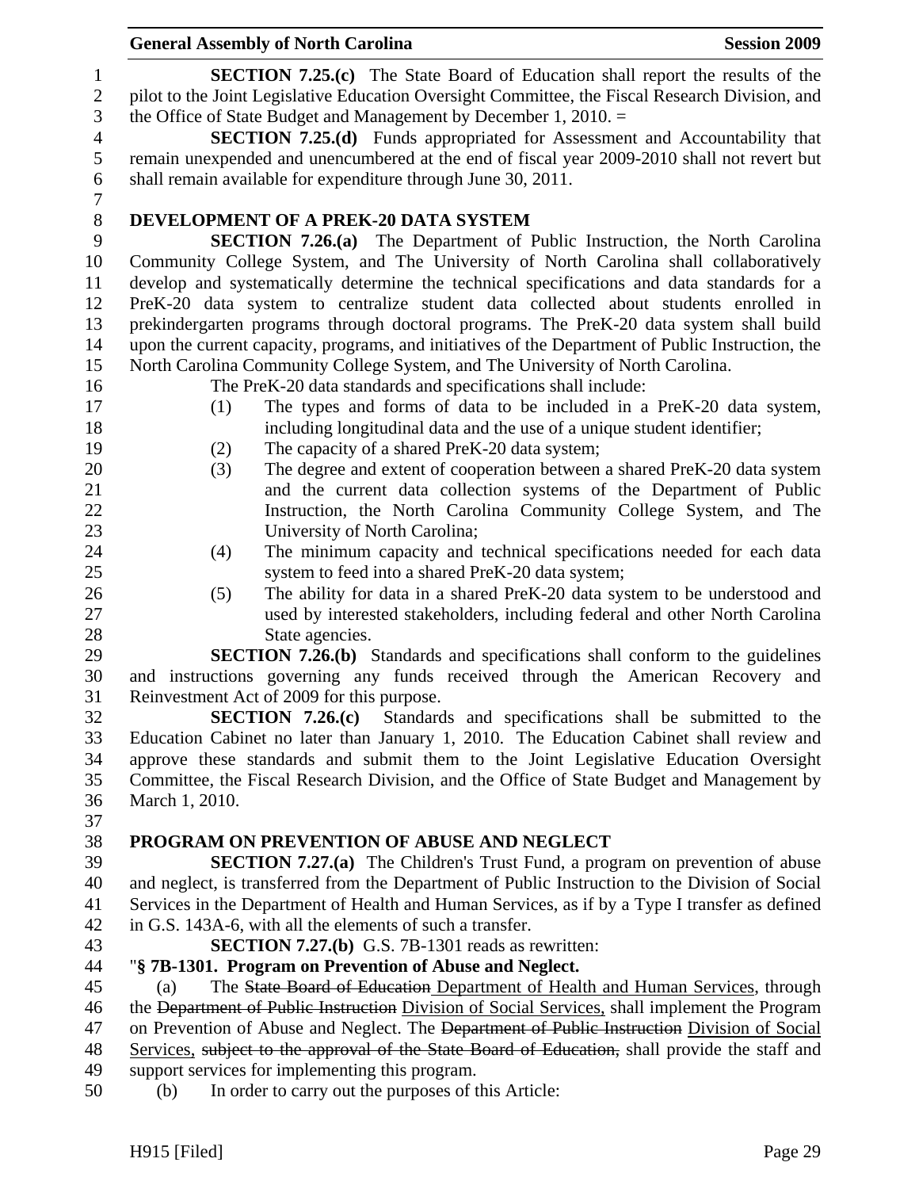**SECTION 7.25.(c)** The State Board of Education shall report the results of the pilot to the Joint Legislative Education Oversight Committee, the Fiscal Research Division, and the Office of State Budget and Management by December 1, 2010. =

**SECTION 7.25.(d)** Funds appropriated for Assessment and Accountability that remain unexpended and unencumbered at the end of fiscal year 2009-2010 shall not revert but shall remain available for expenditure through June 30, 2011.

**DEVELOPMENT OF A PREK-20 DATA SYSTEM**

**SECTION 7.26.(a)** The Department of Public Instruction, the North Carolina Community College System, and The University of North Carolina shall collaboratively develop and systematically determine the technical specifications and data standards for a PreK-20 data system to centralize student data collected about students enrolled in prekindergarten programs through doctoral programs. The PreK-20 data system shall build upon the current capacity, programs, and initiatives of the Department of Public Instruction, the North Carolina Community College System, and The University of North Carolina.

The PreK-20 data standards and specifications shall include:

(1) The types and forms of data to be included in a PreK-20 data system, including longitudinal data and the use of a unique student identifier;

(2) The capacity of a shared PreK-20 data system;

(3) The degree and extent of cooperation between a shared PreK-20 data system and the current data collection systems of the Department of Public Instruction, the North Carolina Community College System, and The University of North Carolina;

(4) The minimum capacity and technical specifications needed for each data system to feed into a shared PreK-20 data system;

(5) The ability for data in a shared PreK-20 data system to be understood and used by interested stakeholders, including federal and other North Carolina State agencies.

**SECTION 7.26.(b)** Standards and specifications shall conform to the guidelines and instructions governing any funds received through the American Recovery and Reinvestment Act of 2009 for this purpose.

**SECTION 7.26.(c)** Standards and specifications shall be submitted to the Education Cabinet no later than January 1, 2010. The Education Cabinet shall review and approve these standards and submit them to the Joint Legislative Education Oversight Committee, the Fiscal Research Division, and the Office of State Budget and Management by March 1, 2010.

**PROGRAM ON PREVENTION OF ABUSE AND NEGLECT**

**SECTION 7.27.(a)** The Children's Trust Fund, a program on prevention of abuse and neglect, is transferred from the Department of Public Instruction to the Division of Social Services in the Department of Health and Human Services, as if by a Type I transfer as defined in G.S. 143A-6, with all the elements of such a transfer.

**SECTION 7.27.(b)** G.S. 7B-1301 reads as rewritten:

"**§ 7B-1301. Program on Prevention of Abuse and Neglect.**

(a) The ~~State Board of Education~~ <u>Department of Health and Human Services</u>, through the ~~Department of Public Instruction~~ <u>Division of Social Services,</u> shall implement the Program on Prevention of Abuse and Neglect. The ~~Department of Public Instruction~~ <u>Division of Social Services,</u> ~~subject to the approval of the State Board of Education,~~ shall provide the staff and support services for implementing this program.

(b) In order to carry out the purposes of this Article: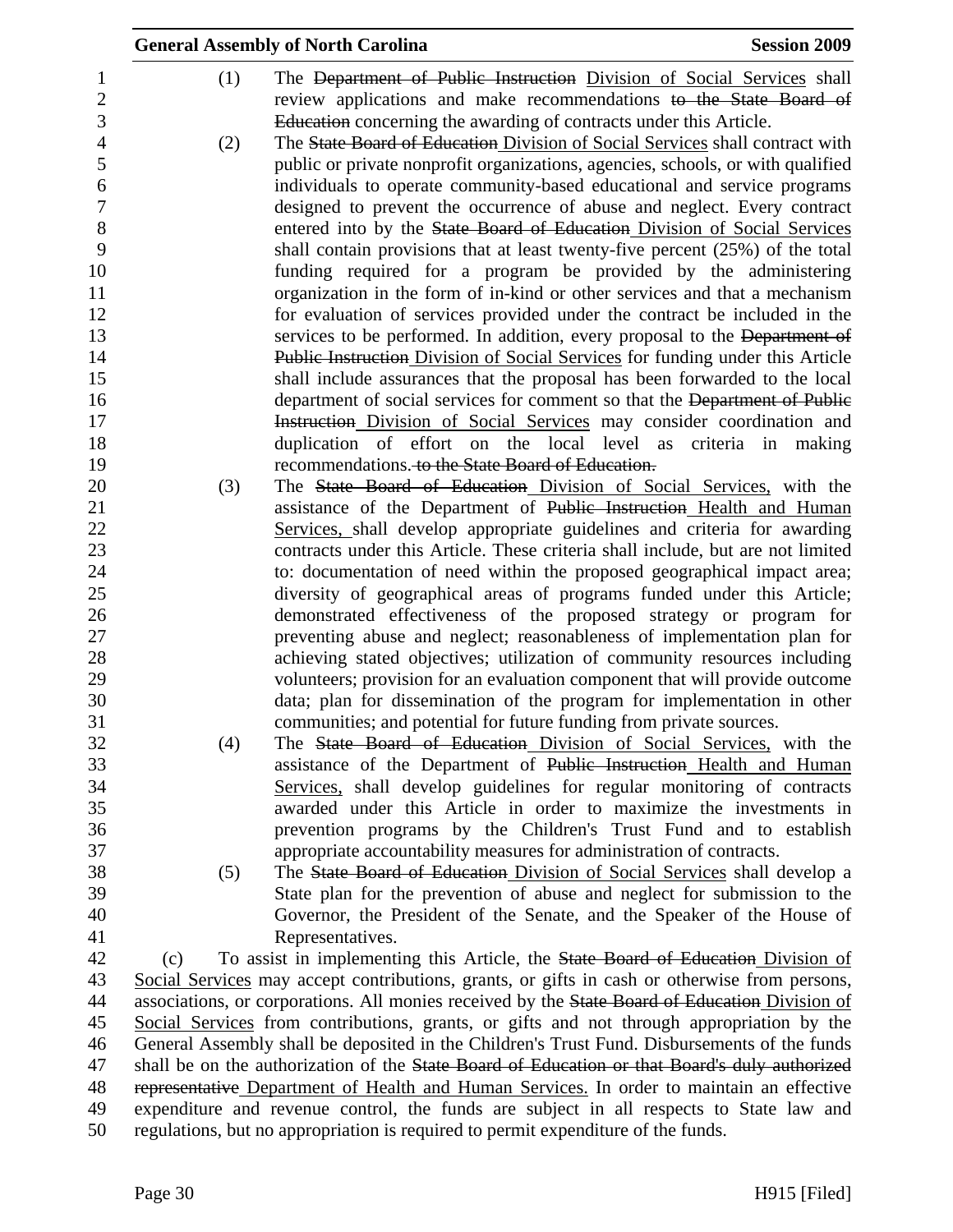(1) The ~~Department of Public Instruction~~ <u>Division of Social Services</u> shall review applications and make recommendations ~~to the State Board of Education~~ concerning the awarding of contracts under this Article.

(2) The ~~State Board of Education~~ <u>Division of Social Services</u> shall contract with public or private nonprofit organizations, agencies, schools, or with qualified individuals to operate community-based educational and service programs designed to prevent the occurrence of abuse and neglect. Every contract entered into by the ~~State Board of Education~~ <u>Division of Social Services</u> shall contain provisions that at least twenty-five percent (25%) of the total funding required for a program be provided by the administering organization in the form of in-kind or other services and that a mechanism for evaluation of services provided under the contract be included in the services to be performed. In addition, every proposal to the ~~Department of Public Instruction~~ <u>Division of Social Services</u> for funding under this Article shall include assurances that the proposal has been forwarded to the local department of social services for comment so that the ~~Department of Public Instruction~~ <u>Division of Social Services</u> may consider coordination and duplication of effort on the local level as criteria in making recommendations. ~~to the State Board of Education.~~

(3) The ~~State Board of Education~~ <u>Division of Social Services,</u> with the assistance of the Department of ~~Public Instruction~~ <u>Health and Human Services,</u> shall develop appropriate guidelines and criteria for awarding contracts under this Article. These criteria shall include, but are not limited to: documentation of need within the proposed geographical impact area; diversity of geographical areas of programs funded under this Article; demonstrated effectiveness of the proposed strategy or program for preventing abuse and neglect; reasonableness of implementation plan for achieving stated objectives; utilization of community resources including volunteers; provision for an evaluation component that will provide outcome data; plan for dissemination of the program for implementation in other communities; and potential for future funding from private sources.

(4) The ~~State Board of Education~~ <u>Division of Social Services,</u> with the assistance of the Department of ~~Public Instruction~~ <u>Health and Human Services,</u> shall develop guidelines for regular monitoring of contracts awarded under this Article in order to maximize the investments in prevention programs by the Children's Trust Fund and to establish appropriate accountability measures for administration of contracts.

(5) The ~~State Board of Education~~ <u>Division of Social Services</u> shall develop a State plan for the prevention of abuse and neglect for submission to the Governor, the President of the Senate, and the Speaker of the House of Representatives.

(c) To assist in implementing this Article, the ~~State Board of Education~~ <u>Division of Social Services</u> may accept contributions, grants, or gifts in cash or otherwise from persons, associations, or corporations. All monies received by the ~~State Board of Education~~ <u>Division of Social Services</u> from contributions, grants, or gifts and not through appropriation by the General Assembly shall be deposited in the Children's Trust Fund. Disbursements of the funds shall be on the authorization of the ~~State Board of Education or that Board's duly authorized representative~~ <u>Department of Health and Human Services.</u> In order to maintain an effective expenditure and revenue control, the funds are subject in all respects to State law and regulations, but no appropriation is required to permit expenditure of the funds.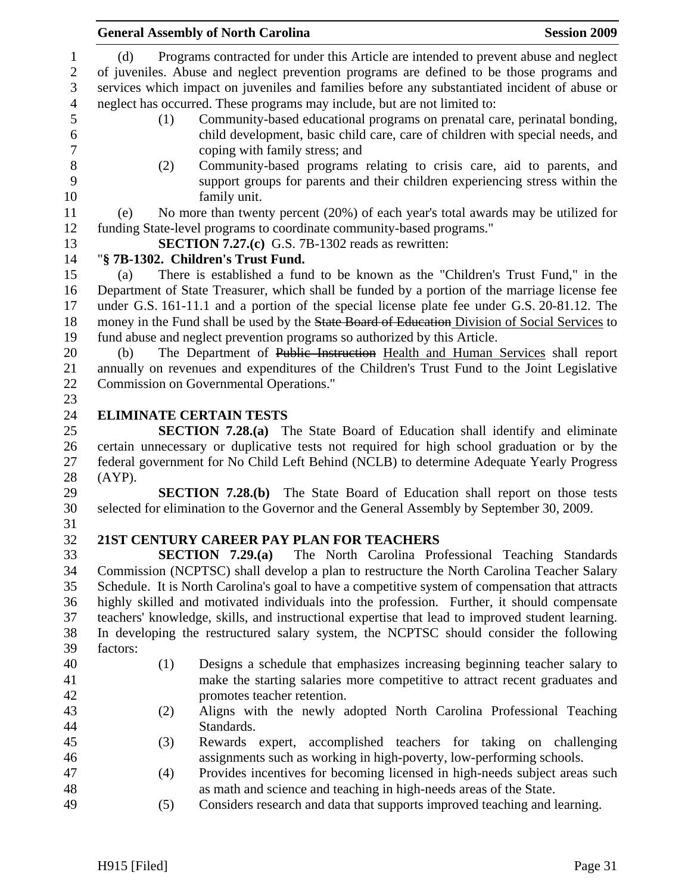(d) Programs contracted for under this Article are intended to prevent abuse and neglect of juveniles. Abuse and neglect prevention programs are defined to be those programs and services which impact on juveniles and families before any substantiated incident of abuse or neglect has occurred. These programs may include, but are not limited to:

(1) Community-based educational programs on prenatal care, perinatal bonding, child development, basic child care, care of children with special needs, and coping with family stress; and

(2) Community-based programs relating to crisis care, aid to parents, and support groups for parents and their children experiencing stress within the family unit.

(e) No more than twenty percent (20%) of each year's total awards may be utilized for funding State-level programs to coordinate community-based programs."

**SECTION 7.27.(c)** G.S. 7B-1302 reads as rewritten:

"**§ 7B-1302. Children's Trust Fund.**

(a) There is established a fund to be known as the "Children's Trust Fund," in the Department of State Treasurer, which shall be funded by a portion of the marriage license fee under G.S. 161-11.1 and a portion of the special license plate fee under G.S. 20-81.12. The money in the Fund shall be used by the ~~State Board of Education~~ Division of Social Services to fund abuse and neglect prevention programs so authorized by this Article.

(b) The Department of ~~Public Instruction~~ Health and Human Services shall report annually on revenues and expenditures of the Children's Trust Fund to the Joint Legislative Commission on Governmental Operations."

**ELIMINATE CERTAIN TESTS**

**SECTION 7.28.(a)** The State Board of Education shall identify and eliminate certain unnecessary or duplicative tests not required for high school graduation or by the federal government for No Child Left Behind (NCLB) to determine Adequate Yearly Progress (AYP).

**SECTION 7.28.(b)** The State Board of Education shall report on those tests selected for elimination to the Governor and the General Assembly by September 30, 2009.

**21ST CENTURY CAREER PAY PLAN FOR TEACHERS**

**SECTION 7.29.(a)** The North Carolina Professional Teaching Standards Commission (NCPTSC) shall develop a plan to restructure the North Carolina Teacher Salary Schedule. It is North Carolina's goal to have a competitive system of compensation that attracts highly skilled and motivated individuals into the profession. Further, it should compensate teachers' knowledge, skills, and instructional expertise that lead to improved student learning. In developing the restructured salary system, the NCPTSC should consider the following factors:

(1) Designs a schedule that emphasizes increasing beginning teacher salary to make the starting salaries more competitive to attract recent graduates and promotes teacher retention.

(2) Aligns with the newly adopted North Carolina Professional Teaching Standards.

(3) Rewards expert, accomplished teachers for taking on challenging assignments such as working in high-poverty, low-performing schools.

(4) Provides incentives for becoming licensed in high-needs subject areas such as math and science and teaching in high-needs areas of the State.

(5) Considers research and data that supports improved teaching and learning.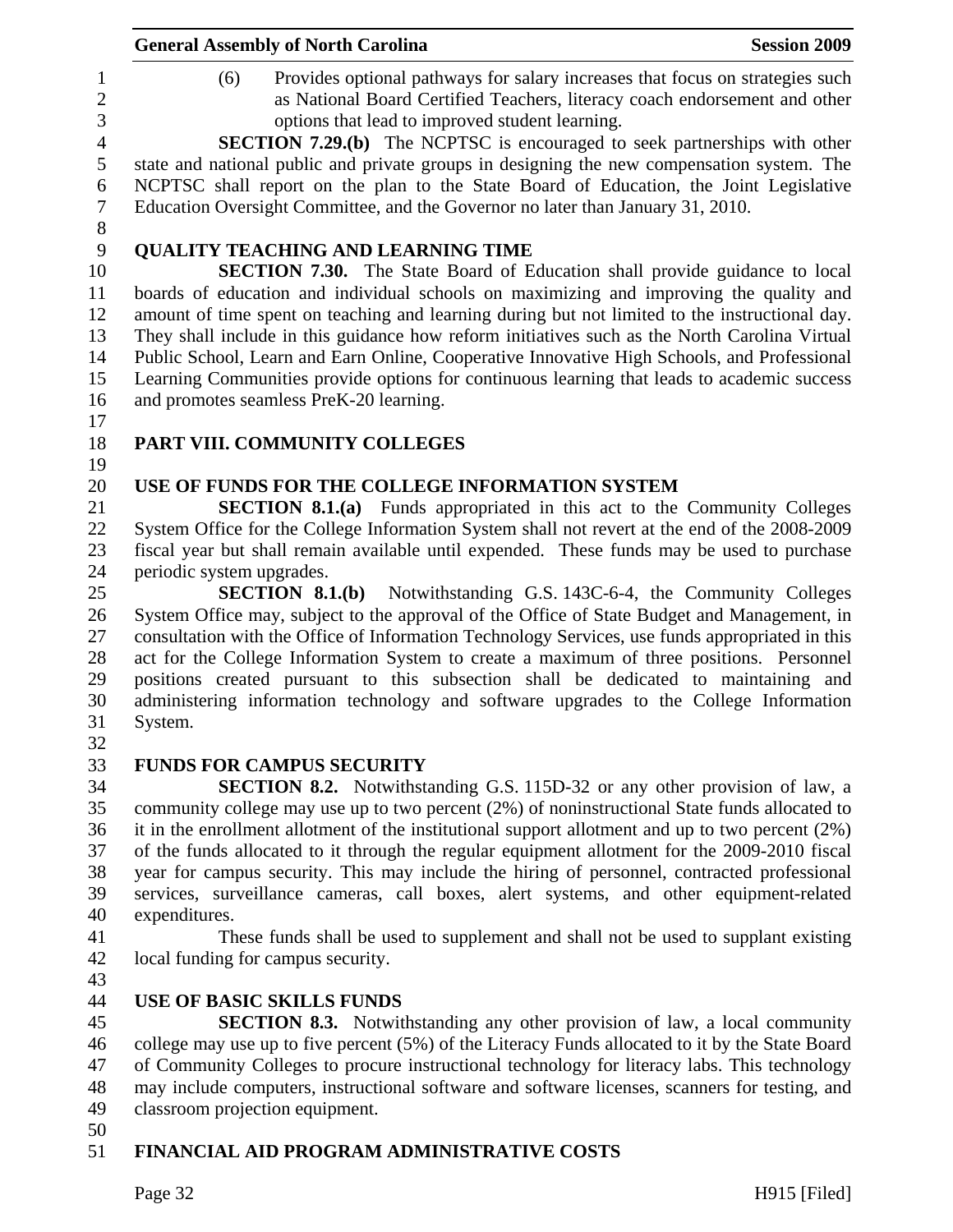(6) Provides optional pathways for salary increases that focus on strategies such as National Board Certified Teachers, literacy coach endorsement and other options that lead to improved student learning.

**SECTION 7.29.(b)** The NCPTSC is encouraged to seek partnerships with other state and national public and private groups in designing the new compensation system. The NCPTSC shall report on the plan to the State Board of Education, the Joint Legislative Education Oversight Committee, and the Governor no later than January 31, 2010.

**QUALITY TEACHING AND LEARNING TIME**

**SECTION 7.30.** The State Board of Education shall provide guidance to local boards of education and individual schools on maximizing and improving the quality and amount of time spent on teaching and learning during but not limited to the instructional day. They shall include in this guidance how reform initiatives such as the North Carolina Virtual Public School, Learn and Earn Online, Cooperative Innovative High Schools, and Professional Learning Communities provide options for continuous learning that leads to academic success and promotes seamless PreK-20 learning.

**PART VIII. COMMUNITY COLLEGES**

**USE OF FUNDS FOR THE COLLEGE INFORMATION SYSTEM**

**SECTION 8.1.(a)** Funds appropriated in this act to the Community Colleges System Office for the College Information System shall not revert at the end of the 2008-2009 fiscal year but shall remain available until expended. These funds may be used to purchase periodic system upgrades.

**SECTION 8.1.(b)** Notwithstanding G.S. 143C-6-4, the Community Colleges System Office may, subject to the approval of the Office of State Budget and Management, in consultation with the Office of Information Technology Services, use funds appropriated in this act for the College Information System to create a maximum of three positions. Personnel positions created pursuant to this subsection shall be dedicated to maintaining and administering information technology and software upgrades to the College Information System.

**FUNDS FOR CAMPUS SECURITY**

**SECTION 8.2.** Notwithstanding G.S. 115D-32 or any other provision of law, a community college may use up to two percent (2%) of noninstructional State funds allocated to it in the enrollment allotment of the institutional support allotment and up to two percent (2%) of the funds allocated to it through the regular equipment allotment for the 2009-2010 fiscal year for campus security. This may include the hiring of personnel, contracted professional services, surveillance cameras, call boxes, alert systems, and other equipment-related expenditures.

These funds shall be used to supplement and shall not be used to supplant existing local funding for campus security.

**USE OF BASIC SKILLS FUNDS**

**SECTION 8.3.** Notwithstanding any other provision of law, a local community college may use up to five percent (5%) of the Literacy Funds allocated to it by the State Board of Community Colleges to procure instructional technology for literacy labs. This technology may include computers, instructional software and software licenses, scanners for testing, and classroom projection equipment.

**FINANCIAL AID PROGRAM ADMINISTRATIVE COSTS**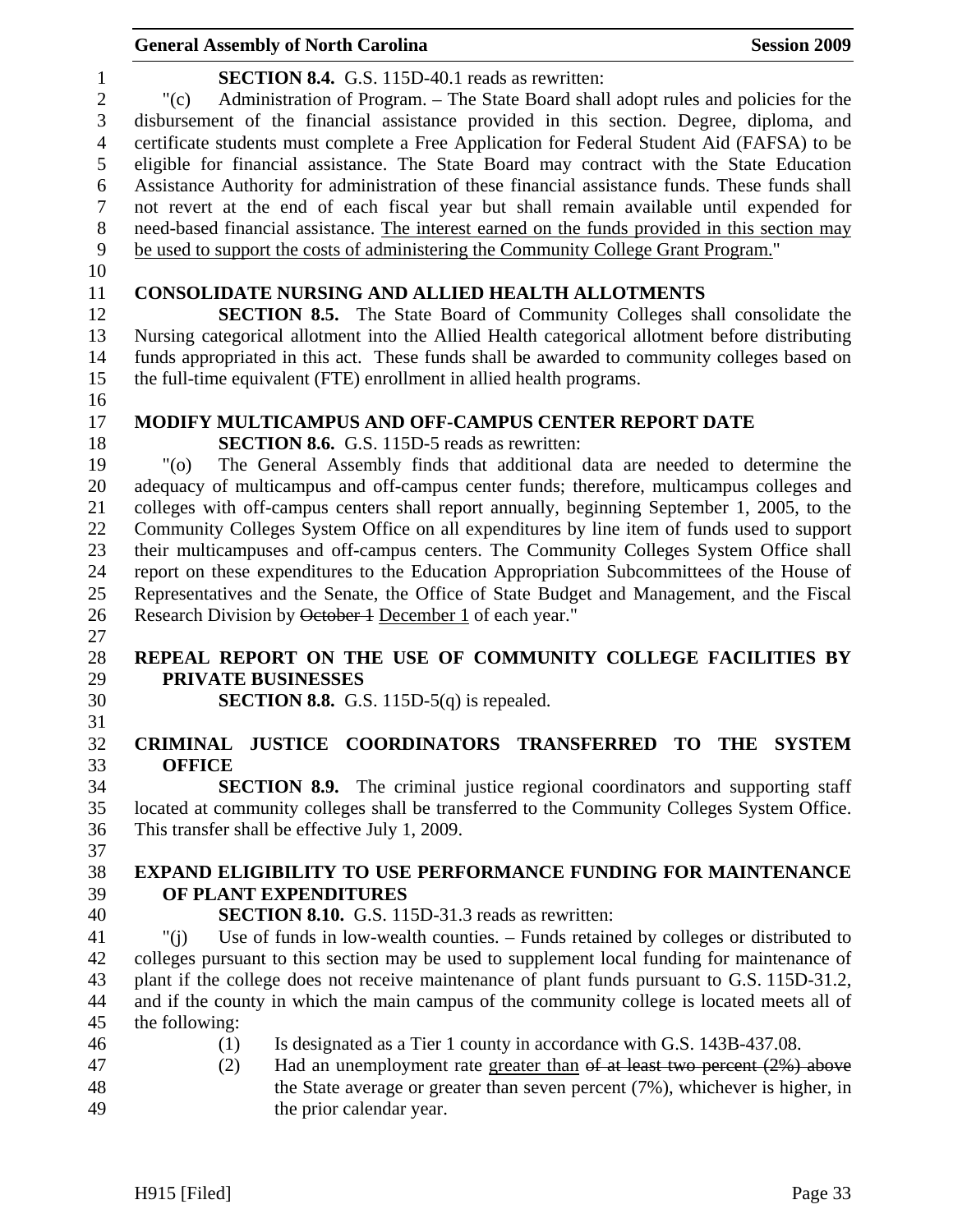**SECTION 8.4.** G.S. 115D-40.1 reads as rewritten:

"(c) Administration of Program. – The State Board shall adopt rules and policies for the disbursement of the financial assistance provided in this section. Degree, diploma, and certificate students must complete a Free Application for Federal Student Aid (FAFSA) to be eligible for financial assistance. The State Board may contract with the State Education Assistance Authority for administration of these financial assistance funds. These funds shall not revert at the end of each fiscal year but shall remain available until expended for need-based financial assistance. <u>The interest earned on the funds provided in this section may be used to support the costs of administering the Community College Grant Program.</u>"

## CONSOLIDATE NURSING AND ALLIED HEALTH ALLOTMENTS

**SECTION 8.5.** The State Board of Community Colleges shall consolidate the Nursing categorical allotment into the Allied Health categorical allotment before distributing funds appropriated in this act. These funds shall be awarded to community colleges based on the full-time equivalent (FTE) enrollment in allied health programs.

## MODIFY MULTICAMPUS AND OFF-CAMPUS CENTER REPORT DATE

**SECTION 8.6.** G.S. 115D-5 reads as rewritten:

"(o) The General Assembly finds that additional data are needed to determine the adequacy of multicampus and off-campus center funds; therefore, multicampus colleges and colleges with off-campus centers shall report annually, beginning September 1, 2005, to the Community Colleges System Office on all expenditures by line item of funds used to support their multicampuses and off-campus centers. The Community Colleges System Office shall report on these expenditures to the Education Appropriation Subcommittees of the House of Representatives and the Senate, the Office of State Budget and Management, and the Fiscal Research Division by ~~October 1~~ <u>December 1</u> of each year."

## REPEAL REPORT ON THE USE OF COMMUNITY COLLEGE FACILITIES BY PRIVATE BUSINESSES

**SECTION 8.8.** G.S. 115D-5(q) is repealed.

## CRIMINAL JUSTICE COORDINATORS TRANSFERRED TO THE SYSTEM OFFICE

**SECTION 8.9.** The criminal justice regional coordinators and supporting staff located at community colleges shall be transferred to the Community Colleges System Office. This transfer shall be effective July 1, 2009.

## EXPAND ELIGIBILITY TO USE PERFORMANCE FUNDING FOR MAINTENANCE OF PLANT EXPENDITURES

**SECTION 8.10.** G.S. 115D-31.3 reads as rewritten:

"(j) Use of funds in low-wealth counties. – Funds retained by colleges or distributed to colleges pursuant to this section may be used to supplement local funding for maintenance of plant if the college does not receive maintenance of plant funds pursuant to G.S. 115D-31.2, and if the county in which the main campus of the community college is located meets all of the following:

(1) Is designated as a Tier 1 county in accordance with G.S. 143B-437.08.
(2) Had an unemployment rate <u>greater than</u> ~~of at least two percent (2%) above~~ the State average or greater than seven percent (7%), whichever is higher, in the prior calendar year.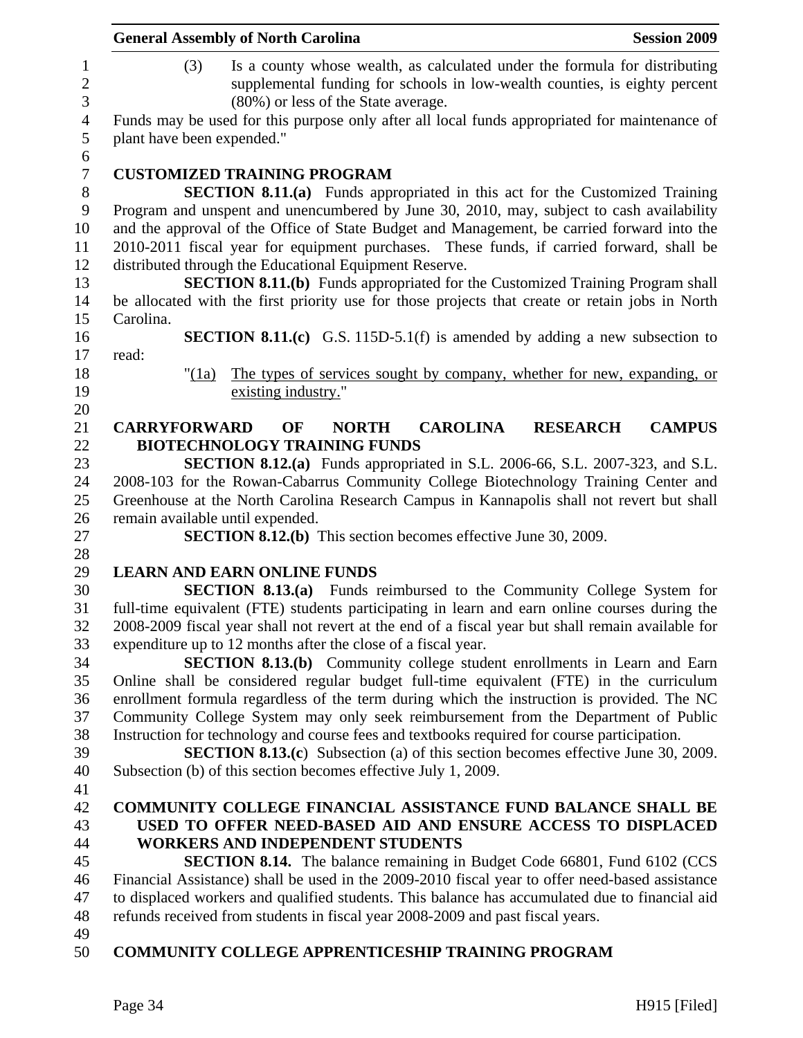(3) Is a county whose wealth, as calculated under the formula for distributing supplemental funding for schools in low-wealth counties, is eighty percent (80%) or less of the State average.

Funds may be used for this purpose only after all local funds appropriated for maintenance of plant have been expended."

**CUSTOMIZED TRAINING PROGRAM**

**SECTION 8.11.(a)** Funds appropriated in this act for the Customized Training Program and unspent and unencumbered by June 30, 2010, may, subject to cash availability and the approval of the Office of State Budget and Management, be carried forward into the 2010-2011 fiscal year for equipment purchases. These funds, if carried forward, shall be distributed through the Educational Equipment Reserve.

**SECTION 8.11.(b)** Funds appropriated for the Customized Training Program shall be allocated with the first priority use for those projects that create or retain jobs in North Carolina.

**SECTION 8.11.(c)** G.S. 115D-5.1(f) is amended by adding a new subsection to read:

"(1a) The types of services sought by company, whether for new, expanding, or existing industry."

**CARRYFORWARD OF NORTH CAROLINA RESEARCH CAMPUS BIOTECHNOLOGY TRAINING FUNDS**

**SECTION 8.12.(a)** Funds appropriated in S.L. 2006-66, S.L. 2007-323, and S.L. 2008-103 for the Rowan-Cabarrus Community College Biotechnology Training Center and Greenhouse at the North Carolina Research Campus in Kannapolis shall not revert but shall remain available until expended.

**SECTION 8.12.(b)** This section becomes effective June 30, 2009.

**LEARN AND EARN ONLINE FUNDS**

**SECTION 8.13.(a)** Funds reimbursed to the Community College System for full-time equivalent (FTE) students participating in learn and earn online courses during the 2008-2009 fiscal year shall not revert at the end of a fiscal year but shall remain available for expenditure up to 12 months after the close of a fiscal year.

**SECTION 8.13.(b)** Community college student enrollments in Learn and Earn Online shall be considered regular budget full-time equivalent (FTE) in the curriculum enrollment formula regardless of the term during which the instruction is provided. The NC Community College System may only seek reimbursement from the Department of Public Instruction for technology and course fees and textbooks required for course participation.

**SECTION 8.13.(c)** Subsection (a) of this section becomes effective June 30, 2009. Subsection (b) of this section becomes effective July 1, 2009.

**COMMUNITY COLLEGE FINANCIAL ASSISTANCE FUND BALANCE SHALL BE USED TO OFFER NEED-BASED AID AND ENSURE ACCESS TO DISPLACED WORKERS AND INDEPENDENT STUDENTS**

**SECTION 8.14.** The balance remaining in Budget Code 66801, Fund 6102 (CCS Financial Assistance) shall be used in the 2009-2010 fiscal year to offer need-based assistance to displaced workers and qualified students. This balance has accumulated due to financial aid refunds received from students in fiscal year 2008-2009 and past fiscal years.

**COMMUNITY COLLEGE APPRENTICESHIP TRAINING PROGRAM**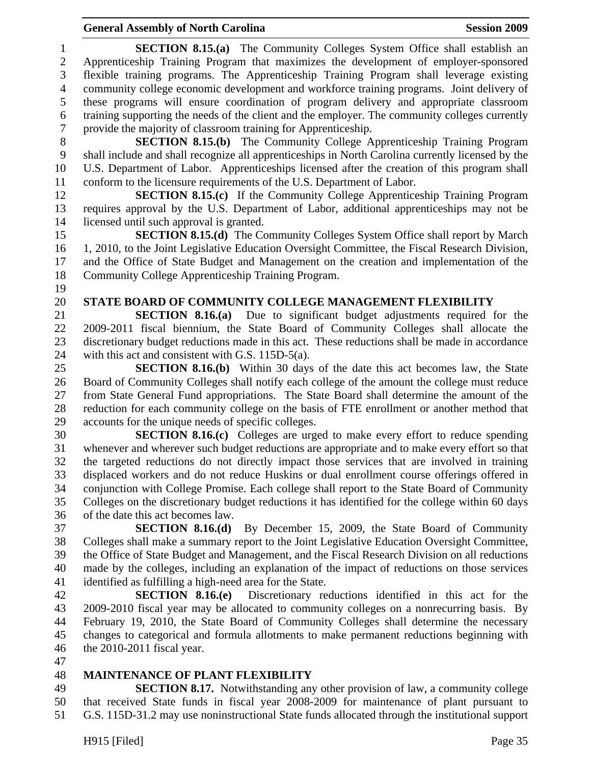**SECTION 8.15.(a)** The Community Colleges System Office shall establish an Apprenticeship Training Program that maximizes the development of employer-sponsored flexible training programs. The Apprenticeship Training Program shall leverage existing community college economic development and workforce training programs. Joint delivery of these programs will ensure coordination of program delivery and appropriate classroom training supporting the needs of the client and the employer. The community colleges currently provide the majority of classroom training for Apprenticeship.

**SECTION 8.15.(b)** The Community College Apprenticeship Training Program shall include and shall recognize all apprenticeships in North Carolina currently licensed by the U.S. Department of Labor. Apprenticeships licensed after the creation of this program shall conform to the licensure requirements of the U.S. Department of Labor.

**SECTION 8.15.(c)** If the Community College Apprenticeship Training Program requires approval by the U.S. Department of Labor, additional apprenticeships may not be licensed until such approval is granted.

**SECTION 8.15.(d)** The Community Colleges System Office shall report by March 1, 2010, to the Joint Legislative Education Oversight Committee, the Fiscal Research Division, and the Office of State Budget and Management on the creation and implementation of the Community College Apprenticeship Training Program.

**STATE BOARD OF COMMUNITY COLLEGE MANAGEMENT FLEXIBILITY**

**SECTION 8.16.(a)** Due to significant budget adjustments required for the 2009-2011 fiscal biennium, the State Board of Community Colleges shall allocate the discretionary budget reductions made in this act. These reductions shall be made in accordance with this act and consistent with G.S. 115D-5(a).

**SECTION 8.16.(b)** Within 30 days of the date this act becomes law, the State Board of Community Colleges shall notify each college of the amount the college must reduce from State General Fund appropriations. The State Board shall determine the amount of the reduction for each community college on the basis of FTE enrollment or another method that accounts for the unique needs of specific colleges.

**SECTION 8.16.(c)** Colleges are urged to make every effort to reduce spending whenever and wherever such budget reductions are appropriate and to make every effort so that the targeted reductions do not directly impact those services that are involved in training displaced workers and do not reduce Huskins or dual enrollment course offerings offered in conjunction with College Promise. Each college shall report to the State Board of Community Colleges on the discretionary budget reductions it has identified for the college within 60 days of the date this act becomes law.

**SECTION 8.16.(d)** By December 15, 2009, the State Board of Community Colleges shall make a summary report to the Joint Legislative Education Oversight Committee, the Office of State Budget and Management, and the Fiscal Research Division on all reductions made by the colleges, including an explanation of the impact of reductions on those services identified as fulfilling a high-need area for the State.

**SECTION 8.16.(e)** Discretionary reductions identified in this act for the 2009-2010 fiscal year may be allocated to community colleges on a nonrecurring basis. By February 19, 2010, the State Board of Community Colleges shall determine the necessary changes to categorical and formula allotments to make permanent reductions beginning with the 2010-2011 fiscal year.

**MAINTENANCE OF PLANT FLEXIBILITY**

**SECTION 8.17.** Notwithstanding any other provision of law, a community college that received State funds in fiscal year 2008-2009 for maintenance of plant pursuant to G.S. 115D-31.2 may use noninstructional State funds allocated through the institutional support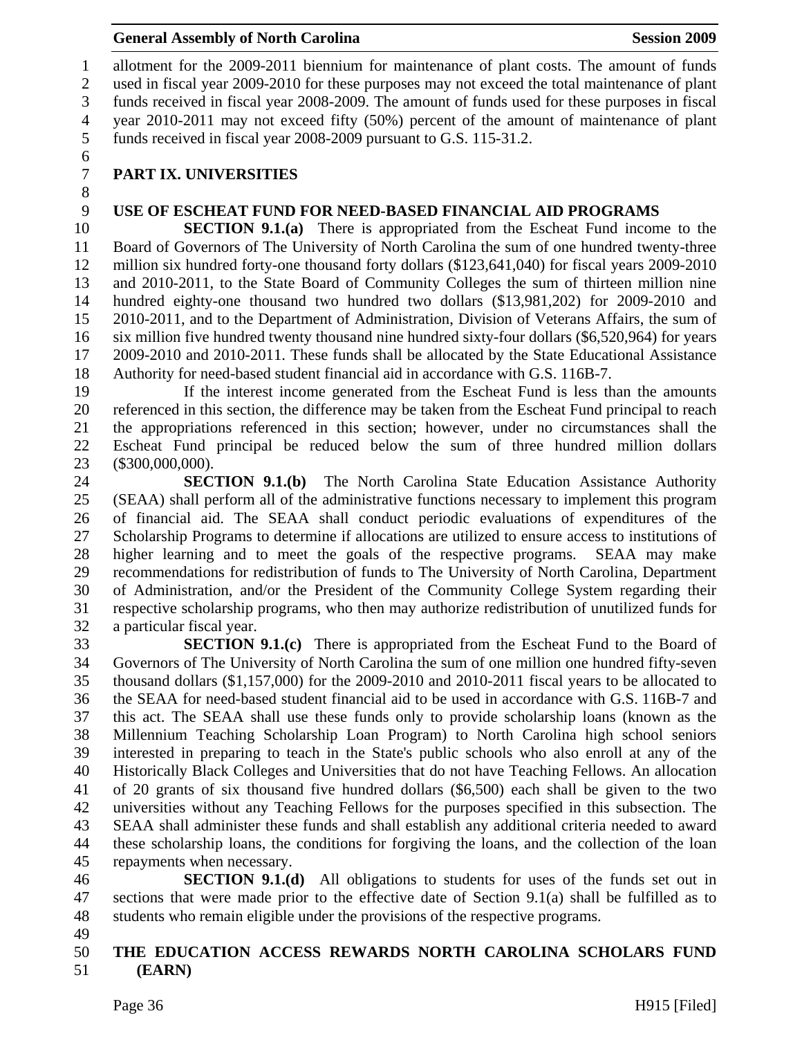allotment for the 2009-2011 biennium for maintenance of plant costs. The amount of funds used in fiscal year 2009-2010 for these purposes may not exceed the total maintenance of plant funds received in fiscal year 2008-2009. The amount of funds used for these purposes in fiscal year 2010-2011 may not exceed fifty (50%) percent of the amount of maintenance of plant funds received in fiscal year 2008-2009 pursuant to G.S. 115-31.2.

## PART IX. UNIVERSITIES

### USE OF ESCHEAT FUND FOR NEED-BASED FINANCIAL AID PROGRAMS

**SECTION 9.1.(a)** There is appropriated from the Escheat Fund income to the Board of Governors of The University of North Carolina the sum of one hundred twenty-three million six hundred forty-one thousand forty dollars ($123,641,040) for fiscal years 2009-2010 and 2010-2011, to the State Board of Community Colleges the sum of thirteen million nine hundred eighty-one thousand two hundred two dollars ($13,981,202) for 2009-2010 and 2010-2011, and to the Department of Administration, Division of Veterans Affairs, the sum of six million five hundred twenty thousand nine hundred sixty-four dollars ($6,520,964) for years 2009-2010 and 2010-2011. These funds shall be allocated by the State Educational Assistance Authority for need-based student financial aid in accordance with G.S. 116B-7.

If the interest income generated from the Escheat Fund is less than the amounts referenced in this section, the difference may be taken from the Escheat Fund principal to reach the appropriations referenced in this section; however, under no circumstances shall the Escheat Fund principal be reduced below the sum of three hundred million dollars ($300,000,000).

**SECTION 9.1.(b)** The North Carolina State Education Assistance Authority (SEAA) shall perform all of the administrative functions necessary to implement this program of financial aid. The SEAA shall conduct periodic evaluations of expenditures of the Scholarship Programs to determine if allocations are utilized to ensure access to institutions of higher learning and to meet the goals of the respective programs. SEAA may make recommendations for redistribution of funds to The University of North Carolina, Department of Administration, and/or the President of the Community College System regarding their respective scholarship programs, who then may authorize redistribution of unutilized funds for a particular fiscal year.

**SECTION 9.1.(c)** There is appropriated from the Escheat Fund to the Board of Governors of The University of North Carolina the sum of one million one hundred fifty-seven thousand dollars ($1,157,000) for the 2009-2010 and 2010-2011 fiscal years to be allocated to the SEAA for need-based student financial aid to be used in accordance with G.S. 116B-7 and this act. The SEAA shall use these funds only to provide scholarship loans (known as the Millennium Teaching Scholarship Loan Program) to North Carolina high school seniors interested in preparing to teach in the State's public schools who also enroll at any of the Historically Black Colleges and Universities that do not have Teaching Fellows. An allocation of 20 grants of six thousand five hundred dollars ($6,500) each shall be given to the two universities without any Teaching Fellows for the purposes specified in this subsection. The SEAA shall administer these funds and shall establish any additional criteria needed to award these scholarship loans, the conditions for forgiving the loans, and the collection of the loan repayments when necessary.

**SECTION 9.1.(d)** All obligations to students for uses of the funds set out in sections that were made prior to the effective date of Section 9.1(a) shall be fulfilled as to students who remain eligible under the provisions of the respective programs.

### THE EDUCATION ACCESS REWARDS NORTH CAROLINA SCHOLARS FUND (EARN)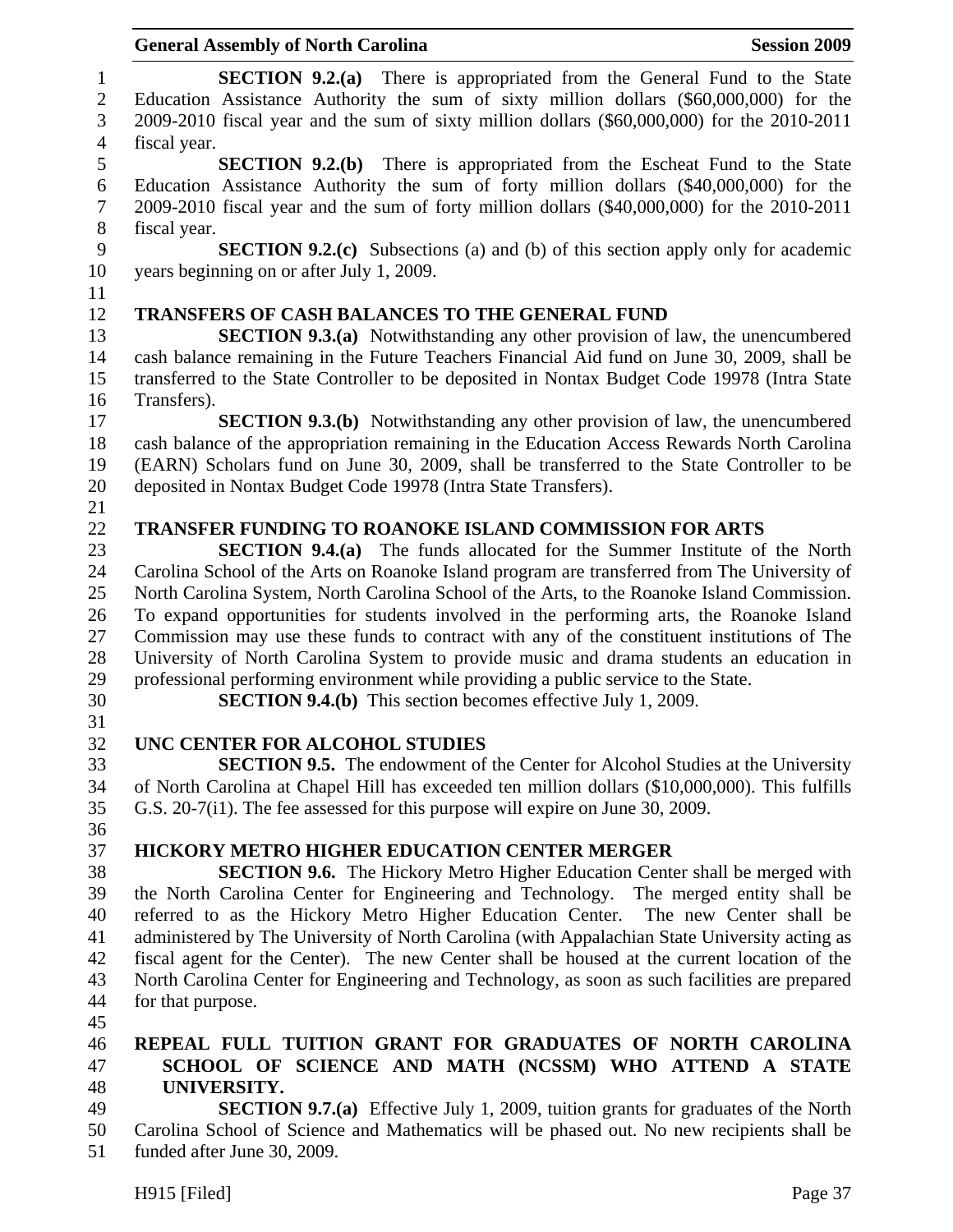**SECTION 9.2.(a)** There is appropriated from the General Fund to the State Education Assistance Authority the sum of sixty million dollars ($60,000,000) for the 2009-2010 fiscal year and the sum of sixty million dollars ($60,000,000) for the 2010-2011 fiscal year.

**SECTION 9.2.(b)** There is appropriated from the Escheat Fund to the State Education Assistance Authority the sum of forty million dollars ($40,000,000) for the 2009-2010 fiscal year and the sum of forty million dollars ($40,000,000) for the 2010-2011 fiscal year.

**SECTION 9.2.(c)** Subsections (a) and (b) of this section apply only for academic years beginning on or after July 1, 2009.

**TRANSFERS OF CASH BALANCES TO THE GENERAL FUND**

**SECTION 9.3.(a)** Notwithstanding any other provision of law, the unencumbered cash balance remaining in the Future Teachers Financial Aid fund on June 30, 2009, shall be transferred to the State Controller to be deposited in Nontax Budget Code 19978 (Intra State Transfers).

**SECTION 9.3.(b)** Notwithstanding any other provision of law, the unencumbered cash balance of the appropriation remaining in the Education Access Rewards North Carolina (EARN) Scholars fund on June 30, 2009, shall be transferred to the State Controller to be deposited in Nontax Budget Code 19978 (Intra State Transfers).

**TRANSFER FUNDING TO ROANOKE ISLAND COMMISSION FOR ARTS**

**SECTION 9.4.(a)** The funds allocated for the Summer Institute of the North Carolina School of the Arts on Roanoke Island program are transferred from The University of North Carolina System, North Carolina School of the Arts, to the Roanoke Island Commission. To expand opportunities for students involved in the performing arts, the Roanoke Island Commission may use these funds to contract with any of the constituent institutions of The University of North Carolina System to provide music and drama students an education in professional performing environment while providing a public service to the State.

**SECTION 9.4.(b)** This section becomes effective July 1, 2009.

**UNC CENTER FOR ALCOHOL STUDIES**

**SECTION 9.5.** The endowment of the Center for Alcohol Studies at the University of North Carolina at Chapel Hill has exceeded ten million dollars ($10,000,000). This fulfills G.S. 20-7(i1). The fee assessed for this purpose will expire on June 30, 2009.

**HICKORY METRO HIGHER EDUCATION CENTER MERGER**

**SECTION 9.6.** The Hickory Metro Higher Education Center shall be merged with the North Carolina Center for Engineering and Technology. The merged entity shall be referred to as the Hickory Metro Higher Education Center. The new Center shall be administered by The University of North Carolina (with Appalachian State University acting as fiscal agent for the Center). The new Center shall be housed at the current location of the North Carolina Center for Engineering and Technology, as soon as such facilities are prepared for that purpose.

**REPEAL FULL TUITION GRANT FOR GRADUATES OF NORTH CAROLINA SCHOOL OF SCIENCE AND MATH (NCSSM) WHO ATTEND A STATE UNIVERSITY.**

**SECTION 9.7.(a)** Effective July 1, 2009, tuition grants for graduates of the North Carolina School of Science and Mathematics will be phased out. No new recipients shall be funded after June 30, 2009.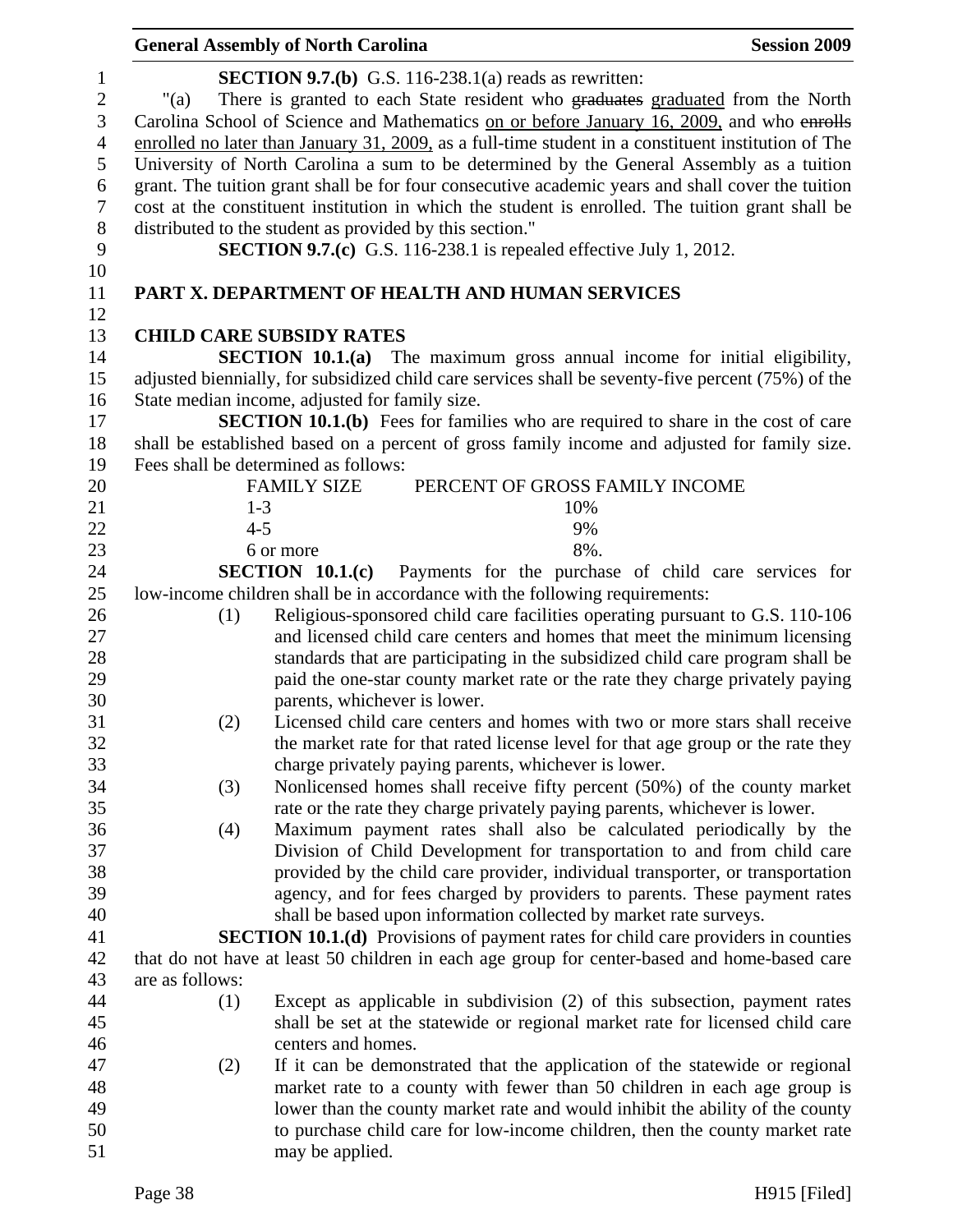**SECTION 9.7.(b)** G.S. 116-238.1(a) reads as rewritten:

"(a) There is granted to each State resident who ~~graduates~~ graduated from the North Carolina School of Science and Mathematics on or before January 16, 2009, and who ~~enrolls~~ enrolled no later than January 31, 2009, as a full-time student in a constituent institution of The University of North Carolina a sum to be determined by the General Assembly as a tuition grant. The tuition grant shall be for four consecutive academic years and shall cover the tuition cost at the constituent institution in which the student is enrolled. The tuition grant shall be distributed to the student as provided by this section."

**SECTION 9.7.(c)** G.S. 116-238.1 is repealed effective July 1, 2012.

## PART X. DEPARTMENT OF HEALTH AND HUMAN SERVICES

### CHILD CARE SUBSIDY RATES

**SECTION 10.1.(a)** The maximum gross annual income for initial eligibility, adjusted biennially, for subsidized child care services shall be seventy-five percent (75%) of the State median income, adjusted for family size.

**SECTION 10.1.(b)** Fees for families who are required to share in the cost of care shall be established based on a percent of gross family income and adjusted for family size. Fees shall be determined as follows:

| FAMILY SIZE | PERCENT OF GROSS FAMILY INCOME |
|---|---|
| 1-3 | 10% |
| 4-5 | 9% |
| 6 or more | 8%. |

**SECTION 10.1.(c)** Payments for the purchase of child care services for low-income children shall be in accordance with the following requirements:

(1) Religious-sponsored child care facilities operating pursuant to G.S. 110-106 and licensed child care centers and homes that meet the minimum licensing standards that are participating in the subsidized child care program shall be paid the one-star county market rate or the rate they charge privately paying parents, whichever is lower.

(2) Licensed child care centers and homes with two or more stars shall receive the market rate for that rated license level for that age group or the rate they charge privately paying parents, whichever is lower.

(3) Nonlicensed homes shall receive fifty percent (50%) of the county market rate or the rate they charge privately paying parents, whichever is lower.

(4) Maximum payment rates shall also be calculated periodically by the Division of Child Development for transportation to and from child care provided by the child care provider, individual transporter, or transportation agency, and for fees charged by providers to parents. These payment rates shall be based upon information collected by market rate surveys.

**SECTION 10.1.(d)** Provisions of payment rates for child care providers in counties that do not have at least 50 children in each age group for center-based and home-based care are as follows:

(1) Except as applicable in subdivision (2) of this subsection, payment rates shall be set at the statewide or regional market rate for licensed child care centers and homes.

(2) If it can be demonstrated that the application of the statewide or regional market rate to a county with fewer than 50 children in each age group is lower than the county market rate and would inhibit the ability of the county to purchase child care for low-income children, then the county market rate may be applied.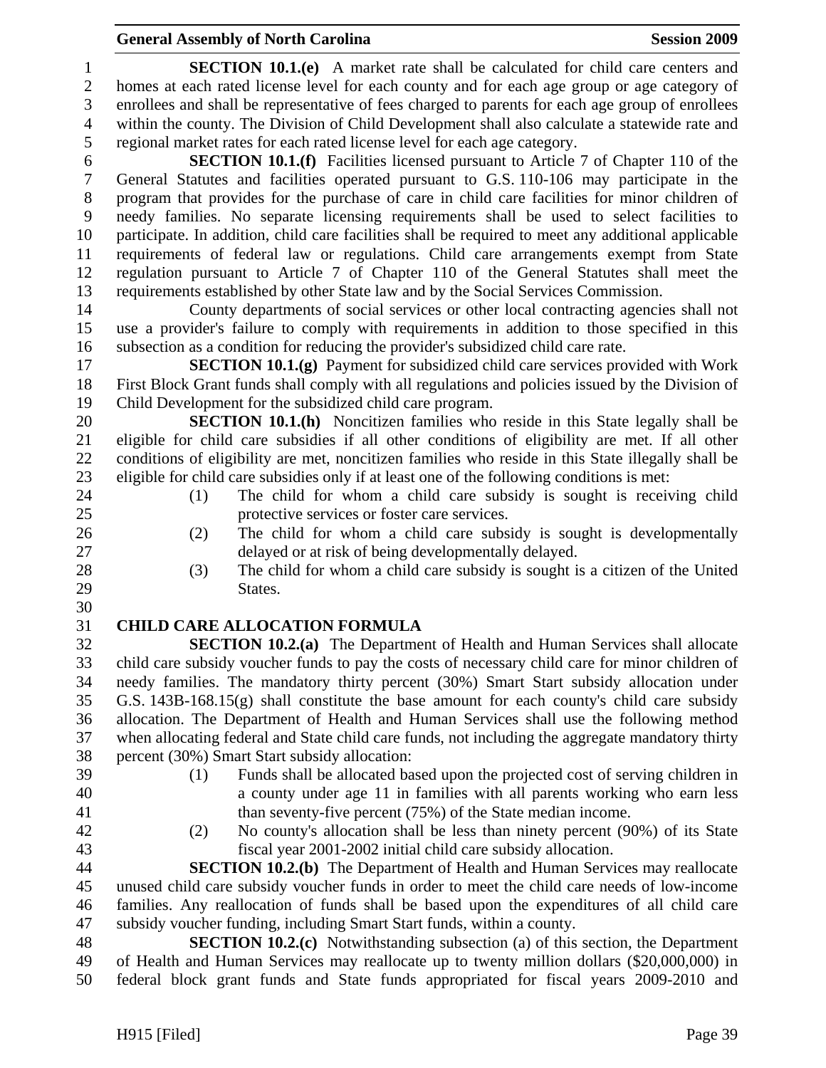**SECTION 10.1.(e)** A market rate shall be calculated for child care centers and homes at each rated license level for each county and for each age group or age category of enrollees and shall be representative of fees charged to parents for each age group of enrollees within the county. The Division of Child Development shall also calculate a statewide rate and regional market rates for each rated license level for each age category.

**SECTION 10.1.(f)** Facilities licensed pursuant to Article 7 of Chapter 110 of the General Statutes and facilities operated pursuant to G.S. 110-106 may participate in the program that provides for the purchase of care in child care facilities for minor children of needy families. No separate licensing requirements shall be used to select facilities to participate. In addition, child care facilities shall be required to meet any additional applicable requirements of federal law or regulations. Child care arrangements exempt from State regulation pursuant to Article 7 of Chapter 110 of the General Statutes shall meet the requirements established by other State law and by the Social Services Commission.

County departments of social services or other local contracting agencies shall not use a provider's failure to comply with requirements in addition to those specified in this subsection as a condition for reducing the provider's subsidized child care rate.

**SECTION 10.1.(g)** Payment for subsidized child care services provided with Work First Block Grant funds shall comply with all regulations and policies issued by the Division of Child Development for the subsidized child care program.

**SECTION 10.1.(h)** Noncitizen families who reside in this State legally shall be eligible for child care subsidies if all other conditions of eligibility are met. If all other conditions of eligibility are met, noncitizen families who reside in this State illegally shall be eligible for child care subsidies only if at least one of the following conditions is met:

(1) The child for whom a child care subsidy is sought is receiving child protective services or foster care services.

(2) The child for whom a child care subsidy is sought is developmentally delayed or at risk of being developmentally delayed.

(3) The child for whom a child care subsidy is sought is a citizen of the United States.

**CHILD CARE ALLOCATION FORMULA**

**SECTION 10.2.(a)** The Department of Health and Human Services shall allocate child care subsidy voucher funds to pay the costs of necessary child care for minor children of needy families. The mandatory thirty percent (30%) Smart Start subsidy allocation under G.S. 143B-168.15(g) shall constitute the base amount for each county's child care subsidy allocation. The Department of Health and Human Services shall use the following method when allocating federal and State child care funds, not including the aggregate mandatory thirty percent (30%) Smart Start subsidy allocation:

(1) Funds shall be allocated based upon the projected cost of serving children in a county under age 11 in families with all parents working who earn less than seventy-five percent (75%) of the State median income.

(2) No county's allocation shall be less than ninety percent (90%) of its State fiscal year 2001-2002 initial child care subsidy allocation.

**SECTION 10.2.(b)** The Department of Health and Human Services may reallocate unused child care subsidy voucher funds in order to meet the child care needs of low-income families. Any reallocation of funds shall be based upon the expenditures of all child care subsidy voucher funding, including Smart Start funds, within a county.

**SECTION 10.2.(c)** Notwithstanding subsection (a) of this section, the Department of Health and Human Services may reallocate up to twenty million dollars ($20,000,000) in federal block grant funds and State funds appropriated for fiscal years 2009-2010 and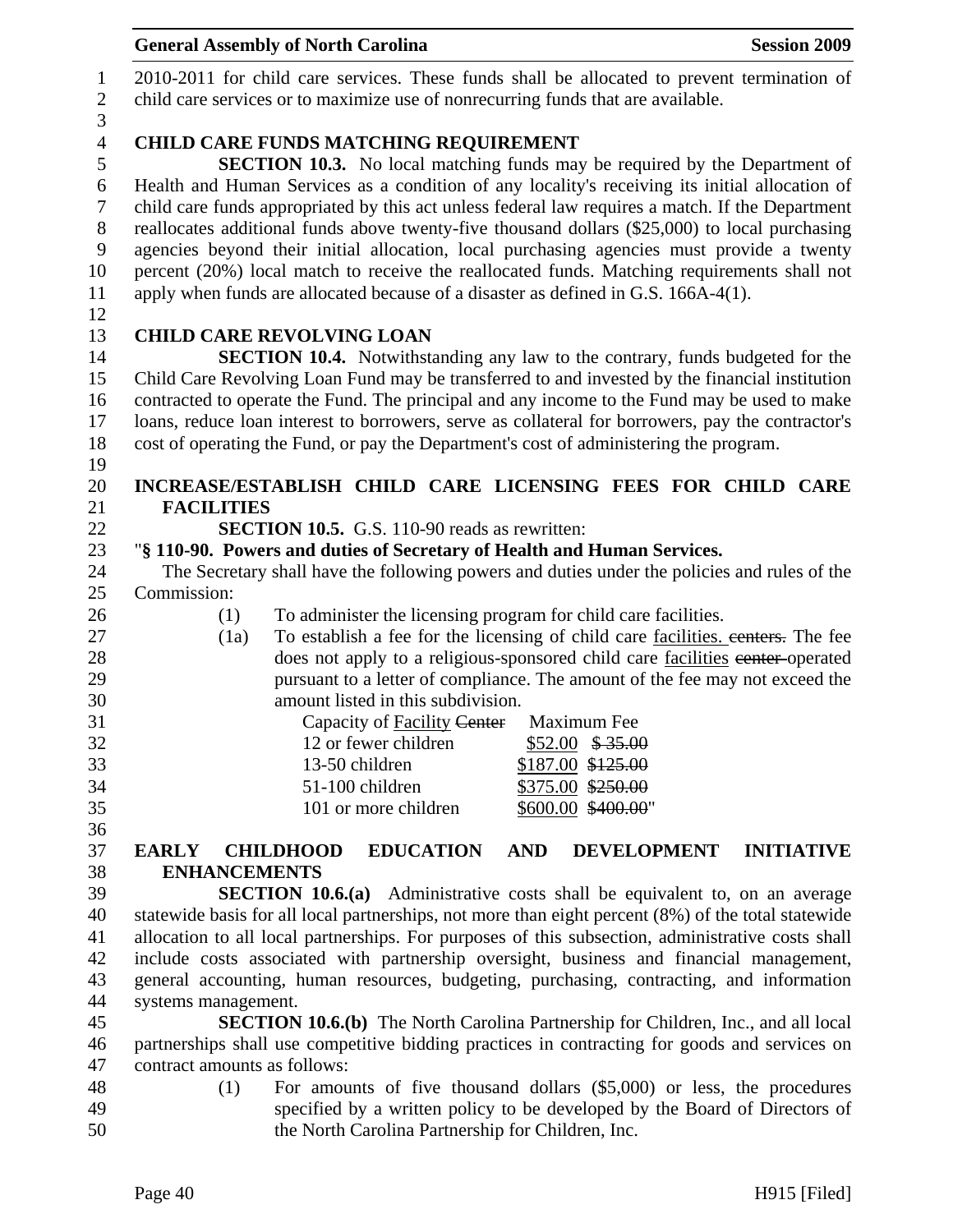2010-2011 for child care services. These funds shall be allocated to prevent termination of child care services or to maximize use of nonrecurring funds that are available.

**CHILD CARE FUNDS MATCHING REQUIREMENT**

**SECTION 10.3.** No local matching funds may be required by the Department of Health and Human Services as a condition of any locality's receiving its initial allocation of child care funds appropriated by this act unless federal law requires a match. If the Department reallocates additional funds above twenty-five thousand dollars ($25,000) to local purchasing agencies beyond their initial allocation, local purchasing agencies must provide a twenty percent (20%) local match to receive the reallocated funds. Matching requirements shall not apply when funds are allocated because of a disaster as defined in G.S. 166A-4(1).

**CHILD CARE REVOLVING LOAN**

**SECTION 10.4.** Notwithstanding any law to the contrary, funds budgeted for the Child Care Revolving Loan Fund may be transferred to and invested by the financial institution contracted to operate the Fund. The principal and any income to the Fund may be used to make loans, reduce loan interest to borrowers, serve as collateral for borrowers, pay the contractor's cost of operating the Fund, or pay the Department's cost of administering the program.

**INCREASE/ESTABLISH CHILD CARE LICENSING FEES FOR CHILD CARE FACILITIES**

**SECTION 10.5.** G.S. 110-90 reads as rewritten:

"**§ 110-90. Powers and duties of Secretary of Health and Human Services.**

The Secretary shall have the following powers and duties under the policies and rules of the Commission:

(1) To administer the licensing program for child care facilities.

(1a) To establish a fee for the licensing of child care facilities. ~~centers.~~ The fee does not apply to a religious-sponsored child care facilities ~~center~~ operated pursuant to a letter of compliance. The amount of the fee may not exceed the amount listed in this subdivision.

| Capacity of Facility ~~Center~~ | Maximum Fee |
| --- | --- |
| 12 or fewer children | $52.00 ~~$ 35.00~~ |
| 13-50 children | $187.00 ~~$125.00~~ |
| 51-100 children | $375.00 ~~$250.00~~ |
| 101 or more children | $600.00 ~~$400.00~~" |

**EARLY CHILDHOOD EDUCATION AND DEVELOPMENT INITIATIVE ENHANCEMENTS**

**SECTION 10.6.(a)** Administrative costs shall be equivalent to, on an average statewide basis for all local partnerships, not more than eight percent (8%) of the total statewide allocation to all local partnerships. For purposes of this subsection, administrative costs shall include costs associated with partnership oversight, business and financial management, general accounting, human resources, budgeting, purchasing, contracting, and information systems management.

**SECTION 10.6.(b)** The North Carolina Partnership for Children, Inc., and all local partnerships shall use competitive bidding practices in contracting for goods and services on contract amounts as follows:

(1) For amounts of five thousand dollars ($5,000) or less, the procedures specified by a written policy to be developed by the Board of Directors of the North Carolina Partnership for Children, Inc.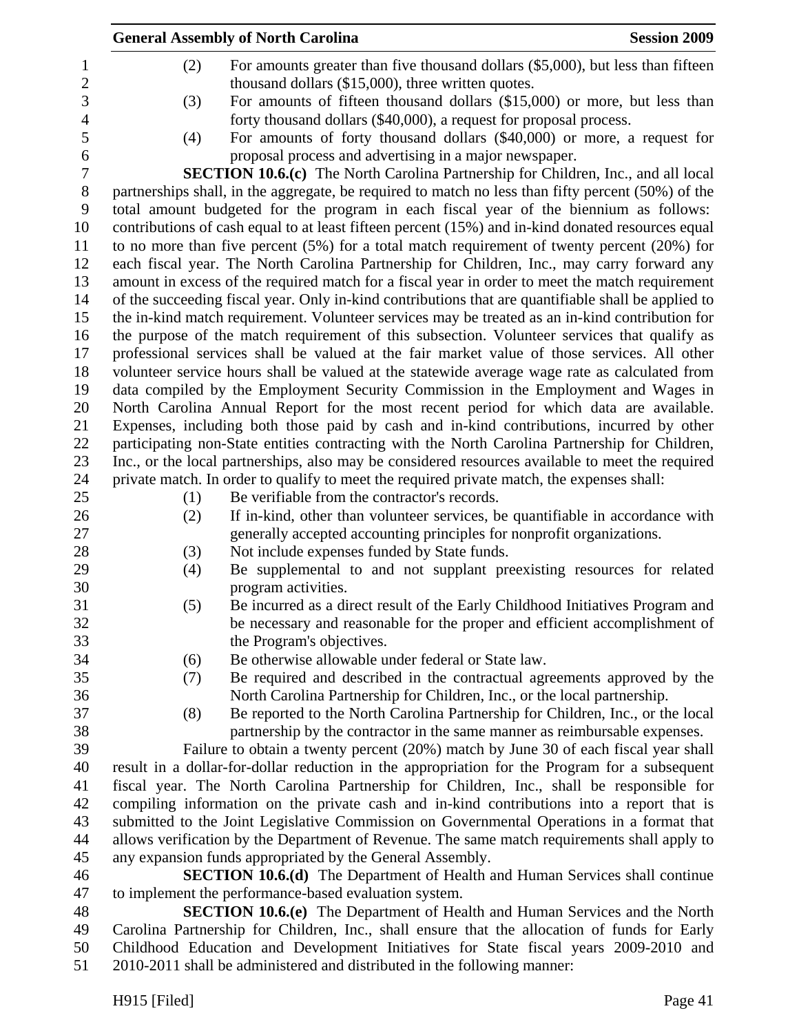(2) For amounts greater than five thousand dollars ($5,000), but less than fifteen thousand dollars ($15,000), three written quotes.

(3) For amounts of fifteen thousand dollars ($15,000) or more, but less than forty thousand dollars ($40,000), a request for proposal process.

(4) For amounts of forty thousand dollars ($40,000) or more, a request for proposal process and advertising in a major newspaper.

**SECTION 10.6.(c)** The North Carolina Partnership for Children, Inc., and all local partnerships shall, in the aggregate, be required to match no less than fifty percent (50%) of the total amount budgeted for the program in each fiscal year of the biennium as follows: contributions of cash equal to at least fifteen percent (15%) and in-kind donated resources equal to no more than five percent (5%) for a total match requirement of twenty percent (20%) for each fiscal year. The North Carolina Partnership for Children, Inc., may carry forward any amount in excess of the required match for a fiscal year in order to meet the match requirement of the succeeding fiscal year. Only in-kind contributions that are quantifiable shall be applied to the in-kind match requirement. Volunteer services may be treated as an in-kind contribution for the purpose of the match requirement of this subsection. Volunteer services that qualify as professional services shall be valued at the fair market value of those services. All other volunteer service hours shall be valued at the statewide average wage rate as calculated from data compiled by the Employment Security Commission in the Employment and Wages in North Carolina Annual Report for the most recent period for which data are available. Expenses, including both those paid by cash and in-kind contributions, incurred by other participating non-State entities contracting with the North Carolina Partnership for Children, Inc., or the local partnerships, also may be considered resources available to meet the required private match. In order to qualify to meet the required private match, the expenses shall:

(1) Be verifiable from the contractor's records.

(2) If in-kind, other than volunteer services, be quantifiable in accordance with generally accepted accounting principles for nonprofit organizations.

(3) Not include expenses funded by State funds.

(4) Be supplemental to and not supplant preexisting resources for related program activities.

(5) Be incurred as a direct result of the Early Childhood Initiatives Program and be necessary and reasonable for the proper and efficient accomplishment of the Program's objectives.

(6) Be otherwise allowable under federal or State law.

(7) Be required and described in the contractual agreements approved by the North Carolina Partnership for Children, Inc., or the local partnership.

(8) Be reported to the North Carolina Partnership for Children, Inc., or the local partnership by the contractor in the same manner as reimbursable expenses.

Failure to obtain a twenty percent (20%) match by June 30 of each fiscal year shall result in a dollar-for-dollar reduction in the appropriation for the Program for a subsequent fiscal year. The North Carolina Partnership for Children, Inc., shall be responsible for compiling information on the private cash and in-kind contributions into a report that is submitted to the Joint Legislative Commission on Governmental Operations in a format that allows verification by the Department of Revenue. The same match requirements shall apply to any expansion funds appropriated by the General Assembly.

**SECTION 10.6.(d)** The Department of Health and Human Services shall continue to implement the performance-based evaluation system.

**SECTION 10.6.(e)** The Department of Health and Human Services and the North Carolina Partnership for Children, Inc., shall ensure that the allocation of funds for Early Childhood Education and Development Initiatives for State fiscal years 2009-2010 and 2010-2011 shall be administered and distributed in the following manner: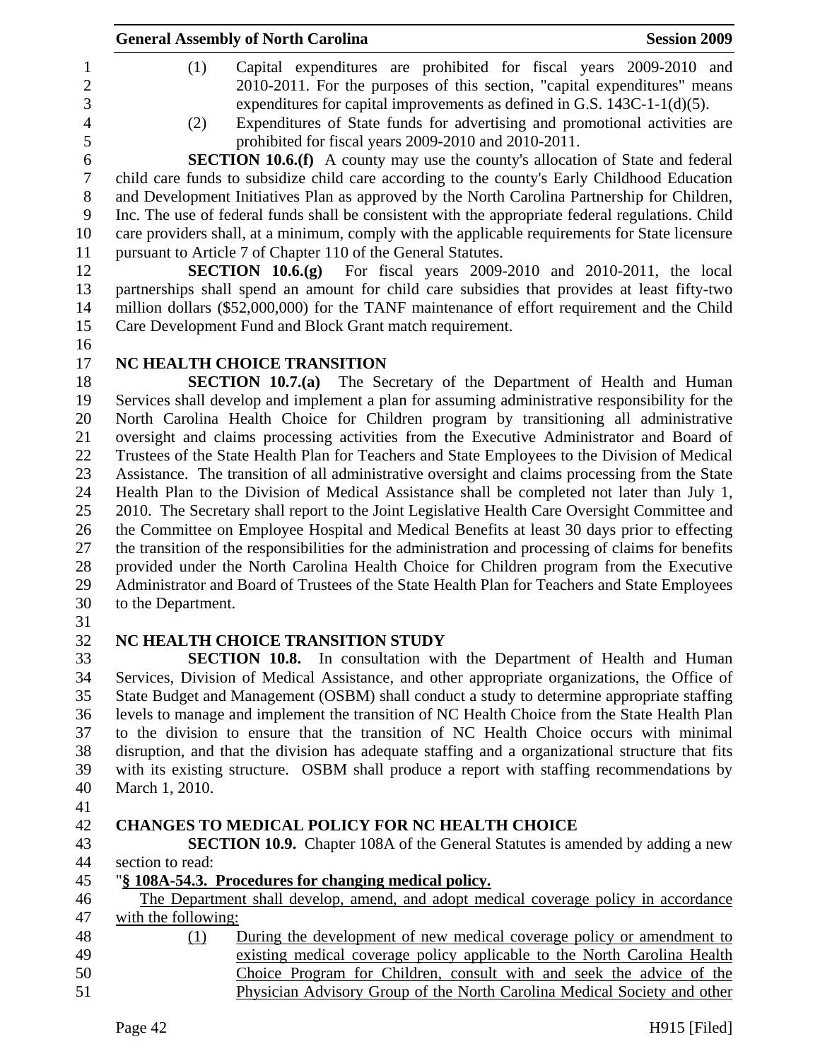(1) Capital expenditures are prohibited for fiscal years 2009-2010 and 2010-2011. For the purposes of this section, "capital expenditures" means expenditures for capital improvements as defined in G.S. 143C-1-1(d)(5).

(2) Expenditures of State funds for advertising and promotional activities are prohibited for fiscal years 2009-2010 and 2010-2011.

**SECTION 10.6.(f)** A county may use the county's allocation of State and federal child care funds to subsidize child care according to the county's Early Childhood Education and Development Initiatives Plan as approved by the North Carolina Partnership for Children, Inc. The use of federal funds shall be consistent with the appropriate federal regulations. Child care providers shall, at a minimum, comply with the applicable requirements for State licensure pursuant to Article 7 of Chapter 110 of the General Statutes.

**SECTION 10.6.(g)** For fiscal years 2009-2010 and 2010-2011, the local partnerships shall spend an amount for child care subsidies that provides at least fifty-two million dollars ($52,000,000) for the TANF maintenance of effort requirement and the Child Care Development Fund and Block Grant match requirement.

**NC HEALTH CHOICE TRANSITION**

**SECTION 10.7.(a)** The Secretary of the Department of Health and Human Services shall develop and implement a plan for assuming administrative responsibility for the North Carolina Health Choice for Children program by transitioning all administrative oversight and claims processing activities from the Executive Administrator and Board of Trustees of the State Health Plan for Teachers and State Employees to the Division of Medical Assistance. The transition of all administrative oversight and claims processing from the State Health Plan to the Division of Medical Assistance shall be completed not later than July 1, 2010. The Secretary shall report to the Joint Legislative Health Care Oversight Committee and the Committee on Employee Hospital and Medical Benefits at least 30 days prior to effecting the transition of the responsibilities for the administration and processing of claims for benefits provided under the North Carolina Health Choice for Children program from the Executive Administrator and Board of Trustees of the State Health Plan for Teachers and State Employees to the Department.

**NC HEALTH CHOICE TRANSITION STUDY**

**SECTION 10.8.** In consultation with the Department of Health and Human Services, Division of Medical Assistance, and other appropriate organizations, the Office of State Budget and Management (OSBM) shall conduct a study to determine appropriate staffing levels to manage and implement the transition of NC Health Choice from the State Health Plan to the division to ensure that the transition of NC Health Choice occurs with minimal disruption, and that the division has adequate staffing and a organizational structure that fits with its existing structure. OSBM shall produce a report with staffing recommendations by March 1, 2010.

**CHANGES TO MEDICAL POLICY FOR NC HEALTH CHOICE**

**SECTION 10.9.** Chapter 108A of the General Statutes is amended by adding a new section to read:

"**§ 108A-54.3. Procedures for changing medical policy.**

The Department shall develop, amend, and adopt medical coverage policy in accordance with the following:

(1) During the development of new medical coverage policy or amendment to existing medical coverage policy applicable to the North Carolina Health Choice Program for Children, consult with and seek the advice of the Physician Advisory Group of the North Carolina Medical Society and other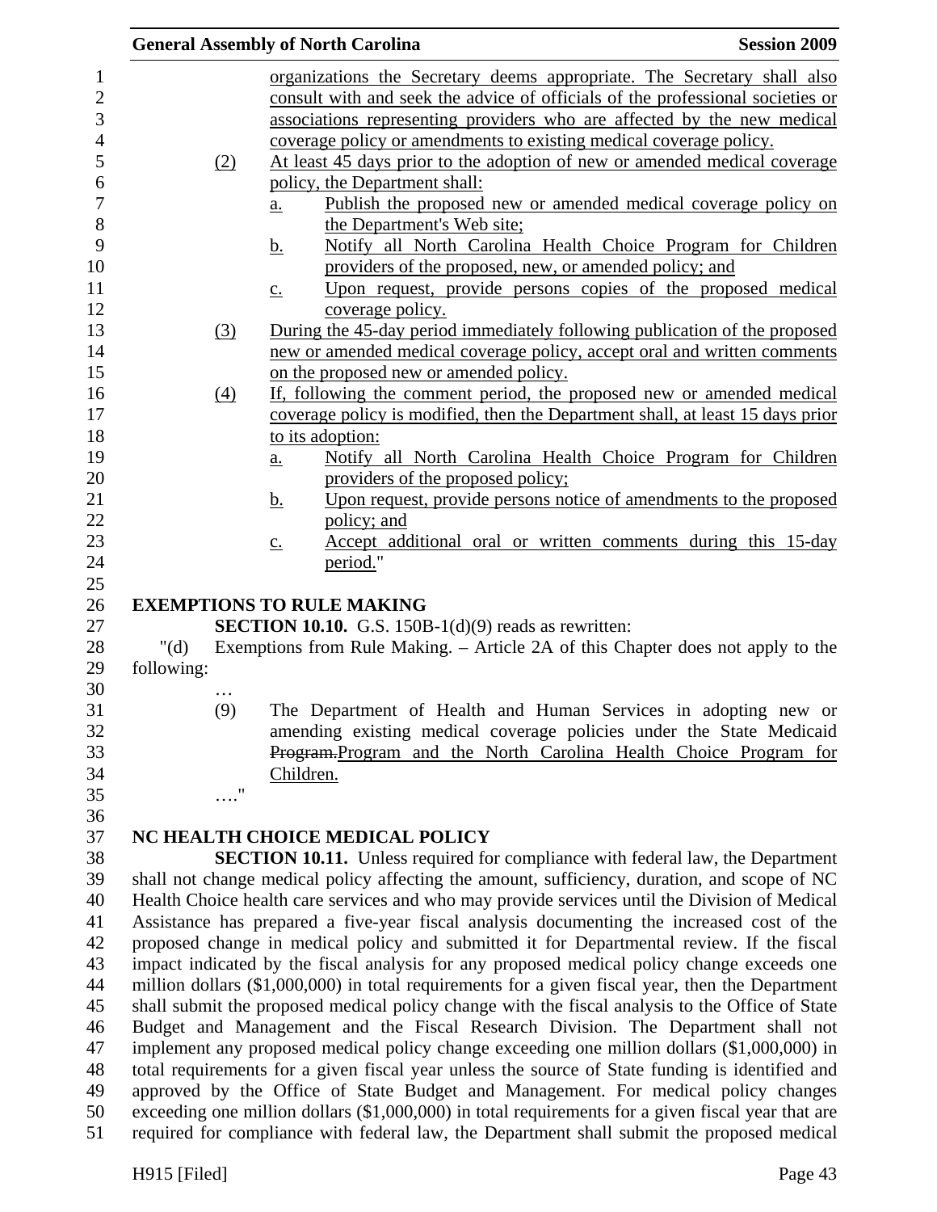organizations the Secretary deems appropriate. The Secretary shall also consult with and seek the advice of officials of the professional societies or associations representing providers who are affected by the new medical coverage policy or amendments to existing medical coverage policy.

(2) At least 45 days prior to the adoption of new or amended medical coverage policy, the Department shall:

a. Publish the proposed new or amended medical coverage policy on the Department's Web site;

b. Notify all North Carolina Health Choice Program for Children providers of the proposed, new, or amended policy; and

c. Upon request, provide persons copies of the proposed medical coverage policy.

(3) During the 45-day period immediately following publication of the proposed new or amended medical coverage policy, accept oral and written comments on the proposed new or amended policy.

(4) If, following the comment period, the proposed new or amended medical coverage policy is modified, then the Department shall, at least 15 days prior to its adoption:

a. Notify all North Carolina Health Choice Program for Children providers of the proposed policy;

b. Upon request, provide persons notice of amendments to the proposed policy; and

c. Accept additional oral or written comments during this 15-day period."

**EXEMPTIONS TO RULE MAKING**

**SECTION 10.10.** G.S. 150B-1(d)(9) reads as rewritten:

"(d) Exemptions from Rule Making. – Article 2A of this Chapter does not apply to the following:

…

(9) The Department of Health and Human Services in adopting new or amending existing medical coverage policies under the State Medicaid ~~Program.~~Program and the North Carolina Health Choice Program for Children.

…."

**NC HEALTH CHOICE MEDICAL POLICY**

**SECTION 10.11.** Unless required for compliance with federal law, the Department shall not change medical policy affecting the amount, sufficiency, duration, and scope of NC Health Choice health care services and who may provide services until the Division of Medical Assistance has prepared a five-year fiscal analysis documenting the increased cost of the proposed change in medical policy and submitted it for Departmental review. If the fiscal impact indicated by the fiscal analysis for any proposed medical policy change exceeds one million dollars ($1,000,000) in total requirements for a given fiscal year, then the Department shall submit the proposed medical policy change with the fiscal analysis to the Office of State Budget and Management and the Fiscal Research Division. The Department shall not implement any proposed medical policy change exceeding one million dollars ($1,000,000) in total requirements for a given fiscal year unless the source of State funding is identified and approved by the Office of State Budget and Management. For medical policy changes exceeding one million dollars ($1,000,000) in total requirements for a given fiscal year that are required for compliance with federal law, the Department shall submit the proposed medical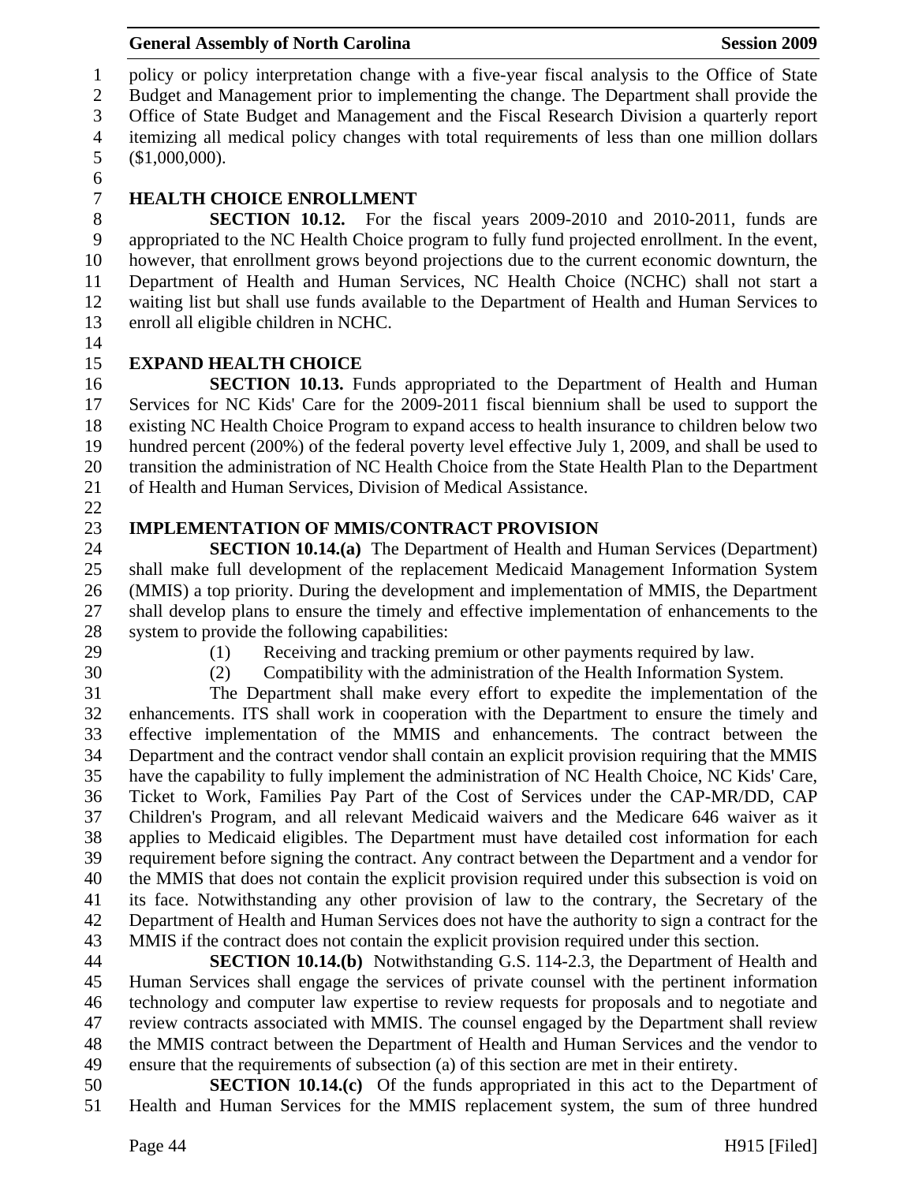policy or policy interpretation change with a five-year fiscal analysis to the Office of State Budget and Management prior to implementing the change. The Department shall provide the Office of State Budget and Management and the Fiscal Research Division a quarterly report itemizing all medical policy changes with total requirements of less than one million dollars ($1,000,000).

### HEALTH CHOICE ENROLLMENT

**SECTION 10.12.** For the fiscal years 2009-2010 and 2010-2011, funds are appropriated to the NC Health Choice program to fully fund projected enrollment. In the event, however, that enrollment grows beyond projections due to the current economic downturn, the Department of Health and Human Services, NC Health Choice (NCHC) shall not start a waiting list but shall use funds available to the Department of Health and Human Services to enroll all eligible children in NCHC.

### EXPAND HEALTH CHOICE

**SECTION 10.13.** Funds appropriated to the Department of Health and Human Services for NC Kids' Care for the 2009-2011 fiscal biennium shall be used to support the existing NC Health Choice Program to expand access to health insurance to children below two hundred percent (200%) of the federal poverty level effective July 1, 2009, and shall be used to transition the administration of NC Health Choice from the State Health Plan to the Department of Health and Human Services, Division of Medical Assistance.

### IMPLEMENTATION OF MMIS/CONTRACT PROVISION

**SECTION 10.14.(a)** The Department of Health and Human Services (Department) shall make full development of the replacement Medicaid Management Information System (MMIS) a top priority. During the development and implementation of MMIS, the Department shall develop plans to ensure the timely and effective implementation of enhancements to the system to provide the following capabilities:

(1) Receiving and tracking premium or other payments required by law.
(2) Compatibility with the administration of the Health Information System.

The Department shall make every effort to expedite the implementation of the enhancements. ITS shall work in cooperation with the Department to ensure the timely and effective implementation of the MMIS and enhancements. The contract between the Department and the contract vendor shall contain an explicit provision requiring that the MMIS have the capability to fully implement the administration of NC Health Choice, NC Kids' Care, Ticket to Work, Families Pay Part of the Cost of Services under the CAP-MR/DD, CAP Children's Program, and all relevant Medicaid waivers and the Medicare 646 waiver as it applies to Medicaid eligibles. The Department must have detailed cost information for each requirement before signing the contract. Any contract between the Department and a vendor for the MMIS that does not contain the explicit provision required under this subsection is void on its face. Notwithstanding any other provision of law to the contrary, the Secretary of the Department of Health and Human Services does not have the authority to sign a contract for the MMIS if the contract does not contain the explicit provision required under this section.

**SECTION 10.14.(b)** Notwithstanding G.S. 114-2.3, the Department of Health and Human Services shall engage the services of private counsel with the pertinent information technology and computer law expertise to review requests for proposals and to negotiate and review contracts associated with MMIS. The counsel engaged by the Department shall review the MMIS contract between the Department of Health and Human Services and the vendor to ensure that the requirements of subsection (a) of this section are met in their entirety.

**SECTION 10.14.(c)** Of the funds appropriated in this act to the Department of Health and Human Services for the MMIS replacement system, the sum of three hundred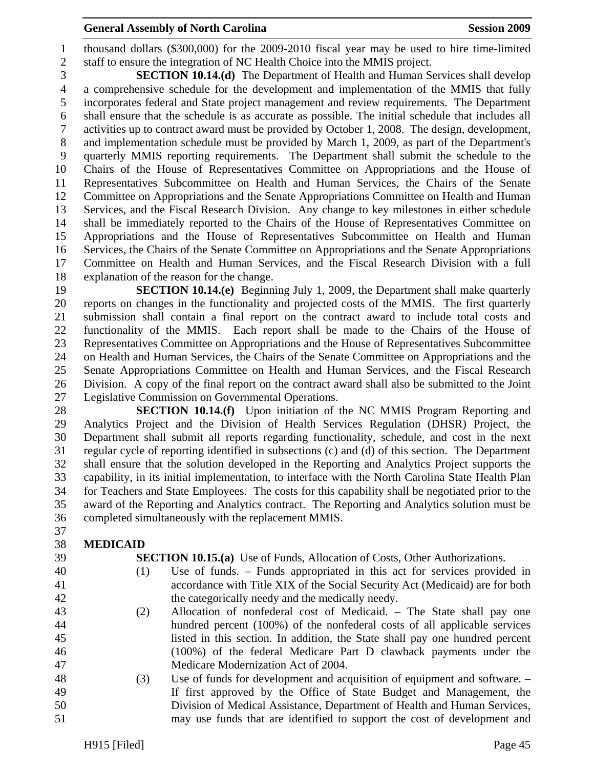thousand dollars ($300,000) for the 2009-2010 fiscal year may be used to hire time-limited staff to ensure the integration of NC Health Choice into the MMIS project.

**SECTION 10.14.(d)** The Department of Health and Human Services shall develop a comprehensive schedule for the development and implementation of the MMIS that fully incorporates federal and State project management and review requirements. The Department shall ensure that the schedule is as accurate as possible. The initial schedule that includes all activities up to contract award must be provided by October 1, 2008. The design, development, and implementation schedule must be provided by March 1, 2009, as part of the Department's quarterly MMIS reporting requirements. The Department shall submit the schedule to the Chairs of the House of Representatives Committee on Appropriations and the House of Representatives Subcommittee on Health and Human Services, the Chairs of the Senate Committee on Appropriations and the Senate Appropriations Committee on Health and Human Services, and the Fiscal Research Division. Any change to key milestones in either schedule shall be immediately reported to the Chairs of the House of Representatives Committee on Appropriations and the House of Representatives Subcommittee on Health and Human Services, the Chairs of the Senate Committee on Appropriations and the Senate Appropriations Committee on Health and Human Services, and the Fiscal Research Division with a full explanation of the reason for the change.

**SECTION 10.14.(e)** Beginning July 1, 2009, the Department shall make quarterly reports on changes in the functionality and projected costs of the MMIS. The first quarterly submission shall contain a final report on the contract award to include total costs and functionality of the MMIS. Each report shall be made to the Chairs of the House of Representatives Committee on Appropriations and the House of Representatives Subcommittee on Health and Human Services, the Chairs of the Senate Committee on Appropriations and the Senate Appropriations Committee on Health and Human Services, and the Fiscal Research Division. A copy of the final report on the contract award shall also be submitted to the Joint Legislative Commission on Governmental Operations.

**SECTION 10.14.(f)** Upon initiation of the NC MMIS Program Reporting and Analytics Project and the Division of Health Services Regulation (DHSR) Project, the Department shall submit all reports regarding functionality, schedule, and cost in the next regular cycle of reporting identified in subsections (c) and (d) of this section. The Department shall ensure that the solution developed in the Reporting and Analytics Project supports the capability, in its initial implementation, to interface with the North Carolina State Health Plan for Teachers and State Employees. The costs for this capability shall be negotiated prior to the award of the Reporting and Analytics contract. The Reporting and Analytics solution must be completed simultaneously with the replacement MMIS.

**MEDICAID**

**SECTION 10.15.(a)** Use of Funds, Allocation of Costs, Other Authorizations.

(1) Use of funds. – Funds appropriated in this act for services provided in accordance with Title XIX of the Social Security Act (Medicaid) are for both the categorically needy and the medically needy.

(2) Allocation of nonfederal cost of Medicaid. – The State shall pay one hundred percent (100%) of the nonfederal costs of all applicable services listed in this section. In addition, the State shall pay one hundred percent (100%) of the federal Medicare Part D clawback payments under the Medicare Modernization Act of 2004.

(3) Use of funds for development and acquisition of equipment and software. – If first approved by the Office of State Budget and Management, the Division of Medical Assistance, Department of Health and Human Services, may use funds that are identified to support the cost of development and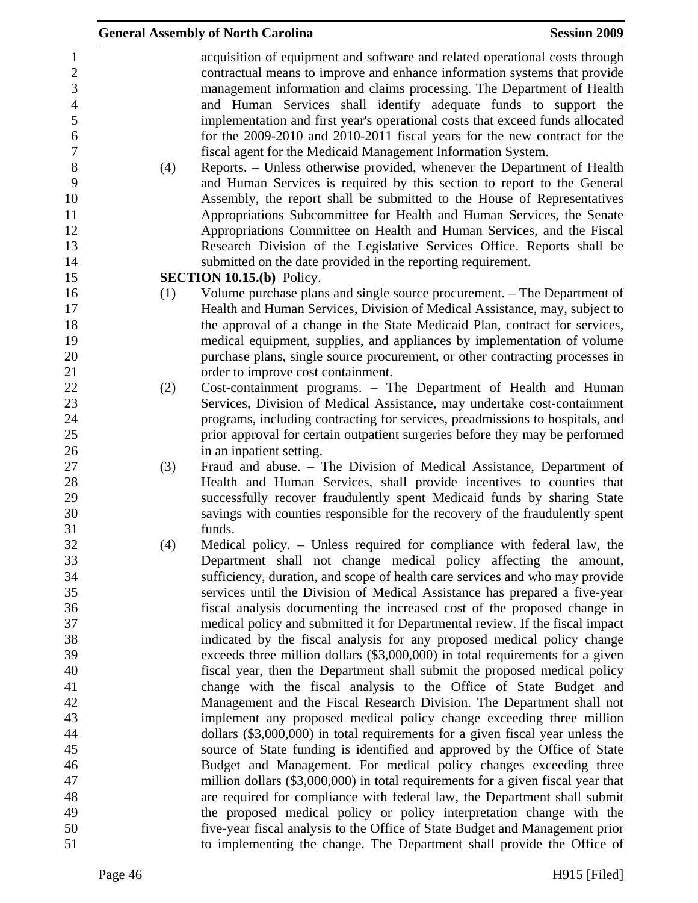acquisition of equipment and software and related operational costs through contractual means to improve and enhance information systems that provide management information and claims processing. The Department of Health and Human Services shall identify adequate funds to support the implementation and first year's operational costs that exceed funds allocated for the 2009-2010 and 2010-2011 fiscal years for the new contract for the fiscal agent for the Medicaid Management Information System.

(4) Reports. – Unless otherwise provided, whenever the Department of Health and Human Services is required by this section to report to the General Assembly, the report shall be submitted to the House of Representatives Appropriations Subcommittee for Health and Human Services, the Senate Appropriations Committee on Health and Human Services, and the Fiscal Research Division of the Legislative Services Office. Reports shall be submitted on the date provided in the reporting requirement.

**SECTION 10.15.(b)** Policy.

(1) Volume purchase plans and single source procurement. – The Department of Health and Human Services, Division of Medical Assistance, may, subject to the approval of a change in the State Medicaid Plan, contract for services, medical equipment, supplies, and appliances by implementation of volume purchase plans, single source procurement, or other contracting processes in order to improve cost containment.

(2) Cost-containment programs. – The Department of Health and Human Services, Division of Medical Assistance, may undertake cost-containment programs, including contracting for services, preadmissions to hospitals, and prior approval for certain outpatient surgeries before they may be performed in an inpatient setting.

(3) Fraud and abuse. – The Division of Medical Assistance, Department of Health and Human Services, shall provide incentives to counties that successfully recover fraudulently spent Medicaid funds by sharing State savings with counties responsible for the recovery of the fraudulently spent funds.

(4) Medical policy. – Unless required for compliance with federal law, the Department shall not change medical policy affecting the amount, sufficiency, duration, and scope of health care services and who may provide services until the Division of Medical Assistance has prepared a five-year fiscal analysis documenting the increased cost of the proposed change in medical policy and submitted it for Departmental review. If the fiscal impact indicated by the fiscal analysis for any proposed medical policy change exceeds three million dollars ($3,000,000) in total requirements for a given fiscal year, then the Department shall submit the proposed medical policy change with the fiscal analysis to the Office of State Budget and Management and the Fiscal Research Division. The Department shall not implement any proposed medical policy change exceeding three million dollars ($3,000,000) in total requirements for a given fiscal year unless the source of State funding is identified and approved by the Office of State Budget and Management. For medical policy changes exceeding three million dollars ($3,000,000) in total requirements for a given fiscal year that are required for compliance with federal law, the Department shall submit the proposed medical policy or policy interpretation change with the five-year fiscal analysis to the Office of State Budget and Management prior to implementing the change. The Department shall provide the Office of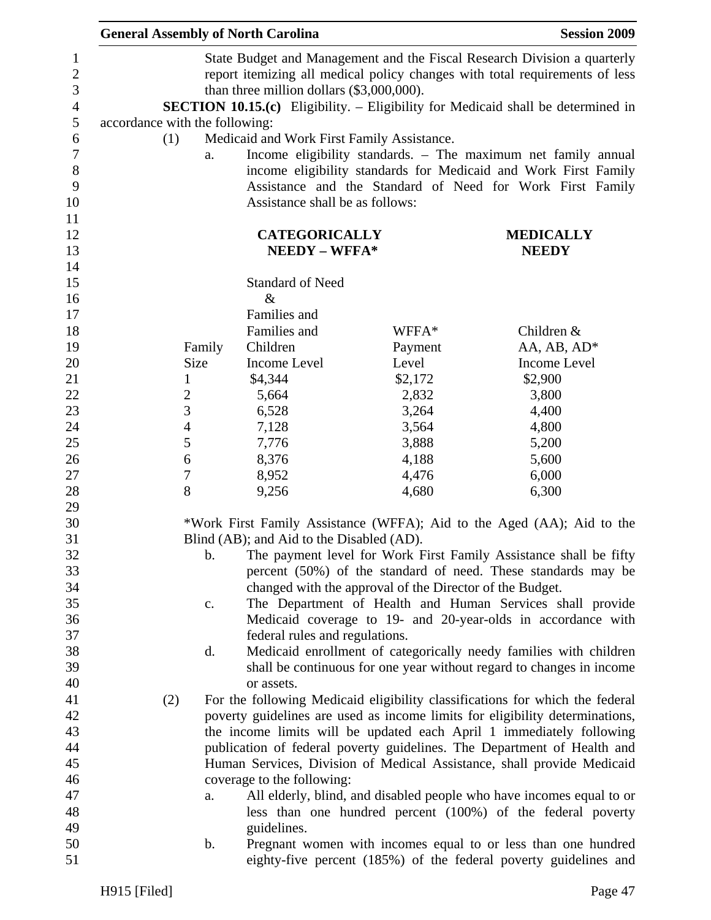State Budget and Management and the Fiscal Research Division a quarterly report itemizing all medical policy changes with total requirements of less than three million dollars ($3,000,000).

**SECTION 10.15.(c)** Eligibility. – Eligibility for Medicaid shall be determined in accordance with the following:

(1) Medicaid and Work First Family Assistance.

a. Income eligibility standards. – The maximum net family annual income eligibility standards for Medicaid and Work First Family Assistance and the Standard of Need for Work First Family Assistance shall be as follows:

| | **CATEGORICALLY NEEDY – WFFA*** | | **MEDICALLY NEEDY** |
|---|---|---|---|
| Family Size | Standard of Need & Families and Families and Children Income Level | WFFA* Payment Level | Children & AA, AB, AD* Income Level |
| 1 | $4,344 | $2,172 | $2,900 |
| 2 | 5,664 | 2,832 | 3,800 |
| 3 | 6,528 | 3,264 | 4,400 |
| 4 | 7,128 | 3,564 | 4,800 |
| 5 | 7,776 | 3,888 | 5,200 |
| 6 | 8,376 | 4,188 | 5,600 |
| 7 | 8,952 | 4,476 | 6,000 |
| 8 | 9,256 | 4,680 | 6,300 |

*Work First Family Assistance (WFFA); Aid to the Aged (AA); Aid to the Blind (AB); and Aid to the Disabled (AD).

b. The payment level for Work First Family Assistance shall be fifty percent (50%) of the standard of need. These standards may be changed with the approval of the Director of the Budget.

c. The Department of Health and Human Services shall provide Medicaid coverage to 19- and 20-year-olds in accordance with federal rules and regulations.

d. Medicaid enrollment of categorically needy families with children shall be continuous for one year without regard to changes in income or assets.

(2) For the following Medicaid eligibility classifications for which the federal poverty guidelines are used as income limits for eligibility determinations, the income limits will be updated each April 1 immediately following publication of federal poverty guidelines. The Department of Health and Human Services, Division of Medical Assistance, shall provide Medicaid coverage to the following:

a. All elderly, blind, and disabled people who have incomes equal to or less than one hundred percent (100%) of the federal poverty guidelines.

b. Pregnant women with incomes equal to or less than one hundred eighty-five percent (185%) of the federal poverty guidelines and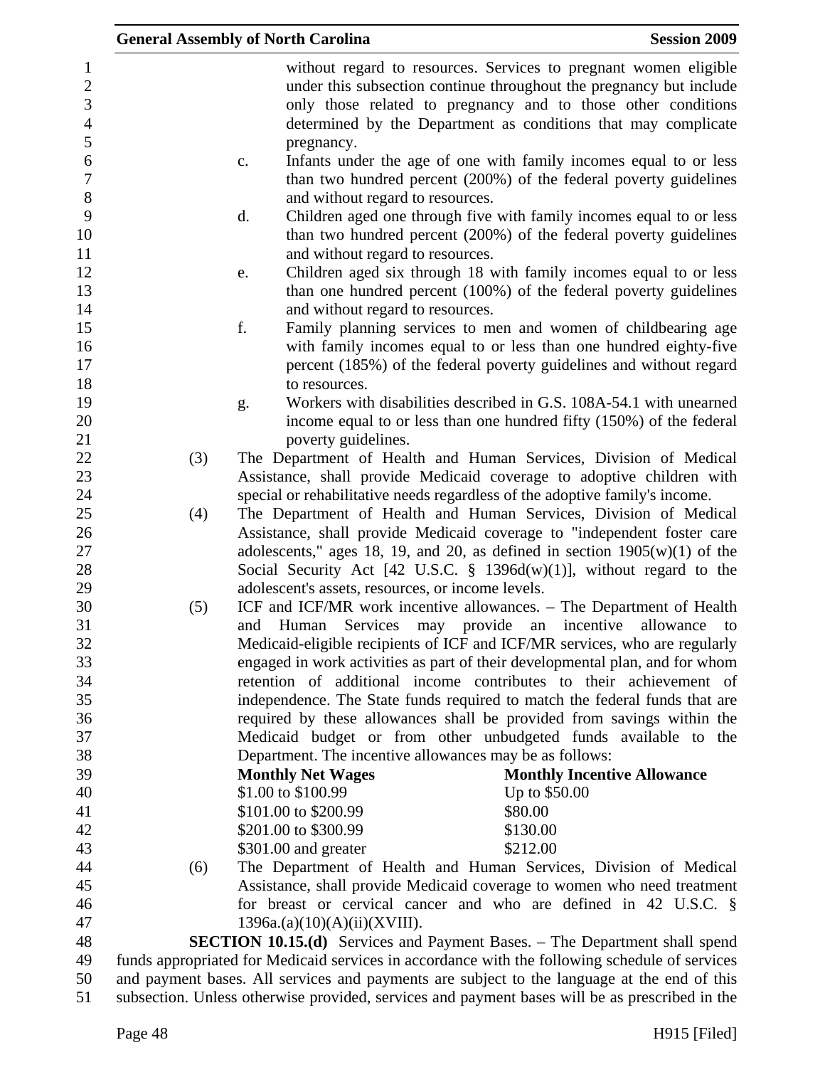without regard to resources. Services to pregnant women eligible under this subsection continue throughout the pregnancy but include only those related to pregnancy and to those other conditions determined by the Department as conditions that may complicate pregnancy.

c. Infants under the age of one with family incomes equal to or less than two hundred percent (200%) of the federal poverty guidelines and without regard to resources.

d. Children aged one through five with family incomes equal to or less than two hundred percent (200%) of the federal poverty guidelines and without regard to resources.

e. Children aged six through 18 with family incomes equal to or less than one hundred percent (100%) of the federal poverty guidelines and without regard to resources.

f. Family planning services to men and women of childbearing age with family incomes equal to or less than one hundred eighty-five percent (185%) of the federal poverty guidelines and without regard to resources.

g. Workers with disabilities described in G.S. 108A-54.1 with unearned income equal to or less than one hundred fifty (150%) of the federal poverty guidelines.

(3) The Department of Health and Human Services, Division of Medical Assistance, shall provide Medicaid coverage to adoptive children with special or rehabilitative needs regardless of the adoptive family's income.

(4) The Department of Health and Human Services, Division of Medical Assistance, shall provide Medicaid coverage to "independent foster care adolescents," ages 18, 19, and 20, as defined in section 1905(w)(1) of the Social Security Act [42 U.S.C. § 1396d(w)(1)], without regard to the adolescent's assets, resources, or income levels.

(5) ICF and ICF/MR work incentive allowances. – The Department of Health and Human Services may provide an incentive allowance to Medicaid-eligible recipients of ICF and ICF/MR services, who are regularly engaged in work activities as part of their developmental plan, and for whom retention of additional income contributes to their achievement of independence. The State funds required to match the federal funds that are required by these allowances shall be provided from savings within the Medicaid budget or from other unbudgeted funds available to the Department. The incentive allowances may be as follows:

| Monthly Net Wages | Monthly Incentive Allowance |
|---|---|
| $1.00 to $100.99 | Up to $50.00 |
| $101.00 to $200.99 | $80.00 |
| $201.00 to $300.99 | $130.00 |
| $301.00 and greater | $212.00 |

(6) The Department of Health and Human Services, Division of Medical Assistance, shall provide Medicaid coverage to women who need treatment for breast or cervical cancer and who are defined in 42 U.S.C. § 1396a.(a)(10)(A)(ii)(XVIII).

**SECTION 10.15.(d)** Services and Payment Bases. – The Department shall spend funds appropriated for Medicaid services in accordance with the following schedule of services and payment bases. All services and payments are subject to the language at the end of this subsection. Unless otherwise provided, services and payment bases will be as prescribed in the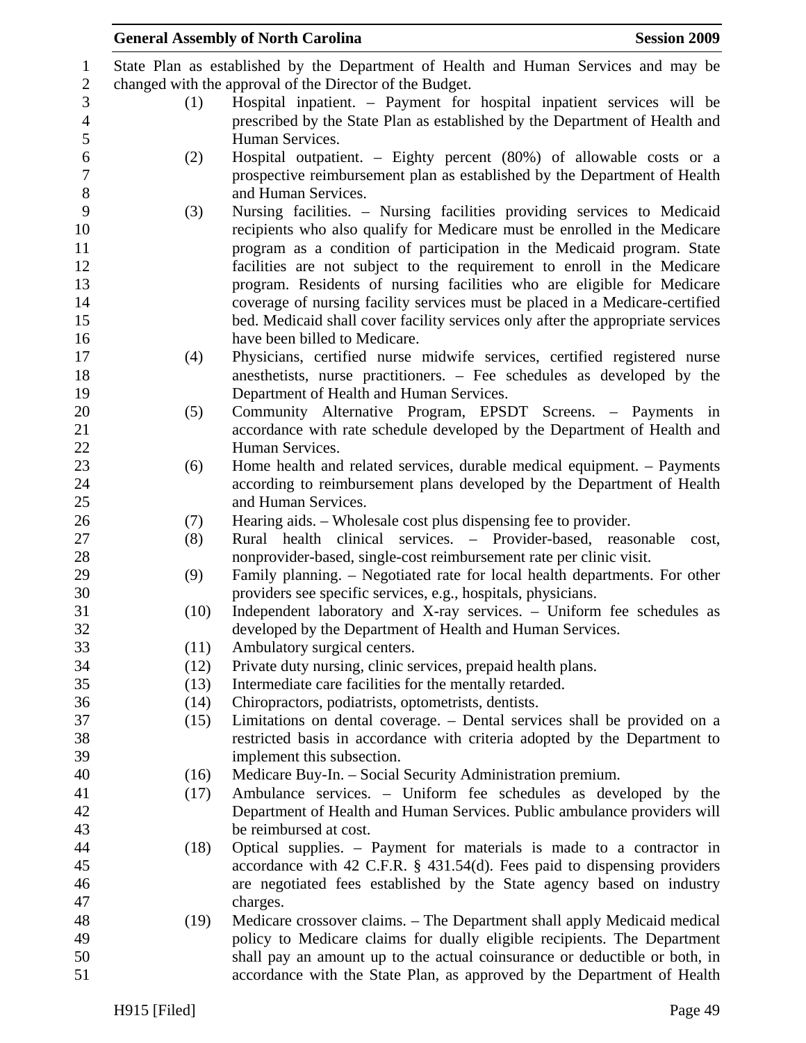State Plan as established by the Department of Health and Human Services and may be changed with the approval of the Director of the Budget.

(1) Hospital inpatient. – Payment for hospital inpatient services will be prescribed by the State Plan as established by the Department of Health and Human Services.

(2) Hospital outpatient. – Eighty percent (80%) of allowable costs or a prospective reimbursement plan as established by the Department of Health and Human Services.

(3) Nursing facilities. – Nursing facilities providing services to Medicaid recipients who also qualify for Medicare must be enrolled in the Medicare program as a condition of participation in the Medicaid program. State facilities are not subject to the requirement to enroll in the Medicare program. Residents of nursing facilities who are eligible for Medicare coverage of nursing facility services must be placed in a Medicare-certified bed. Medicaid shall cover facility services only after the appropriate services have been billed to Medicare.

(4) Physicians, certified nurse midwife services, certified registered nurse anesthetists, nurse practitioners. – Fee schedules as developed by the Department of Health and Human Services.

(5) Community Alternative Program, EPSDT Screens. – Payments in accordance with rate schedule developed by the Department of Health and Human Services.

(6) Home health and related services, durable medical equipment. – Payments according to reimbursement plans developed by the Department of Health and Human Services.

(7) Hearing aids. – Wholesale cost plus dispensing fee to provider.

(8) Rural health clinical services. – Provider-based, reasonable cost, nonprovider-based, single-cost reimbursement rate per clinic visit.

(9) Family planning. – Negotiated rate for local health departments. For other providers see specific services, e.g., hospitals, physicians.

(10) Independent laboratory and X-ray services. – Uniform fee schedules as developed by the Department of Health and Human Services.

(11) Ambulatory surgical centers.

(12) Private duty nursing, clinic services, prepaid health plans.

(13) Intermediate care facilities for the mentally retarded.

(14) Chiropractors, podiatrists, optometrists, dentists.

(15) Limitations on dental coverage. – Dental services shall be provided on a restricted basis in accordance with criteria adopted by the Department to implement this subsection.

(16) Medicare Buy-In. – Social Security Administration premium.

(17) Ambulance services. – Uniform fee schedules as developed by the Department of Health and Human Services. Public ambulance providers will be reimbursed at cost.

(18) Optical supplies. – Payment for materials is made to a contractor in accordance with 42 C.F.R. § 431.54(d). Fees paid to dispensing providers are negotiated fees established by the State agency based on industry charges.

(19) Medicare crossover claims. – The Department shall apply Medicaid medical policy to Medicare claims for dually eligible recipients. The Department shall pay an amount up to the actual coinsurance or deductible or both, in accordance with the State Plan, as approved by the Department of Health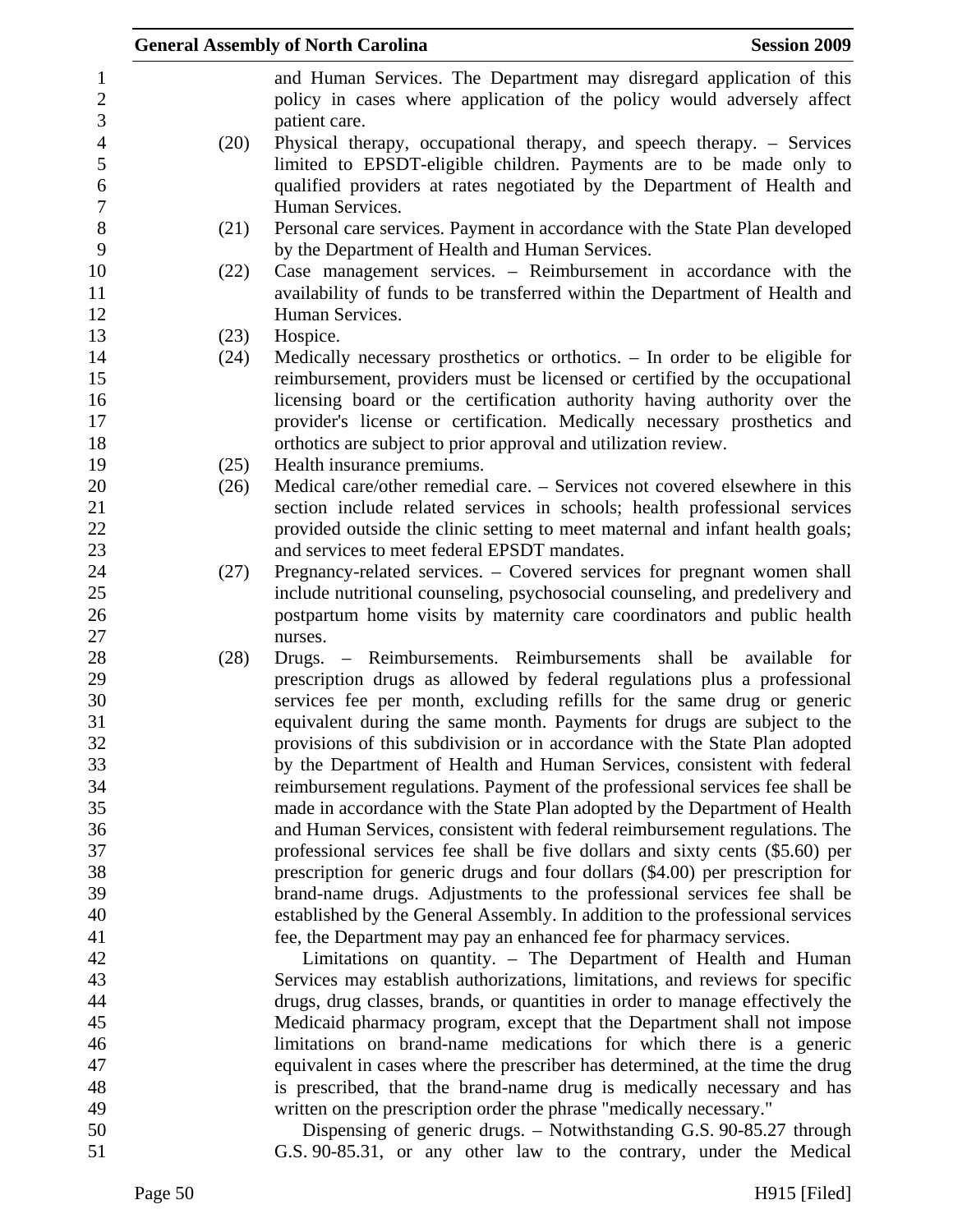and Human Services. The Department may disregard application of this policy in cases where application of the policy would adversely affect patient care.

(20) Physical therapy, occupational therapy, and speech therapy. – Services limited to EPSDT-eligible children. Payments are to be made only to qualified providers at rates negotiated by the Department of Health and Human Services.

(21) Personal care services. Payment in accordance with the State Plan developed by the Department of Health and Human Services.

(22) Case management services. – Reimbursement in accordance with the availability of funds to be transferred within the Department of Health and Human Services.

(23) Hospice.

(24) Medically necessary prosthetics or orthotics. – In order to be eligible for reimbursement, providers must be licensed or certified by the occupational licensing board or the certification authority having authority over the provider's license or certification. Medically necessary prosthetics and orthotics are subject to prior approval and utilization review.

(25) Health insurance premiums.

(26) Medical care/other remedial care. – Services not covered elsewhere in this section include related services in schools; health professional services provided outside the clinic setting to meet maternal and infant health goals; and services to meet federal EPSDT mandates.

(27) Pregnancy-related services. – Covered services for pregnant women shall include nutritional counseling, psychosocial counseling, and predelivery and postpartum home visits by maternity care coordinators and public health nurses.

(28) Drugs. – Reimbursements. Reimbursements shall be available for prescription drugs as allowed by federal regulations plus a professional services fee per month, excluding refills for the same drug or generic equivalent during the same month. Payments for drugs are subject to the provisions of this subdivision or in accordance with the State Plan adopted by the Department of Health and Human Services, consistent with federal reimbursement regulations. Payment of the professional services fee shall be made in accordance with the State Plan adopted by the Department of Health and Human Services, consistent with federal reimbursement regulations. The professional services fee shall be five dollars and sixty cents ($5.60) per prescription for generic drugs and four dollars ($4.00) per prescription for brand-name drugs. Adjustments to the professional services fee shall be established by the General Assembly. In addition to the professional services fee, the Department may pay an enhanced fee for pharmacy services.

Limitations on quantity. – The Department of Health and Human Services may establish authorizations, limitations, and reviews for specific drugs, drug classes, brands, or quantities in order to manage effectively the Medicaid pharmacy program, except that the Department shall not impose limitations on brand-name medications for which there is a generic equivalent in cases where the prescriber has determined, at the time the drug is prescribed, that the brand-name drug is medically necessary and has written on the prescription order the phrase "medically necessary."

Dispensing of generic drugs. – Notwithstanding G.S. 90-85.27 through G.S. 90-85.31, or any other law to the contrary, under the Medical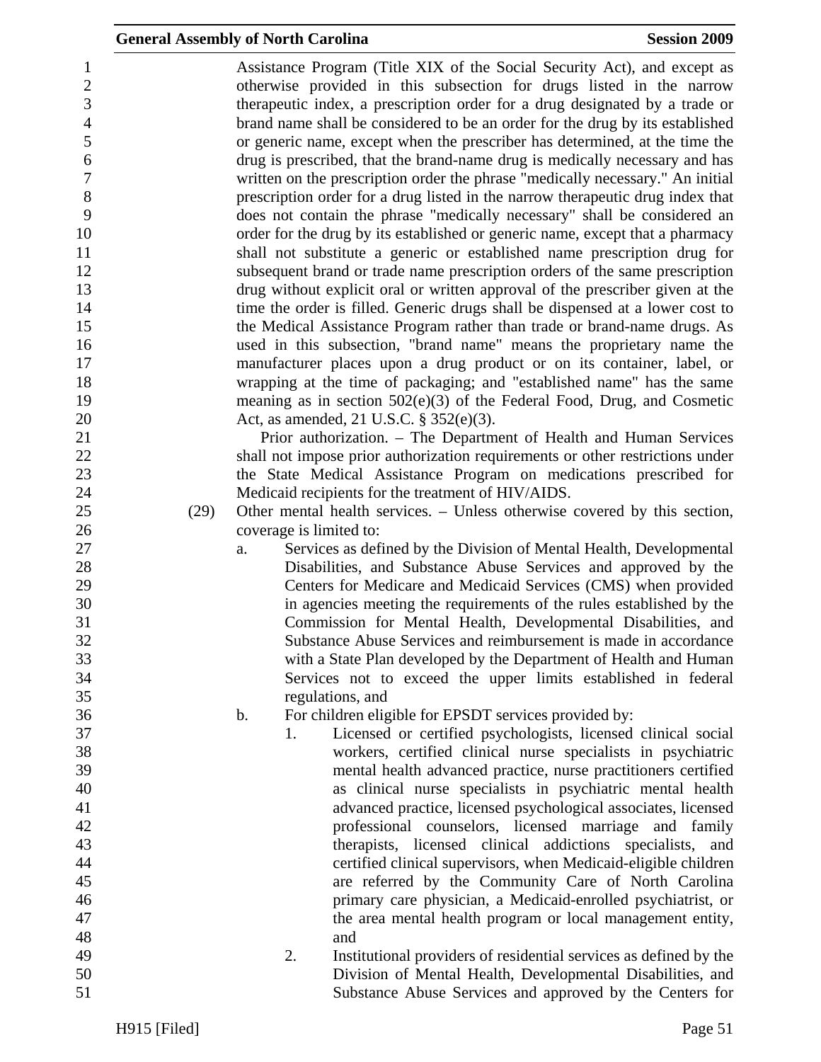Assistance Program (Title XIX of the Social Security Act), and except as otherwise provided in this subsection for drugs listed in the narrow therapeutic index, a prescription order for a drug designated by a trade or brand name shall be considered to be an order for the drug by its established or generic name, except when the prescriber has determined, at the time the drug is prescribed, that the brand-name drug is medically necessary and has written on the prescription order the phrase "medically necessary." An initial prescription order for a drug listed in the narrow therapeutic drug index that does not contain the phrase "medically necessary" shall be considered an order for the drug by its established or generic name, except that a pharmacy shall not substitute a generic or established name prescription drug for subsequent brand or trade name prescription orders of the same prescription drug without explicit oral or written approval of the prescriber given at the time the order is filled. Generic drugs shall be dispensed at a lower cost to the Medical Assistance Program rather than trade or brand-name drugs. As used in this subsection, "brand name" means the proprietary name the manufacturer places upon a drug product or on its container, label, or wrapping at the time of packaging; and "established name" has the same meaning as in section 502(e)(3) of the Federal Food, Drug, and Cosmetic Act, as amended, 21 U.S.C. § 352(e)(3).

Prior authorization. – The Department of Health and Human Services shall not impose prior authorization requirements or other restrictions under the State Medical Assistance Program on medications prescribed for Medicaid recipients for the treatment of HIV/AIDS.

(29) Other mental health services. – Unless otherwise covered by this section, coverage is limited to:

a. Services as defined by the Division of Mental Health, Developmental Disabilities, and Substance Abuse Services and approved by the Centers for Medicare and Medicaid Services (CMS) when provided in agencies meeting the requirements of the rules established by the Commission for Mental Health, Developmental Disabilities, and Substance Abuse Services and reimbursement is made in accordance with a State Plan developed by the Department of Health and Human Services not to exceed the upper limits established in federal regulations, and

b. For children eligible for EPSDT services provided by:

1. Licensed or certified psychologists, licensed clinical social workers, certified clinical nurse specialists in psychiatric mental health advanced practice, nurse practitioners certified as clinical nurse specialists in psychiatric mental health advanced practice, licensed psychological associates, licensed professional counselors, licensed marriage and family therapists, licensed clinical addictions specialists, and certified clinical supervisors, when Medicaid-eligible children are referred by the Community Care of North Carolina primary care physician, a Medicaid-enrolled psychiatrist, or the area mental health program or local management entity, and

2. Institutional providers of residential services as defined by the Division of Mental Health, Developmental Disabilities, and Substance Abuse Services and approved by the Centers for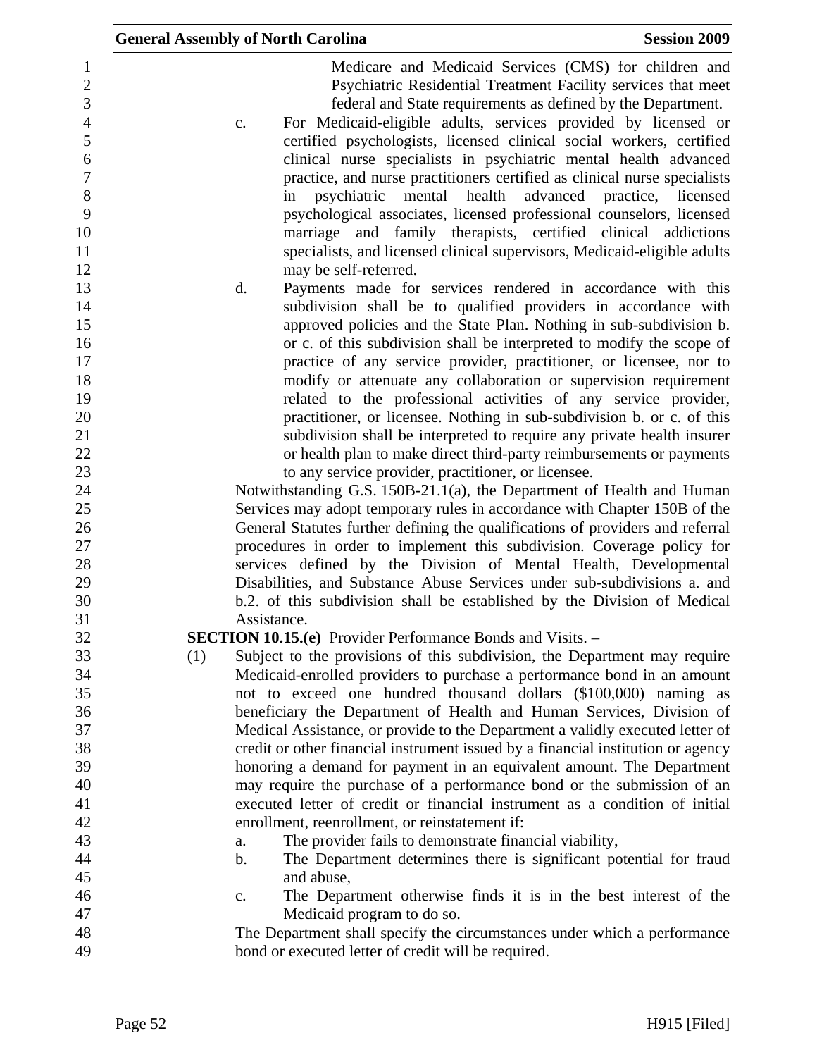Medicare and Medicaid Services (CMS) for children and Psychiatric Residential Treatment Facility services that meet federal and State requirements as defined by the Department.

c. For Medicaid-eligible adults, services provided by licensed or certified psychologists, licensed clinical social workers, certified clinical nurse specialists in psychiatric mental health advanced practice, and nurse practitioners certified as clinical nurse specialists in psychiatric mental health advanced practice, licensed psychological associates, licensed professional counselors, licensed marriage and family therapists, certified clinical addictions specialists, and licensed clinical supervisors, Medicaid-eligible adults may be self-referred.

d. Payments made for services rendered in accordance with this subdivision shall be to qualified providers in accordance with approved policies and the State Plan. Nothing in sub-subdivision b. or c. of this subdivision shall be interpreted to modify the scope of practice of any service provider, practitioner, or licensee, nor to modify or attenuate any collaboration or supervision requirement related to the professional activities of any service provider, practitioner, or licensee. Nothing in sub-subdivision b. or c. of this subdivision shall be interpreted to require any private health insurer or health plan to make direct third-party reimbursements or payments to any service provider, practitioner, or licensee.

Notwithstanding G.S. 150B-21.1(a), the Department of Health and Human Services may adopt temporary rules in accordance with Chapter 150B of the General Statutes further defining the qualifications of providers and referral procedures in order to implement this subdivision. Coverage policy for services defined by the Division of Mental Health, Developmental Disabilities, and Substance Abuse Services under sub-subdivisions a. and b.2. of this subdivision shall be established by the Division of Medical Assistance.

**SECTION 10.15.(e)** Provider Performance Bonds and Visits. –

(1) Subject to the provisions of this subdivision, the Department may require Medicaid-enrolled providers to purchase a performance bond in an amount not to exceed one hundred thousand dollars ($100,000) naming as beneficiary the Department of Health and Human Services, Division of Medical Assistance, or provide to the Department a validly executed letter of credit or other financial instrument issued by a financial institution or agency honoring a demand for payment in an equivalent amount. The Department may require the purchase of a performance bond or the submission of an executed letter of credit or financial instrument as a condition of initial enrollment, reenrollment, or reinstatement if:

a. The provider fails to demonstrate financial viability,

b. The Department determines there is significant potential for fraud and abuse,

c. The Department otherwise finds it is in the best interest of the Medicaid program to do so.

The Department shall specify the circumstances under which a performance bond or executed letter of credit will be required.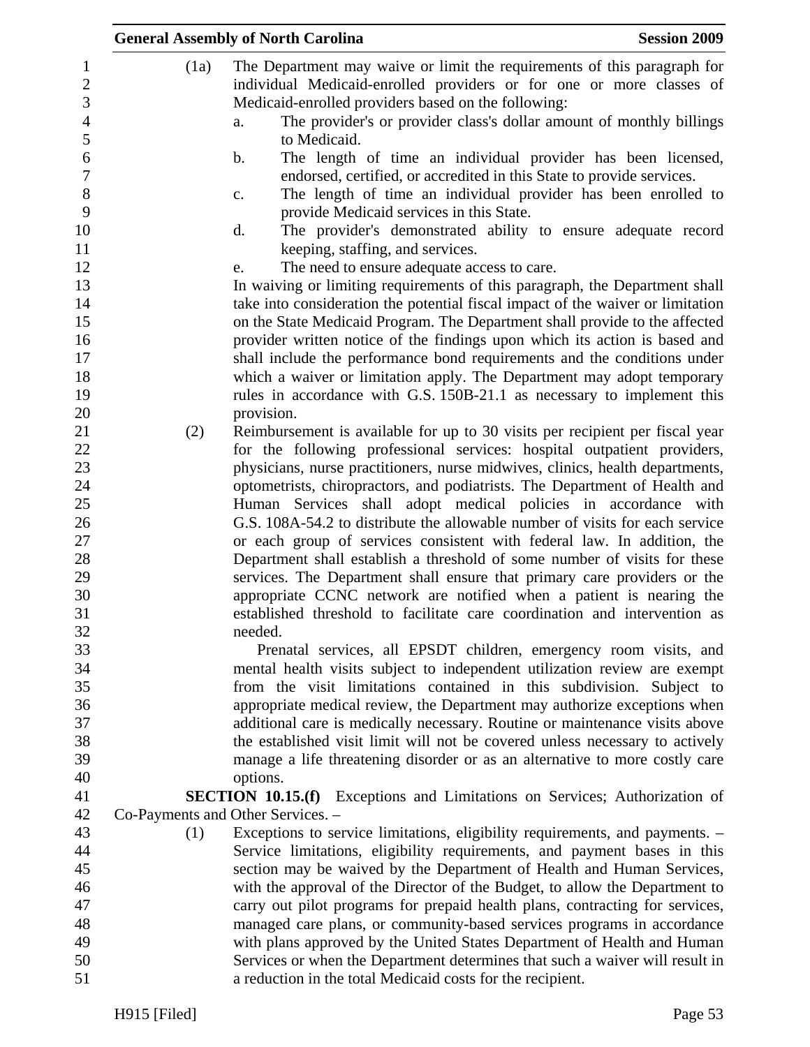(1a) The Department may waive or limit the requirements of this paragraph for individual Medicaid-enrolled providers or for one or more classes of Medicaid-enrolled providers based on the following:

a. The provider's or provider class's dollar amount of monthly billings to Medicaid.
b. The length of time an individual provider has been licensed, endorsed, certified, or accredited in this State to provide services.
c. The length of time an individual provider has been enrolled to provide Medicaid services in this State.
d. The provider's demonstrated ability to ensure adequate record keeping, staffing, and services.
e. The need to ensure adequate access to care.

In waiving or limiting requirements of this paragraph, the Department shall take into consideration the potential fiscal impact of the waiver or limitation on the State Medicaid Program. The Department shall provide to the affected provider written notice of the findings upon which its action is based and shall include the performance bond requirements and the conditions under which a waiver or limitation apply. The Department may adopt temporary rules in accordance with G.S. 150B-21.1 as necessary to implement this provision.

(2) Reimbursement is available for up to 30 visits per recipient per fiscal year for the following professional services: hospital outpatient providers, physicians, nurse practitioners, nurse midwives, clinics, health departments, optometrists, chiropractors, and podiatrists. The Department of Health and Human Services shall adopt medical policies in accordance with G.S. 108A-54.2 to distribute the allowable number of visits for each service or each group of services consistent with federal law. In addition, the Department shall establish a threshold of some number of visits for these services. The Department shall ensure that primary care providers or the appropriate CCNC network are notified when a patient is nearing the established threshold to facilitate care coordination and intervention as needed.

Prenatal services, all EPSDT children, emergency room visits, and mental health visits subject to independent utilization review are exempt from the visit limitations contained in this subdivision. Subject to appropriate medical review, the Department may authorize exceptions when additional care is medically necessary. Routine or maintenance visits above the established visit limit will not be covered unless necessary to actively manage a life threatening disorder or as an alternative to more costly care options.

**SECTION 10.15.(f)** Exceptions and Limitations on Services; Authorization of Co-Payments and Other Services. –

(1) Exceptions to service limitations, eligibility requirements, and payments. – Service limitations, eligibility requirements, and payment bases in this section may be waived by the Department of Health and Human Services, with the approval of the Director of the Budget, to allow the Department to carry out pilot programs for prepaid health plans, contracting for services, managed care plans, or community-based services programs in accordance with plans approved by the United States Department of Health and Human Services or when the Department determines that such a waiver will result in a reduction in the total Medicaid costs for the recipient.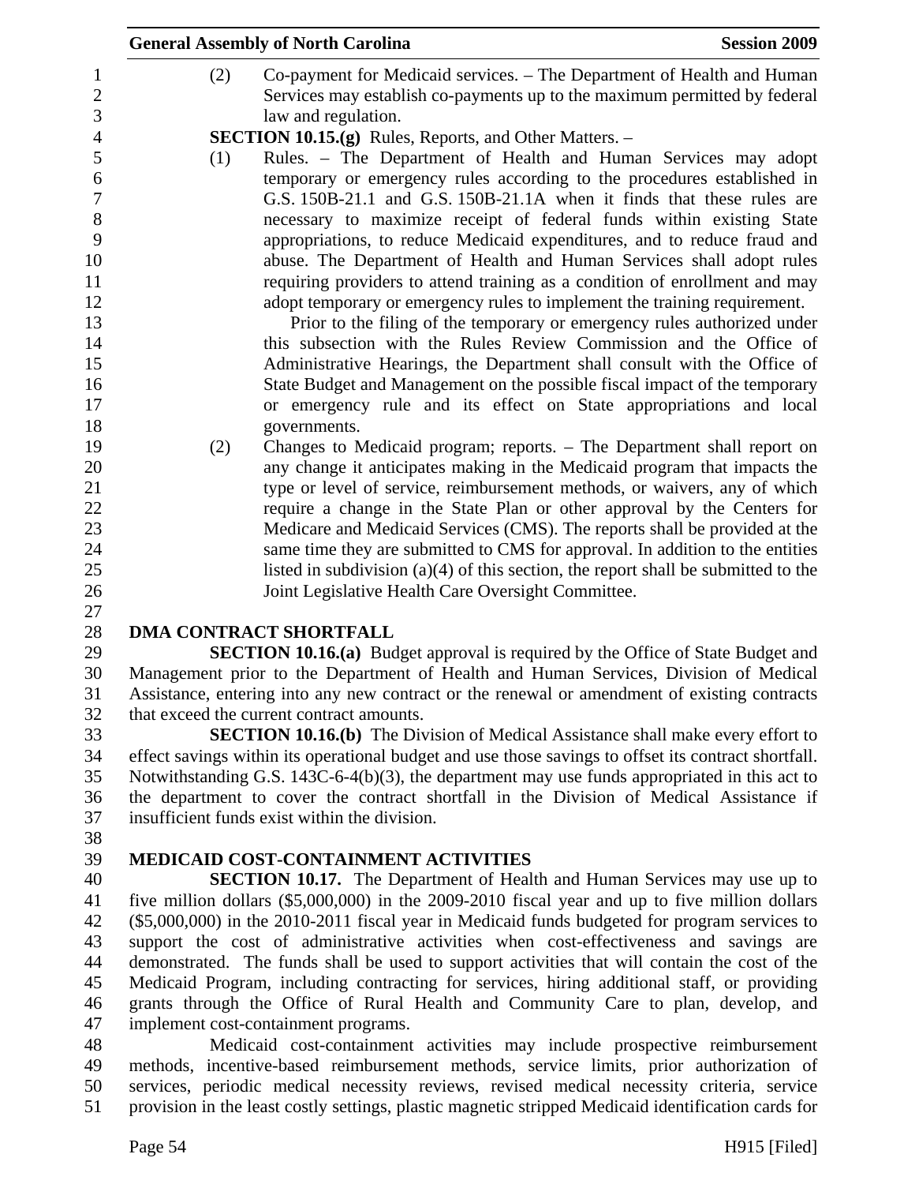(2) Co-payment for Medicaid services. – The Department of Health and Human Services may establish co-payments up to the maximum permitted by federal law and regulation.

**SECTION 10.15.(g)** Rules, Reports, and Other Matters. –

(1) Rules. – The Department of Health and Human Services may adopt temporary or emergency rules according to the procedures established in G.S. 150B-21.1 and G.S. 150B-21.1A when it finds that these rules are necessary to maximize receipt of federal funds within existing State appropriations, to reduce Medicaid expenditures, and to reduce fraud and abuse. The Department of Health and Human Services shall adopt rules requiring providers to attend training as a condition of enrollment and may adopt temporary or emergency rules to implement the training requirement.

Prior to the filing of the temporary or emergency rules authorized under this subsection with the Rules Review Commission and the Office of Administrative Hearings, the Department shall consult with the Office of State Budget and Management on the possible fiscal impact of the temporary or emergency rule and its effect on State appropriations and local governments.

(2) Changes to Medicaid program; reports. – The Department shall report on any change it anticipates making in the Medicaid program that impacts the type or level of service, reimbursement methods, or waivers, any of which require a change in the State Plan or other approval by the Centers for Medicare and Medicaid Services (CMS). The reports shall be provided at the same time they are submitted to CMS for approval. In addition to the entities listed in subdivision (a)(4) of this section, the report shall be submitted to the Joint Legislative Health Care Oversight Committee.

**DMA CONTRACT SHORTFALL**

**SECTION 10.16.(a)** Budget approval is required by the Office of State Budget and Management prior to the Department of Health and Human Services, Division of Medical Assistance, entering into any new contract or the renewal or amendment of existing contracts that exceed the current contract amounts.

**SECTION 10.16.(b)** The Division of Medical Assistance shall make every effort to effect savings within its operational budget and use those savings to offset its contract shortfall. Notwithstanding G.S. 143C-6-4(b)(3), the department may use funds appropriated in this act to the department to cover the contract shortfall in the Division of Medical Assistance if insufficient funds exist within the division.

**MEDICAID COST-CONTAINMENT ACTIVITIES**

**SECTION 10.17.** The Department of Health and Human Services may use up to five million dollars ($5,000,000) in the 2009-2010 fiscal year and up to five million dollars ($5,000,000) in the 2010-2011 fiscal year in Medicaid funds budgeted for program services to support the cost of administrative activities when cost-effectiveness and savings are demonstrated. The funds shall be used to support activities that will contain the cost of the Medicaid Program, including contracting for services, hiring additional staff, or providing grants through the Office of Rural Health and Community Care to plan, develop, and implement cost-containment programs.

Medicaid cost-containment activities may include prospective reimbursement methods, incentive-based reimbursement methods, service limits, prior authorization of services, periodic medical necessity reviews, revised medical necessity criteria, service provision in the least costly settings, plastic magnetic stripped Medicaid identification cards for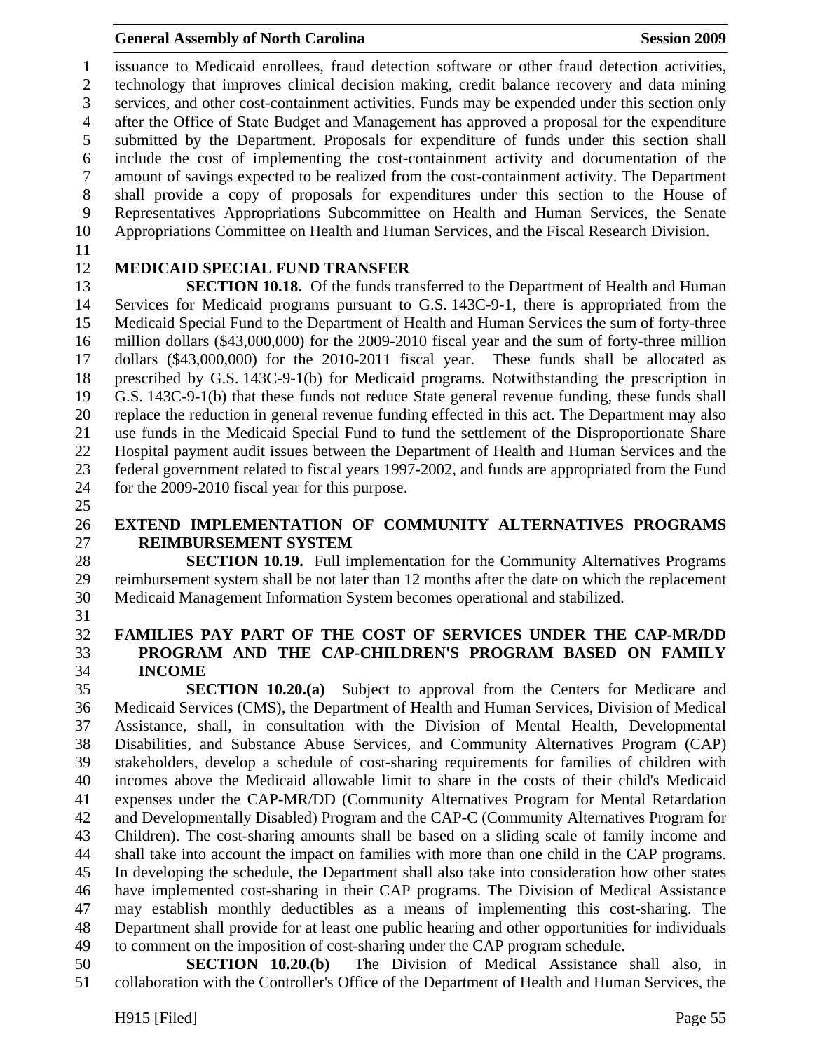issuance to Medicaid enrollees, fraud detection software or other fraud detection activities, technology that improves clinical decision making, credit balance recovery and data mining services, and other cost-containment activities. Funds may be expended under this section only after the Office of State Budget and Management has approved a proposal for the expenditure submitted by the Department. Proposals for expenditure of funds under this section shall include the cost of implementing the cost-containment activity and documentation of the amount of savings expected to be realized from the cost-containment activity. The Department shall provide a copy of proposals for expenditures under this section to the House of Representatives Appropriations Subcommittee on Health and Human Services, the Senate Appropriations Committee on Health and Human Services, and the Fiscal Research Division.

**MEDICAID SPECIAL FUND TRANSFER**

**SECTION 10.18.** Of the funds transferred to the Department of Health and Human Services for Medicaid programs pursuant to G.S. 143C-9-1, there is appropriated from the Medicaid Special Fund to the Department of Health and Human Services the sum of forty-three million dollars ($43,000,000) for the 2009-2010 fiscal year and the sum of forty-three million dollars ($43,000,000) for the 2010-2011 fiscal year. These funds shall be allocated as prescribed by G.S. 143C-9-1(b) for Medicaid programs. Notwithstanding the prescription in G.S. 143C-9-1(b) that these funds not reduce State general revenue funding, these funds shall replace the reduction in general revenue funding effected in this act. The Department may also use funds in the Medicaid Special Fund to fund the settlement of the Disproportionate Share Hospital payment audit issues between the Department of Health and Human Services and the federal government related to fiscal years 1997-2002, and funds are appropriated from the Fund for the 2009-2010 fiscal year for this purpose.

**EXTEND IMPLEMENTATION OF COMMUNITY ALTERNATIVES PROGRAMS REIMBURSEMENT SYSTEM**

**SECTION 10.19.** Full implementation for the Community Alternatives Programs reimbursement system shall be not later than 12 months after the date on which the replacement Medicaid Management Information System becomes operational and stabilized.

**FAMILIES PAY PART OF THE COST OF SERVICES UNDER THE CAP-MR/DD PROGRAM AND THE CAP-CHILDREN'S PROGRAM BASED ON FAMILY INCOME**

**SECTION 10.20.(a)** Subject to approval from the Centers for Medicare and Medicaid Services (CMS), the Department of Health and Human Services, Division of Medical Assistance, shall, in consultation with the Division of Mental Health, Developmental Disabilities, and Substance Abuse Services, and Community Alternatives Program (CAP) stakeholders, develop a schedule of cost-sharing requirements for families of children with incomes above the Medicaid allowable limit to share in the costs of their child's Medicaid expenses under the CAP-MR/DD (Community Alternatives Program for Mental Retardation and Developmentally Disabled) Program and the CAP-C (Community Alternatives Program for Children). The cost-sharing amounts shall be based on a sliding scale of family income and shall take into account the impact on families with more than one child in the CAP programs. In developing the schedule, the Department shall also take into consideration how other states have implemented cost-sharing in their CAP programs. The Division of Medical Assistance may establish monthly deductibles as a means of implementing this cost-sharing. The Department shall provide for at least one public hearing and other opportunities for individuals to comment on the imposition of cost-sharing under the CAP program schedule.

**SECTION 10.20.(b)** The Division of Medical Assistance shall also, in collaboration with the Controller's Office of the Department of Health and Human Services, the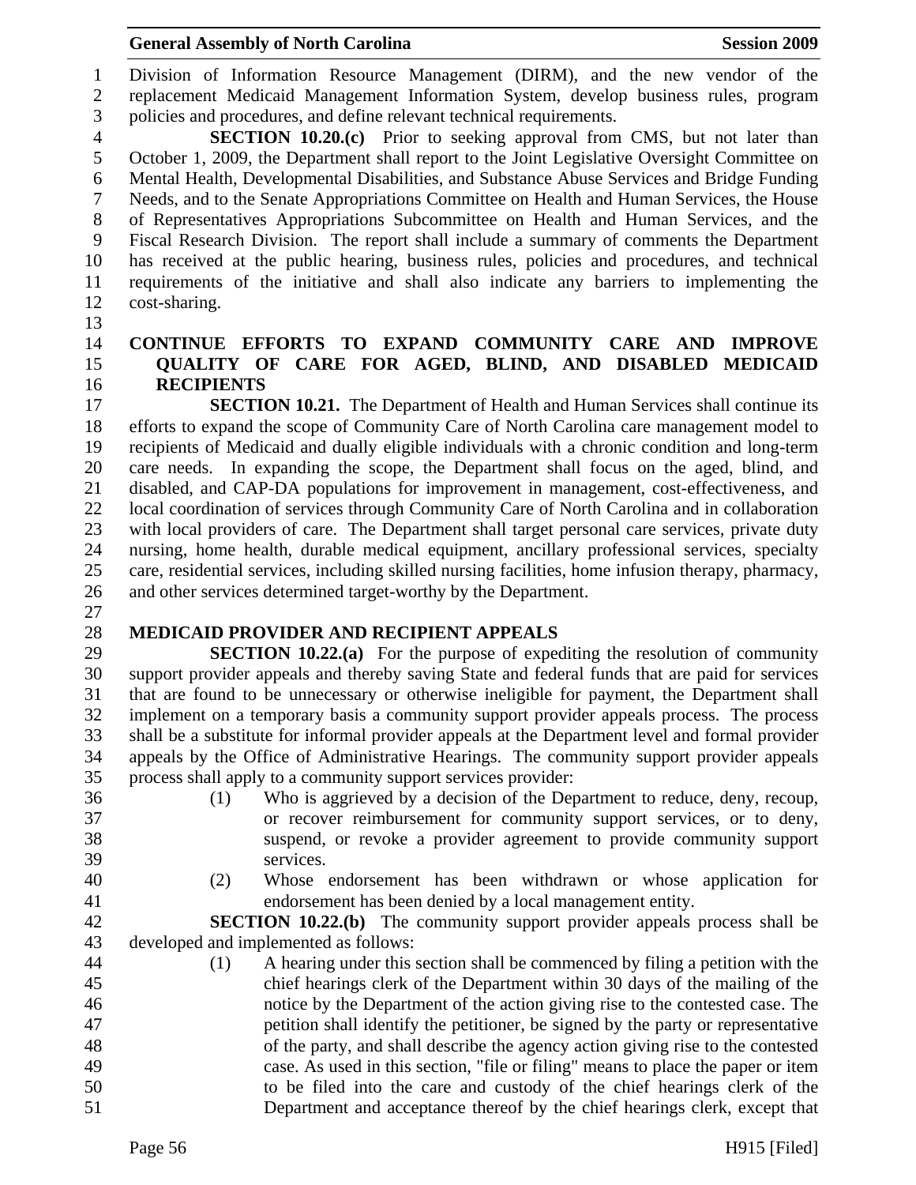Division of Information Resource Management (DIRM), and the new vendor of the replacement Medicaid Management Information System, develop business rules, program policies and procedures, and define relevant technical requirements.

**SECTION 10.20.(c)** Prior to seeking approval from CMS, but not later than October 1, 2009, the Department shall report to the Joint Legislative Oversight Committee on Mental Health, Developmental Disabilities, and Substance Abuse Services and Bridge Funding Needs, and to the Senate Appropriations Committee on Health and Human Services, the House of Representatives Appropriations Subcommittee on Health and Human Services, and the Fiscal Research Division. The report shall include a summary of comments the Department has received at the public hearing, business rules, policies and procedures, and technical requirements of the initiative and shall also indicate any barriers to implementing the cost-sharing.

**CONTINUE EFFORTS TO EXPAND COMMUNITY CARE AND IMPROVE QUALITY OF CARE FOR AGED, BLIND, AND DISABLED MEDICAID RECIPIENTS**

**SECTION 10.21.** The Department of Health and Human Services shall continue its efforts to expand the scope of Community Care of North Carolina care management model to recipients of Medicaid and dually eligible individuals with a chronic condition and long-term care needs. In expanding the scope, the Department shall focus on the aged, blind, and disabled, and CAP-DA populations for improvement in management, cost-effectiveness, and local coordination of services through Community Care of North Carolina and in collaboration with local providers of care. The Department shall target personal care services, private duty nursing, home health, durable medical equipment, ancillary professional services, specialty care, residential services, including skilled nursing facilities, home infusion therapy, pharmacy, and other services determined target-worthy by the Department.

**MEDICAID PROVIDER AND RECIPIENT APPEALS**

**SECTION 10.22.(a)** For the purpose of expediting the resolution of community support provider appeals and thereby saving State and federal funds that are paid for services that are found to be unnecessary or otherwise ineligible for payment, the Department shall implement on a temporary basis a community support provider appeals process. The process shall be a substitute for informal provider appeals at the Department level and formal provider appeals by the Office of Administrative Hearings. The community support provider appeals process shall apply to a community support services provider:

(1) Who is aggrieved by a decision of the Department to reduce, deny, recoup, or recover reimbursement for community support services, or to deny, suspend, or revoke a provider agreement to provide community support services.

(2) Whose endorsement has been withdrawn or whose application for endorsement has been denied by a local management entity.

**SECTION 10.22.(b)** The community support provider appeals process shall be developed and implemented as follows:

(1) A hearing under this section shall be commenced by filing a petition with the chief hearings clerk of the Department within 30 days of the mailing of the notice by the Department of the action giving rise to the contested case. The petition shall identify the petitioner, be signed by the party or representative of the party, and shall describe the agency action giving rise to the contested case. As used in this section, "file or filing" means to place the paper or item to be filed into the care and custody of the chief hearings clerk of the Department and acceptance thereof by the chief hearings clerk, except that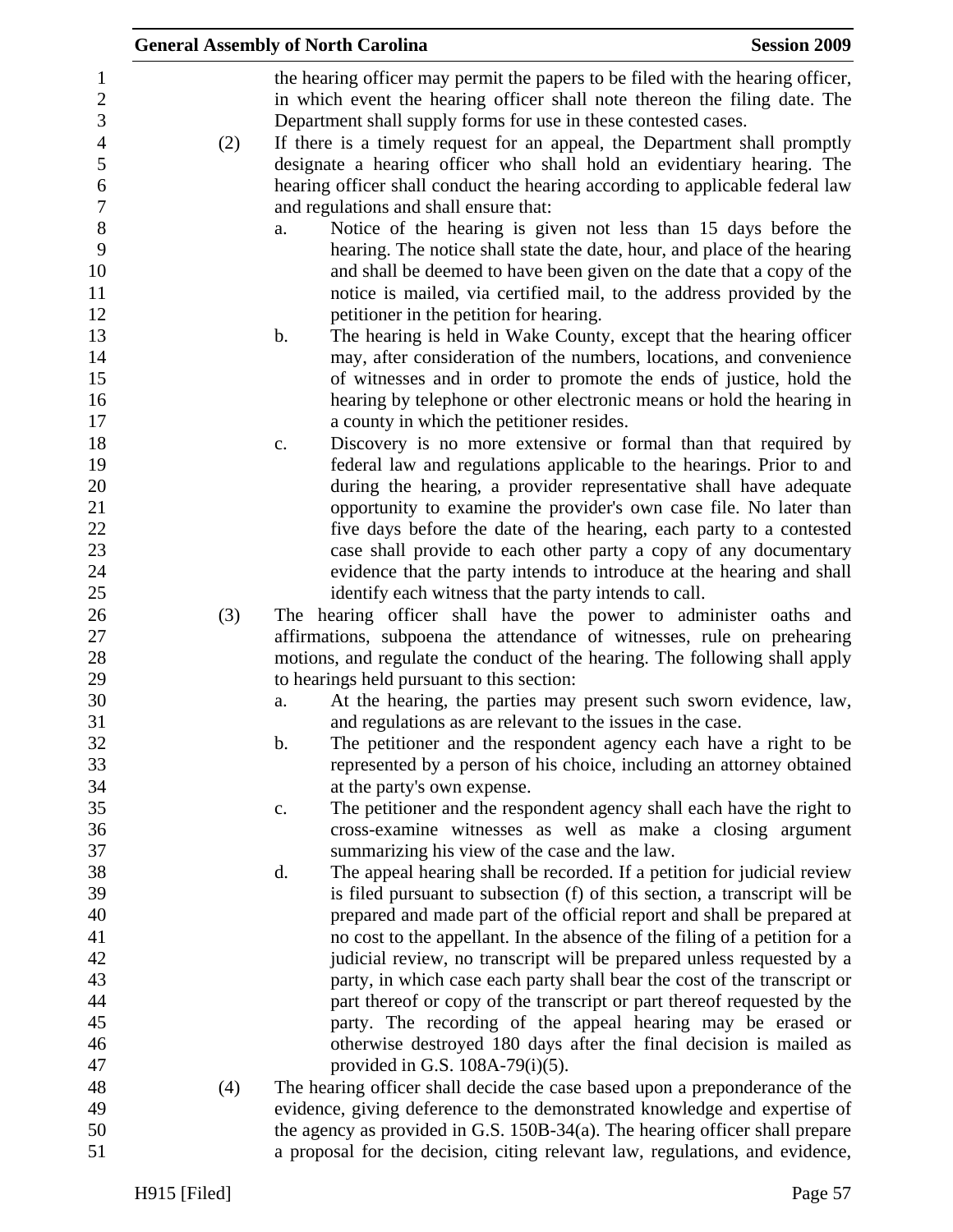the hearing officer may permit the papers to be filed with the hearing officer, in which event the hearing officer shall note thereon the filing date. The Department shall supply forms for use in these contested cases.

(2) If there is a timely request for an appeal, the Department shall promptly designate a hearing officer who shall hold an evidentiary hearing. The hearing officer shall conduct the hearing according to applicable federal law and regulations and shall ensure that:

a. Notice of the hearing is given not less than 15 days before the hearing. The notice shall state the date, hour, and place of the hearing and shall be deemed to have been given on the date that a copy of the notice is mailed, via certified mail, to the address provided by the petitioner in the petition for hearing.

b. The hearing is held in Wake County, except that the hearing officer may, after consideration of the numbers, locations, and convenience of witnesses and in order to promote the ends of justice, hold the hearing by telephone or other electronic means or hold the hearing in a county in which the petitioner resides.

c. Discovery is no more extensive or formal than that required by federal law and regulations applicable to the hearings. Prior to and during the hearing, a provider representative shall have adequate opportunity to examine the provider's own case file. No later than five days before the date of the hearing, each party to a contested case shall provide to each other party a copy of any documentary evidence that the party intends to introduce at the hearing and shall identify each witness that the party intends to call.

(3) The hearing officer shall have the power to administer oaths and affirmations, subpoena the attendance of witnesses, rule on prehearing motions, and regulate the conduct of the hearing. The following shall apply to hearings held pursuant to this section:

a. At the hearing, the parties may present such sworn evidence, law, and regulations as are relevant to the issues in the case.

b. The petitioner and the respondent agency each have a right to be represented by a person of his choice, including an attorney obtained at the party's own expense.

c. The petitioner and the respondent agency shall each have the right to cross-examine witnesses as well as make a closing argument summarizing his view of the case and the law.

d. The appeal hearing shall be recorded. If a petition for judicial review is filed pursuant to subsection (f) of this section, a transcript will be prepared and made part of the official report and shall be prepared at no cost to the appellant. In the absence of the filing of a petition for a judicial review, no transcript will be prepared unless requested by a party, in which case each party shall bear the cost of the transcript or part thereof or copy of the transcript or part thereof requested by the party. The recording of the appeal hearing may be erased or otherwise destroyed 180 days after the final decision is mailed as provided in G.S. 108A-79(i)(5).

(4) The hearing officer shall decide the case based upon a preponderance of the evidence, giving deference to the demonstrated knowledge and expertise of the agency as provided in G.S. 150B-34(a). The hearing officer shall prepare a proposal for the decision, citing relevant law, regulations, and evidence,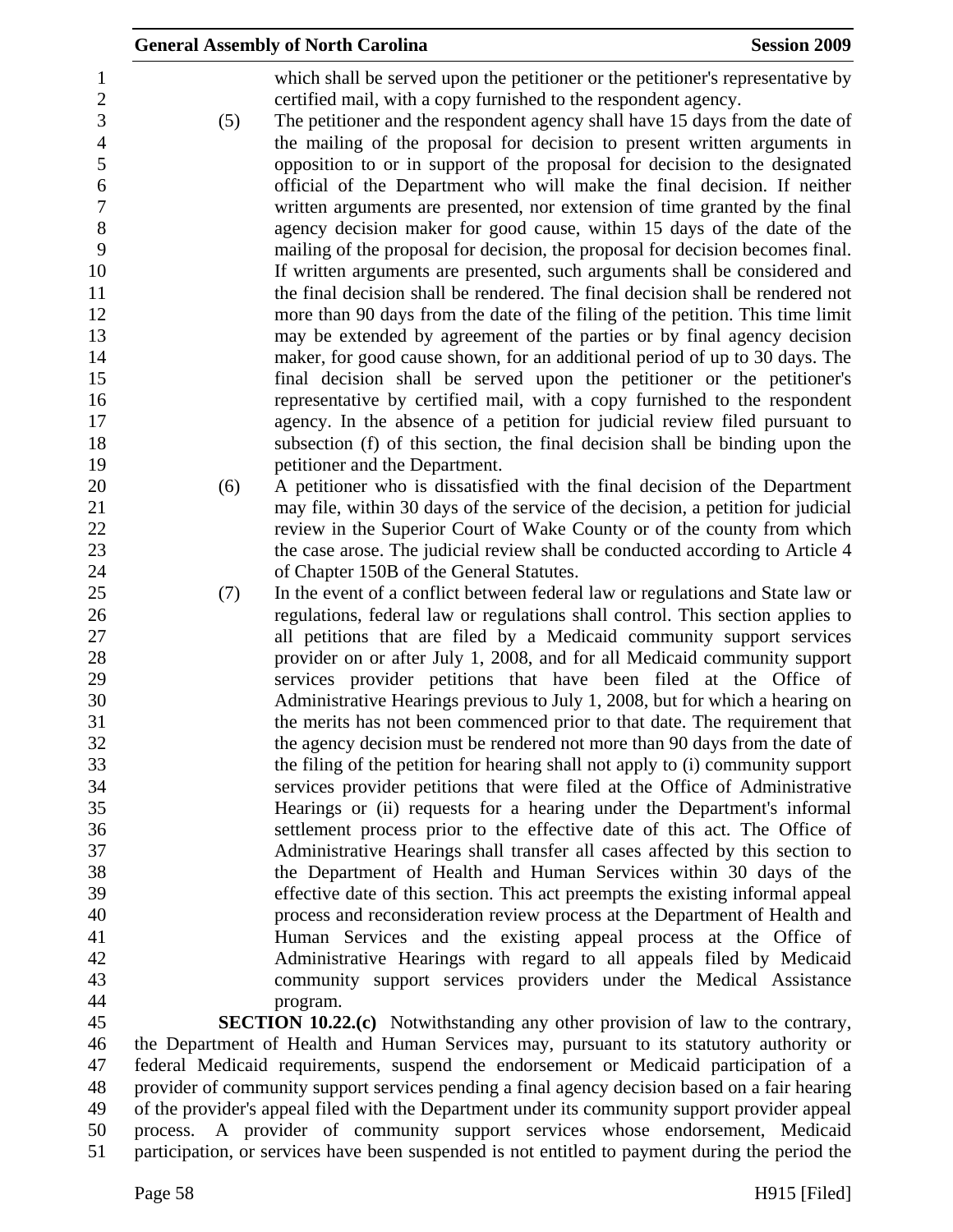which shall be served upon the petitioner or the petitioner's representative by certified mail, with a copy furnished to the respondent agency.

(5) The petitioner and the respondent agency shall have 15 days from the date of the mailing of the proposal for decision to present written arguments in opposition to or in support of the proposal for decision to the designated official of the Department who will make the final decision. If neither written arguments are presented, nor extension of time granted by the final agency decision maker for good cause, within 15 days of the date of the mailing of the proposal for decision, the proposal for decision becomes final. If written arguments are presented, such arguments shall be considered and the final decision shall be rendered. The final decision shall be rendered not more than 90 days from the date of the filing of the petition. This time limit may be extended by agreement of the parties or by final agency decision maker, for good cause shown, for an additional period of up to 30 days. The final decision shall be served upon the petitioner or the petitioner's representative by certified mail, with a copy furnished to the respondent agency. In the absence of a petition for judicial review filed pursuant to subsection (f) of this section, the final decision shall be binding upon the petitioner and the Department.

(6) A petitioner who is dissatisfied with the final decision of the Department may file, within 30 days of the service of the decision, a petition for judicial review in the Superior Court of Wake County or of the county from which the case arose. The judicial review shall be conducted according to Article 4 of Chapter 150B of the General Statutes.

(7) In the event of a conflict between federal law or regulations and State law or regulations, federal law or regulations shall control. This section applies to all petitions that are filed by a Medicaid community support services provider on or after July 1, 2008, and for all Medicaid community support services provider petitions that have been filed at the Office of Administrative Hearings previous to July 1, 2008, but for which a hearing on the merits has not been commenced prior to that date. The requirement that the agency decision must be rendered not more than 90 days from the date of the filing of the petition for hearing shall not apply to (i) community support services provider petitions that were filed at the Office of Administrative Hearings or (ii) requests for a hearing under the Department's informal settlement process prior to the effective date of this act. The Office of Administrative Hearings shall transfer all cases affected by this section to the Department of Health and Human Services within 30 days of the effective date of this section. This act preempts the existing informal appeal process and reconsideration review process at the Department of Health and Human Services and the existing appeal process at the Office of Administrative Hearings with regard to all appeals filed by Medicaid community support services providers under the Medical Assistance program.

**SECTION 10.22.(c)** Notwithstanding any other provision of law to the contrary, the Department of Health and Human Services may, pursuant to its statutory authority or federal Medicaid requirements, suspend the endorsement or Medicaid participation of a provider of community support services pending a final agency decision based on a fair hearing of the provider's appeal filed with the Department under its community support provider appeal process. A provider of community support services whose endorsement, Medicaid participation, or services have been suspended is not entitled to payment during the period the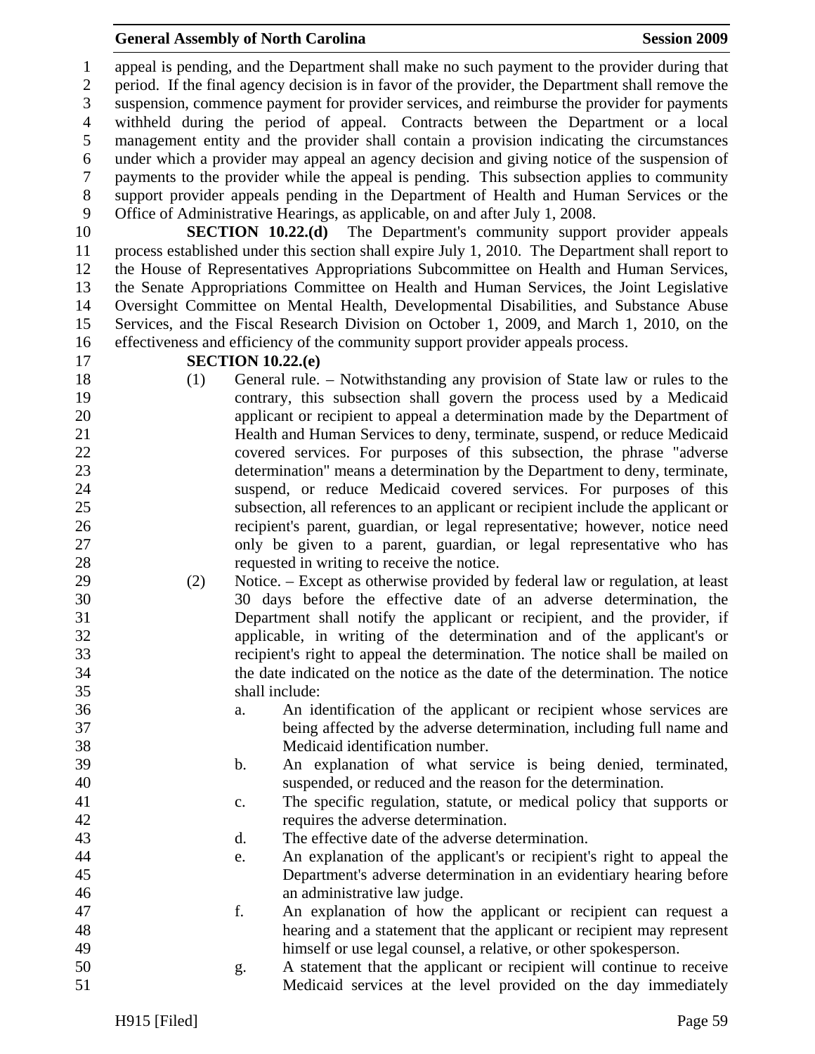appeal is pending, and the Department shall make no such payment to the provider during that period. If the final agency decision is in favor of the provider, the Department shall remove the suspension, commence payment for provider services, and reimburse the provider for payments withheld during the period of appeal. Contracts between the Department or a local management entity and the provider shall contain a provision indicating the circumstances under which a provider may appeal an agency decision and giving notice of the suspension of payments to the provider while the appeal is pending. This subsection applies to community support provider appeals pending in the Department of Health and Human Services or the Office of Administrative Hearings, as applicable, on and after July 1, 2008.

**SECTION 10.22.(d)** The Department's community support provider appeals process established under this section shall expire July 1, 2010. The Department shall report to the House of Representatives Appropriations Subcommittee on Health and Human Services, the Senate Appropriations Committee on Health and Human Services, the Joint Legislative Oversight Committee on Mental Health, Developmental Disabilities, and Substance Abuse Services, and the Fiscal Research Division on October 1, 2009, and March 1, 2010, on the effectiveness and efficiency of the community support provider appeals process.

**SECTION 10.22.(e)**

(1) General rule. – Notwithstanding any provision of State law or rules to the contrary, this subsection shall govern the process used by a Medicaid applicant or recipient to appeal a determination made by the Department of Health and Human Services to deny, terminate, suspend, or reduce Medicaid covered services. For purposes of this subsection, the phrase "adverse determination" means a determination by the Department to deny, terminate, suspend, or reduce Medicaid covered services. For purposes of this subsection, all references to an applicant or recipient include the applicant or recipient's parent, guardian, or legal representative; however, notice need only be given to a parent, guardian, or legal representative who has requested in writing to receive the notice.

(2) Notice. – Except as otherwise provided by federal law or regulation, at least 30 days before the effective date of an adverse determination, the Department shall notify the applicant or recipient, and the provider, if applicable, in writing of the determination and of the applicant's or recipient's right to appeal the determination. The notice shall be mailed on the date indicated on the notice as the date of the determination. The notice shall include:

a. An identification of the applicant or recipient whose services are being affected by the adverse determination, including full name and Medicaid identification number.

b. An explanation of what service is being denied, terminated, suspended, or reduced and the reason for the determination.

c. The specific regulation, statute, or medical policy that supports or requires the adverse determination.

d. The effective date of the adverse determination.

e. An explanation of the applicant's or recipient's right to appeal the Department's adverse determination in an evidentiary hearing before an administrative law judge.

f. An explanation of how the applicant or recipient can request a hearing and a statement that the applicant or recipient may represent himself or use legal counsel, a relative, or other spokesperson.

g. A statement that the applicant or recipient will continue to receive Medicaid services at the level provided on the day immediately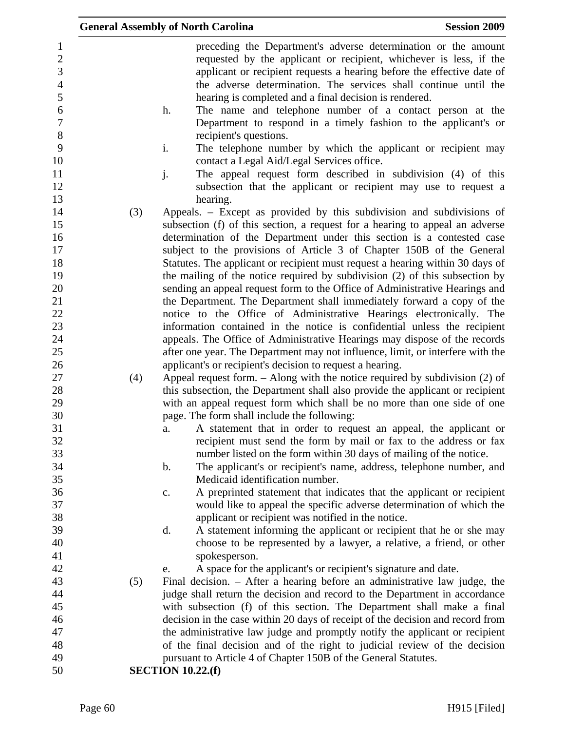preceding the Department's adverse determination or the amount requested by the applicant or recipient, whichever is less, if the applicant or recipient requests a hearing before the effective date of the adverse determination. The services shall continue until the hearing is completed and a final decision is rendered.

h. The name and telephone number of a contact person at the Department to respond in a timely fashion to the applicant's or recipient's questions.

i. The telephone number by which the applicant or recipient may contact a Legal Aid/Legal Services office.

j. The appeal request form described in subdivision (4) of this subsection that the applicant or recipient may use to request a hearing.

(3) Appeals. – Except as provided by this subdivision and subdivisions of subsection (f) of this section, a request for a hearing to appeal an adverse determination of the Department under this section is a contested case subject to the provisions of Article 3 of Chapter 150B of the General Statutes. The applicant or recipient must request a hearing within 30 days of the mailing of the notice required by subdivision (2) of this subsection by sending an appeal request form to the Office of Administrative Hearings and the Department. The Department shall immediately forward a copy of the notice to the Office of Administrative Hearings electronically. The information contained in the notice is confidential unless the recipient appeals. The Office of Administrative Hearings may dispose of the records after one year. The Department may not influence, limit, or interfere with the applicant's or recipient's decision to request a hearing.

(4) Appeal request form. – Along with the notice required by subdivision (2) of this subsection, the Department shall also provide the applicant or recipient with an appeal request form which shall be no more than one side of one page. The form shall include the following:

a. A statement that in order to request an appeal, the applicant or recipient must send the form by mail or fax to the address or fax number listed on the form within 30 days of mailing of the notice.

b. The applicant's or recipient's name, address, telephone number, and Medicaid identification number.

c. A preprinted statement that indicates that the applicant or recipient would like to appeal the specific adverse determination of which the applicant or recipient was notified in the notice.

d. A statement informing the applicant or recipient that he or she may choose to be represented by a lawyer, a relative, a friend, or other spokesperson.

e. A space for the applicant's or recipient's signature and date.

(5) Final decision. – After a hearing before an administrative law judge, the judge shall return the decision and record to the Department in accordance with subsection (f) of this section. The Department shall make a final decision in the case within 20 days of receipt of the decision and record from the administrative law judge and promptly notify the applicant or recipient of the final decision and of the right to judicial review of the decision pursuant to Article 4 of Chapter 150B of the General Statutes.

**SECTION 10.22.(f)**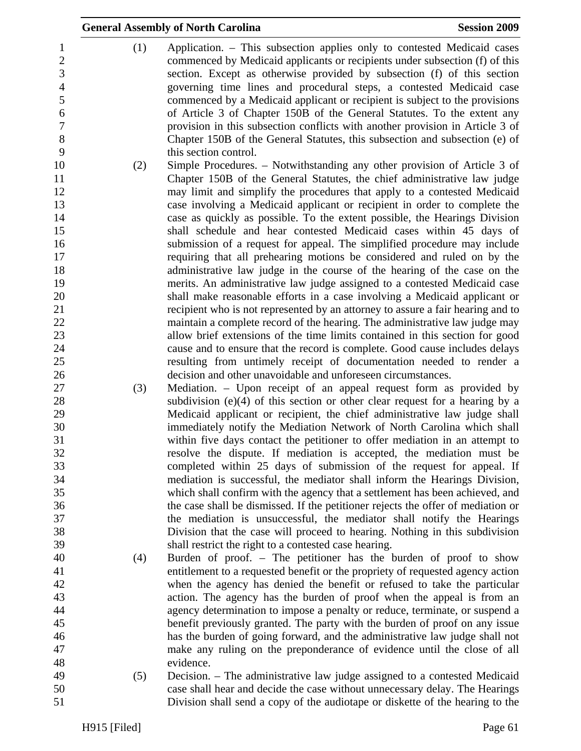(1) Application. – This subsection applies only to contested Medicaid cases commenced by Medicaid applicants or recipients under subsection (f) of this section. Except as otherwise provided by subsection (f) of this section governing time lines and procedural steps, a contested Medicaid case commenced by a Medicaid applicant or recipient is subject to the provisions of Article 3 of Chapter 150B of the General Statutes. To the extent any provision in this subsection conflicts with another provision in Article 3 of Chapter 150B of the General Statutes, this subsection and subsection (e) of this section control.

(2) Simple Procedures. – Notwithstanding any other provision of Article 3 of Chapter 150B of the General Statutes, the chief administrative law judge may limit and simplify the procedures that apply to a contested Medicaid case involving a Medicaid applicant or recipient in order to complete the case as quickly as possible. To the extent possible, the Hearings Division shall schedule and hear contested Medicaid cases within 45 days of submission of a request for appeal. The simplified procedure may include requiring that all prehearing motions be considered and ruled on by the administrative law judge in the course of the hearing of the case on the merits. An administrative law judge assigned to a contested Medicaid case shall make reasonable efforts in a case involving a Medicaid applicant or recipient who is not represented by an attorney to assure a fair hearing and to maintain a complete record of the hearing. The administrative law judge may allow brief extensions of the time limits contained in this section for good cause and to ensure that the record is complete. Good cause includes delays resulting from untimely receipt of documentation needed to render a decision and other unavoidable and unforeseen circumstances.

(3) Mediation. – Upon receipt of an appeal request form as provided by subdivision (e)(4) of this section or other clear request for a hearing by a Medicaid applicant or recipient, the chief administrative law judge shall immediately notify the Mediation Network of North Carolina which shall within five days contact the petitioner to offer mediation in an attempt to resolve the dispute. If mediation is accepted, the mediation must be completed within 25 days of submission of the request for appeal. If mediation is successful, the mediator shall inform the Hearings Division, which shall confirm with the agency that a settlement has been achieved, and the case shall be dismissed. If the petitioner rejects the offer of mediation or the mediation is unsuccessful, the mediator shall notify the Hearings Division that the case will proceed to hearing. Nothing in this subdivision shall restrict the right to a contested case hearing.

(4) Burden of proof. – The petitioner has the burden of proof to show entitlement to a requested benefit or the propriety of requested agency action when the agency has denied the benefit or refused to take the particular action. The agency has the burden of proof when the appeal is from an agency determination to impose a penalty or reduce, terminate, or suspend a benefit previously granted. The party with the burden of proof on any issue has the burden of going forward, and the administrative law judge shall not make any ruling on the preponderance of evidence until the close of all evidence.

(5) Decision. – The administrative law judge assigned to a contested Medicaid case shall hear and decide the case without unnecessary delay. The Hearings Division shall send a copy of the audiotape or diskette of the hearing to the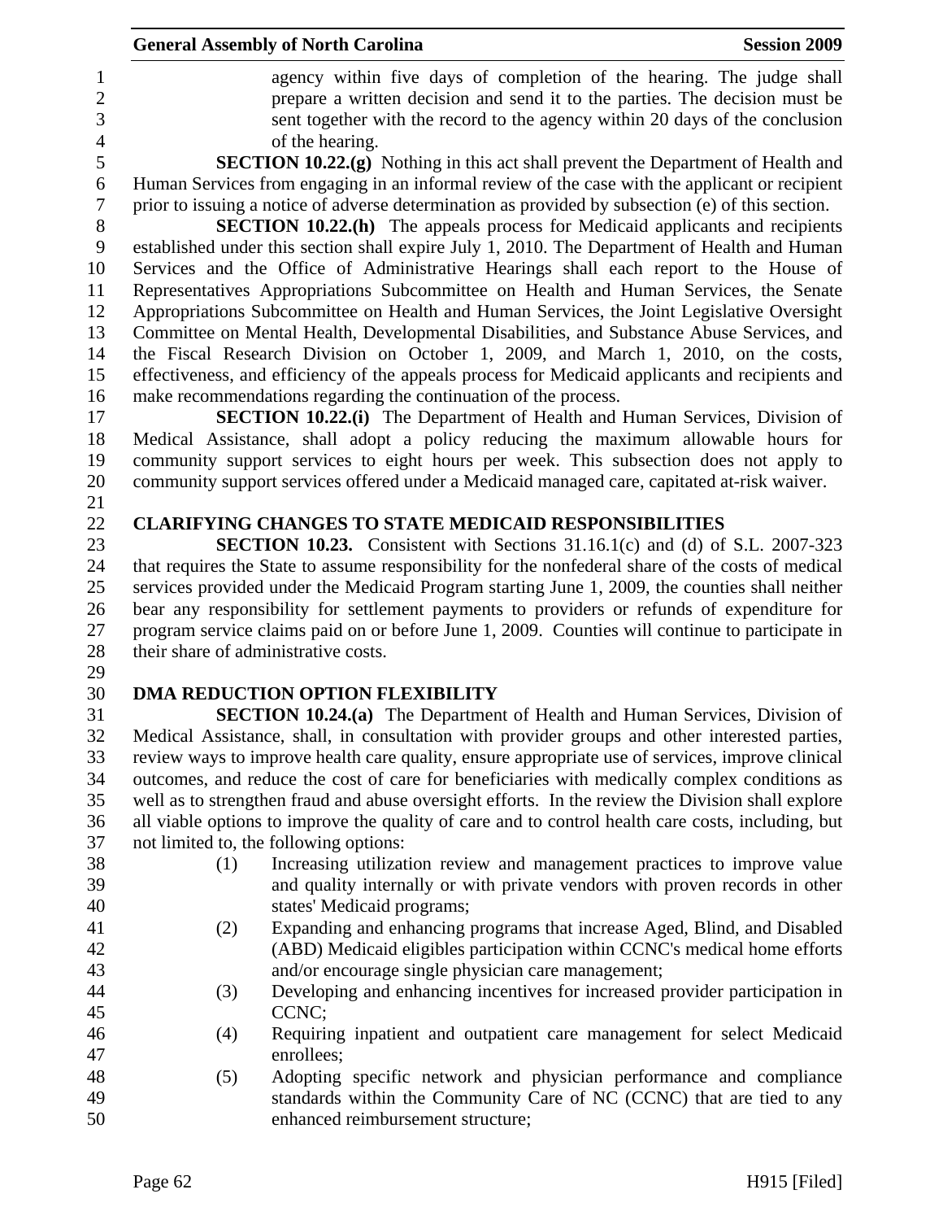agency within five days of completion of the hearing. The judge shall prepare a written decision and send it to the parties. The decision must be sent together with the record to the agency within 20 days of the conclusion of the hearing.

**SECTION 10.22.(g)** Nothing in this act shall prevent the Department of Health and Human Services from engaging in an informal review of the case with the applicant or recipient prior to issuing a notice of adverse determination as provided by subsection (e) of this section.

**SECTION 10.22.(h)** The appeals process for Medicaid applicants and recipients established under this section shall expire July 1, 2010. The Department of Health and Human Services and the Office of Administrative Hearings shall each report to the House of Representatives Appropriations Subcommittee on Health and Human Services, the Senate Appropriations Subcommittee on Health and Human Services, the Joint Legislative Oversight Committee on Mental Health, Developmental Disabilities, and Substance Abuse Services, and the Fiscal Research Division on October 1, 2009, and March 1, 2010, on the costs, effectiveness, and efficiency of the appeals process for Medicaid applicants and recipients and make recommendations regarding the continuation of the process.

**SECTION 10.22.(i)** The Department of Health and Human Services, Division of Medical Assistance, shall adopt a policy reducing the maximum allowable hours for community support services to eight hours per week. This subsection does not apply to community support services offered under a Medicaid managed care, capitated at-risk waiver.

**CLARIFYING CHANGES TO STATE MEDICAID RESPONSIBILITIES**

**SECTION 10.23.** Consistent with Sections 31.16.1(c) and (d) of S.L. 2007-323 that requires the State to assume responsibility for the nonfederal share of the costs of medical services provided under the Medicaid Program starting June 1, 2009, the counties shall neither bear any responsibility for settlement payments to providers or refunds of expenditure for program service claims paid on or before June 1, 2009. Counties will continue to participate in their share of administrative costs.

**DMA REDUCTION OPTION FLEXIBILITY**

**SECTION 10.24.(a)** The Department of Health and Human Services, Division of Medical Assistance, shall, in consultation with provider groups and other interested parties, review ways to improve health care quality, ensure appropriate use of services, improve clinical outcomes, and reduce the cost of care for beneficiaries with medically complex conditions as well as to strengthen fraud and abuse oversight efforts. In the review the Division shall explore all viable options to improve the quality of care and to control health care costs, including, but not limited to, the following options:

(1) Increasing utilization review and management practices to improve value and quality internally or with private vendors with proven records in other states' Medicaid programs;

(2) Expanding and enhancing programs that increase Aged, Blind, and Disabled (ABD) Medicaid eligibles participation within CCNC's medical home efforts and/or encourage single physician care management;

(3) Developing and enhancing incentives for increased provider participation in CCNC;

(4) Requiring inpatient and outpatient care management for select Medicaid enrollees;

(5) Adopting specific network and physician performance and compliance standards within the Community Care of NC (CCNC) that are tied to any enhanced reimbursement structure;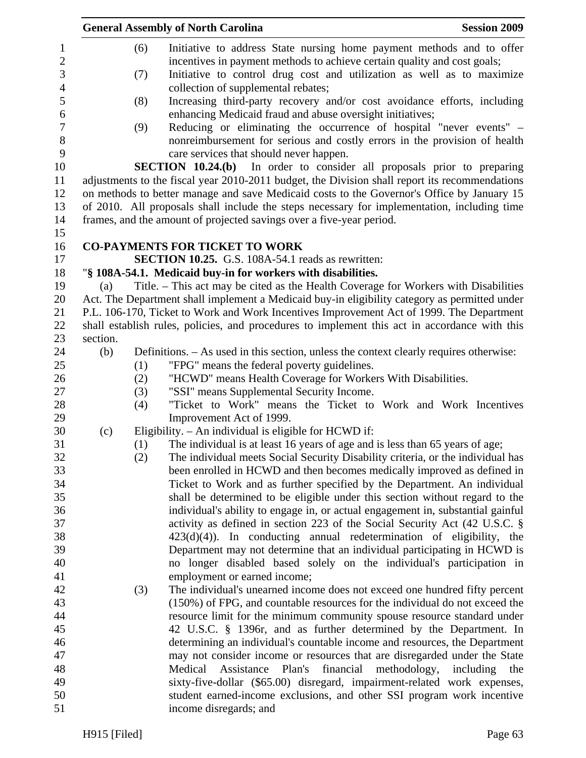(6) Initiative to address State nursing home payment methods and to offer incentives in payment methods to achieve certain quality and cost goals;

(7) Initiative to control drug cost and utilization as well as to maximize collection of supplemental rebates;

(8) Increasing third-party recovery and/or cost avoidance efforts, including enhancing Medicaid fraud and abuse oversight initiatives;

(9) Reducing or eliminating the occurrence of hospital "never events" – nonreimbursement for serious and costly errors in the provision of health care services that should never happen.

**SECTION 10.24.(b)** In order to consider all proposals prior to preparing adjustments to the fiscal year 2010-2011 budget, the Division shall report its recommendations on methods to better manage and save Medicaid costs to the Governor's Office by January 15 of 2010. All proposals shall include the steps necessary for implementation, including time frames, and the amount of projected savings over a five-year period.

**CO-PAYMENTS FOR TICKET TO WORK**

**SECTION 10.25.** G.S. 108A-54.1 reads as rewritten:

"**§ 108A-54.1. Medicaid buy-in for workers with disabilities.**

(a) Title. – This act may be cited as the Health Coverage for Workers with Disabilities Act. The Department shall implement a Medicaid buy-in eligibility category as permitted under P.L. 106-170, Ticket to Work and Work Incentives Improvement Act of 1999. The Department shall establish rules, policies, and procedures to implement this act in accordance with this section.

(b) Definitions. – As used in this section, unless the context clearly requires otherwise:

(1) "FPG" means the federal poverty guidelines.

(2) "HCWD" means Health Coverage for Workers With Disabilities.

(3) "SSI" means Supplemental Security Income.

(4) "Ticket to Work" means the Ticket to Work and Work Incentives Improvement Act of 1999.

(c) Eligibility. – An individual is eligible for HCWD if:

(1) The individual is at least 16 years of age and is less than 65 years of age;

(2) The individual meets Social Security Disability criteria, or the individual has been enrolled in HCWD and then becomes medically improved as defined in Ticket to Work and as further specified by the Department. An individual shall be determined to be eligible under this section without regard to the individual's ability to engage in, or actual engagement in, substantial gainful activity as defined in section 223 of the Social Security Act (42 U.S.C. § 423(d)(4)). In conducting annual redetermination of eligibility, the Department may not determine that an individual participating in HCWD is no longer disabled based solely on the individual's participation in employment or earned income;

(3) The individual's unearned income does not exceed one hundred fifty percent (150%) of FPG, and countable resources for the individual do not exceed the resource limit for the minimum community spouse resource standard under 42 U.S.C. § 1396r, and as further determined by the Department. In determining an individual's countable income and resources, the Department may not consider income or resources that are disregarded under the State Medical Assistance Plan's financial methodology, including the sixty-five-dollar ($65.00) disregard, impairment-related work expenses, student earned-income exclusions, and other SSI program work incentive income disregards; and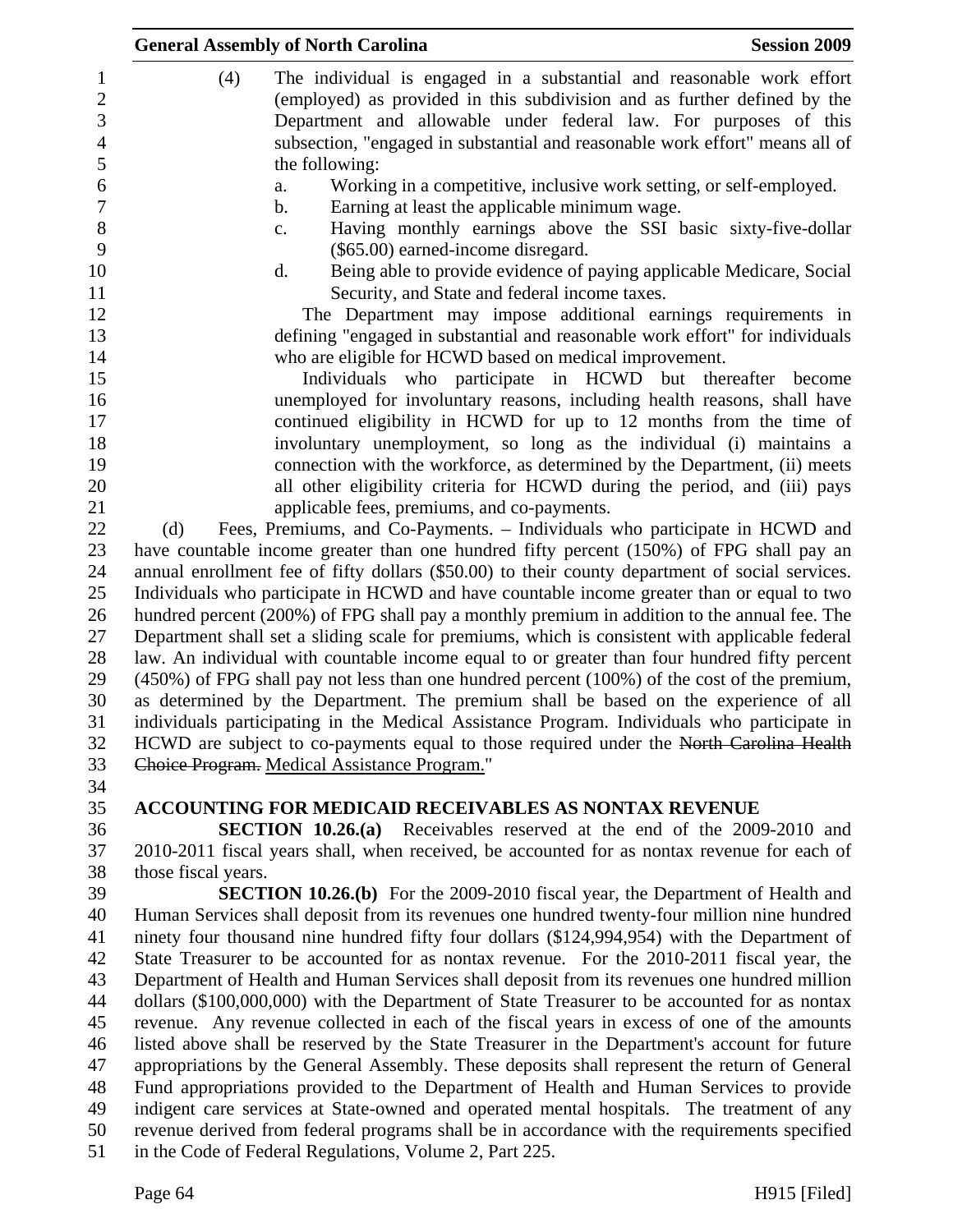(4) The individual is engaged in a substantial and reasonable work effort (employed) as provided in this subdivision and as further defined by the Department and allowable under federal law. For purposes of this subsection, "engaged in substantial and reasonable work effort" means all of the following:

a. Working in a competitive, inclusive work setting, or self-employed.
b. Earning at least the applicable minimum wage.
c. Having monthly earnings above the SSI basic sixty-five-dollar ($65.00) earned-income disregard.
d. Being able to provide evidence of paying applicable Medicare, Social Security, and State and federal income taxes.

The Department may impose additional earnings requirements in defining "engaged in substantial and reasonable work effort" for individuals who are eligible for HCWD based on medical improvement.

Individuals who participate in HCWD but thereafter become unemployed for involuntary reasons, including health reasons, shall have continued eligibility in HCWD for up to 12 months from the time of involuntary unemployment, so long as the individual (i) maintains a connection with the workforce, as determined by the Department, (ii) meets all other eligibility criteria for HCWD during the period, and (iii) pays applicable fees, premiums, and co-payments.

(d) Fees, Premiums, and Co-Payments. – Individuals who participate in HCWD and have countable income greater than one hundred fifty percent (150%) of FPG shall pay an annual enrollment fee of fifty dollars ($50.00) to their county department of social services. Individuals who participate in HCWD and have countable income greater than or equal to two hundred percent (200%) of FPG shall pay a monthly premium in addition to the annual fee. The Department shall set a sliding scale for premiums, which is consistent with applicable federal law. An individual with countable income equal to or greater than four hundred fifty percent (450%) of FPG shall pay not less than one hundred percent (100%) of the cost of the premium, as determined by the Department. The premium shall be based on the experience of all individuals participating in the Medical Assistance Program. Individuals who participate in HCWD are subject to co-payments equal to those required under the ~~North Carolina Health Choice Program.~~ Medical Assistance Program."

**ACCOUNTING FOR MEDICAID RECEIVABLES AS NONTAX REVENUE**

**SECTION 10.26.(a)** Receivables reserved at the end of the 2009-2010 and 2010-2011 fiscal years shall, when received, be accounted for as nontax revenue for each of those fiscal years.

**SECTION 10.26.(b)** For the 2009-2010 fiscal year, the Department of Health and Human Services shall deposit from its revenues one hundred twenty-four million nine hundred ninety four thousand nine hundred fifty four dollars ($124,994,954) with the Department of State Treasurer to be accounted for as nontax revenue. For the 2010-2011 fiscal year, the Department of Health and Human Services shall deposit from its revenues one hundred million dollars ($100,000,000) with the Department of State Treasurer to be accounted for as nontax revenue. Any revenue collected in each of the fiscal years in excess of one of the amounts listed above shall be reserved by the State Treasurer in the Department's account for future appropriations by the General Assembly. These deposits shall represent the return of General Fund appropriations provided to the Department of Health and Human Services to provide indigent care services at State-owned and operated mental hospitals. The treatment of any revenue derived from federal programs shall be in accordance with the requirements specified in the Code of Federal Regulations, Volume 2, Part 225.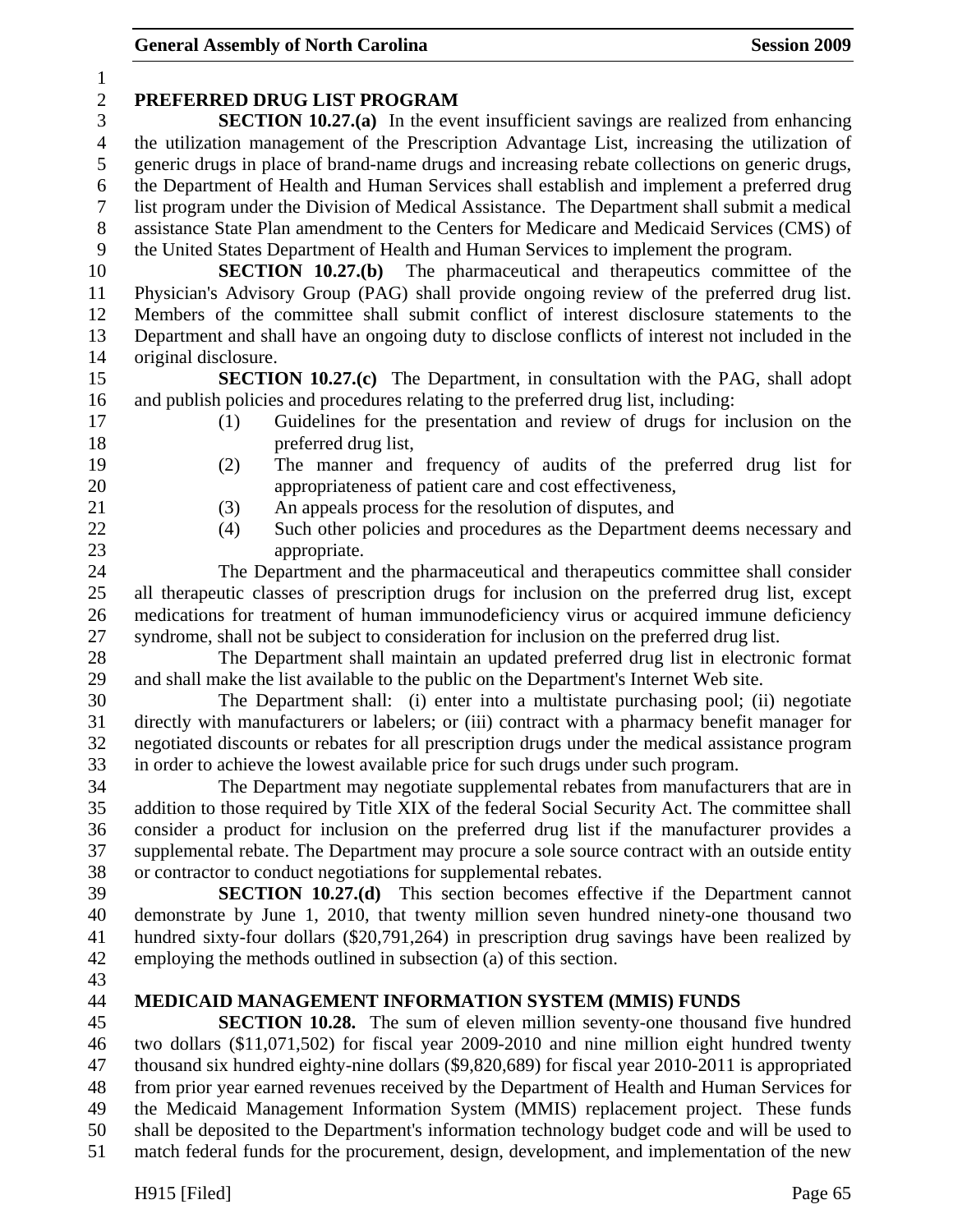## PREFERRED DRUG LIST PROGRAM

**SECTION 10.27.(a)** In the event insufficient savings are realized from enhancing the utilization management of the Prescription Advantage List, increasing the utilization of generic drugs in place of brand-name drugs and increasing rebate collections on generic drugs, the Department of Health and Human Services shall establish and implement a preferred drug list program under the Division of Medical Assistance. The Department shall submit a medical assistance State Plan amendment to the Centers for Medicare and Medicaid Services (CMS) of the United States Department of Health and Human Services to implement the program.

**SECTION 10.27.(b)** The pharmaceutical and therapeutics committee of the Physician's Advisory Group (PAG) shall provide ongoing review of the preferred drug list. Members of the committee shall submit conflict of interest disclosure statements to the Department and shall have an ongoing duty to disclose conflicts of interest not included in the original disclosure.

**SECTION 10.27.(c)** The Department, in consultation with the PAG, shall adopt and publish policies and procedures relating to the preferred drug list, including:

(1) Guidelines for the presentation and review of drugs for inclusion on the preferred drug list,

(2) The manner and frequency of audits of the preferred drug list for appropriateness of patient care and cost effectiveness,

(3) An appeals process for the resolution of disputes, and

(4) Such other policies and procedures as the Department deems necessary and appropriate.

The Department and the pharmaceutical and therapeutics committee shall consider all therapeutic classes of prescription drugs for inclusion on the preferred drug list, except medications for treatment of human immunodeficiency virus or acquired immune deficiency syndrome, shall not be subject to consideration for inclusion on the preferred drug list.

The Department shall maintain an updated preferred drug list in electronic format and shall make the list available to the public on the Department's Internet Web site.

The Department shall: (i) enter into a multistate purchasing pool; (ii) negotiate directly with manufacturers or labelers; or (iii) contract with a pharmacy benefit manager for negotiated discounts or rebates for all prescription drugs under the medical assistance program in order to achieve the lowest available price for such drugs under such program.

The Department may negotiate supplemental rebates from manufacturers that are in addition to those required by Title XIX of the federal Social Security Act. The committee shall consider a product for inclusion on the preferred drug list if the manufacturer provides a supplemental rebate. The Department may procure a sole source contract with an outside entity or contractor to conduct negotiations for supplemental rebates.

**SECTION 10.27.(d)** This section becomes effective if the Department cannot demonstrate by June 1, 2010, that twenty million seven hundred ninety-one thousand two hundred sixty-four dollars ($20,791,264) in prescription drug savings have been realized by employing the methods outlined in subsection (a) of this section.

## MEDICAID MANAGEMENT INFORMATION SYSTEM (MMIS) FUNDS

**SECTION 10.28.** The sum of eleven million seventy-one thousand five hundred two dollars ($11,071,502) for fiscal year 2009-2010 and nine million eight hundred twenty thousand six hundred eighty-nine dollars ($9,820,689) for fiscal year 2010-2011 is appropriated from prior year earned revenues received by the Department of Health and Human Services for the Medicaid Management Information System (MMIS) replacement project. These funds shall be deposited to the Department's information technology budget code and will be used to match federal funds for the procurement, design, development, and implementation of the new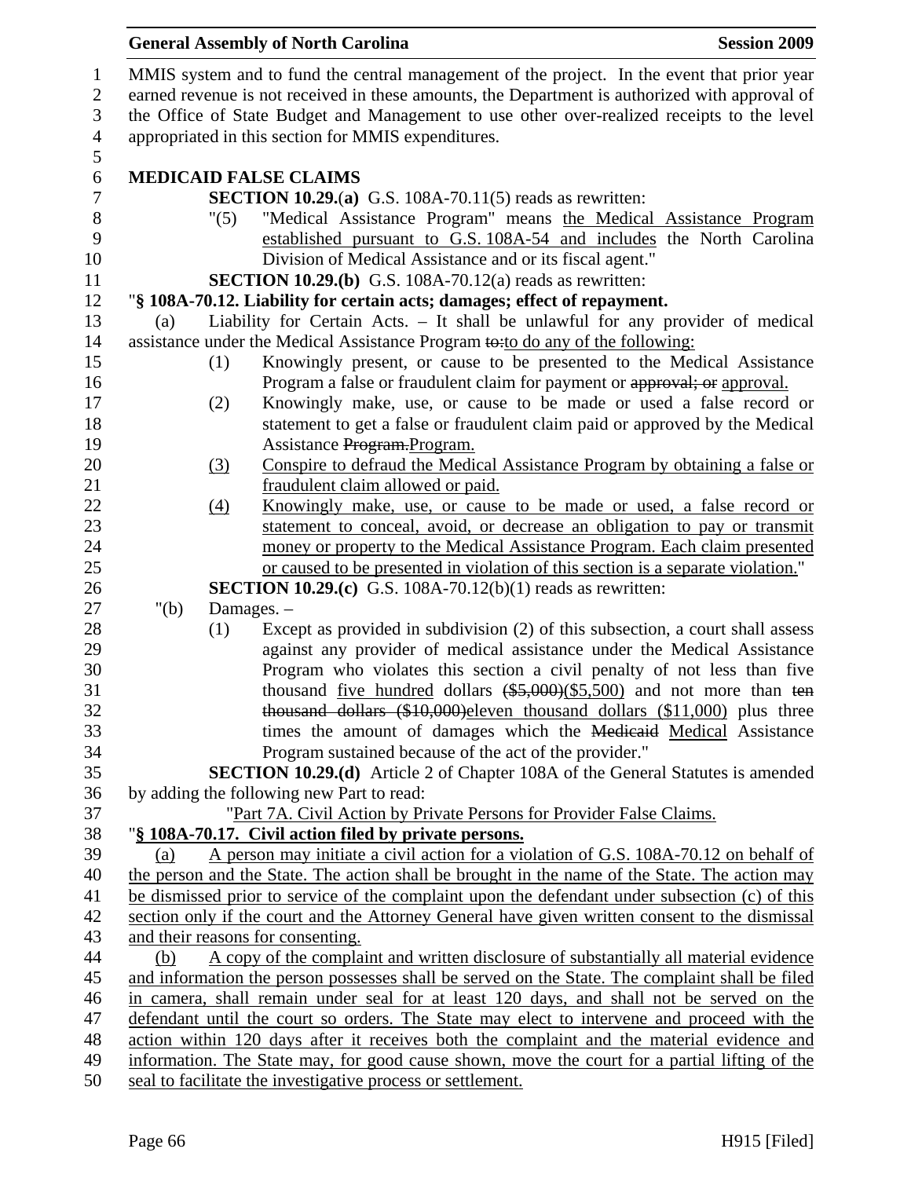MMIS system and to fund the central management of the project. In the event that prior year earned revenue is not received in these amounts, the Department is authorized with approval of the Office of State Budget and Management to use other over-realized receipts to the level appropriated in this section for MMIS expenditures.

**MEDICAID FALSE CLAIMS**

**SECTION 10.29.(a)** G.S. 108A-70.11(5) reads as rewritten:

"(5) "Medical Assistance Program" means the Medical Assistance Program established pursuant to G.S. 108A-54 and includes the North Carolina Division of Medical Assistance and or its fiscal agent."

**SECTION 10.29.(b)** G.S. 108A-70.12(a) reads as rewritten:

"**§ 108A-70.12. Liability for certain acts; damages; effect of repayment.**

(a) Liability for Certain Acts. – It shall be unlawful for any provider of medical assistance under the Medical Assistance Program to:to do any of the following:

(1) Knowingly present, or cause to be presented to the Medical Assistance Program a false or fraudulent claim for payment or approval; or approval.

(2) Knowingly make, use, or cause to be made or used a false record or statement to get a false or fraudulent claim paid or approved by the Medical Assistance Program.Program.

(3) Conspire to defraud the Medical Assistance Program by obtaining a false or fraudulent claim allowed or paid.

(4) Knowingly make, use, or cause to be made or used, a false record or statement to conceal, avoid, or decrease an obligation to pay or transmit money or property to the Medical Assistance Program. Each claim presented or caused to be presented in violation of this section is a separate violation."

**SECTION 10.29.(c)** G.S. 108A-70.12(b)(1) reads as rewritten:

"(b) Damages. –

(1) Except as provided in subdivision (2) of this subsection, a court shall assess against any provider of medical assistance under the Medical Assistance Program who violates this section a civil penalty of not less than five thousand five hundred dollars ($5,000)($5,500) and not more than ten thousand dollars ($10,000)eleven thousand dollars ($11,000) plus three times the amount of damages which the Medicaid Medical Assistance Program sustained because of the act of the provider."

**SECTION 10.29.(d)** Article 2 of Chapter 108A of the General Statutes is amended by adding the following new Part to read:

"Part 7A. Civil Action by Private Persons for Provider False Claims.

"**§ 108A-70.17. Civil action filed by private persons.**

(a) A person may initiate a civil action for a violation of G.S. 108A-70.12 on behalf of the person and the State. The action shall be brought in the name of the State. The action may be dismissed prior to service of the complaint upon the defendant under subsection (c) of this section only if the court and the Attorney General have given written consent to the dismissal and their reasons for consenting.

(b) A copy of the complaint and written disclosure of substantially all material evidence and information the person possesses shall be served on the State. The complaint shall be filed in camera, shall remain under seal for at least 120 days, and shall not be served on the defendant until the court so orders. The State may elect to intervene and proceed with the action within 120 days after it receives both the complaint and the material evidence and information. The State may, for good cause shown, move the court for a partial lifting of the seal to facilitate the investigative process or settlement.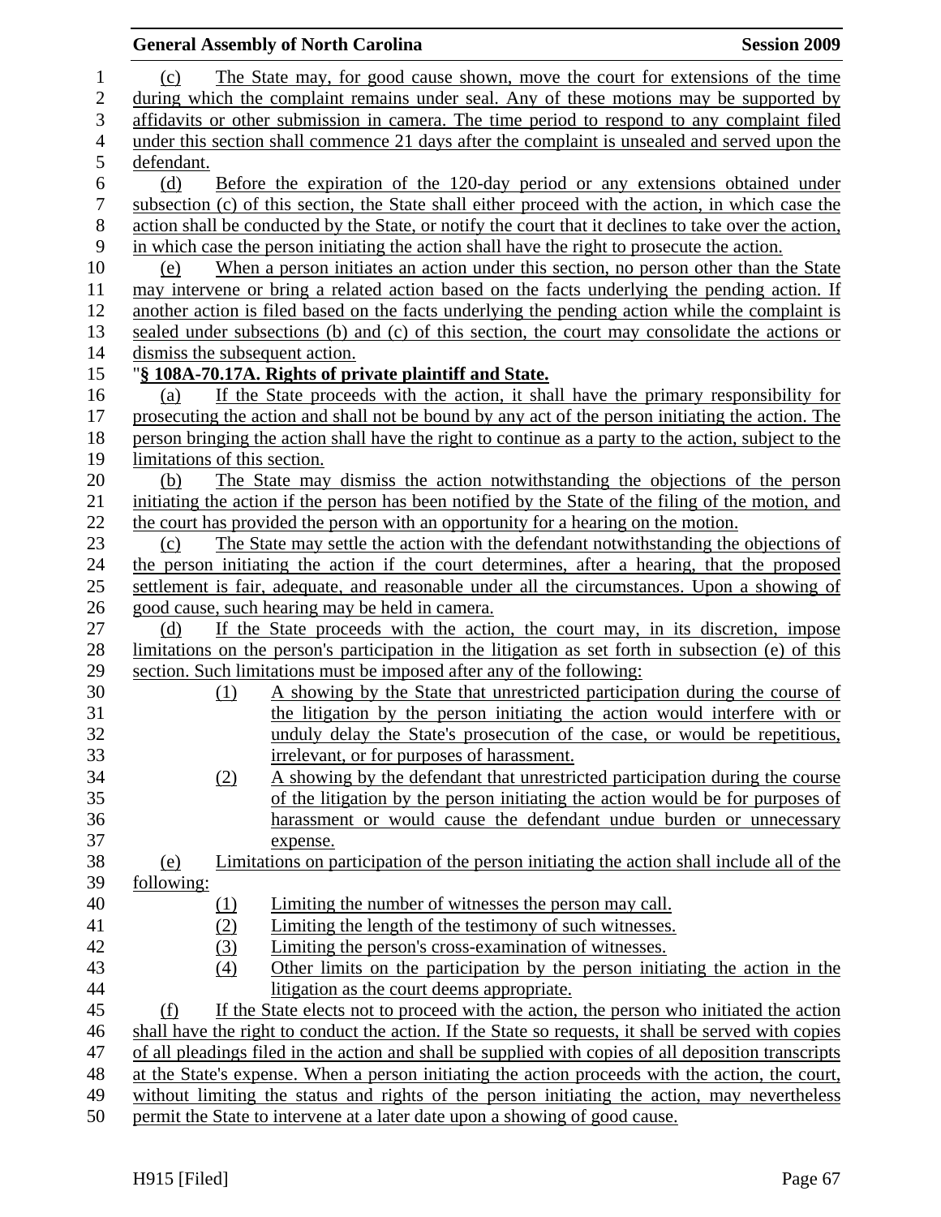(c) The State may, for good cause shown, move the court for extensions of the time during which the complaint remains under seal. Any of these motions may be supported by affidavits or other submission in camera. The time period to respond to any complaint filed under this section shall commence 21 days after the complaint is unsealed and served upon the defendant.

(d) Before the expiration of the 120-day period or any extensions obtained under subsection (c) of this section, the State shall either proceed with the action, in which case the action shall be conducted by the State, or notify the court that it declines to take over the action, in which case the person initiating the action shall have the right to prosecute the action.

(e) When a person initiates an action under this section, no person other than the State may intervene or bring a related action based on the facts underlying the pending action. If another action is filed based on the facts underlying the pending action while the complaint is sealed under subsections (b) and (c) of this section, the court may consolidate the actions or dismiss the subsequent action.

"**§ 108A-70.17A. Rights of private plaintiff and State.**

(a) If the State proceeds with the action, it shall have the primary responsibility for prosecuting the action and shall not be bound by any act of the person initiating the action. The person bringing the action shall have the right to continue as a party to the action, subject to the limitations of this section.

(b) The State may dismiss the action notwithstanding the objections of the person initiating the action if the person has been notified by the State of the filing of the motion, and the court has provided the person with an opportunity for a hearing on the motion.

(c) The State may settle the action with the defendant notwithstanding the objections of the person initiating the action if the court determines, after a hearing, that the proposed settlement is fair, adequate, and reasonable under all the circumstances. Upon a showing of good cause, such hearing may be held in camera.

(d) If the State proceeds with the action, the court may, in its discretion, impose limitations on the person's participation in the litigation as set forth in subsection (e) of this section. Such limitations must be imposed after any of the following:

(1) A showing by the State that unrestricted participation during the course of the litigation by the person initiating the action would interfere with or unduly delay the State's prosecution of the case, or would be repetitious, irrelevant, or for purposes of harassment.

(2) A showing by the defendant that unrestricted participation during the course of the litigation by the person initiating the action would be for purposes of harassment or would cause the defendant undue burden or unnecessary expense.

(e) Limitations on participation of the person initiating the action shall include all of the following:

(1) Limiting the number of witnesses the person may call.

(2) Limiting the length of the testimony of such witnesses.

(3) Limiting the person's cross-examination of witnesses.

(4) Other limits on the participation by the person initiating the action in the litigation as the court deems appropriate.

(f) If the State elects not to proceed with the action, the person who initiated the action shall have the right to conduct the action. If the State so requests, it shall be served with copies of all pleadings filed in the action and shall be supplied with copies of all deposition transcripts at the State's expense. When a person initiating the action proceeds with the action, the court, without limiting the status and rights of the person initiating the action, may nevertheless permit the State to intervene at a later date upon a showing of good cause.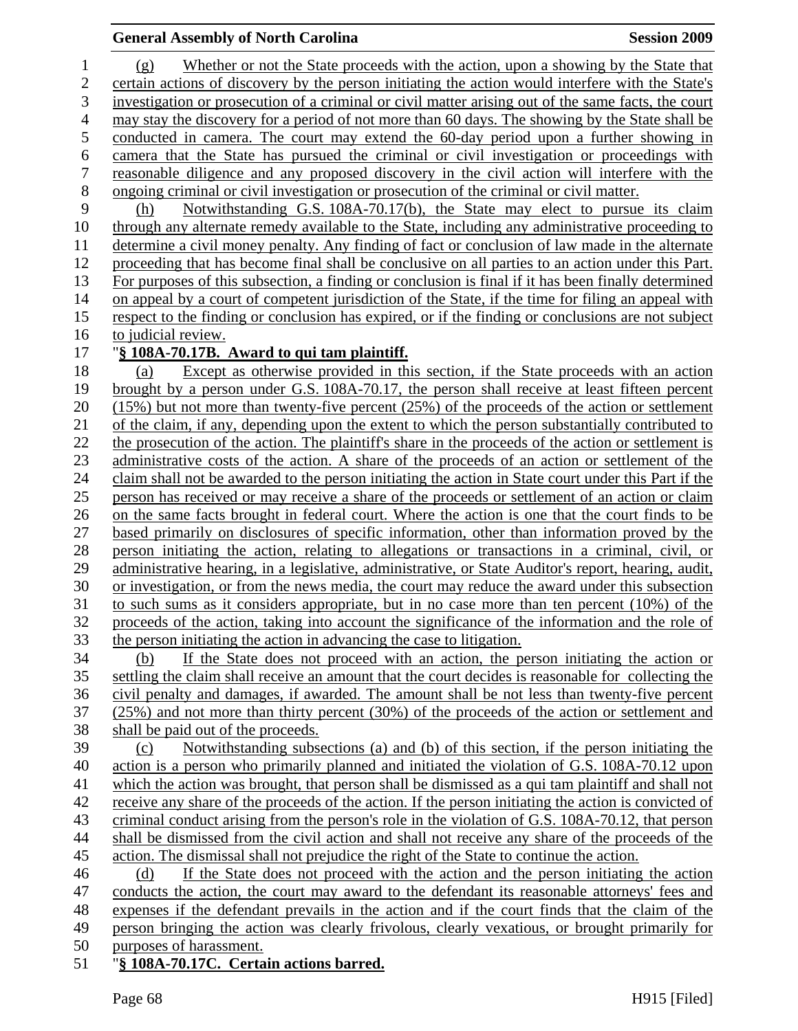(g) Whether or not the State proceeds with the action, upon a showing by the State that certain actions of discovery by the person initiating the action would interfere with the State's investigation or prosecution of a criminal or civil matter arising out of the same facts, the court may stay the discovery for a period of not more than 60 days. The showing by the State shall be conducted in camera. The court may extend the 60-day period upon a further showing in camera that the State has pursued the criminal or civil investigation or proceedings with reasonable diligence and any proposed discovery in the civil action will interfere with the ongoing criminal or civil investigation or prosecution of the criminal or civil matter.

(h) Notwithstanding G.S. 108A-70.17(b), the State may elect to pursue its claim through any alternate remedy available to the State, including any administrative proceeding to determine a civil money penalty. Any finding of fact or conclusion of law made in the alternate proceeding that has become final shall be conclusive on all parties to an action under this Part. For purposes of this subsection, a finding or conclusion is final if it has been finally determined on appeal by a court of competent jurisdiction of the State, if the time for filing an appeal with respect to the finding or conclusion has expired, or if the finding or conclusions are not subject to judicial review.

"**§ 108A-70.17B. Award to qui tam plaintiff.**

(a) Except as otherwise provided in this section, if the State proceeds with an action brought by a person under G.S. 108A-70.17, the person shall receive at least fifteen percent (15%) but not more than twenty-five percent (25%) of the proceeds of the action or settlement of the claim, if any, depending upon the extent to which the person substantially contributed to the prosecution of the action. The plaintiff's share in the proceeds of the action or settlement is administrative costs of the action. A share of the proceeds of an action or settlement of the claim shall not be awarded to the person initiating the action in State court under this Part if the person has received or may receive a share of the proceeds or settlement of an action or claim on the same facts brought in federal court. Where the action is one that the court finds to be based primarily on disclosures of specific information, other than information proved by the person initiating the action, relating to allegations or transactions in a criminal, civil, or administrative hearing, in a legislative, administrative, or State Auditor's report, hearing, audit, or investigation, or from the news media, the court may reduce the award under this subsection to such sums as it considers appropriate, but in no case more than ten percent (10%) of the proceeds of the action, taking into account the significance of the information and the role of the person initiating the action in advancing the case to litigation.

(b) If the State does not proceed with an action, the person initiating the action or settling the claim shall receive an amount that the court decides is reasonable for collecting the civil penalty and damages, if awarded. The amount shall be not less than twenty-five percent (25%) and not more than thirty percent (30%) of the proceeds of the action or settlement and shall be paid out of the proceeds.

(c) Notwithstanding subsections (a) and (b) of this section, if the person initiating the action is a person who primarily planned and initiated the violation of G.S. 108A-70.12 upon which the action was brought, that person shall be dismissed as a qui tam plaintiff and shall not receive any share of the proceeds of the action. If the person initiating the action is convicted of criminal conduct arising from the person's role in the violation of G.S. 108A-70.12, that person shall be dismissed from the civil action and shall not receive any share of the proceeds of the action. The dismissal shall not prejudice the right of the State to continue the action.

(d) If the State does not proceed with the action and the person initiating the action conducts the action, the court may award to the defendant its reasonable attorneys' fees and expenses if the defendant prevails in the action and if the court finds that the claim of the person bringing the action was clearly frivolous, clearly vexatious, or brought primarily for purposes of harassment.

"**§ 108A-70.17C. Certain actions barred.**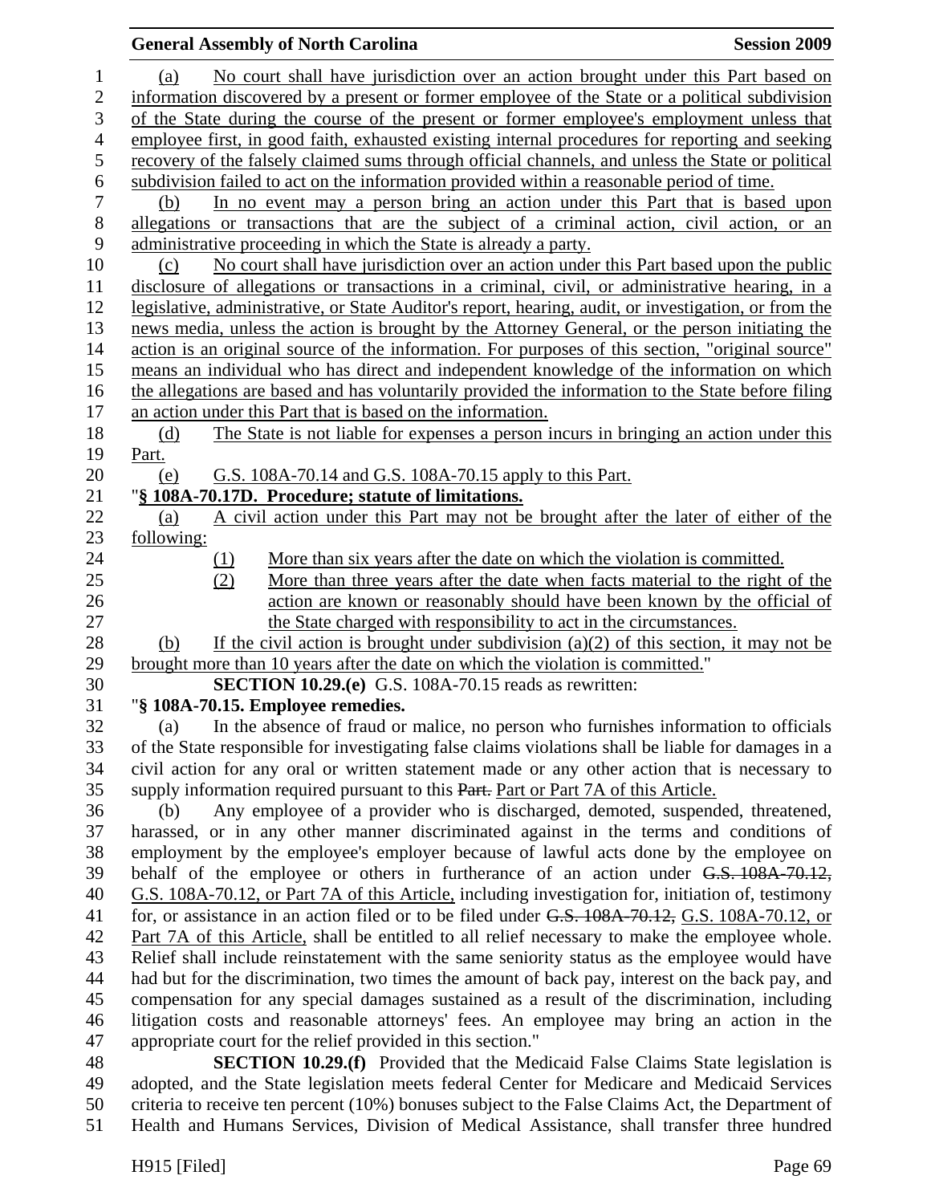(a) No court shall have jurisdiction over an action brought under this Part based on information discovered by a present or former employee of the State or a political subdivision of the State during the course of the present or former employee's employment unless that employee first, in good faith, exhausted existing internal procedures for reporting and seeking recovery of the falsely claimed sums through official channels, and unless the State or political subdivision failed to act on the information provided within a reasonable period of time.

(b) In no event may a person bring an action under this Part that is based upon allegations or transactions that are the subject of a criminal action, civil action, or an administrative proceeding in which the State is already a party.

(c) No court shall have jurisdiction over an action under this Part based upon the public disclosure of allegations or transactions in a criminal, civil, or administrative hearing, in a legislative, administrative, or State Auditor's report, hearing, audit, or investigation, or from the news media, unless the action is brought by the Attorney General, or the person initiating the action is an original source of the information. For purposes of this section, "original source" means an individual who has direct and independent knowledge of the information on which the allegations are based and has voluntarily provided the information to the State before filing an action under this Part that is based on the information.

(d) The State is not liable for expenses a person incurs in bringing an action under this Part.

(e) G.S. 108A-70.14 and G.S. 108A-70.15 apply to this Part.

"**§ 108A-70.17D. Procedure; statute of limitations.**

(a) A civil action under this Part may not be brought after the later of either of the following:

(1) More than six years after the date on which the violation is committed.

(2) More than three years after the date when facts material to the right of the action are known or reasonably should have been known by the official of the State charged with responsibility to act in the circumstances.

(b) If the civil action is brought under subdivision (a)(2) of this section, it may not be brought more than 10 years after the date on which the violation is committed."

**SECTION 10.29.(e)** G.S. 108A-70.15 reads as rewritten:

"**§ 108A-70.15. Employee remedies.**

(a) In the absence of fraud or malice, no person who furnishes information to officials of the State responsible for investigating false claims violations shall be liable for damages in a civil action for any oral or written statement made or any other action that is necessary to supply information required pursuant to this ~~Part.~~ Part or Part 7A of this Article.

(b) Any employee of a provider who is discharged, demoted, suspended, threatened, harassed, or in any other manner discriminated against in the terms and conditions of employment by the employee's employer because of lawful acts done by the employee on behalf of the employee or others in furtherance of an action under ~~G.S. 108A-70.12,~~ G.S. 108A-70.12, or Part 7A of this Article, including investigation for, initiation of, testimony for, or assistance in an action filed or to be filed under ~~G.S. 108A-70.12,~~ G.S. 108A-70.12, or Part 7A of this Article, shall be entitled to all relief necessary to make the employee whole. Relief shall include reinstatement with the same seniority status as the employee would have had but for the discrimination, two times the amount of back pay, interest on the back pay, and compensation for any special damages sustained as a result of the discrimination, including litigation costs and reasonable attorneys' fees. An employee may bring an action in the appropriate court for the relief provided in this section."

**SECTION 10.29.(f)** Provided that the Medicaid False Claims State legislation is adopted, and the State legislation meets federal Center for Medicare and Medicaid Services criteria to receive ten percent (10%) bonuses subject to the False Claims Act, the Department of Health and Humans Services, Division of Medical Assistance, shall transfer three hundred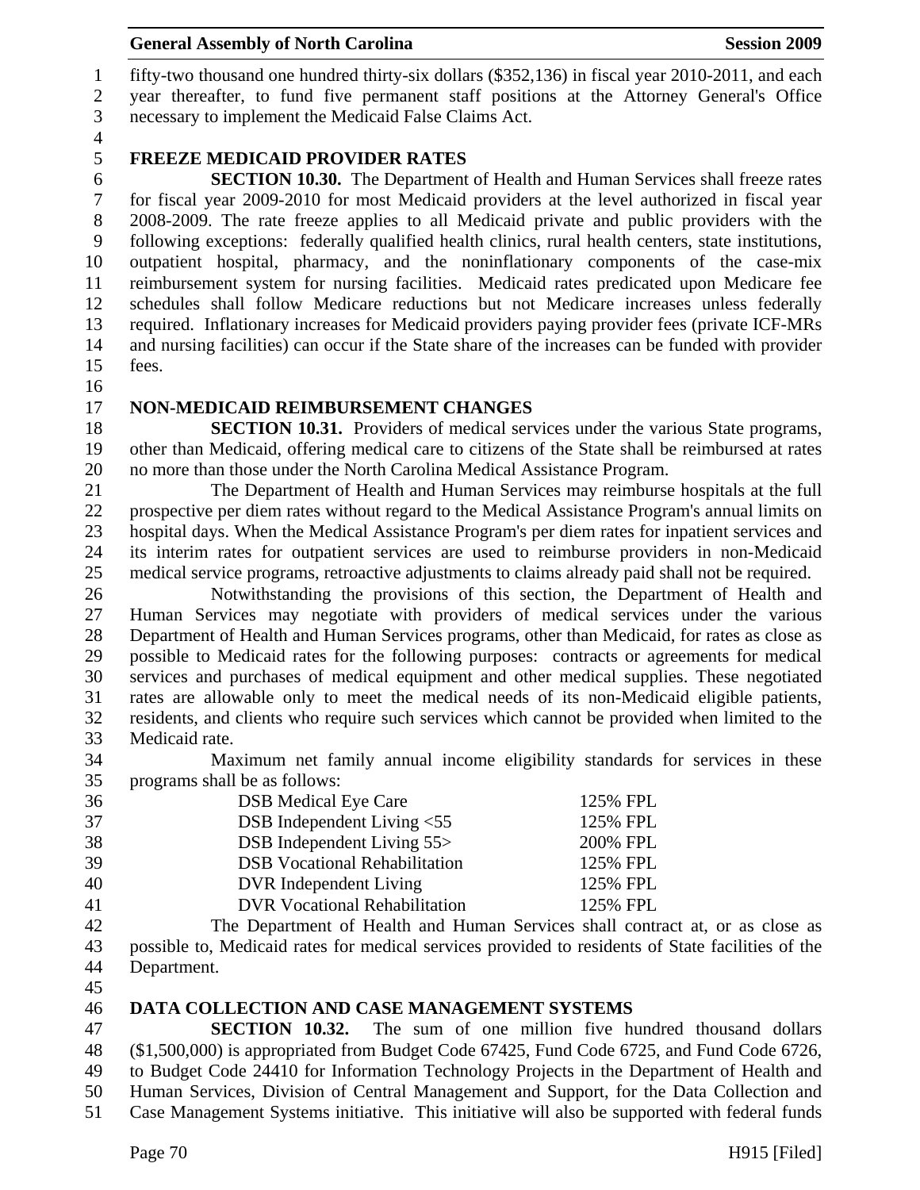fifty-two thousand one hundred thirty-six dollars ($352,136) in fiscal year 2010-2011, and each year thereafter, to fund five permanent staff positions at the Attorney General's Office necessary to implement the Medicaid False Claims Act.

### FREEZE MEDICAID PROVIDER RATES

**SECTION 10.30.** The Department of Health and Human Services shall freeze rates for fiscal year 2009-2010 for most Medicaid providers at the level authorized in fiscal year 2008-2009. The rate freeze applies to all Medicaid private and public providers with the following exceptions: federally qualified health clinics, rural health centers, state institutions, outpatient hospital, pharmacy, and the noninflationary components of the case-mix reimbursement system for nursing facilities. Medicaid rates predicated upon Medicare fee schedules shall follow Medicare reductions but not Medicare increases unless federally required. Inflationary increases for Medicaid providers paying provider fees (private ICF-MRs and nursing facilities) can occur if the State share of the increases can be funded with provider fees.

### NON-MEDICAID REIMBURSEMENT CHANGES

**SECTION 10.31.** Providers of medical services under the various State programs, other than Medicaid, offering medical care to citizens of the State shall be reimbursed at rates no more than those under the North Carolina Medical Assistance Program.

The Department of Health and Human Services may reimburse hospitals at the full prospective per diem rates without regard to the Medical Assistance Program's annual limits on hospital days. When the Medical Assistance Program's per diem rates for inpatient services and its interim rates for outpatient services are used to reimburse providers in non-Medicaid medical service programs, retroactive adjustments to claims already paid shall not be required.

Notwithstanding the provisions of this section, the Department of Health and Human Services may negotiate with providers of medical services under the various Department of Health and Human Services programs, other than Medicaid, for rates as close as possible to Medicaid rates for the following purposes: contracts or agreements for medical services and purchases of medical equipment and other medical supplies. These negotiated rates are allowable only to meet the medical needs of its non-Medicaid eligible patients, residents, and clients who require such services which cannot be provided when limited to the Medicaid rate.

Maximum net family annual income eligibility standards for services in these programs shall be as follows:

| | |
|---|---|
| DSB Medical Eye Care | 125% FPL |
| DSB Independent Living <55 | 125% FPL |
| DSB Independent Living 55> | 200% FPL |
| DSB Vocational Rehabilitation | 125% FPL |
| DVR Independent Living | 125% FPL |
| DVR Vocational Rehabilitation | 125% FPL |

The Department of Health and Human Services shall contract at, or as close as possible to, Medicaid rates for medical services provided to residents of State facilities of the Department.

### DATA COLLECTION AND CASE MANAGEMENT SYSTEMS

**SECTION 10.32.** The sum of one million five hundred thousand dollars ($1,500,000) is appropriated from Budget Code 67425, Fund Code 6725, and Fund Code 6726, to Budget Code 24410 for Information Technology Projects in the Department of Health and Human Services, Division of Central Management and Support, for the Data Collection and Case Management Systems initiative. This initiative will also be supported with federal funds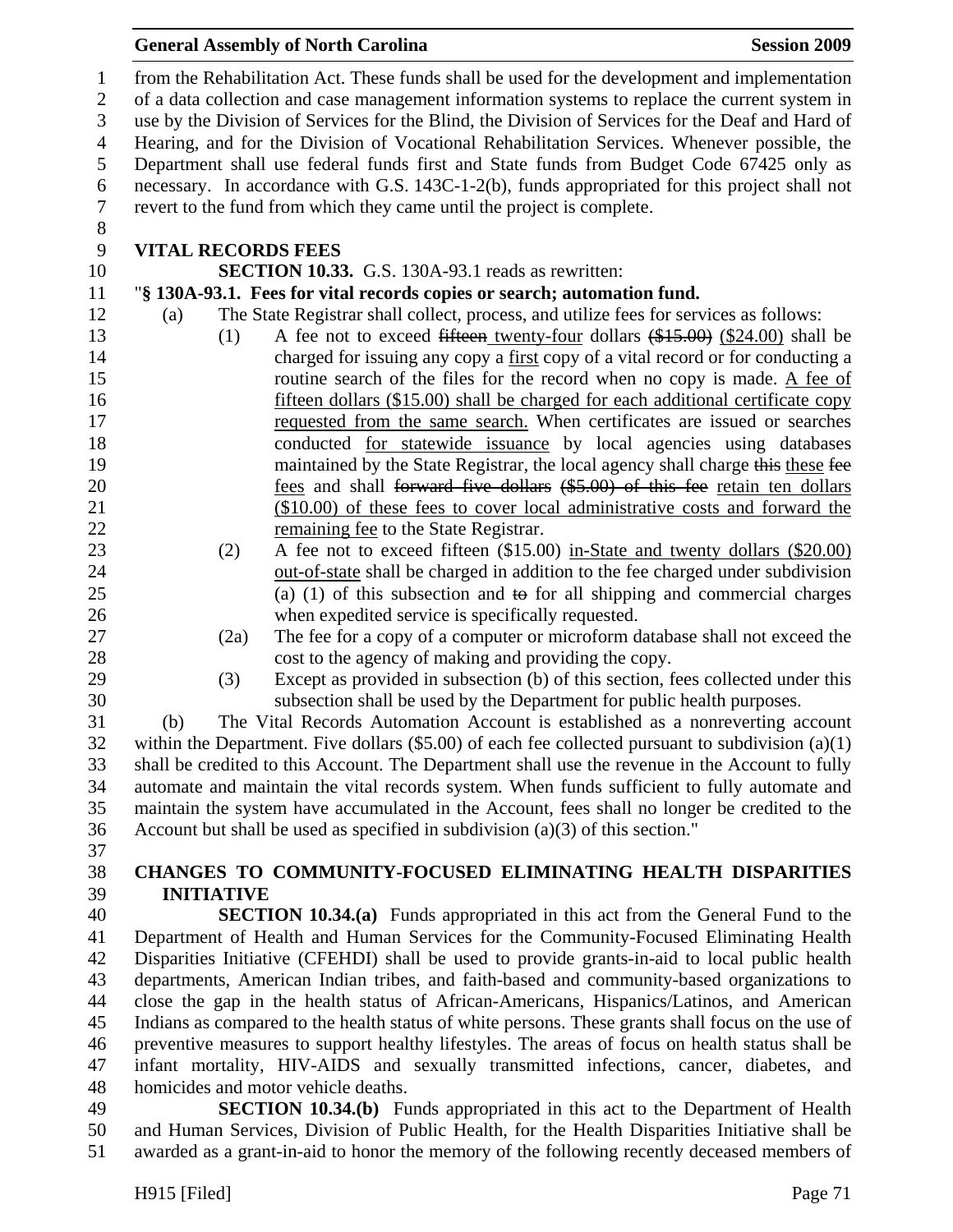from the Rehabilitation Act. These funds shall be used for the development and implementation of a data collection and case management information systems to replace the current system in use by the Division of Services for the Blind, the Division of Services for the Deaf and Hard of Hearing, and for the Division of Vocational Rehabilitation Services. Whenever possible, the Department shall use federal funds first and State funds from Budget Code 67425 only as necessary. In accordance with G.S. 143C-1-2(b), funds appropriated for this project shall not revert to the fund from which they came until the project is complete.

**VITAL RECORDS FEES**

**SECTION 10.33.** G.S. 130A-93.1 reads as rewritten:

"**§ 130A-93.1. Fees for vital records copies or search; automation fund.**

(a) The State Registrar shall collect, process, and utilize fees for services as follows:

(1) A fee not to exceed ~~fifteen~~ twenty-four dollars ~~($15.00)~~ ($24.00) shall be charged for issuing ~~any copy~~ a first copy of a vital record or for conducting a routine search of the files for the record when no copy is made. A fee of fifteen dollars ($15.00) shall be charged for each additional certificate copy requested from the same search. When certificates are issued or searches conducted for statewide issuance by local agencies using databases maintained by the State Registrar, the local agency shall charge ~~this~~ these ~~fee~~ fees and shall ~~forward five dollars ($5.00) of this fee~~ retain ten dollars ($10.00) of these fees to cover local administrative costs and forward the remaining fee to the State Registrar.

(2) A fee not to exceed fifteen ($15.00) in-State and twenty dollars ($20.00) out-of-state shall be charged in addition to the fee charged under subdivision (a) (1) of this subsection and ~~to~~ for all shipping and commercial charges when expedited service is specifically requested.

(2a) The fee for a copy of a computer or microform database shall not exceed the cost to the agency of making and providing the copy.

(3) Except as provided in subsection (b) of this section, fees collected under this subsection shall be used by the Department for public health purposes.

(b) The Vital Records Automation Account is established as a nonreverting account within the Department. Five dollars ($5.00) of each fee collected pursuant to subdivision (a)(1) shall be credited to this Account. The Department shall use the revenue in the Account to fully automate and maintain the vital records system. When funds sufficient to fully automate and maintain the system have accumulated in the Account, fees shall no longer be credited to the Account but shall be used as specified in subdivision (a)(3) of this section."

**CHANGES TO COMMUNITY-FOCUSED ELIMINATING HEALTH DISPARITIES INITIATIVE**

**SECTION 10.34.(a)** Funds appropriated in this act from the General Fund to the Department of Health and Human Services for the Community-Focused Eliminating Health Disparities Initiative (CFEHDI) shall be used to provide grants-in-aid to local public health departments, American Indian tribes, and faith-based and community-based organizations to close the gap in the health status of African-Americans, Hispanics/Latinos, and American Indians as compared to the health status of white persons. These grants shall focus on the use of preventive measures to support healthy lifestyles. The areas of focus on health status shall be infant mortality, HIV-AIDS and sexually transmitted infections, cancer, diabetes, and homicides and motor vehicle deaths.

**SECTION 10.34.(b)** Funds appropriated in this act to the Department of Health and Human Services, Division of Public Health, for the Health Disparities Initiative shall be awarded as a grant-in-aid to honor the memory of the following recently deceased members of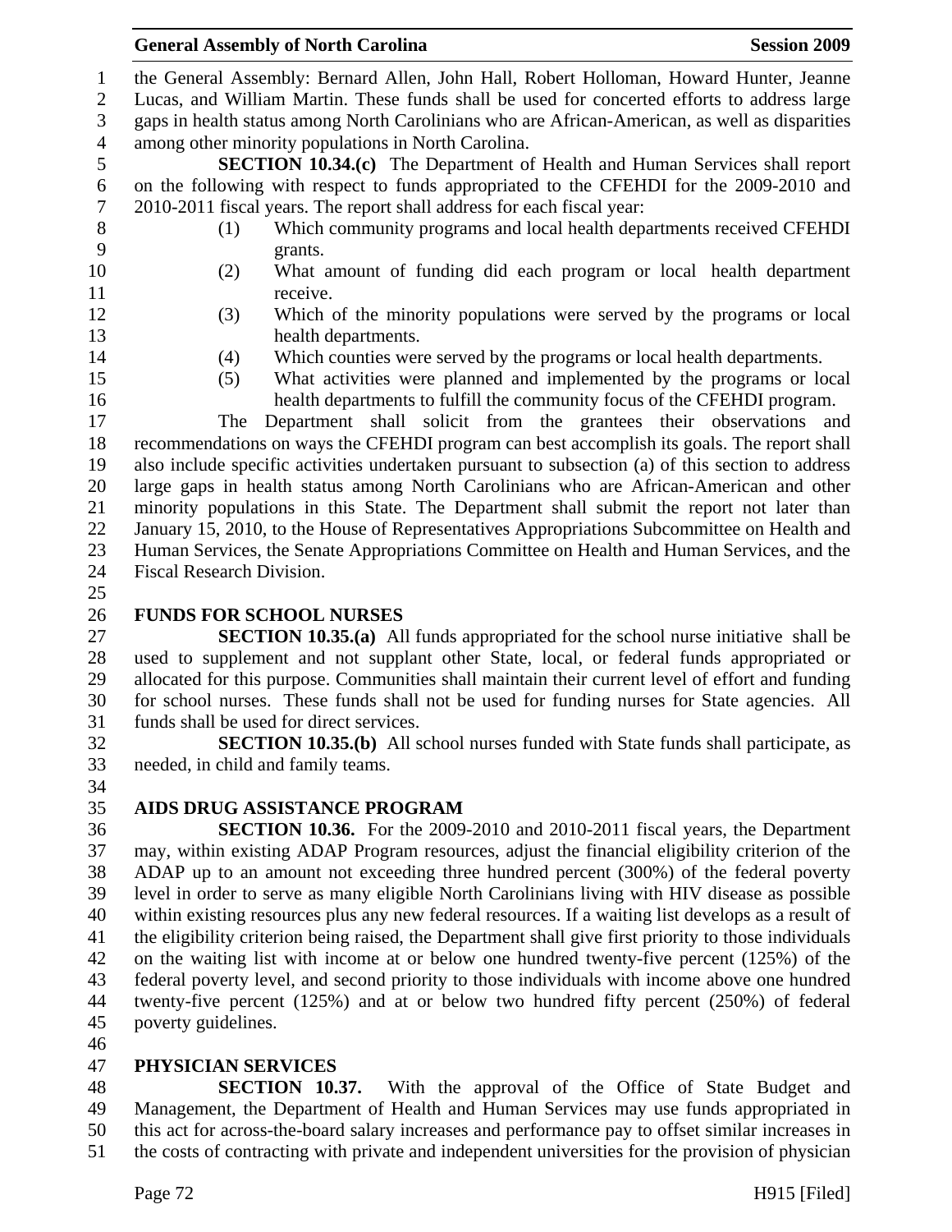the General Assembly: Bernard Allen, John Hall, Robert Holloman, Howard Hunter, Jeanne Lucas, and William Martin. These funds shall be used for concerted efforts to address large gaps in health status among North Carolinians who are African-American, as well as disparities among other minority populations in North Carolina.

**SECTION 10.34.(c)** The Department of Health and Human Services shall report on the following with respect to funds appropriated to the CFEHDI for the 2009-2010 and 2010-2011 fiscal years. The report shall address for each fiscal year:

(1) Which community programs and local health departments received CFEHDI grants.
(2) What amount of funding did each program or local health department receive.
(3) Which of the minority populations were served by the programs or local health departments.
(4) Which counties were served by the programs or local health departments.
(5) What activities were planned and implemented by the programs or local health departments to fulfill the community focus of the CFEHDI program.

The Department shall solicit from the grantees their observations and recommendations on ways the CFEHDI program can best accomplish its goals. The report shall also include specific activities undertaken pursuant to subsection (a) of this section to address large gaps in health status among North Carolinians who are African-American and other minority populations in this State. The Department shall submit the report not later than January 15, 2010, to the House of Representatives Appropriations Subcommittee on Health and Human Services, the Senate Appropriations Committee on Health and Human Services, and the Fiscal Research Division.

## FUNDS FOR SCHOOL NURSES

**SECTION 10.35.(a)** All funds appropriated for the school nurse initiative shall be used to supplement and not supplant other State, local, or federal funds appropriated or allocated for this purpose. Communities shall maintain their current level of effort and funding for school nurses. These funds shall not be used for funding nurses for State agencies. All funds shall be used for direct services.

**SECTION 10.35.(b)** All school nurses funded with State funds shall participate, as needed, in child and family teams.

## AIDS DRUG ASSISTANCE PROGRAM

**SECTION 10.36.** For the 2009-2010 and 2010-2011 fiscal years, the Department may, within existing ADAP Program resources, adjust the financial eligibility criterion of the ADAP up to an amount not exceeding three hundred percent (300%) of the federal poverty level in order to serve as many eligible North Carolinians living with HIV disease as possible within existing resources plus any new federal resources. If a waiting list develops as a result of the eligibility criterion being raised, the Department shall give first priority to those individuals on the waiting list with income at or below one hundred twenty-five percent (125%) of the federal poverty level, and second priority to those individuals with income above one hundred twenty-five percent (125%) and at or below two hundred fifty percent (250%) of federal poverty guidelines.

## PHYSICIAN SERVICES

**SECTION 10.37.** With the approval of the Office of State Budget and Management, the Department of Health and Human Services may use funds appropriated in this act for across-the-board salary increases and performance pay to offset similar increases in the costs of contracting with private and independent universities for the provision of physician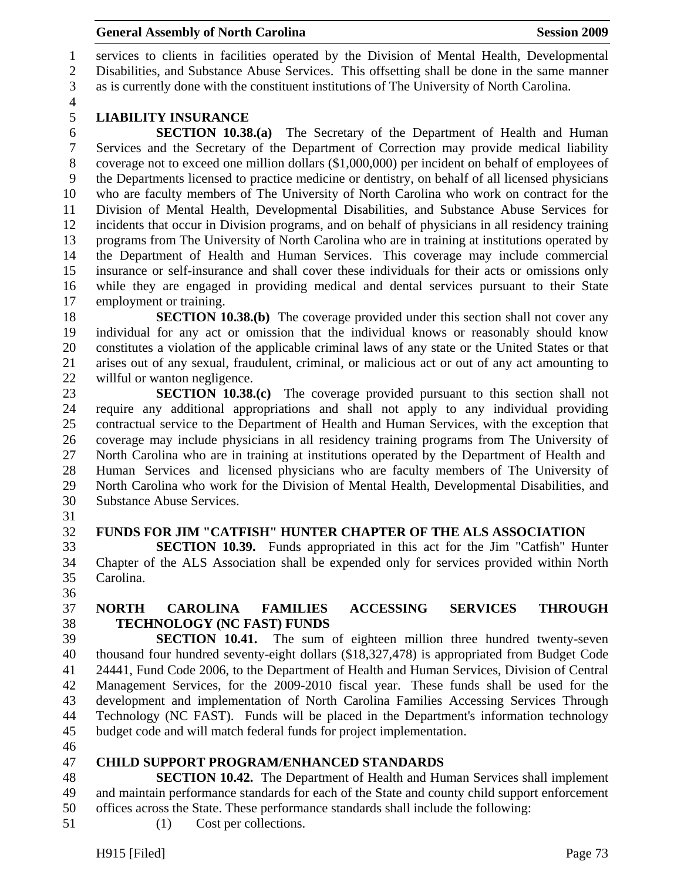services to clients in facilities operated by the Division of Mental Health, Developmental Disabilities, and Substance Abuse Services. This offsetting shall be done in the same manner as is currently done with the constituent institutions of The University of North Carolina.

**LIABILITY INSURANCE**

**SECTION 10.38.(a)** The Secretary of the Department of Health and Human Services and the Secretary of the Department of Correction may provide medical liability coverage not to exceed one million dollars ($1,000,000) per incident on behalf of employees of the Departments licensed to practice medicine or dentistry, on behalf of all licensed physicians who are faculty members of The University of North Carolina who work on contract for the Division of Mental Health, Developmental Disabilities, and Substance Abuse Services for incidents that occur in Division programs, and on behalf of physicians in all residency training programs from The University of North Carolina who are in training at institutions operated by the Department of Health and Human Services. This coverage may include commercial insurance or self-insurance and shall cover these individuals for their acts or omissions only while they are engaged in providing medical and dental services pursuant to their State employment or training.

**SECTION 10.38.(b)** The coverage provided under this section shall not cover any individual for any act or omission that the individual knows or reasonably should know constitutes a violation of the applicable criminal laws of any state or the United States or that arises out of any sexual, fraudulent, criminal, or malicious act or out of any act amounting to willful or wanton negligence.

**SECTION 10.38.(c)** The coverage provided pursuant to this section shall not require any additional appropriations and shall not apply to any individual providing contractual service to the Department of Health and Human Services, with the exception that coverage may include physicians in all residency training programs from The University of North Carolina who are in training at institutions operated by the Department of Health and Human Services and licensed physicians who are faculty members of The University of North Carolina who work for the Division of Mental Health, Developmental Disabilities, and Substance Abuse Services.

**FUNDS FOR JIM "CATFISH" HUNTER CHAPTER OF THE ALS ASSOCIATION**

**SECTION 10.39.** Funds appropriated in this act for the Jim "Catfish" Hunter Chapter of the ALS Association shall be expended only for services provided within North Carolina.

**NORTH CAROLINA FAMILIES ACCESSING SERVICES THROUGH TECHNOLOGY (NC FAST) FUNDS**

**SECTION 10.41.** The sum of eighteen million three hundred twenty-seven thousand four hundred seventy-eight dollars ($18,327,478) is appropriated from Budget Code 24441, Fund Code 2006, to the Department of Health and Human Services, Division of Central Management Services, for the 2009-2010 fiscal year. These funds shall be used for the development and implementation of North Carolina Families Accessing Services Through Technology (NC FAST). Funds will be placed in the Department's information technology budget code and will match federal funds for project implementation.

**CHILD SUPPORT PROGRAM/ENHANCED STANDARDS**

**SECTION 10.42.** The Department of Health and Human Services shall implement and maintain performance standards for each of the State and county child support enforcement offices across the State. These performance standards shall include the following:

(1) Cost per collections.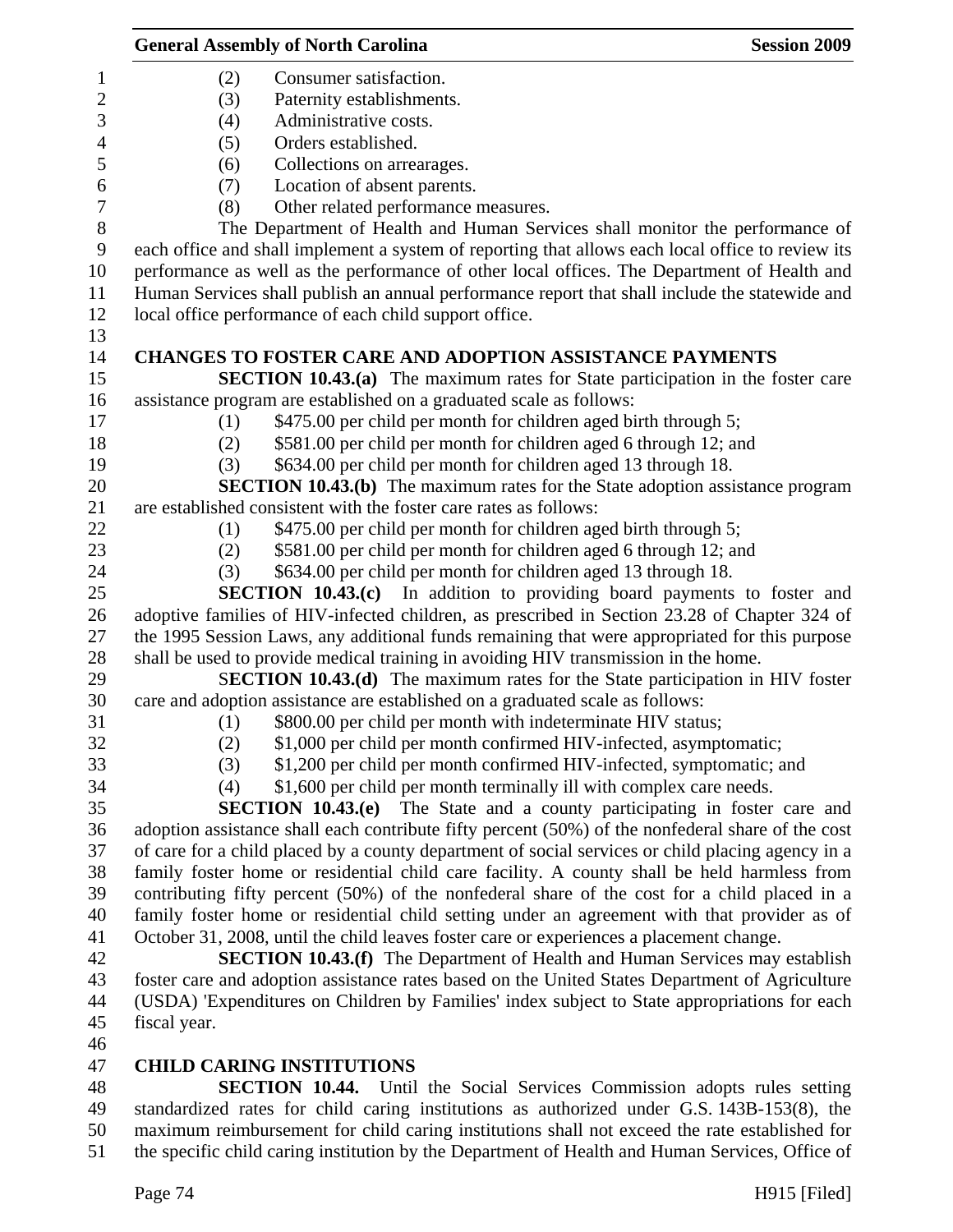(2) Consumer satisfaction.
(3) Paternity establishments.
(4) Administrative costs.
(5) Orders established.
(6) Collections on arrearages.
(7) Location of absent parents.
(8) Other related performance measures.

The Department of Health and Human Services shall monitor the performance of each office and shall implement a system of reporting that allows each local office to review its performance as well as the performance of other local offices. The Department of Health and Human Services shall publish an annual performance report that shall include the statewide and local office performance of each child support office.

**CHANGES TO FOSTER CARE AND ADOPTION ASSISTANCE PAYMENTS**

**SECTION 10.43.(a)** The maximum rates for State participation in the foster care assistance program are established on a graduated scale as follows:

(1) $475.00 per child per month for children aged birth through 5;
(2) $581.00 per child per month for children aged 6 through 12; and
(3) $634.00 per child per month for children aged 13 through 18.

**SECTION 10.43.(b)** The maximum rates for the State adoption assistance program are established consistent with the foster care rates as follows:

(1) $475.00 per child per month for children aged birth through 5;
(2) $581.00 per child per month for children aged 6 through 12; and
(3) $634.00 per child per month for children aged 13 through 18.

**SECTION 10.43.(c)** In addition to providing board payments to foster and adoptive families of HIV-infected children, as prescribed in Section 23.28 of Chapter 324 of the 1995 Session Laws, any additional funds remaining that were appropriated for this purpose shall be used to provide medical training in avoiding HIV transmission in the home.

**SECTION 10.43.(d)** The maximum rates for the State participation in HIV foster care and adoption assistance are established on a graduated scale as follows:

(1) $800.00 per child per month with indeterminate HIV status;
(2) $1,000 per child per month confirmed HIV-infected, asymptomatic;
(3) $1,200 per child per month confirmed HIV-infected, symptomatic; and
(4) $1,600 per child per month terminally ill with complex care needs.

**SECTION 10.43.(e)** The State and a county participating in foster care and adoption assistance shall each contribute fifty percent (50%) of the nonfederal share of the cost of care for a child placed by a county department of social services or child placing agency in a family foster home or residential child care facility. A county shall be held harmless from contributing fifty percent (50%) of the nonfederal share of the cost for a child placed in a family foster home or residential child setting under an agreement with that provider as of October 31, 2008, until the child leaves foster care or experiences a placement change.

**SECTION 10.43.(f)** The Department of Health and Human Services may establish foster care and adoption assistance rates based on the United States Department of Agriculture (USDA) 'Expenditures on Children by Families' index subject to State appropriations for each fiscal year.

**CHILD CARING INSTITUTIONS**

**SECTION 10.44.** Until the Social Services Commission adopts rules setting standardized rates for child caring institutions as authorized under G.S. 143B-153(8), the maximum reimbursement for child caring institutions shall not exceed the rate established for the specific child caring institution by the Department of Health and Human Services, Office of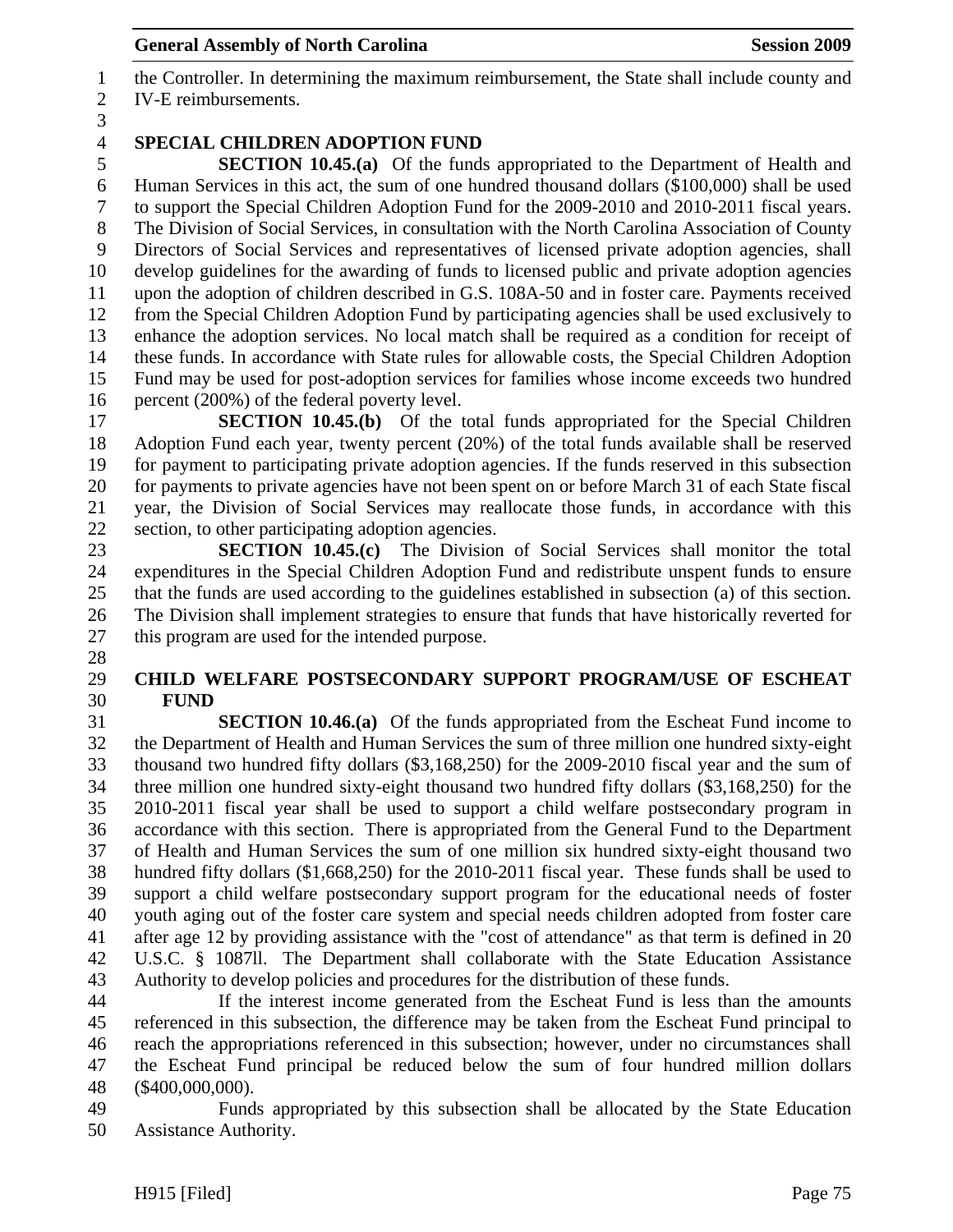the Controller. In determining the maximum reimbursement, the State shall include county and IV-E reimbursements.

**SPECIAL CHILDREN ADOPTION FUND**

**SECTION 10.45.(a)** Of the funds appropriated to the Department of Health and Human Services in this act, the sum of one hundred thousand dollars ($100,000) shall be used to support the Special Children Adoption Fund for the 2009-2010 and 2010-2011 fiscal years. The Division of Social Services, in consultation with the North Carolina Association of County Directors of Social Services and representatives of licensed private adoption agencies, shall develop guidelines for the awarding of funds to licensed public and private adoption agencies upon the adoption of children described in G.S. 108A-50 and in foster care. Payments received from the Special Children Adoption Fund by participating agencies shall be used exclusively to enhance the adoption services. No local match shall be required as a condition for receipt of these funds. In accordance with State rules for allowable costs, the Special Children Adoption Fund may be used for post-adoption services for families whose income exceeds two hundred percent (200%) of the federal poverty level.

**SECTION 10.45.(b)** Of the total funds appropriated for the Special Children Adoption Fund each year, twenty percent (20%) of the total funds available shall be reserved for payment to participating private adoption agencies. If the funds reserved in this subsection for payments to private agencies have not been spent on or before March 31 of each State fiscal year, the Division of Social Services may reallocate those funds, in accordance with this section, to other participating adoption agencies.

**SECTION 10.45.(c)** The Division of Social Services shall monitor the total expenditures in the Special Children Adoption Fund and redistribute unspent funds to ensure that the funds are used according to the guidelines established in subsection (a) of this section. The Division shall implement strategies to ensure that funds that have historically reverted for this program are used for the intended purpose.

**CHILD WELFARE POSTSECONDARY SUPPORT PROGRAM/USE OF ESCHEAT FUND**

**SECTION 10.46.(a)** Of the funds appropriated from the Escheat Fund income to the Department of Health and Human Services the sum of three million one hundred sixty-eight thousand two hundred fifty dollars ($3,168,250) for the 2009-2010 fiscal year and the sum of three million one hundred sixty-eight thousand two hundred fifty dollars ($3,168,250) for the 2010-2011 fiscal year shall be used to support a child welfare postsecondary program in accordance with this section. There is appropriated from the General Fund to the Department of Health and Human Services the sum of one million six hundred sixty-eight thousand two hundred fifty dollars ($1,668,250) for the 2010-2011 fiscal year. These funds shall be used to support a child welfare postsecondary support program for the educational needs of foster youth aging out of the foster care system and special needs children adopted from foster care after age 12 by providing assistance with the "cost of attendance" as that term is defined in 20 U.S.C. § 1087ll. The Department shall collaborate with the State Education Assistance Authority to develop policies and procedures for the distribution of these funds.

If the interest income generated from the Escheat Fund is less than the amounts referenced in this subsection, the difference may be taken from the Escheat Fund principal to reach the appropriations referenced in this subsection; however, under no circumstances shall the Escheat Fund principal be reduced below the sum of four hundred million dollars ($400,000,000).

Funds appropriated by this subsection shall be allocated by the State Education Assistance Authority.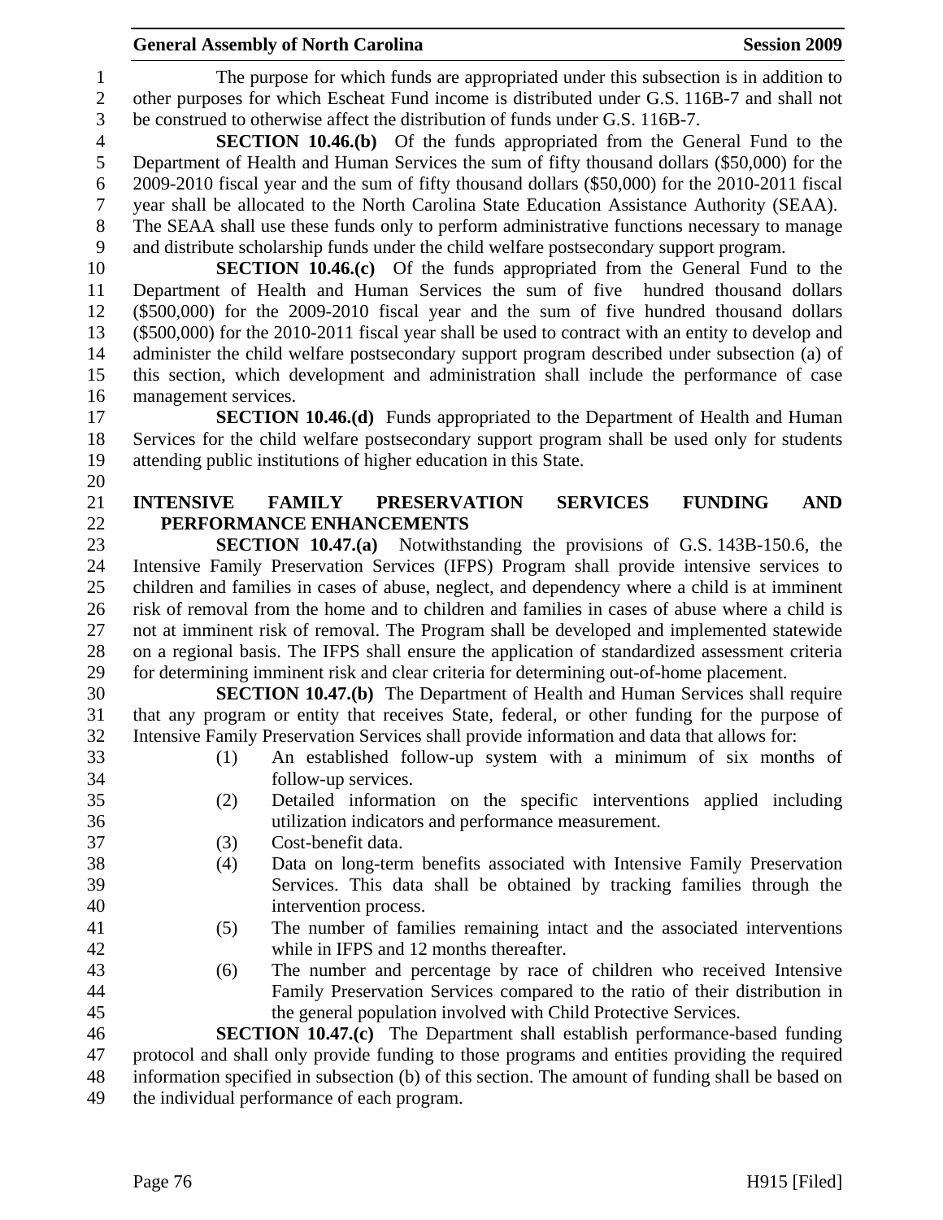The purpose for which funds are appropriated under this subsection is in addition to other purposes for which Escheat Fund income is distributed under G.S. 116B-7 and shall not be construed to otherwise affect the distribution of funds under G.S. 116B-7.

**SECTION 10.46.(b)** Of the funds appropriated from the General Fund to the Department of Health and Human Services the sum of fifty thousand dollars ($50,000) for the 2009-2010 fiscal year and the sum of fifty thousand dollars ($50,000) for the 2010-2011 fiscal year shall be allocated to the North Carolina State Education Assistance Authority (SEAA). The SEAA shall use these funds only to perform administrative functions necessary to manage and distribute scholarship funds under the child welfare postsecondary support program.

**SECTION 10.46.(c)** Of the funds appropriated from the General Fund to the Department of Health and Human Services the sum of five hundred thousand dollars ($500,000) for the 2009-2010 fiscal year and the sum of five hundred thousand dollars ($500,000) for the 2010-2011 fiscal year shall be used to contract with an entity to develop and administer the child welfare postsecondary support program described under subsection (a) of this section, which development and administration shall include the performance of case management services.

**SECTION 10.46.(d)** Funds appropriated to the Department of Health and Human Services for the child welfare postsecondary support program shall be used only for students attending public institutions of higher education in this State.

**INTENSIVE FAMILY PRESERVATION SERVICES FUNDING AND PERFORMANCE ENHANCEMENTS**

**SECTION 10.47.(a)** Notwithstanding the provisions of G.S. 143B-150.6, the Intensive Family Preservation Services (IFPS) Program shall provide intensive services to children and families in cases of abuse, neglect, and dependency where a child is at imminent risk of removal from the home and to children and families in cases of abuse where a child is not at imminent risk of removal. The Program shall be developed and implemented statewide on a regional basis. The IFPS shall ensure the application of standardized assessment criteria for determining imminent risk and clear criteria for determining out-of-home placement.

**SECTION 10.47.(b)** The Department of Health and Human Services shall require that any program or entity that receives State, federal, or other funding for the purpose of Intensive Family Preservation Services shall provide information and data that allows for:

(1) An established follow-up system with a minimum of six months of follow-up services.
(2) Detailed information on the specific interventions applied including utilization indicators and performance measurement.
(3) Cost-benefit data.
(4) Data on long-term benefits associated with Intensive Family Preservation Services. This data shall be obtained by tracking families through the intervention process.
(5) The number of families remaining intact and the associated interventions while in IFPS and 12 months thereafter.
(6) The number and percentage by race of children who received Intensive Family Preservation Services compared to the ratio of their distribution in the general population involved with Child Protective Services.

**SECTION 10.47.(c)** The Department shall establish performance-based funding protocol and shall only provide funding to those programs and entities providing the required information specified in subsection (b) of this section. The amount of funding shall be based on the individual performance of each program.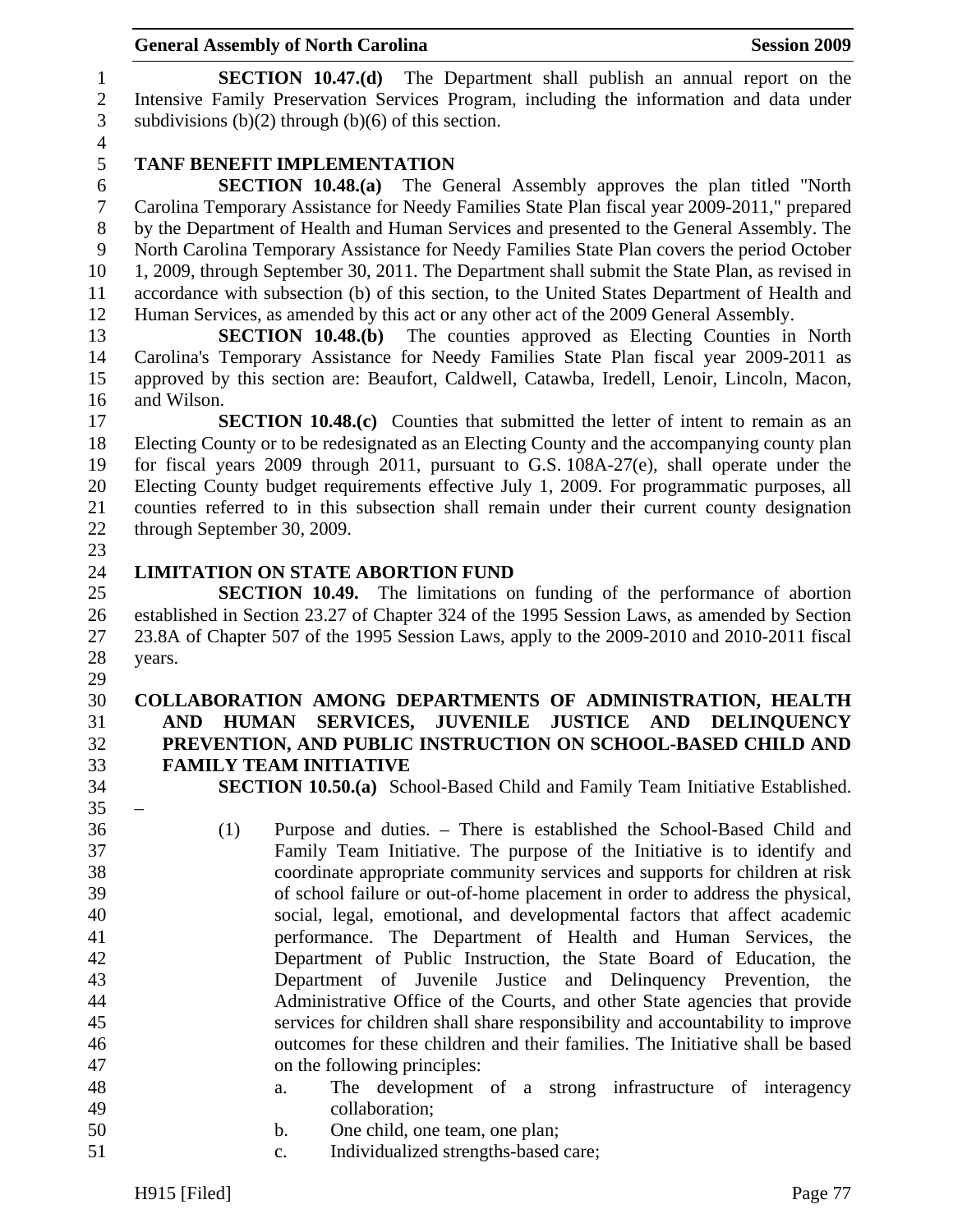**SECTION 10.47.(d)** The Department shall publish an annual report on the Intensive Family Preservation Services Program, including the information and data under subdivisions (b)(2) through (b)(6) of this section.

**TANF BENEFIT IMPLEMENTATION**

**SECTION 10.48.(a)** The General Assembly approves the plan titled "North Carolina Temporary Assistance for Needy Families State Plan fiscal year 2009-2011," prepared by the Department of Health and Human Services and presented to the General Assembly. The North Carolina Temporary Assistance for Needy Families State Plan covers the period October 1, 2009, through September 30, 2011. The Department shall submit the State Plan, as revised in accordance with subsection (b) of this section, to the United States Department of Health and Human Services, as amended by this act or any other act of the 2009 General Assembly.

**SECTION 10.48.(b)** The counties approved as Electing Counties in North Carolina's Temporary Assistance for Needy Families State Plan fiscal year 2009-2011 as approved by this section are: Beaufort, Caldwell, Catawba, Iredell, Lenoir, Lincoln, Macon, and Wilson.

**SECTION 10.48.(c)** Counties that submitted the letter of intent to remain as an Electing County or to be redesignated as an Electing County and the accompanying county plan for fiscal years 2009 through 2011, pursuant to G.S. 108A-27(e), shall operate under the Electing County budget requirements effective July 1, 2009. For programmatic purposes, all counties referred to in this subsection shall remain under their current county designation through September 30, 2009.

**LIMITATION ON STATE ABORTION FUND**

**SECTION 10.49.** The limitations on funding of the performance of abortion established in Section 23.27 of Chapter 324 of the 1995 Session Laws, as amended by Section 23.8A of Chapter 507 of the 1995 Session Laws, apply to the 2009-2010 and 2010-2011 fiscal years.

**COLLABORATION AMONG DEPARTMENTS OF ADMINISTRATION, HEALTH AND HUMAN SERVICES, JUVENILE JUSTICE AND DELINQUENCY PREVENTION, AND PUBLIC INSTRUCTION ON SCHOOL-BASED CHILD AND FAMILY TEAM INITIATIVE**

**SECTION 10.50.(a)** School-Based Child and Family Team Initiative Established. –

(1) Purpose and duties. – There is established the School-Based Child and Family Team Initiative. The purpose of the Initiative is to identify and coordinate appropriate community services and supports for children at risk of school failure or out-of-home placement in order to address the physical, social, legal, emotional, and developmental factors that affect academic performance. The Department of Health and Human Services, the Department of Public Instruction, the State Board of Education, the Department of Juvenile Justice and Delinquency Prevention, the Administrative Office of the Courts, and other State agencies that provide services for children shall share responsibility and accountability to improve outcomes for these children and their families. The Initiative shall be based on the following principles:

a. The development of a strong infrastructure of interagency collaboration;
b. One child, one team, one plan;
c. Individualized strengths-based care;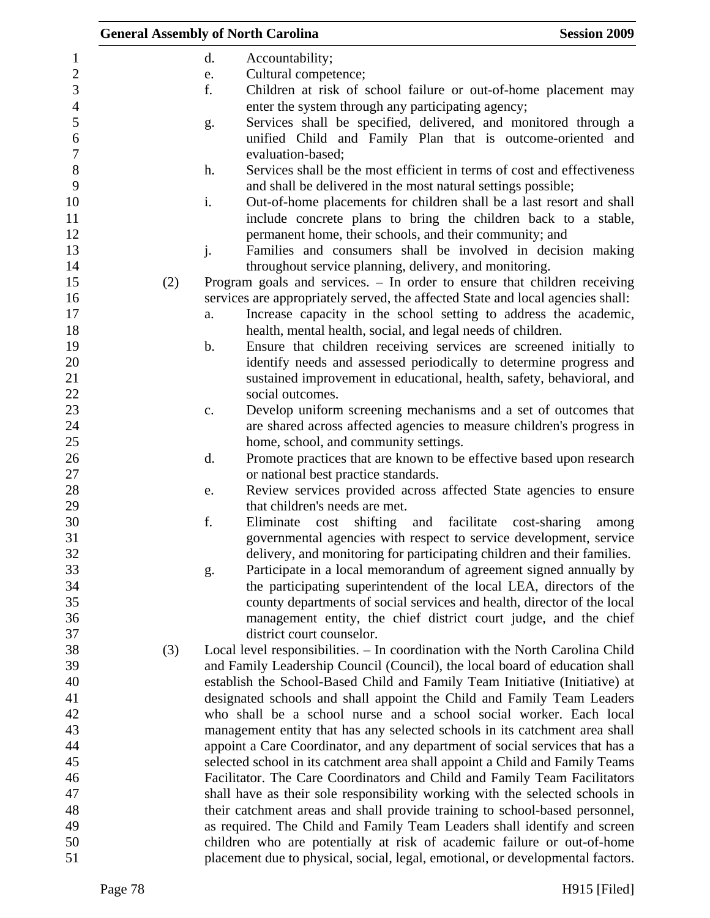d. Accountability;

e. Cultural competence;

f. Children at risk of school failure or out-of-home placement may enter the system through any participating agency;

g. Services shall be specified, delivered, and monitored through a unified Child and Family Plan that is outcome-oriented and evaluation-based;

h. Services shall be the most efficient in terms of cost and effectiveness and shall be delivered in the most natural settings possible;

i. Out-of-home placements for children shall be a last resort and shall include concrete plans to bring the children back to a stable, permanent home, their schools, and their community; and

j. Families and consumers shall be involved in decision making throughout service planning, delivery, and monitoring.

(2) Program goals and services. – In order to ensure that children receiving services are appropriately served, the affected State and local agencies shall:

a. Increase capacity in the school setting to address the academic, health, mental health, social, and legal needs of children.

b. Ensure that children receiving services are screened initially to identify needs and assessed periodically to determine progress and sustained improvement in educational, health, safety, behavioral, and social outcomes.

c. Develop uniform screening mechanisms and a set of outcomes that are shared across affected agencies to measure children's progress in home, school, and community settings.

d. Promote practices that are known to be effective based upon research or national best practice standards.

e. Review services provided across affected State agencies to ensure that children's needs are met.

f. Eliminate cost shifting and facilitate cost-sharing among governmental agencies with respect to service development, service delivery, and monitoring for participating children and their families.

g. Participate in a local memorandum of agreement signed annually by the participating superintendent of the local LEA, directors of the county departments of social services and health, director of the local management entity, the chief district court judge, and the chief district court counselor.

(3) Local level responsibilities. – In coordination with the North Carolina Child and Family Leadership Council (Council), the local board of education shall establish the School-Based Child and Family Team Initiative (Initiative) at designated schools and shall appoint the Child and Family Team Leaders who shall be a school nurse and a school social worker. Each local management entity that has any selected schools in its catchment area shall appoint a Care Coordinator, and any department of social services that has a selected school in its catchment area shall appoint a Child and Family Teams Facilitator. The Care Coordinators and Child and Family Team Facilitators shall have as their sole responsibility working with the selected schools in their catchment areas and shall provide training to school-based personnel, as required. The Child and Family Team Leaders shall identify and screen children who are potentially at risk of academic failure or out-of-home placement due to physical, social, legal, emotional, or developmental factors.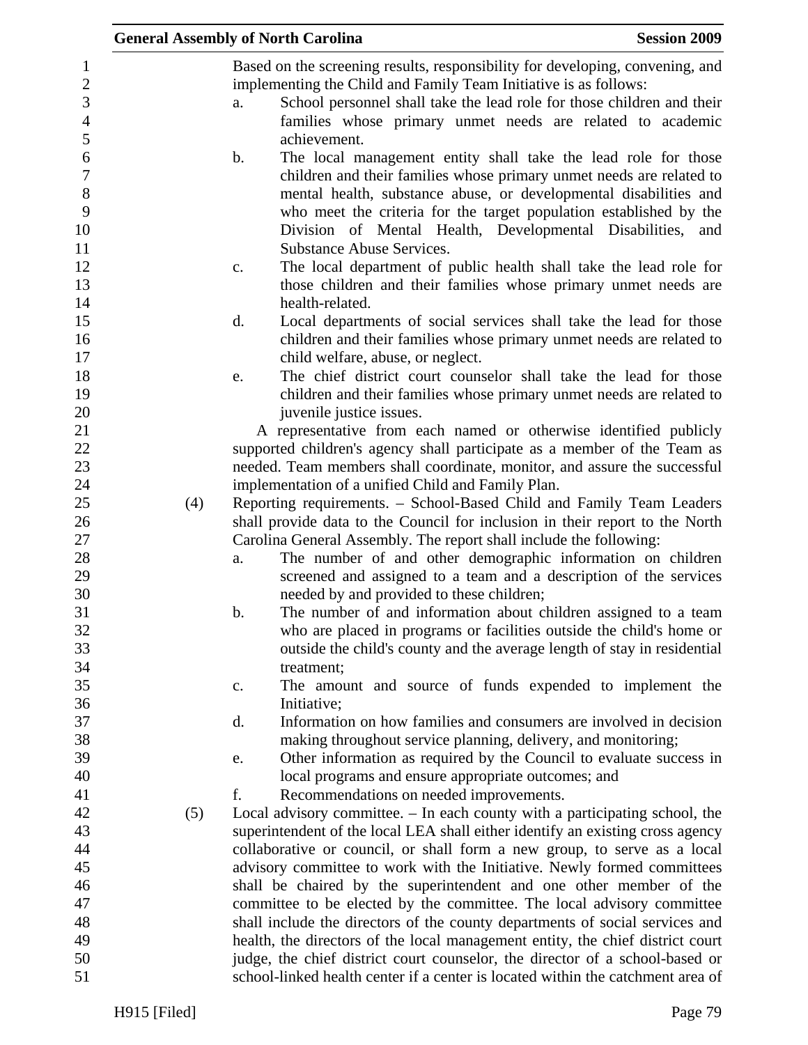Based on the screening results, responsibility for developing, convening, and implementing the Child and Family Team Initiative is as follows:

a. School personnel shall take the lead role for those children and their families whose primary unmet needs are related to academic achievement.

b. The local management entity shall take the lead role for those children and their families whose primary unmet needs are related to mental health, substance abuse, or developmental disabilities and who meet the criteria for the target population established by the Division of Mental Health, Developmental Disabilities, and Substance Abuse Services.

c. The local department of public health shall take the lead role for those children and their families whose primary unmet needs are health-related.

d. Local departments of social services shall take the lead for those children and their families whose primary unmet needs are related to child welfare, abuse, or neglect.

e. The chief district court counselor shall take the lead for those children and their families whose primary unmet needs are related to juvenile justice issues.

A representative from each named or otherwise identified publicly supported children's agency shall participate as a member of the Team as needed. Team members shall coordinate, monitor, and assure the successful implementation of a unified Child and Family Plan.

(4) Reporting requirements. – School-Based Child and Family Team Leaders shall provide data to the Council for inclusion in their report to the North Carolina General Assembly. The report shall include the following:

a. The number of and other demographic information on children screened and assigned to a team and a description of the services needed by and provided to these children;

b. The number of and information about children assigned to a team who are placed in programs or facilities outside the child's home or outside the child's county and the average length of stay in residential treatment;

c. The amount and source of funds expended to implement the Initiative;

d. Information on how families and consumers are involved in decision making throughout service planning, delivery, and monitoring;

e. Other information as required by the Council to evaluate success in local programs and ensure appropriate outcomes; and

f. Recommendations on needed improvements.

(5) Local advisory committee. – In each county with a participating school, the superintendent of the local LEA shall either identify an existing cross agency collaborative or council, or shall form a new group, to serve as a local advisory committee to work with the Initiative. Newly formed committees shall be chaired by the superintendent and one other member of the committee to be elected by the committee. The local advisory committee shall include the directors of the county departments of social services and health, the directors of the local management entity, the chief district court judge, the chief district court counselor, the director of a school-based or school-linked health center if a center is located within the catchment area of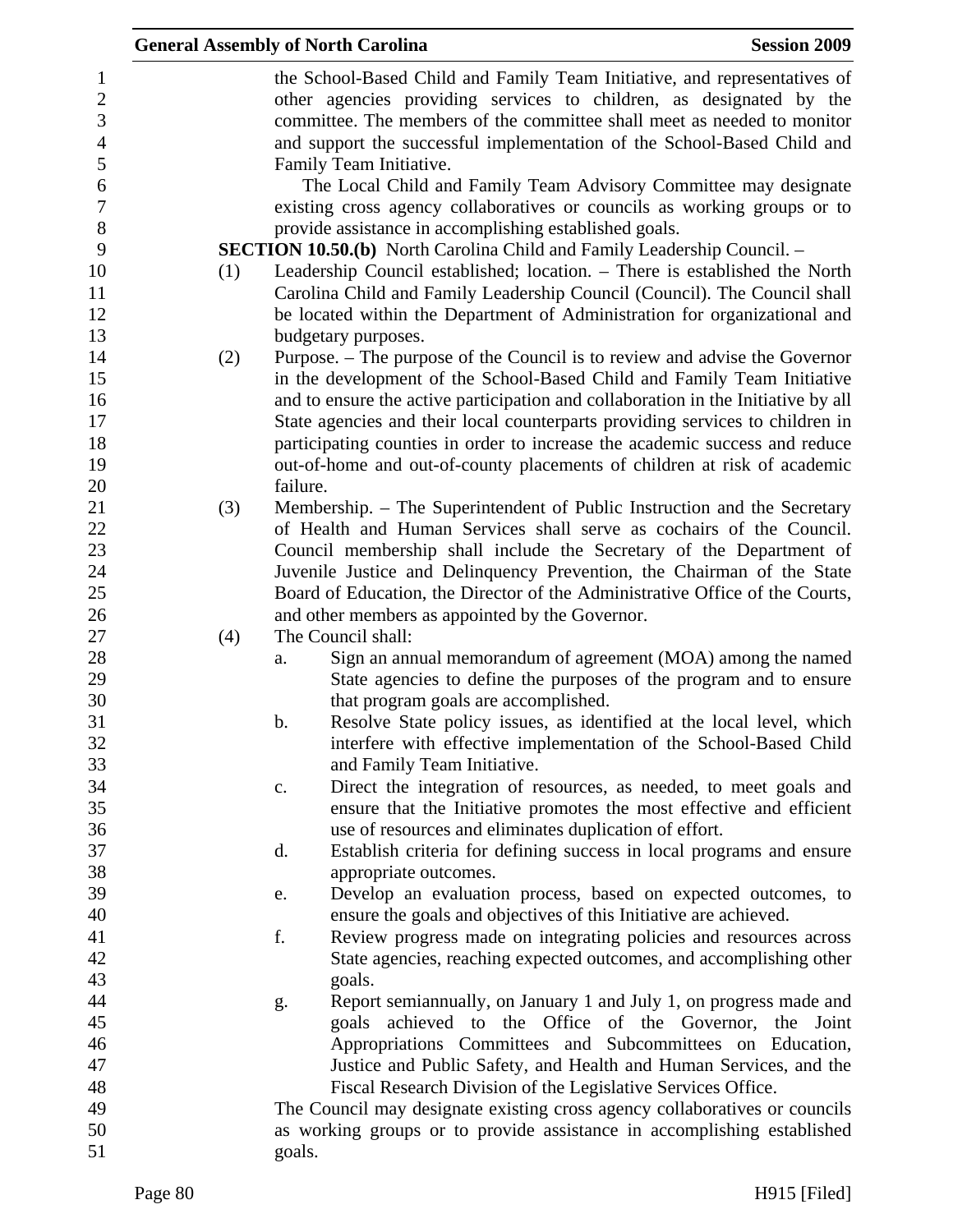the School-Based Child and Family Team Initiative, and representatives of other agencies providing services to children, as designated by the committee. The members of the committee shall meet as needed to monitor and support the successful implementation of the School-Based Child and Family Team Initiative.

The Local Child and Family Team Advisory Committee may designate existing cross agency collaboratives or councils as working groups or to provide assistance in accomplishing established goals.

**SECTION 10.50.(b)** North Carolina Child and Family Leadership Council. –

(1) Leadership Council established; location. – There is established the North Carolina Child and Family Leadership Council (Council). The Council shall be located within the Department of Administration for organizational and budgetary purposes.

(2) Purpose. – The purpose of the Council is to review and advise the Governor in the development of the School-Based Child and Family Team Initiative and to ensure the active participation and collaboration in the Initiative by all State agencies and their local counterparts providing services to children in participating counties in order to increase the academic success and reduce out-of-home and out-of-county placements of children at risk of academic failure.

(3) Membership. – The Superintendent of Public Instruction and the Secretary of Health and Human Services shall serve as cochairs of the Council. Council membership shall include the Secretary of the Department of Juvenile Justice and Delinquency Prevention, the Chairman of the State Board of Education, the Director of the Administrative Office of the Courts, and other members as appointed by the Governor.

(4) The Council shall:

a. Sign an annual memorandum of agreement (MOA) among the named State agencies to define the purposes of the program and to ensure that program goals are accomplished.

b. Resolve State policy issues, as identified at the local level, which interfere with effective implementation of the School-Based Child and Family Team Initiative.

c. Direct the integration of resources, as needed, to meet goals and ensure that the Initiative promotes the most effective and efficient use of resources and eliminates duplication of effort.

d. Establish criteria for defining success in local programs and ensure appropriate outcomes.

e. Develop an evaluation process, based on expected outcomes, to ensure the goals and objectives of this Initiative are achieved.

f. Review progress made on integrating policies and resources across State agencies, reaching expected outcomes, and accomplishing other goals.

g. Report semiannually, on January 1 and July 1, on progress made and goals achieved to the Office of the Governor, the Joint Appropriations Committees and Subcommittees on Education, Justice and Public Safety, and Health and Human Services, and the Fiscal Research Division of the Legislative Services Office.

The Council may designate existing cross agency collaboratives or councils as working groups or to provide assistance in accomplishing established goals.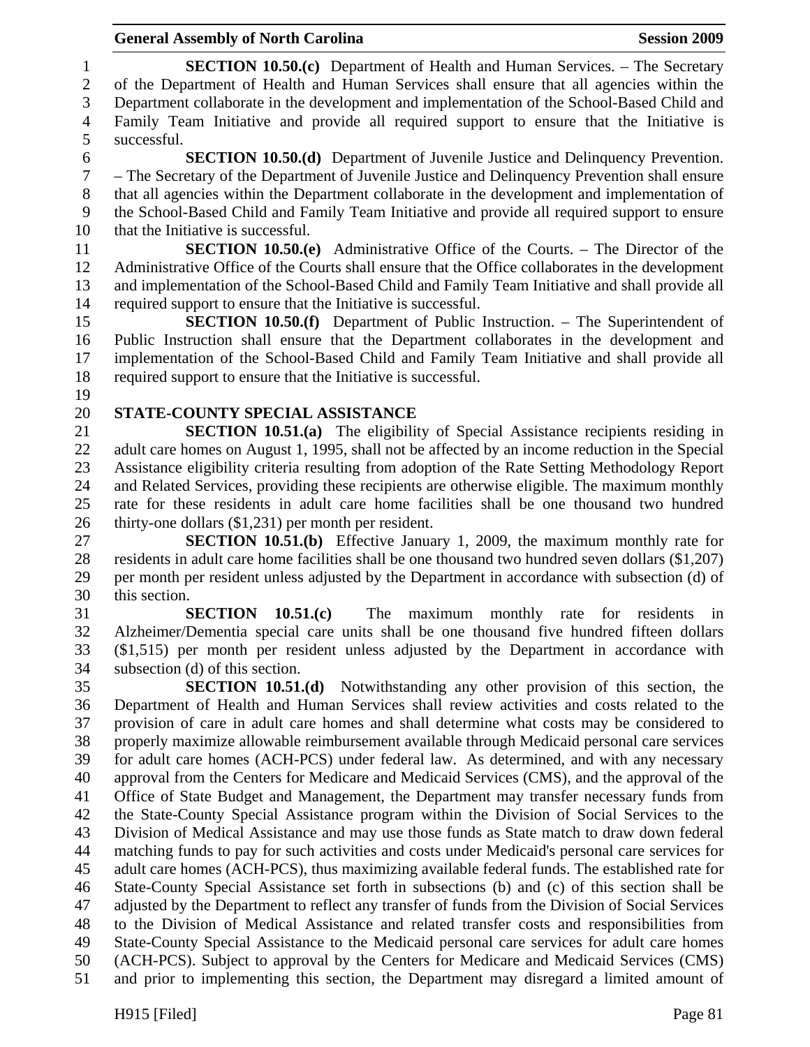**SECTION 10.50.(c)** Department of Health and Human Services. – The Secretary of the Department of Health and Human Services shall ensure that all agencies within the Department collaborate in the development and implementation of the School-Based Child and Family Team Initiative and provide all required support to ensure that the Initiative is successful.

**SECTION 10.50.(d)** Department of Juvenile Justice and Delinquency Prevention. – The Secretary of the Department of Juvenile Justice and Delinquency Prevention shall ensure that all agencies within the Department collaborate in the development and implementation of the School-Based Child and Family Team Initiative and provide all required support to ensure that the Initiative is successful.

**SECTION 10.50.(e)** Administrative Office of the Courts. – The Director of the Administrative Office of the Courts shall ensure that the Office collaborates in the development and implementation of the School-Based Child and Family Team Initiative and shall provide all required support to ensure that the Initiative is successful.

**SECTION 10.50.(f)** Department of Public Instruction. – The Superintendent of Public Instruction shall ensure that the Department collaborates in the development and implementation of the School-Based Child and Family Team Initiative and shall provide all required support to ensure that the Initiative is successful.

**STATE-COUNTY SPECIAL ASSISTANCE**

**SECTION 10.51.(a)** The eligibility of Special Assistance recipients residing in adult care homes on August 1, 1995, shall not be affected by an income reduction in the Special Assistance eligibility criteria resulting from adoption of the Rate Setting Methodology Report and Related Services, providing these recipients are otherwise eligible. The maximum monthly rate for these residents in adult care home facilities shall be one thousand two hundred thirty-one dollars ($1,231) per month per resident.

**SECTION 10.51.(b)** Effective January 1, 2009, the maximum monthly rate for residents in adult care home facilities shall be one thousand two hundred seven dollars ($1,207) per month per resident unless adjusted by the Department in accordance with subsection (d) of this section.

**SECTION 10.51.(c)** The maximum monthly rate for residents in Alzheimer/Dementia special care units shall be one thousand five hundred fifteen dollars ($1,515) per month per resident unless adjusted by the Department in accordance with subsection (d) of this section.

**SECTION 10.51.(d)** Notwithstanding any other provision of this section, the Department of Health and Human Services shall review activities and costs related to the provision of care in adult care homes and shall determine what costs may be considered to properly maximize allowable reimbursement available through Medicaid personal care services for adult care homes (ACH-PCS) under federal law. As determined, and with any necessary approval from the Centers for Medicare and Medicaid Services (CMS), and the approval of the Office of State Budget and Management, the Department may transfer necessary funds from the State-County Special Assistance program within the Division of Social Services to the Division of Medical Assistance and may use those funds as State match to draw down federal matching funds to pay for such activities and costs under Medicaid's personal care services for adult care homes (ACH-PCS), thus maximizing available federal funds. The established rate for State-County Special Assistance set forth in subsections (b) and (c) of this section shall be adjusted by the Department to reflect any transfer of funds from the Division of Social Services to the Division of Medical Assistance and related transfer costs and responsibilities from State-County Special Assistance to the Medicaid personal care services for adult care homes (ACH-PCS). Subject to approval by the Centers for Medicare and Medicaid Services (CMS) and prior to implementing this section, the Department may disregard a limited amount of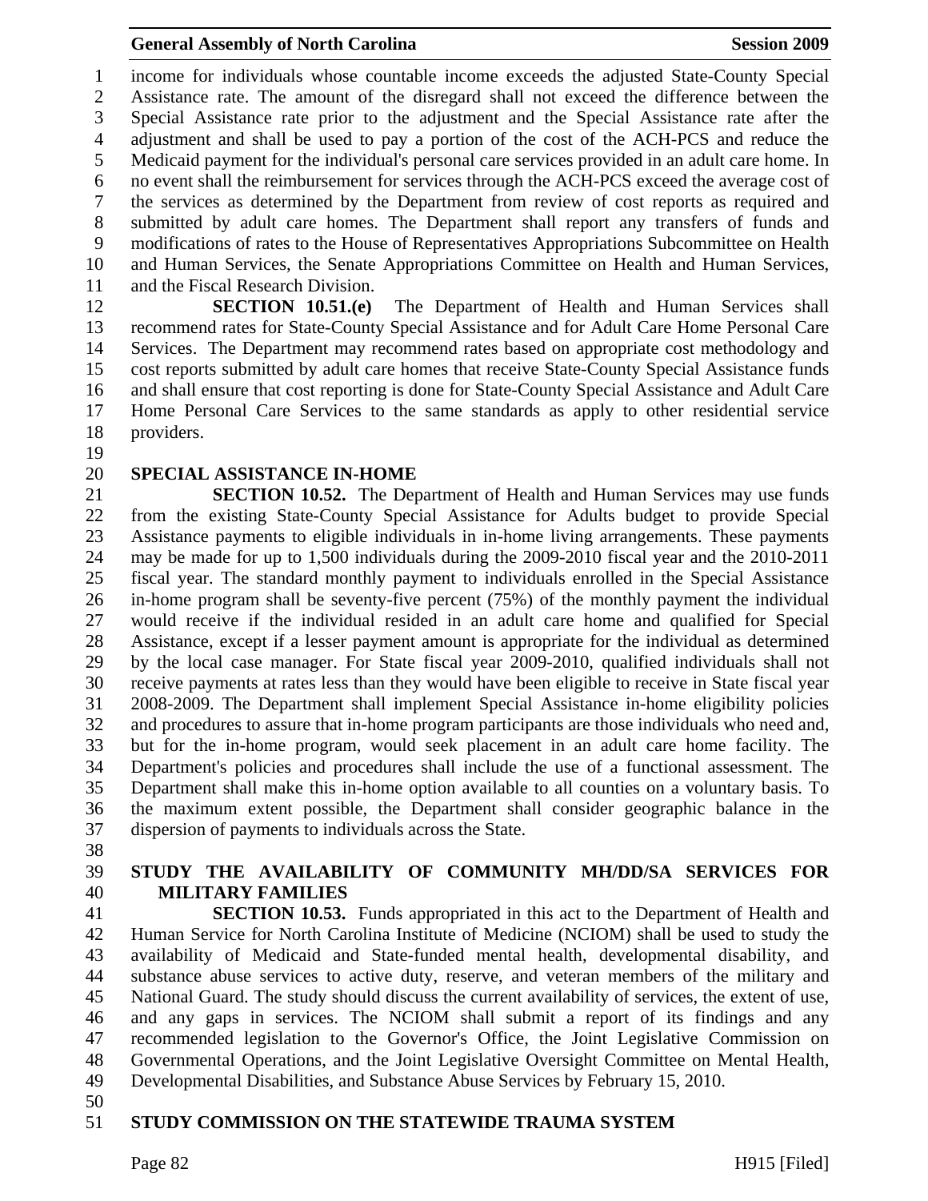income for individuals whose countable income exceeds the adjusted State-County Special Assistance rate. The amount of the disregard shall not exceed the difference between the Special Assistance rate prior to the adjustment and the Special Assistance rate after the adjustment and shall be used to pay a portion of the cost of the ACH-PCS and reduce the Medicaid payment for the individual's personal care services provided in an adult care home. In no event shall the reimbursement for services through the ACH-PCS exceed the average cost of the services as determined by the Department from review of cost reports as required and submitted by adult care homes. The Department shall report any transfers of funds and modifications of rates to the House of Representatives Appropriations Subcommittee on Health and Human Services, the Senate Appropriations Committee on Health and Human Services, and the Fiscal Research Division.

**SECTION 10.51.(e)** The Department of Health and Human Services shall recommend rates for State-County Special Assistance and for Adult Care Home Personal Care Services. The Department may recommend rates based on appropriate cost methodology and cost reports submitted by adult care homes that receive State-County Special Assistance funds and shall ensure that cost reporting is done for State-County Special Assistance and Adult Care Home Personal Care Services to the same standards as apply to other residential service providers.

**SPECIAL ASSISTANCE IN-HOME**

**SECTION 10.52.** The Department of Health and Human Services may use funds from the existing State-County Special Assistance for Adults budget to provide Special Assistance payments to eligible individuals in in-home living arrangements. These payments may be made for up to 1,500 individuals during the 2009-2010 fiscal year and the 2010-2011 fiscal year. The standard monthly payment to individuals enrolled in the Special Assistance in-home program shall be seventy-five percent (75%) of the monthly payment the individual would receive if the individual resided in an adult care home and qualified for Special Assistance, except if a lesser payment amount is appropriate for the individual as determined by the local case manager. For State fiscal year 2009-2010, qualified individuals shall not receive payments at rates less than they would have been eligible to receive in State fiscal year 2008-2009. The Department shall implement Special Assistance in-home eligibility policies and procedures to assure that in-home program participants are those individuals who need and, but for the in-home program, would seek placement in an adult care home facility. The Department's policies and procedures shall include the use of a functional assessment. The Department shall make this in-home option available to all counties on a voluntary basis. To the maximum extent possible, the Department shall consider geographic balance in the dispersion of payments to individuals across the State.

**STUDY THE AVAILABILITY OF COMMUNITY MH/DD/SA SERVICES FOR MILITARY FAMILIES**

**SECTION 10.53.** Funds appropriated in this act to the Department of Health and Human Service for North Carolina Institute of Medicine (NCIOM) shall be used to study the availability of Medicaid and State-funded mental health, developmental disability, and substance abuse services to active duty, reserve, and veteran members of the military and National Guard. The study should discuss the current availability of services, the extent of use, and any gaps in services. The NCIOM shall submit a report of its findings and any recommended legislation to the Governor's Office, the Joint Legislative Commission on Governmental Operations, and the Joint Legislative Oversight Committee on Mental Health, Developmental Disabilities, and Substance Abuse Services by February 15, 2010.

**STUDY COMMISSION ON THE STATEWIDE TRAUMA SYSTEM**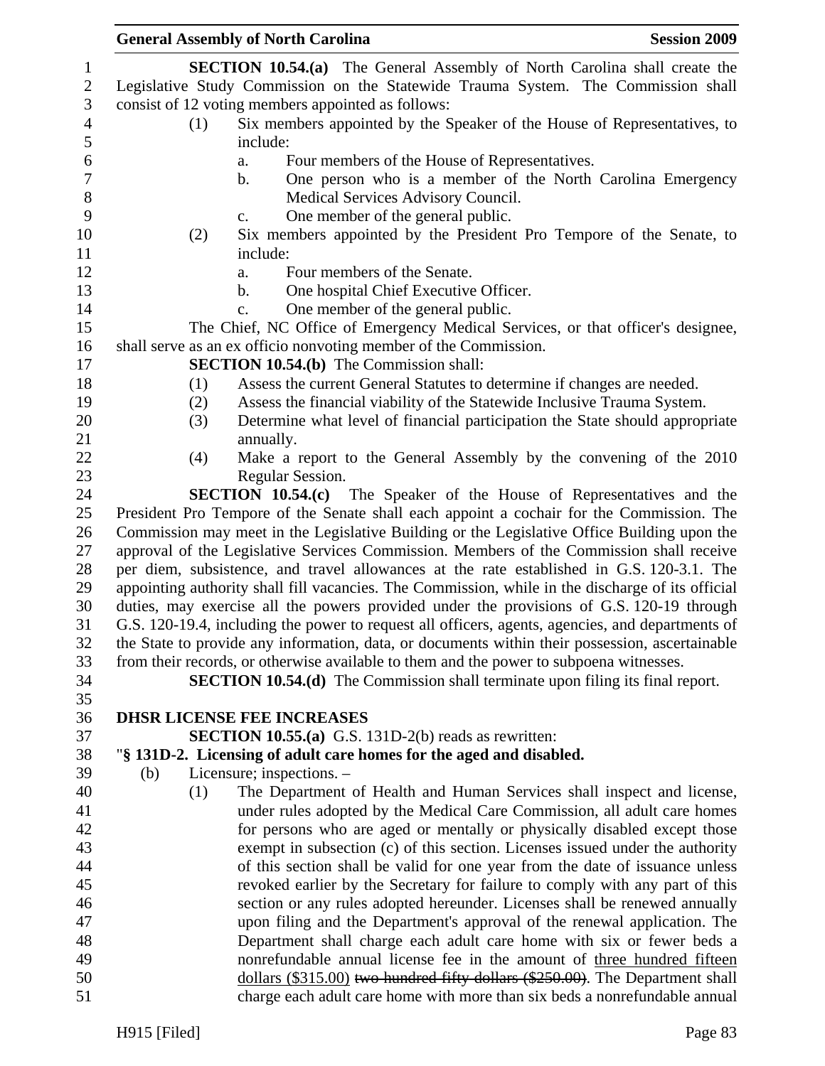**SECTION 10.54.(a)** The General Assembly of North Carolina shall create the Legislative Study Commission on the Statewide Trauma System. The Commission shall consist of 12 voting members appointed as follows:

(1) Six members appointed by the Speaker of the House of Representatives, to include:
   a. Four members of the House of Representatives.
   b. One person who is a member of the North Carolina Emergency Medical Services Advisory Council.
   c. One member of the general public.

(2) Six members appointed by the President Pro Tempore of the Senate, to include:
   a. Four members of the Senate.
   b. One hospital Chief Executive Officer.
   c. One member of the general public.

The Chief, NC Office of Emergency Medical Services, or that officer's designee, shall serve as an ex officio nonvoting member of the Commission.

**SECTION 10.54.(b)** The Commission shall:

(1) Assess the current General Statutes to determine if changes are needed.
(2) Assess the financial viability of the Statewide Inclusive Trauma System.
(3) Determine what level of financial participation the State should appropriate annually.
(4) Make a report to the General Assembly by the convening of the 2010 Regular Session.

**SECTION 10.54.(c)** The Speaker of the House of Representatives and the President Pro Tempore of the Senate shall each appoint a cochair for the Commission. The Commission may meet in the Legislative Building or the Legislative Office Building upon the approval of the Legislative Services Commission. Members of the Commission shall receive per diem, subsistence, and travel allowances at the rate established in G.S. 120-3.1. The appointing authority shall fill vacancies. The Commission, while in the discharge of its official duties, may exercise all the powers provided under the provisions of G.S. 120-19 through G.S. 120-19.4, including the power to request all officers, agents, agencies, and departments of the State to provide any information, data, or documents within their possession, ascertainable from their records, or otherwise available to them and the power to subpoena witnesses.

**SECTION 10.54.(d)** The Commission shall terminate upon filing its final report.

**DHSR LICENSE FEE INCREASES**

**SECTION 10.55.(a)** G.S. 131D-2(b) reads as rewritten:

"**§ 131D-2. Licensing of adult care homes for the aged and disabled.**

(b) Licensure; inspections. –

(1) The Department of Health and Human Services shall inspect and license, under rules adopted by the Medical Care Commission, all adult care homes for persons who are aged or mentally or physically disabled except those exempt in subsection (c) of this section. Licenses issued under the authority of this section shall be valid for one year from the date of issuance unless revoked earlier by the Secretary for failure to comply with any part of this section or any rules adopted hereunder. Licenses shall be renewed annually upon filing and the Department's approval of the renewal application. The Department shall charge each adult care home with six or fewer beds a nonrefundable annual license fee in the amount of <u>three hundred fifteen dollars ($315.00)</u> ~~two hundred fifty dollars ($250.00)~~. The Department shall charge each adult care home with more than six beds a nonrefundable annual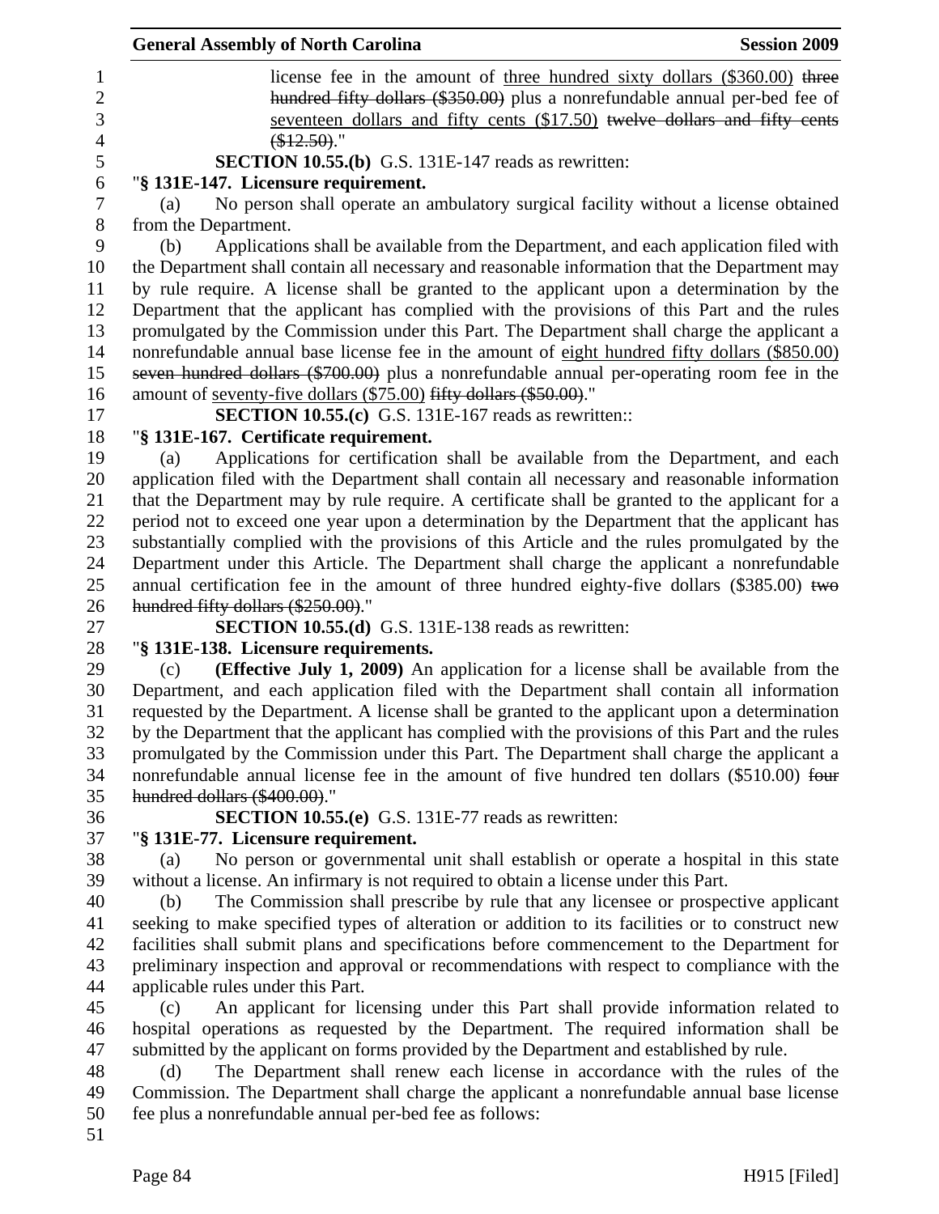license fee in the amount of <u>three hundred sixty dollars ($360.00)</u> ~~three hundred fifty dollars ($350.00)~~ plus a nonrefundable annual per-bed fee of <u>seventeen dollars and fifty cents ($17.50)</u> ~~twelve dollars and fifty cents ($12.50)~~."

**SECTION 10.55.(b)** G.S. 131E-147 reads as rewritten:

"**§ 131E-147. Licensure requirement.**

(a) No person shall operate an ambulatory surgical facility without a license obtained from the Department.

(b) Applications shall be available from the Department, and each application filed with the Department shall contain all necessary and reasonable information that the Department may by rule require. A license shall be granted to the applicant upon a determination by the Department that the applicant has complied with the provisions of this Part and the rules promulgated by the Commission under this Part. The Department shall charge the applicant a nonrefundable annual base license fee in the amount of <u>eight hundred fifty dollars ($850.00)</u> ~~seven hundred dollars ($700.00)~~ plus a nonrefundable annual per-operating room fee in the amount of <u>seventy-five dollars ($75.00)</u> ~~fifty dollars ($50.00)~~."

**SECTION 10.55.(c)** G.S. 131E-167 reads as rewritten::

"**§ 131E-167. Certificate requirement.**

(a) Applications for certification shall be available from the Department, and each application filed with the Department shall contain all necessary and reasonable information that the Department may by rule require. A certificate shall be granted to the applicant for a period not to exceed one year upon a determination by the Department that the applicant has substantially complied with the provisions of this Article and the rules promulgated by the Department under this Article. The Department shall charge the applicant a nonrefundable annual certification fee in the amount of three hundred eighty-five dollars ($385.00) ~~two hundred fifty dollars ($250.00)~~."

**SECTION 10.55.(d)** G.S. 131E-138 reads as rewritten:

"**§ 131E-138. Licensure requirements.**

(c) **(Effective July 1, 2009)** An application for a license shall be available from the Department, and each application filed with the Department shall contain all information requested by the Department. A license shall be granted to the applicant upon a determination by the Department that the applicant has complied with the provisions of this Part and the rules promulgated by the Commission under this Part. The Department shall charge the applicant a nonrefundable annual license fee in the amount of five hundred ten dollars ($510.00) ~~four hundred dollars ($400.00)~~."

**SECTION 10.55.(e)** G.S. 131E-77 reads as rewritten:

"**§ 131E-77. Licensure requirement.**

(a) No person or governmental unit shall establish or operate a hospital in this state without a license. An infirmary is not required to obtain a license under this Part.

(b) The Commission shall prescribe by rule that any licensee or prospective applicant seeking to make specified types of alteration or addition to its facilities or to construct new facilities shall submit plans and specifications before commencement to the Department for preliminary inspection and approval or recommendations with respect to compliance with the applicable rules under this Part.

(c) An applicant for licensing under this Part shall provide information related to hospital operations as requested by the Department. The required information shall be submitted by the applicant on forms provided by the Department and established by rule.

(d) The Department shall renew each license in accordance with the rules of the Commission. The Department shall charge the applicant a nonrefundable annual base license fee plus a nonrefundable annual per-bed fee as follows: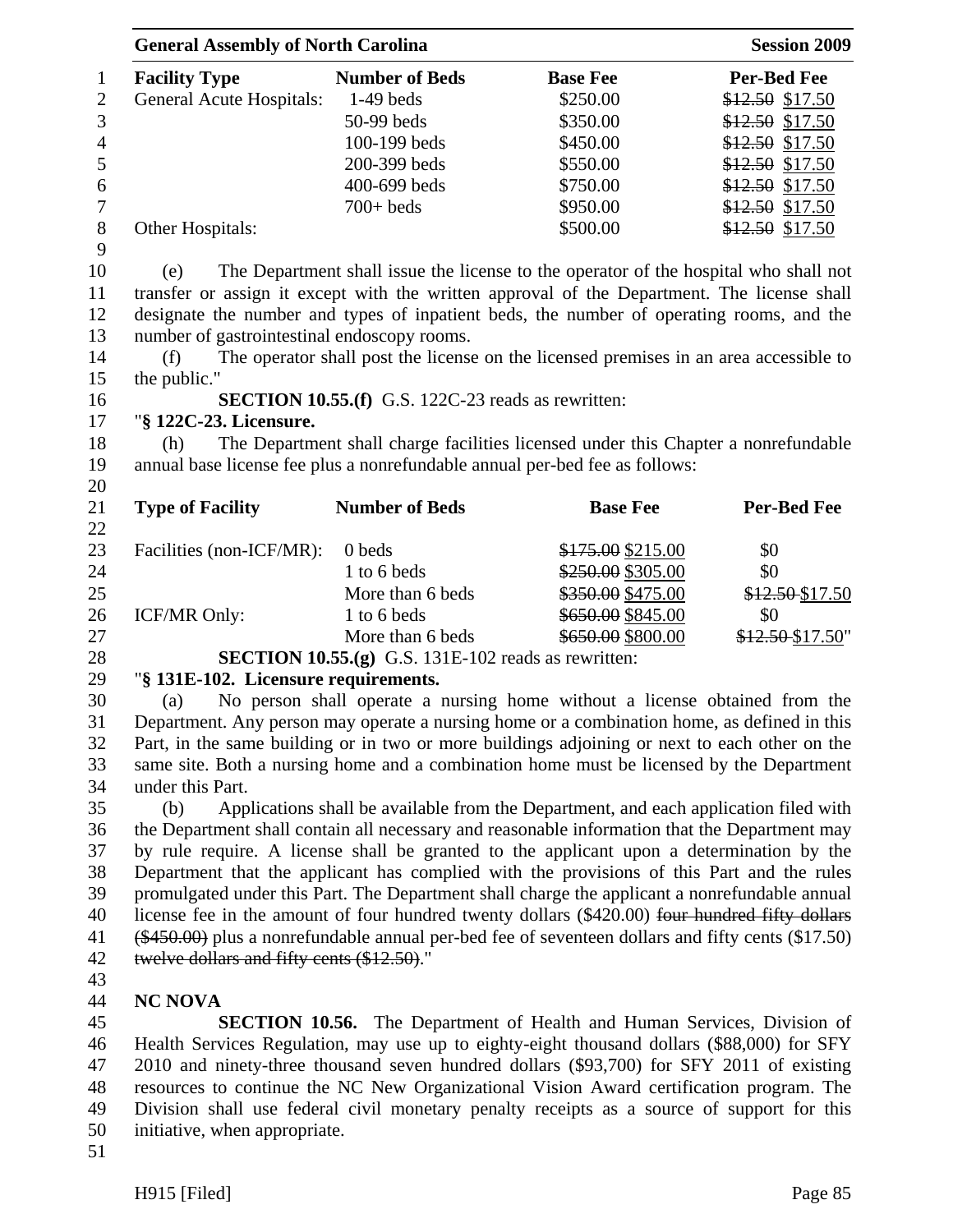| Facility Type | Number of Beds | Base Fee | Per-Bed Fee |
|---|---|---|---|
| General Acute Hospitals: | 1-49 beds | $250.00 | ~~$12.50~~ $17.50 |
| | 50-99 beds | $350.00 | ~~$12.50~~ $17.50 |
| | 100-199 beds | $450.00 | ~~$12.50~~ $17.50 |
| | 200-399 beds | $550.00 | ~~$12.50~~ $17.50 |
| | 400-699 beds | $750.00 | ~~$12.50~~ $17.50 |
| | 700+ beds | $950.00 | ~~$12.50~~ $17.50 |
| Other Hospitals: | | $500.00 | ~~$12.50~~ $17.50 |

(e) The Department shall issue the license to the operator of the hospital who shall not transfer or assign it except with the written approval of the Department. The license shall designate the number and types of inpatient beds, the number of operating rooms, and the number of gastrointestinal endoscopy rooms.

(f) The operator shall post the license on the licensed premises in an area accessible to the public."

**SECTION 10.55.(f)** G.S. 122C-23 reads as rewritten:

"**§ 122C-23. Licensure.**

(h) The Department shall charge facilities licensed under this Chapter a nonrefundable annual base license fee plus a nonrefundable annual per-bed fee as follows:

| Type of Facility | Number of Beds | Base Fee | Per-Bed Fee |
|---|---|---|---|
| Facilities (non-ICF/MR): | 0 beds | ~~$175.00~~ $215.00 | $0 |
| | 1 to 6 beds | ~~$250.00~~ $305.00 | $0 |
| | More than 6 beds | ~~$350.00~~ $475.00 | ~~$12.50~~ $17.50 |
| ICF/MR Only: | 1 to 6 beds | ~~$650.00~~ $845.00 | $0 |
| | More than 6 beds | ~~$650.00~~ $800.00 | ~~$12.50~~ $17.50" |

**SECTION 10.55.(g)** G.S. 131E-102 reads as rewritten:

"**§ 131E-102. Licensure requirements.**

(a) No person shall operate a nursing home without a license obtained from the Department. Any person may operate a nursing home or a combination home, as defined in this Part, in the same building or in two or more buildings adjoining or next to each other on the same site. Both a nursing home and a combination home must be licensed by the Department under this Part.

(b) Applications shall be available from the Department, and each application filed with the Department shall contain all necessary and reasonable information that the Department may by rule require. A license shall be granted to the applicant upon a determination by the Department that the applicant has complied with the provisions of this Part and the rules promulgated under this Part. The Department shall charge the applicant a nonrefundable annual license fee in the amount of four hundred twenty dollars ($420.00) ~~four hundred fifty dollars ($450.00)~~ plus a nonrefundable annual per-bed fee of seventeen dollars and fifty cents ($17.50) ~~twelve dollars and fifty cents ($12.50)~~."

**NC NOVA**

**SECTION 10.56.** The Department of Health and Human Services, Division of Health Services Regulation, may use up to eighty-eight thousand dollars ($88,000) for SFY 2010 and ninety-three thousand seven hundred dollars ($93,700) for SFY 2011 of existing resources to continue the NC New Organizational Vision Award certification program. The Division shall use federal civil monetary penalty receipts as a source of support for this initiative, when appropriate.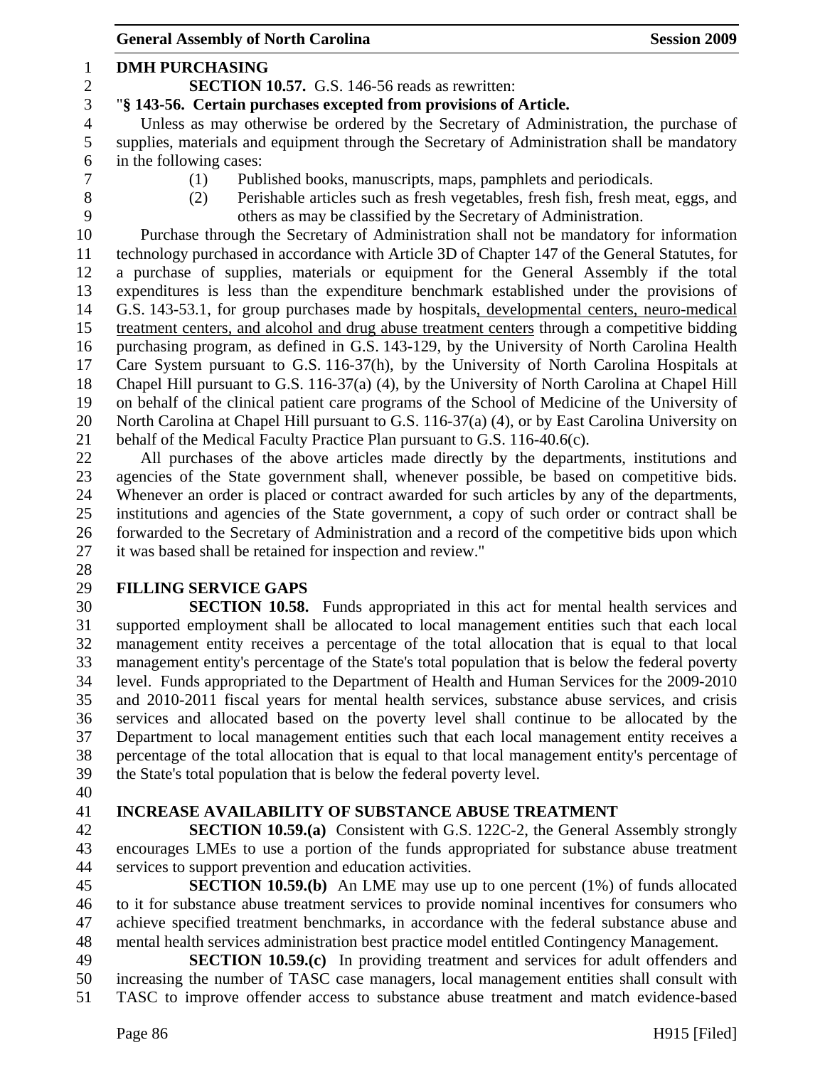**DMH PURCHASING**

**SECTION 10.57.** G.S. 146-56 reads as rewritten:

"**§ 143-56. Certain purchases excepted from provisions of Article.**

Unless as may otherwise be ordered by the Secretary of Administration, the purchase of supplies, materials and equipment through the Secretary of Administration shall be mandatory in the following cases:

(1) Published books, manuscripts, maps, pamphlets and periodicals.

(2) Perishable articles such as fresh vegetables, fresh fish, fresh meat, eggs, and others as may be classified by the Secretary of Administration.

Purchase through the Secretary of Administration shall not be mandatory for information technology purchased in accordance with Article 3D of Chapter 147 of the General Statutes, for a purchase of supplies, materials or equipment for the General Assembly if the total expenditures is less than the expenditure benchmark established under the provisions of G.S. 143-53.1, for group purchases made by hospitals<u>, developmental centers, neuro-medical treatment centers, and alcohol and drug abuse treatment centers</u> through a competitive bidding purchasing program, as defined in G.S. 143-129, by the University of North Carolina Health Care System pursuant to G.S. 116-37(h), by the University of North Carolina Hospitals at Chapel Hill pursuant to G.S. 116-37(a) (4), by the University of North Carolina at Chapel Hill on behalf of the clinical patient care programs of the School of Medicine of the University of North Carolina at Chapel Hill pursuant to G.S. 116-37(a) (4), or by East Carolina University on behalf of the Medical Faculty Practice Plan pursuant to G.S. 116-40.6(c).

All purchases of the above articles made directly by the departments, institutions and agencies of the State government shall, whenever possible, be based on competitive bids. Whenever an order is placed or contract awarded for such articles by any of the departments, institutions and agencies of the State government, a copy of such order or contract shall be forwarded to the Secretary of Administration and a record of the competitive bids upon which it was based shall be retained for inspection and review."

**FILLING SERVICE GAPS**

**SECTION 10.58.** Funds appropriated in this act for mental health services and supported employment shall be allocated to local management entities such that each local management entity receives a percentage of the total allocation that is equal to that local management entity's percentage of the State's total population that is below the federal poverty level. Funds appropriated to the Department of Health and Human Services for the 2009-2010 and 2010-2011 fiscal years for mental health services, substance abuse services, and crisis services and allocated based on the poverty level shall continue to be allocated by the Department to local management entities such that each local management entity receives a percentage of the total allocation that is equal to that local management entity's percentage of the State's total population that is below the federal poverty level.

**INCREASE AVAILABILITY OF SUBSTANCE ABUSE TREATMENT**

**SECTION 10.59.(a)** Consistent with G.S. 122C-2, the General Assembly strongly encourages LMEs to use a portion of the funds appropriated for substance abuse treatment services to support prevention and education activities.

**SECTION 10.59.(b)** An LME may use up to one percent (1%) of funds allocated to it for substance abuse treatment services to provide nominal incentives for consumers who achieve specified treatment benchmarks, in accordance with the federal substance abuse and mental health services administration best practice model entitled Contingency Management.

**SECTION 10.59.(c)** In providing treatment and services for adult offenders and increasing the number of TASC case managers, local management entities shall consult with TASC to improve offender access to substance abuse treatment and match evidence-based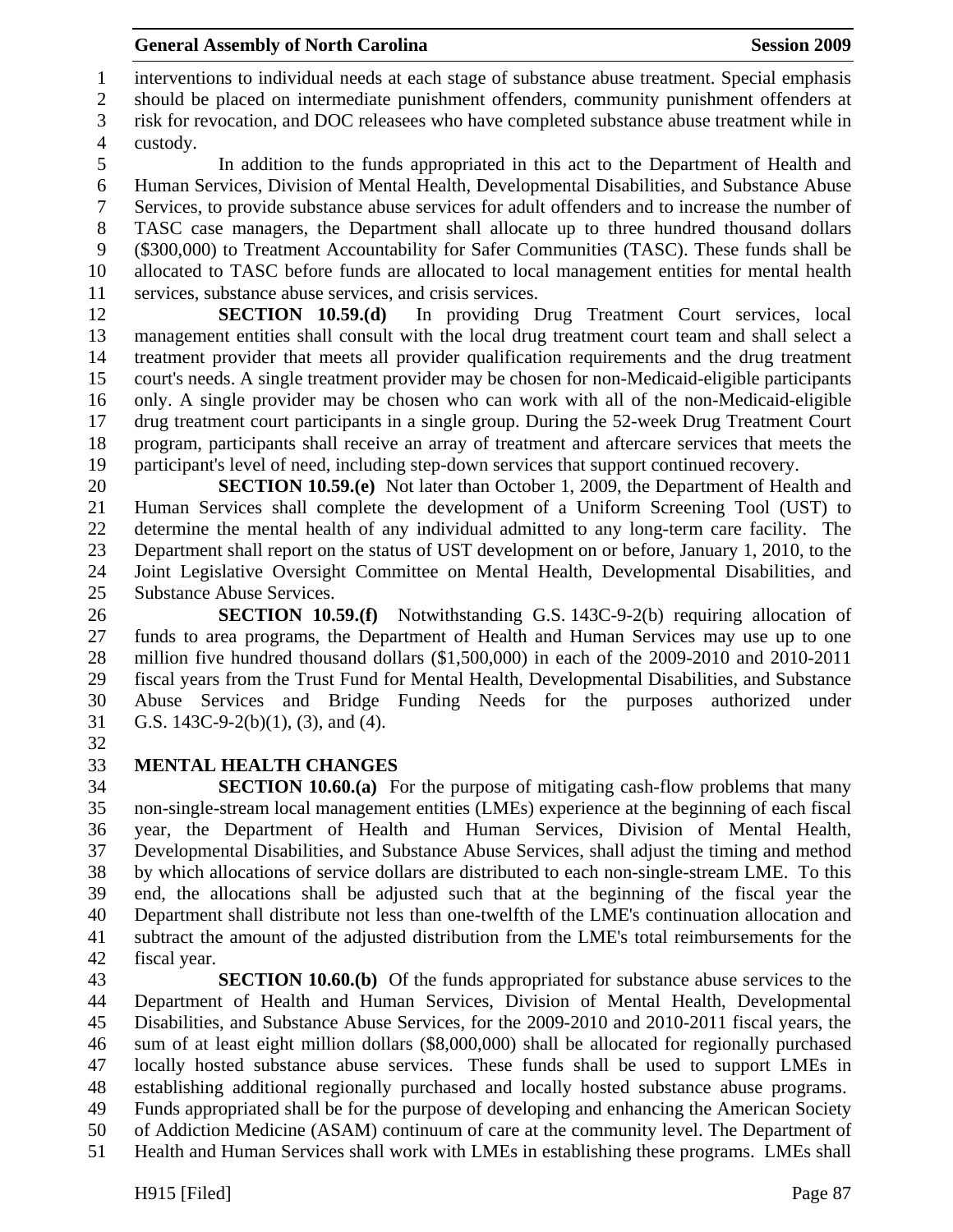interventions to individual needs at each stage of substance abuse treatment. Special emphasis should be placed on intermediate punishment offenders, community punishment offenders at risk for revocation, and DOC releasees who have completed substance abuse treatment while in custody.

In addition to the funds appropriated in this act to the Department of Health and Human Services, Division of Mental Health, Developmental Disabilities, and Substance Abuse Services, to provide substance abuse services for adult offenders and to increase the number of TASC case managers, the Department shall allocate up to three hundred thousand dollars ($300,000) to Treatment Accountability for Safer Communities (TASC). These funds shall be allocated to TASC before funds are allocated to local management entities for mental health services, substance abuse services, and crisis services.

**SECTION 10.59.(d)** In providing Drug Treatment Court services, local management entities shall consult with the local drug treatment court team and shall select a treatment provider that meets all provider qualification requirements and the drug treatment court's needs. A single treatment provider may be chosen for non-Medicaid-eligible participants only. A single provider may be chosen who can work with all of the non-Medicaid-eligible drug treatment court participants in a single group. During the 52-week Drug Treatment Court program, participants shall receive an array of treatment and aftercare services that meets the participant's level of need, including step-down services that support continued recovery.

**SECTION 10.59.(e)** Not later than October 1, 2009, the Department of Health and Human Services shall complete the development of a Uniform Screening Tool (UST) to determine the mental health of any individual admitted to any long-term care facility. The Department shall report on the status of UST development on or before, January 1, 2010, to the Joint Legislative Oversight Committee on Mental Health, Developmental Disabilities, and Substance Abuse Services.

**SECTION 10.59.(f)** Notwithstanding G.S. 143C-9-2(b) requiring allocation of funds to area programs, the Department of Health and Human Services may use up to one million five hundred thousand dollars ($1,500,000) in each of the 2009-2010 and 2010-2011 fiscal years from the Trust Fund for Mental Health, Developmental Disabilities, and Substance Abuse Services and Bridge Funding Needs for the purposes authorized under G.S. 143C-9-2(b)(1), (3), and (4).

**MENTAL HEALTH CHANGES**

**SECTION 10.60.(a)** For the purpose of mitigating cash-flow problems that many non-single-stream local management entities (LMEs) experience at the beginning of each fiscal year, the Department of Health and Human Services, Division of Mental Health, Developmental Disabilities, and Substance Abuse Services, shall adjust the timing and method by which allocations of service dollars are distributed to each non-single-stream LME. To this end, the allocations shall be adjusted such that at the beginning of the fiscal year the Department shall distribute not less than one-twelfth of the LME's continuation allocation and subtract the amount of the adjusted distribution from the LME's total reimbursements for the fiscal year.

**SECTION 10.60.(b)** Of the funds appropriated for substance abuse services to the Department of Health and Human Services, Division of Mental Health, Developmental Disabilities, and Substance Abuse Services, for the 2009-2010 and 2010-2011 fiscal years, the sum of at least eight million dollars ($8,000,000) shall be allocated for regionally purchased locally hosted substance abuse services. These funds shall be used to support LMEs in establishing additional regionally purchased and locally hosted substance abuse programs. Funds appropriated shall be for the purpose of developing and enhancing the American Society of Addiction Medicine (ASAM) continuum of care at the community level. The Department of Health and Human Services shall work with LMEs in establishing these programs. LMEs shall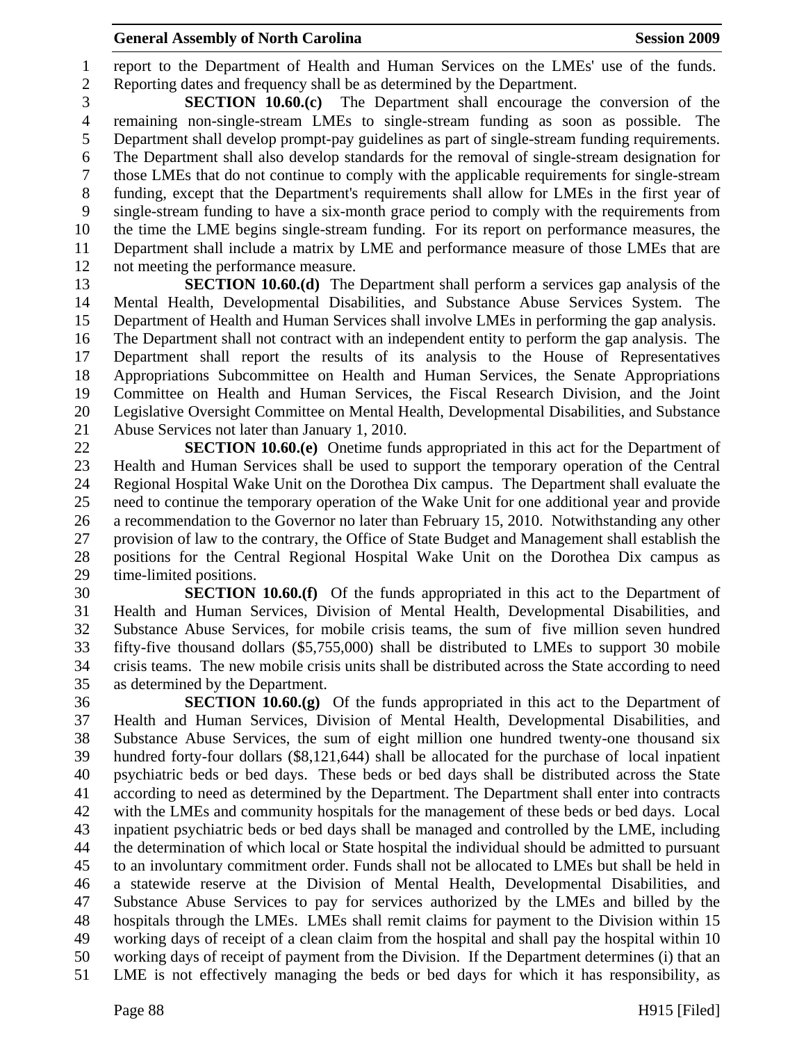report to the Department of Health and Human Services on the LMEs' use of the funds. Reporting dates and frequency shall be as determined by the Department.

**SECTION 10.60.(c)** The Department shall encourage the conversion of the remaining non-single-stream LMEs to single-stream funding as soon as possible. The Department shall develop prompt-pay guidelines as part of single-stream funding requirements. The Department shall also develop standards for the removal of single-stream designation for those LMEs that do not continue to comply with the applicable requirements for single-stream funding, except that the Department's requirements shall allow for LMEs in the first year of single-stream funding to have a six-month grace period to comply with the requirements from the time the LME begins single-stream funding. For its report on performance measures, the Department shall include a matrix by LME and performance measure of those LMEs that are not meeting the performance measure.

**SECTION 10.60.(d)** The Department shall perform a services gap analysis of the Mental Health, Developmental Disabilities, and Substance Abuse Services System. The Department of Health and Human Services shall involve LMEs in performing the gap analysis. The Department shall not contract with an independent entity to perform the gap analysis. The Department shall report the results of its analysis to the House of Representatives Appropriations Subcommittee on Health and Human Services, the Senate Appropriations Committee on Health and Human Services, the Fiscal Research Division, and the Joint Legislative Oversight Committee on Mental Health, Developmental Disabilities, and Substance Abuse Services not later than January 1, 2010.

**SECTION 10.60.(e)** Onetime funds appropriated in this act for the Department of Health and Human Services shall be used to support the temporary operation of the Central Regional Hospital Wake Unit on the Dorothea Dix campus. The Department shall evaluate the need to continue the temporary operation of the Wake Unit for one additional year and provide a recommendation to the Governor no later than February 15, 2010. Notwithstanding any other provision of law to the contrary, the Office of State Budget and Management shall establish the positions for the Central Regional Hospital Wake Unit on the Dorothea Dix campus as time-limited positions.

**SECTION 10.60.(f)** Of the funds appropriated in this act to the Department of Health and Human Services, Division of Mental Health, Developmental Disabilities, and Substance Abuse Services, for mobile crisis teams, the sum of five million seven hundred fifty-five thousand dollars ($5,755,000) shall be distributed to LMEs to support 30 mobile crisis teams. The new mobile crisis units shall be distributed across the State according to need as determined by the Department.

**SECTION 10.60.(g)** Of the funds appropriated in this act to the Department of Health and Human Services, Division of Mental Health, Developmental Disabilities, and Substance Abuse Services, the sum of eight million one hundred twenty-one thousand six hundred forty-four dollars ($8,121,644) shall be allocated for the purchase of local inpatient psychiatric beds or bed days. These beds or bed days shall be distributed across the State according to need as determined by the Department. The Department shall enter into contracts with the LMEs and community hospitals for the management of these beds or bed days. Local inpatient psychiatric beds or bed days shall be managed and controlled by the LME, including the determination of which local or State hospital the individual should be admitted to pursuant to an involuntary commitment order. Funds shall not be allocated to LMEs but shall be held in a statewide reserve at the Division of Mental Health, Developmental Disabilities, and Substance Abuse Services to pay for services authorized by the LMEs and billed by the hospitals through the LMEs. LMEs shall remit claims for payment to the Division within 15 working days of receipt of a clean claim from the hospital and shall pay the hospital within 10 working days of receipt of payment from the Division. If the Department determines (i) that an LME is not effectively managing the beds or bed days for which it has responsibility, as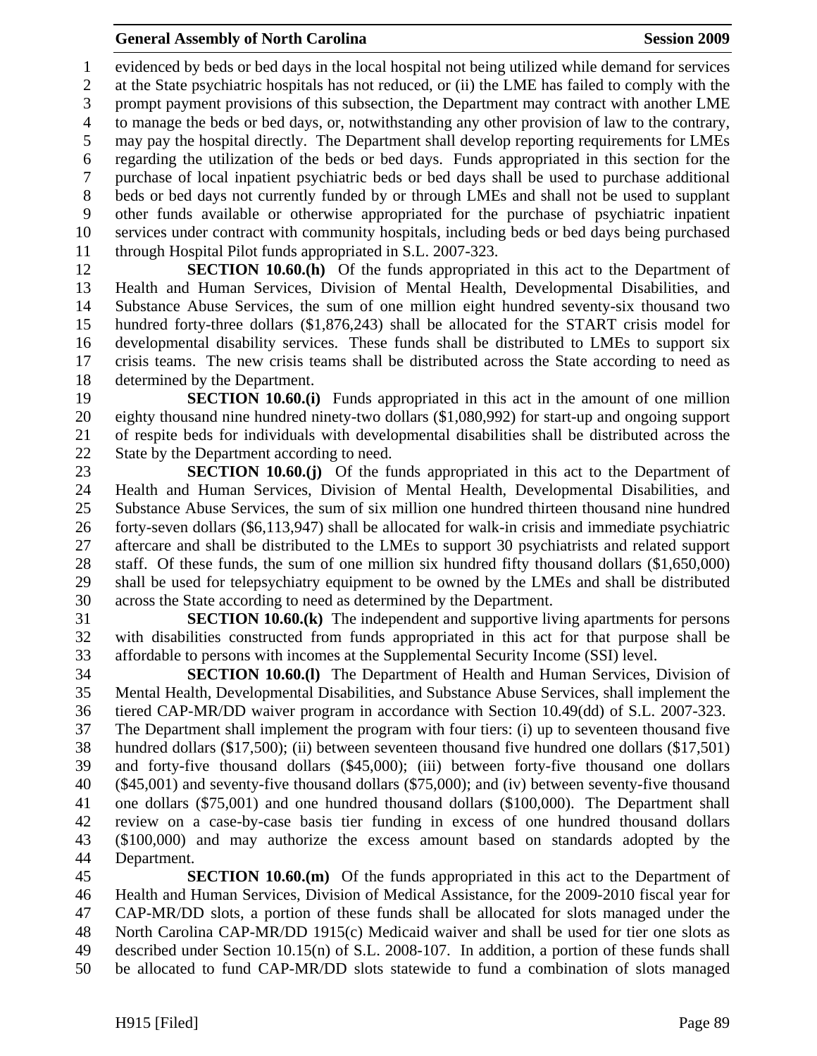evidenced by beds or bed days in the local hospital not being utilized while demand for services at the State psychiatric hospitals has not reduced, or (ii) the LME has failed to comply with the prompt payment provisions of this subsection, the Department may contract with another LME to manage the beds or bed days, or, notwithstanding any other provision of law to the contrary, may pay the hospital directly. The Department shall develop reporting requirements for LMEs regarding the utilization of the beds or bed days. Funds appropriated in this section for the purchase of local inpatient psychiatric beds or bed days shall be used to purchase additional beds or bed days not currently funded by or through LMEs and shall not be used to supplant other funds available or otherwise appropriated for the purchase of psychiatric inpatient services under contract with community hospitals, including beds or bed days being purchased through Hospital Pilot funds appropriated in S.L. 2007-323.

**SECTION 10.60.(h)** Of the funds appropriated in this act to the Department of Health and Human Services, Division of Mental Health, Developmental Disabilities, and Substance Abuse Services, the sum of one million eight hundred seventy-six thousand two hundred forty-three dollars ($1,876,243) shall be allocated for the START crisis model for developmental disability services. These funds shall be distributed to LMEs to support six crisis teams. The new crisis teams shall be distributed across the State according to need as determined by the Department.

**SECTION 10.60.(i)** Funds appropriated in this act in the amount of one million eighty thousand nine hundred ninety-two dollars ($1,080,992) for start-up and ongoing support of respite beds for individuals with developmental disabilities shall be distributed across the State by the Department according to need.

**SECTION 10.60.(j)** Of the funds appropriated in this act to the Department of Health and Human Services, Division of Mental Health, Developmental Disabilities, and Substance Abuse Services, the sum of six million one hundred thirteen thousand nine hundred forty-seven dollars ($6,113,947) shall be allocated for walk-in crisis and immediate psychiatric aftercare and shall be distributed to the LMEs to support 30 psychiatrists and related support staff. Of these funds, the sum of one million six hundred fifty thousand dollars ($1,650,000) shall be used for telepsychiatry equipment to be owned by the LMEs and shall be distributed across the State according to need as determined by the Department.

**SECTION 10.60.(k)** The independent and supportive living apartments for persons with disabilities constructed from funds appropriated in this act for that purpose shall be affordable to persons with incomes at the Supplemental Security Income (SSI) level.

**SECTION 10.60.(l)** The Department of Health and Human Services, Division of Mental Health, Developmental Disabilities, and Substance Abuse Services, shall implement the tiered CAP-MR/DD waiver program in accordance with Section 10.49(dd) of S.L. 2007-323. The Department shall implement the program with four tiers: (i) up to seventeen thousand five hundred dollars ($17,500); (ii) between seventeen thousand five hundred one dollars ($17,501) and forty-five thousand dollars ($45,000); (iii) between forty-five thousand one dollars ($45,001) and seventy-five thousand dollars ($75,000); and (iv) between seventy-five thousand one dollars ($75,001) and one hundred thousand dollars ($100,000). The Department shall review on a case-by-case basis tier funding in excess of one hundred thousand dollars ($100,000) and may authorize the excess amount based on standards adopted by the Department.

**SECTION 10.60.(m)** Of the funds appropriated in this act to the Department of Health and Human Services, Division of Medical Assistance, for the 2009-2010 fiscal year for CAP-MR/DD slots, a portion of these funds shall be allocated for slots managed under the North Carolina CAP-MR/DD 1915(c) Medicaid waiver and shall be used for tier one slots as described under Section 10.15(n) of S.L. 2008-107. In addition, a portion of these funds shall be allocated to fund CAP-MR/DD slots statewide to fund a combination of slots managed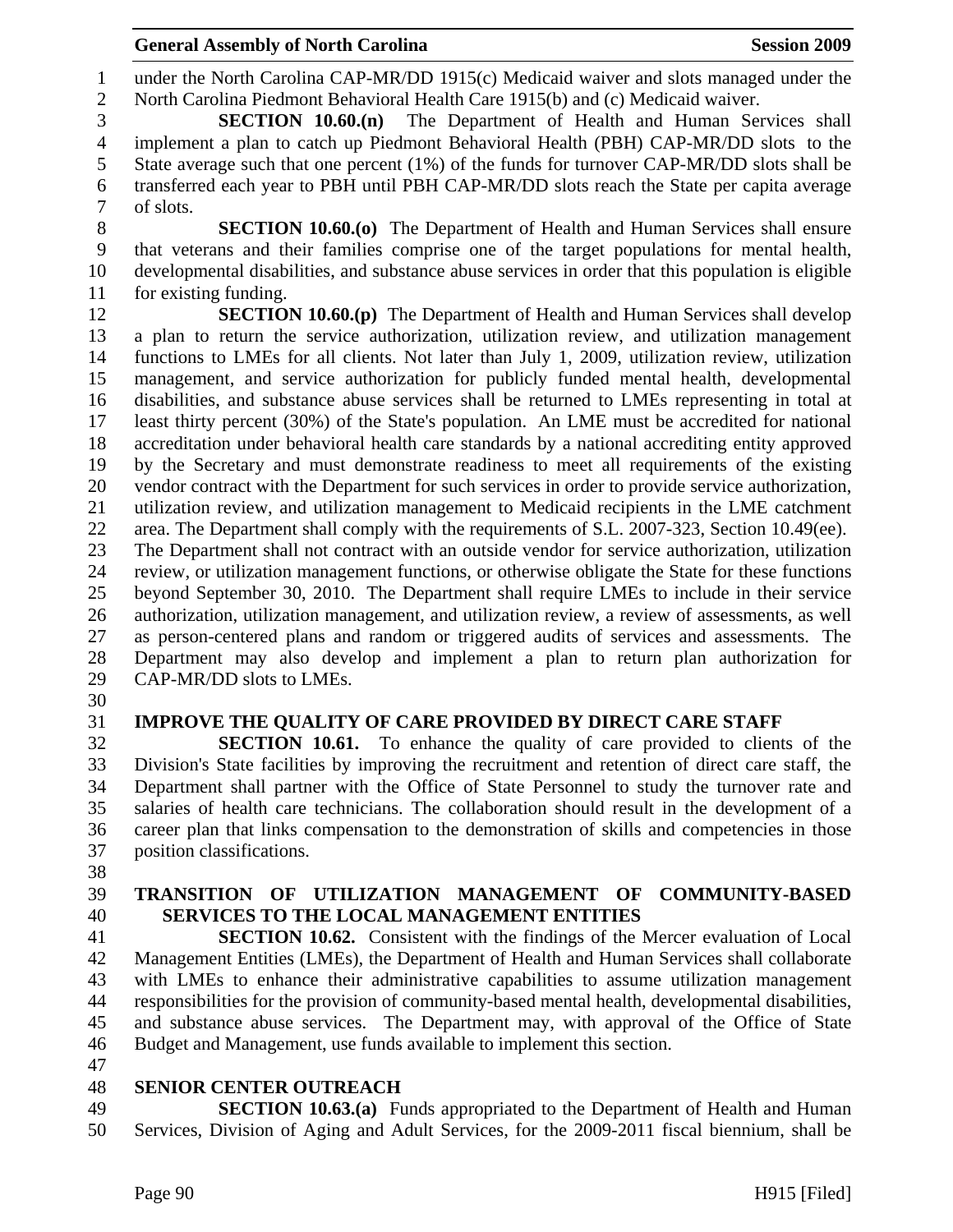under the North Carolina CAP-MR/DD 1915(c) Medicaid waiver and slots managed under the North Carolina Piedmont Behavioral Health Care 1915(b) and (c) Medicaid waiver.

**SECTION 10.60.(n)** The Department of Health and Human Services shall implement a plan to catch up Piedmont Behavioral Health (PBH) CAP-MR/DD slots to the State average such that one percent (1%) of the funds for turnover CAP-MR/DD slots shall be transferred each year to PBH until PBH CAP-MR/DD slots reach the State per capita average of slots.

**SECTION 10.60.(o)** The Department of Health and Human Services shall ensure that veterans and their families comprise one of the target populations for mental health, developmental disabilities, and substance abuse services in order that this population is eligible for existing funding.

**SECTION 10.60.(p)** The Department of Health and Human Services shall develop a plan to return the service authorization, utilization review, and utilization management functions to LMEs for all clients. Not later than July 1, 2009, utilization review, utilization management, and service authorization for publicly funded mental health, developmental disabilities, and substance abuse services shall be returned to LMEs representing in total at least thirty percent (30%) of the State's population. An LME must be accredited for national accreditation under behavioral health care standards by a national accrediting entity approved by the Secretary and must demonstrate readiness to meet all requirements of the existing vendor contract with the Department for such services in order to provide service authorization, utilization review, and utilization management to Medicaid recipients in the LME catchment area. The Department shall comply with the requirements of S.L. 2007-323, Section 10.49(ee). The Department shall not contract with an outside vendor for service authorization, utilization review, or utilization management functions, or otherwise obligate the State for these functions beyond September 30, 2010. The Department shall require LMEs to include in their service authorization, utilization management, and utilization review, a review of assessments, as well as person-centered plans and random or triggered audits of services and assessments. The Department may also develop and implement a plan to return plan authorization for CAP-MR/DD slots to LMEs.

## IMPROVE THE QUALITY OF CARE PROVIDED BY DIRECT CARE STAFF

**SECTION 10.61.** To enhance the quality of care provided to clients of the Division's State facilities by improving the recruitment and retention of direct care staff, the Department shall partner with the Office of State Personnel to study the turnover rate and salaries of health care technicians. The collaboration should result in the development of a career plan that links compensation to the demonstration of skills and competencies in those position classifications.

## TRANSITION OF UTILIZATION MANAGEMENT OF COMMUNITY-BASED SERVICES TO THE LOCAL MANAGEMENT ENTITIES

**SECTION 10.62.** Consistent with the findings of the Mercer evaluation of Local Management Entities (LMEs), the Department of Health and Human Services shall collaborate with LMEs to enhance their administrative capabilities to assume utilization management responsibilities for the provision of community-based mental health, developmental disabilities, and substance abuse services. The Department may, with approval of the Office of State Budget and Management, use funds available to implement this section.

## SENIOR CENTER OUTREACH

**SECTION 10.63.(a)** Funds appropriated to the Department of Health and Human Services, Division of Aging and Adult Services, for the 2009-2011 fiscal biennium, shall be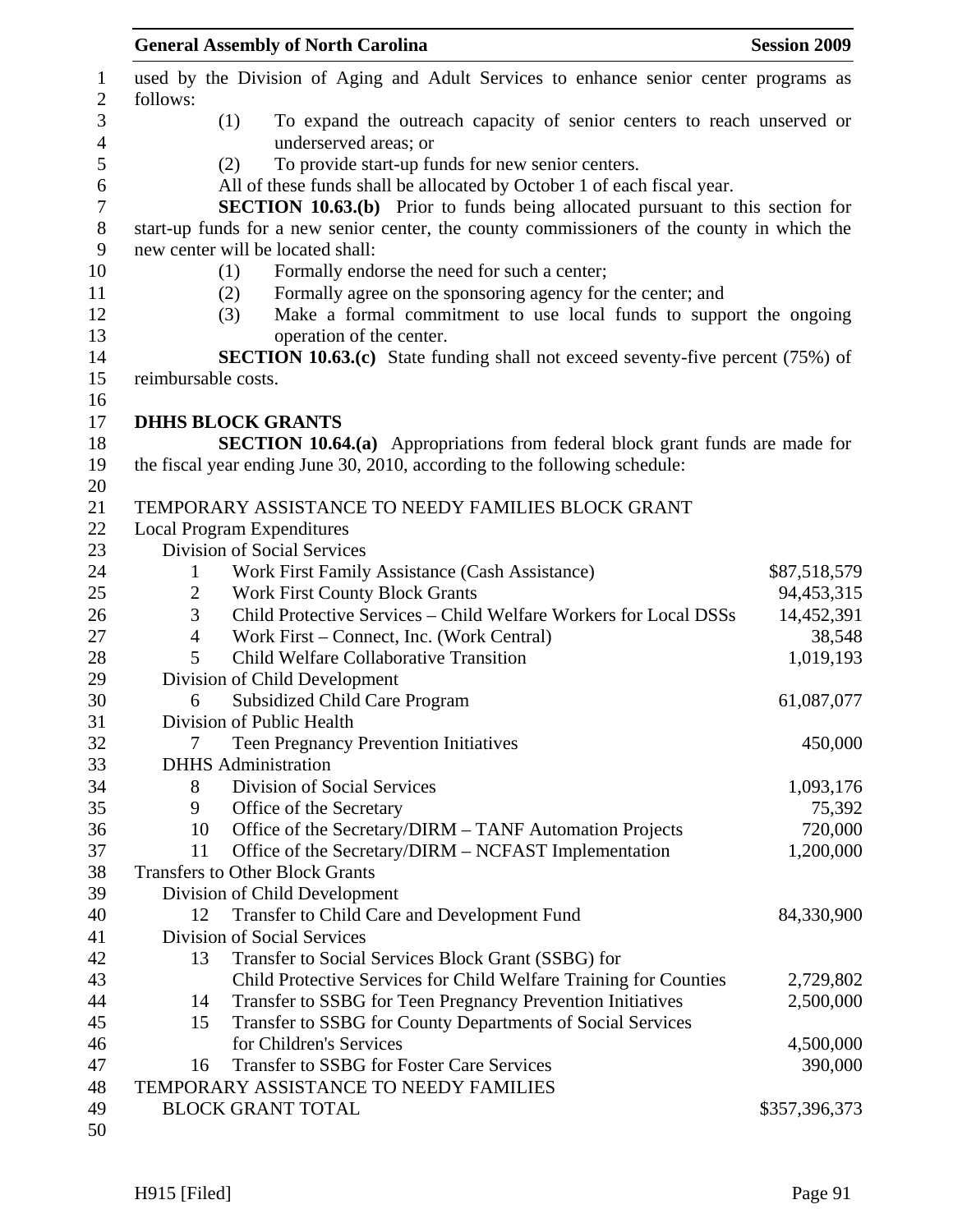used by the Division of Aging and Adult Services to enhance senior center programs as follows:

(1) To expand the outreach capacity of senior centers to reach unserved or underserved areas; or

(2) To provide start-up funds for new senior centers.

All of these funds shall be allocated by October 1 of each fiscal year.

**SECTION 10.63.(b)** Prior to funds being allocated pursuant to this section for start-up funds for a new senior center, the county commissioners of the county in which the new center will be located shall:

(1) Formally endorse the need for such a center;

(2) Formally agree on the sponsoring agency for the center; and

(3) Make a formal commitment to use local funds to support the ongoing operation of the center.

**SECTION 10.63.(c)** State funding shall not exceed seventy-five percent (75%) of reimbursable costs.

**DHHS BLOCK GRANTS**

**SECTION 10.64.(a)** Appropriations from federal block grant funds are made for the fiscal year ending June 30, 2010, according to the following schedule:

| | | |
|---|---|---|
| TEMPORARY ASSISTANCE TO NEEDY FAMILIES BLOCK GRANT | | |
| Local Program Expenditures | | |
| Division of Social Services | | |
| 1 | Work First Family Assistance (Cash Assistance) | $87,518,579 |
| 2 | Work First County Block Grants | 94,453,315 |
| 3 | Child Protective Services – Child Welfare Workers for Local DSSs | 14,452,391 |
| 4 | Work First – Connect, Inc. (Work Central) | 38,548 |
| 5 | Child Welfare Collaborative Transition | 1,019,193 |
| Division of Child Development | | |
| 6 | Subsidized Child Care Program | 61,087,077 |
| Division of Public Health | | |
| 7 | Teen Pregnancy Prevention Initiatives | 450,000 |
| DHHS Administration | | |
| 8 | Division of Social Services | 1,093,176 |
| 9 | Office of the Secretary | 75,392 |
| 10 | Office of the Secretary/DIRM – TANF Automation Projects | 720,000 |
| 11 | Office of the Secretary/DIRM – NCFAST Implementation | 1,200,000 |
| Transfers to Other Block Grants | | |
| Division of Child Development | | |
| 12 | Transfer to Child Care and Development Fund | 84,330,900 |
| Division of Social Services | | |
| 13 | Transfer to Social Services Block Grant (SSBG) for Child Protective Services for Child Welfare Training for Counties | 2,729,802 |
| 14 | Transfer to SSBG for Teen Pregnancy Prevention Initiatives | 2,500,000 |
| 15 | Transfer to SSBG for County Departments of Social Services for Children's Services | 4,500,000 |
| 16 | Transfer to SSBG for Foster Care Services | 390,000 |
| TEMPORARY ASSISTANCE TO NEEDY FAMILIES BLOCK GRANT TOTAL | | $357,396,373 |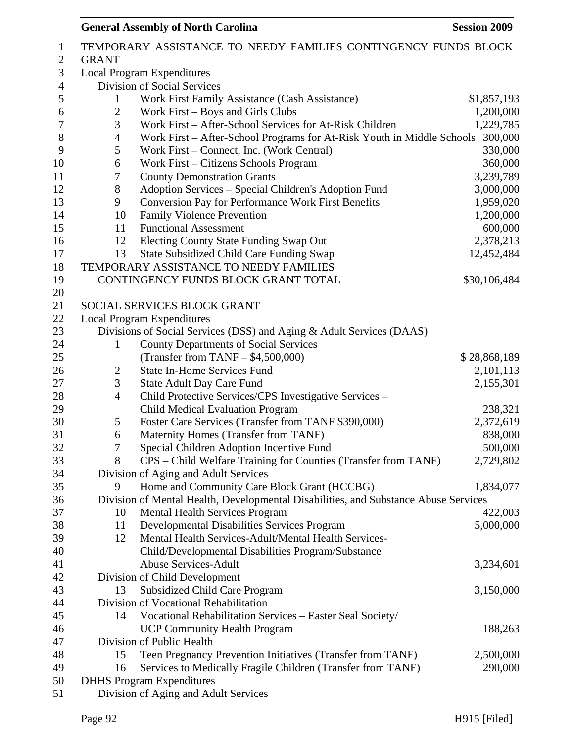TEMPORARY ASSISTANCE TO NEEDY FAMILIES CONTINGENCY FUNDS BLOCK GRANT

Local Program Expenditures

Division of Social Services

| | | |
|---|---|---|
| 1 | Work First Family Assistance (Cash Assistance) | $1,857,193 |
| 2 | Work First – Boys and Girls Clubs | 1,200,000 |
| 3 | Work First – After-School Services for At-Risk Children | 1,229,785 |
| 4 | Work First – After-School Programs for At-Risk Youth in Middle Schools | 300,000 |
| 5 | Work First – Connect, Inc. (Work Central) | 330,000 |
| 6 | Work First – Citizens Schools Program | 360,000 |
| 7 | County Demonstration Grants | 3,239,789 |
| 8 | Adoption Services – Special Children's Adoption Fund | 3,000,000 |
| 9 | Conversion Pay for Performance Work First Benefits | 1,959,020 |
| 10 | Family Violence Prevention | 1,200,000 |
| 11 | Functional Assessment | 600,000 |
| 12 | Electing County State Funding Swap Out | 2,378,213 |
| 13 | State Subsidized Child Care Funding Swap | 12,452,484 |

TEMPORARY ASSISTANCE TO NEEDY FAMILIES CONTINGENCY FUNDS BLOCK GRANT TOTAL $30,106,484

SOCIAL SERVICES BLOCK GRANT

Local Program Expenditures

Divisions of Social Services (DSS) and Aging & Adult Services (DAAS)

| | | |
|---|---|---|
| 1 | County Departments of Social Services (Transfer from TANF – $4,500,000) | $ 28,868,189 |
| 2 | State In-Home Services Fund | 2,101,113 |
| 3 | State Adult Day Care Fund | 2,155,301 |
| 4 | Child Protective Services/CPS Investigative Services – Child Medical Evaluation Program | 238,321 |
| 5 | Foster Care Services (Transfer from TANF $390,000) | 2,372,619 |
| 6 | Maternity Homes (Transfer from TANF) | 838,000 |
| 7 | Special Children Adoption Incentive Fund | 500,000 |
| 8 | CPS – Child Welfare Training for Counties (Transfer from TANF) | 2,729,802 |

Division of Aging and Adult Services

| | | |
|---|---|---|
| 9 | Home and Community Care Block Grant (HCCBG) | 1,834,077 |

Division of Mental Health, Developmental Disabilities, and Substance Abuse Services

| | | |
|---|---|---|
| 10 | Mental Health Services Program | 422,003 |
| 11 | Developmental Disabilities Services Program | 5,000,000 |
| 12 | Mental Health Services-Adult/Mental Health Services-Child/Developmental Disabilities Program/Substance Abuse Services-Adult | 3,234,601 |

Division of Child Development

| | | |
|---|---|---|
| 13 | Subsidized Child Care Program | 3,150,000 |

Division of Vocational Rehabilitation

| | | |
|---|---|---|
| 14 | Vocational Rehabilitation Services – Easter Seal Society/ UCP Community Health Program | 188,263 |

Division of Public Health

| | | |
|---|---|---|
| 15 | Teen Pregnancy Prevention Initiatives (Transfer from TANF) | 2,500,000 |
| 16 | Services to Medically Fragile Children (Transfer from TANF) | 290,000 |

DHHS Program Expenditures

Division of Aging and Adult Services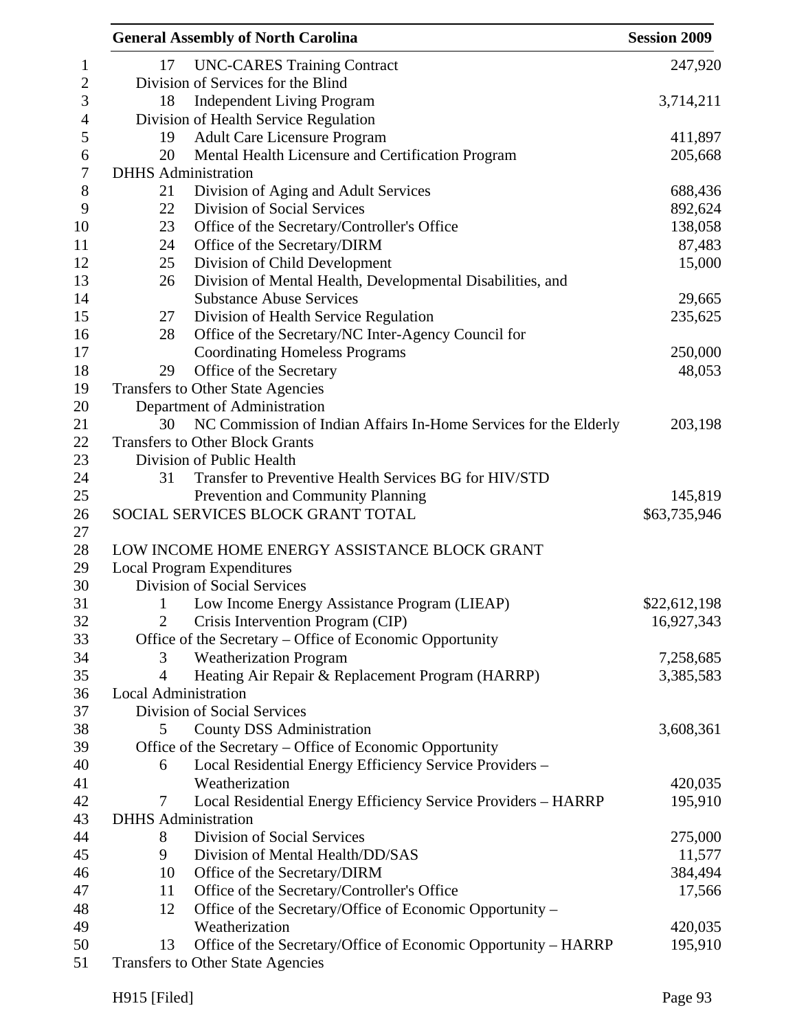| | | |
|---|---|---|
| 17 | UNC-CARES Training Contract | 247,920 |
| Division of Services for the Blind | | |
| 18 | Independent Living Program | 3,714,211 |
| Division of Health Service Regulation | | |
| 19 | Adult Care Licensure Program | 411,897 |
| 20 | Mental Health Licensure and Certification Program | 205,668 |
| DHHS Administration | | |
| 21 | Division of Aging and Adult Services | 688,436 |
| 22 | Division of Social Services | 892,624 |
| 23 | Office of the Secretary/Controller's Office | 138,058 |
| 24 | Office of the Secretary/DIRM | 87,483 |
| 25 | Division of Child Development | 15,000 |
| 26 | Division of Mental Health, Developmental Disabilities, and Substance Abuse Services | 29,665 |
| 27 | Division of Health Service Regulation | 235,625 |
| 28 | Office of the Secretary/NC Inter-Agency Council for Coordinating Homeless Programs | 250,000 |
| 29 | Office of the Secretary | 48,053 |
| Transfers to Other State Agencies | | |
| Department of Administration | | |
| 30 | NC Commission of Indian Affairs In-Home Services for the Elderly | 203,198 |
| Transfers to Other Block Grants | | |
| Division of Public Health | | |
| 31 | Transfer to Preventive Health Services BG for HIV/STD Prevention and Community Planning | 145,819 |
| SOCIAL SERVICES BLOCK GRANT TOTAL | | $63,735,946 |

LOW INCOME HOME ENERGY ASSISTANCE BLOCK GRANT

| | | |
|---|---|---|
| Local Program Expenditures | | |
| Division of Social Services | | |
| 1 | Low Income Energy Assistance Program (LIEAP) | $22,612,198 |
| 2 | Crisis Intervention Program (CIP) | 16,927,343 |
| Office of the Secretary – Office of Economic Opportunity | | |
| 3 | Weatherization Program | 7,258,685 |
| 4 | Heating Air Repair & Replacement Program (HARRP) | 3,385,583 |
| Local Administration | | |
| Division of Social Services | | |
| 5 | County DSS Administration | 3,608,361 |
| Office of the Secretary – Office of Economic Opportunity | | |
| 6 | Local Residential Energy Efficiency Service Providers – Weatherization | 420,035 |
| 7 | Local Residential Energy Efficiency Service Providers – HARRP | 195,910 |
| DHHS Administration | | |
| 8 | Division of Social Services | 275,000 |
| 9 | Division of Mental Health/DD/SAS | 11,577 |
| 10 | Office of the Secretary/DIRM | 384,494 |
| 11 | Office of the Secretary/Controller's Office | 17,566 |
| 12 | Office of the Secretary/Office of Economic Opportunity – Weatherization | 420,035 |
| 13 | Office of the Secretary/Office of Economic Opportunity – HARRP | 195,910 |
| Transfers to Other State Agencies | | |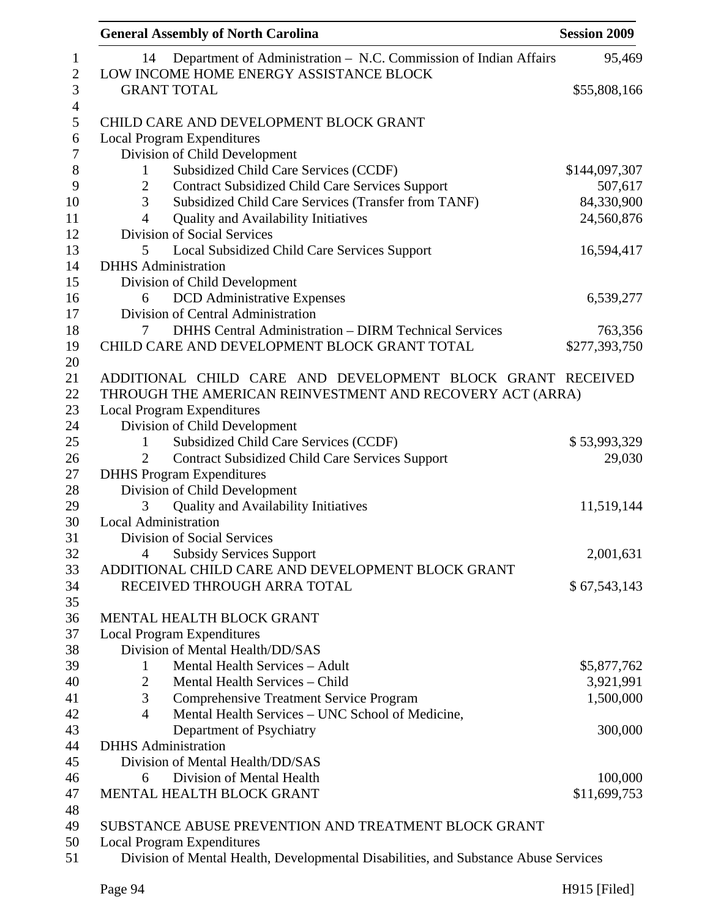| | |
|---|---|
| 14 Department of Administration – N.C. Commission of Indian Affairs | 95,469 |
| LOW INCOME HOME ENERGY ASSISTANCE BLOCK GRANT TOTAL | $55,808,166 |

CHILD CARE AND DEVELOPMENT BLOCK GRANT

| | |
|---|---|
| Local Program Expenditures | |
| Division of Child Development | |
| 1 Subsidized Child Care Services (CCDF) | $144,097,307 |
| 2 Contract Subsidized Child Care Services Support | 507,617 |
| 3 Subsidized Child Care Services (Transfer from TANF) | 84,330,900 |
| 4 Quality and Availability Initiatives | 24,560,876 |
| Division of Social Services | |
| 5 Local Subsidized Child Care Services Support | 16,594,417 |
| DHHS Administration | |
| Division of Child Development | |
| 6 DCD Administrative Expenses | 6,539,277 |
| Division of Central Administration | |
| 7 DHHS Central Administration – DIRM Technical Services | 763,356 |
| CHILD CARE AND DEVELOPMENT BLOCK GRANT TOTAL | $277,393,750 |

ADDITIONAL CHILD CARE AND DEVELOPMENT BLOCK GRANT RECEIVED THROUGH THE AMERICAN REINVESTMENT AND RECOVERY ACT (ARRA)

| | |
|---|---|
| Local Program Expenditures | |
| Division of Child Development | |
| 1 Subsidized Child Care Services (CCDF) | $ 53,993,329 |
| 2 Contract Subsidized Child Care Services Support | 29,030 |
| DHHS Program Expenditures | |
| Division of Child Development | |
| 3 Quality and Availability Initiatives | 11,519,144 |
| Local Administration | |
| Division of Social Services | |
| 4 Subsidy Services Support | 2,001,631 |
| ADDITIONAL CHILD CARE AND DEVELOPMENT BLOCK GRANT RECEIVED THROUGH ARRA TOTAL | $ 67,543,143 |

MENTAL HEALTH BLOCK GRANT

| | |
|---|---|
| Local Program Expenditures | |
| Division of Mental Health/DD/SAS | |
| 1 Mental Health Services – Adult | $5,877,762 |
| 2 Mental Health Services – Child | 3,921,991 |
| 3 Comprehensive Treatment Service Program | 1,500,000 |
| 4 Mental Health Services – UNC School of Medicine, Department of Psychiatry | 300,000 |
| DHHS Administration | |
| Division of Mental Health/DD/SAS | |
| 6 Division of Mental Health | 100,000 |
| MENTAL HEALTH BLOCK GRANT | $11,699,753 |

SUBSTANCE ABUSE PREVENTION AND TREATMENT BLOCK GRANT

Local Program Expenditures

Division of Mental Health, Developmental Disabilities, and Substance Abuse Services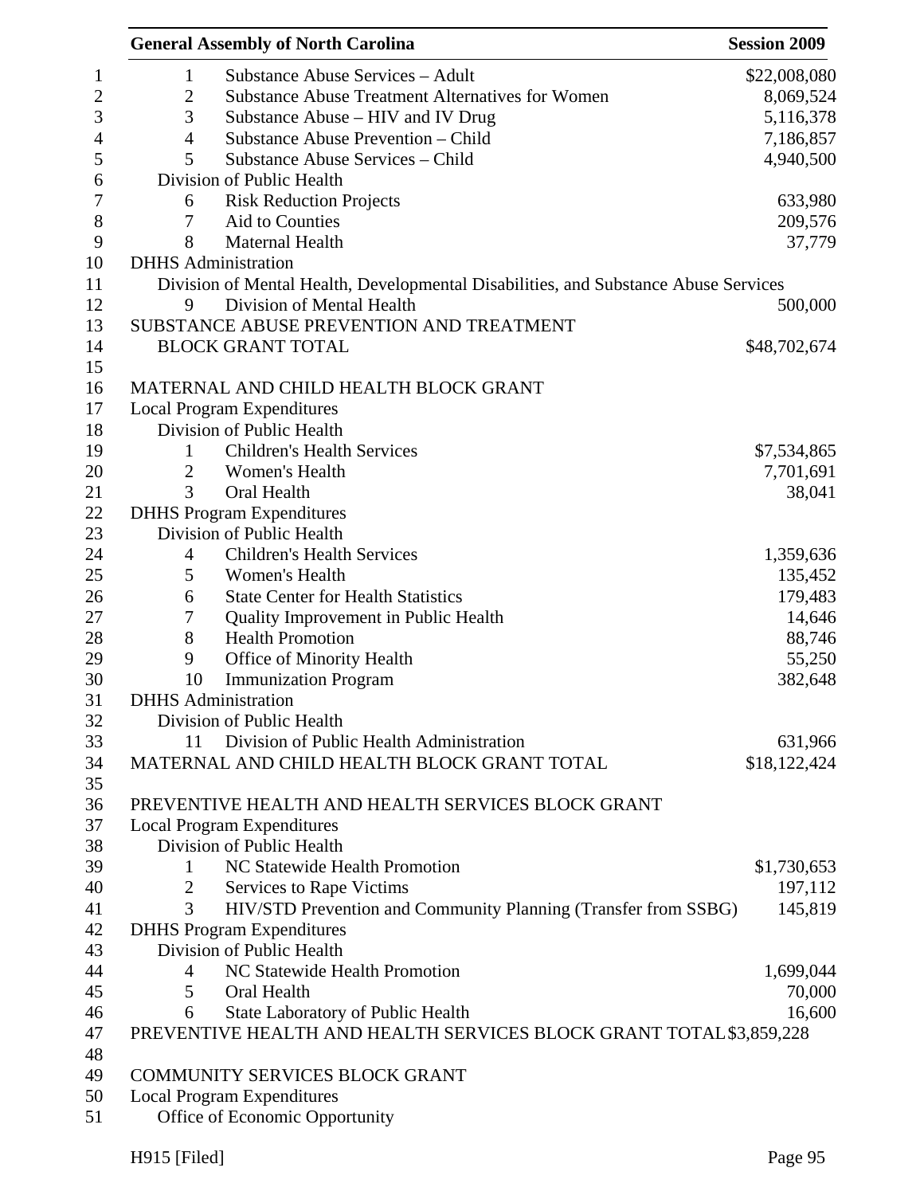| | | |
|---|---|---|
| 1 | Substance Abuse Services – Adult | $22,008,080 |
| 2 | Substance Abuse Treatment Alternatives for Women | 8,069,524 |
| 3 | Substance Abuse – HIV and IV Drug | 5,116,378 |
| 4 | Substance Abuse Prevention – Child | 7,186,857 |
| 5 | Substance Abuse Services – Child | 4,940,500 |
| Division of Public Health | | |
| 6 | Risk Reduction Projects | 633,980 |
| 7 | Aid to Counties | 209,576 |
| 8 | Maternal Health | 37,779 |
| DHHS Administration | | |
| Division of Mental Health, Developmental Disabilities, and Substance Abuse Services | | |
| 9 | Division of Mental Health | 500,000 |
| SUBSTANCE ABUSE PREVENTION AND TREATMENT BLOCK GRANT TOTAL | | $48,702,674 |

MATERNAL AND CHILD HEALTH BLOCK GRANT

| | | |
|---|---|---|
| Local Program Expenditures | | |
| Division of Public Health | | |
| 1 | Children's Health Services | $7,534,865 |
| 2 | Women's Health | 7,701,691 |
| 3 | Oral Health | 38,041 |
| DHHS Program Expenditures | | |
| Division of Public Health | | |
| 4 | Children's Health Services | 1,359,636 |
| 5 | Women's Health | 135,452 |
| 6 | State Center for Health Statistics | 179,483 |
| 7 | Quality Improvement in Public Health | 14,646 |
| 8 | Health Promotion | 88,746 |
| 9 | Office of Minority Health | 55,250 |
| 10 | Immunization Program | 382,648 |
| DHHS Administration | | |
| Division of Public Health | | |
| 11 | Division of Public Health Administration | 631,966 |
| MATERNAL AND CHILD HEALTH BLOCK GRANT TOTAL | | $18,122,424 |

PREVENTIVE HEALTH AND HEALTH SERVICES BLOCK GRANT

| | | |
|---|---|---|
| Local Program Expenditures | | |
| Division of Public Health | | |
| 1 | NC Statewide Health Promotion | $1,730,653 |
| 2 | Services to Rape Victims | 197,112 |
| 3 | HIV/STD Prevention and Community Planning (Transfer from SSBG) | 145,819 |
| DHHS Program Expenditures | | |
| Division of Public Health | | |
| 4 | NC Statewide Health Promotion | 1,699,044 |
| 5 | Oral Health | 70,000 |
| 6 | State Laboratory of Public Health | 16,600 |
| PREVENTIVE HEALTH AND HEALTH SERVICES BLOCK GRANT TOTAL | | $3,859,228 |

COMMUNITY SERVICES BLOCK GRANT

Local Program Expenditures

Office of Economic Opportunity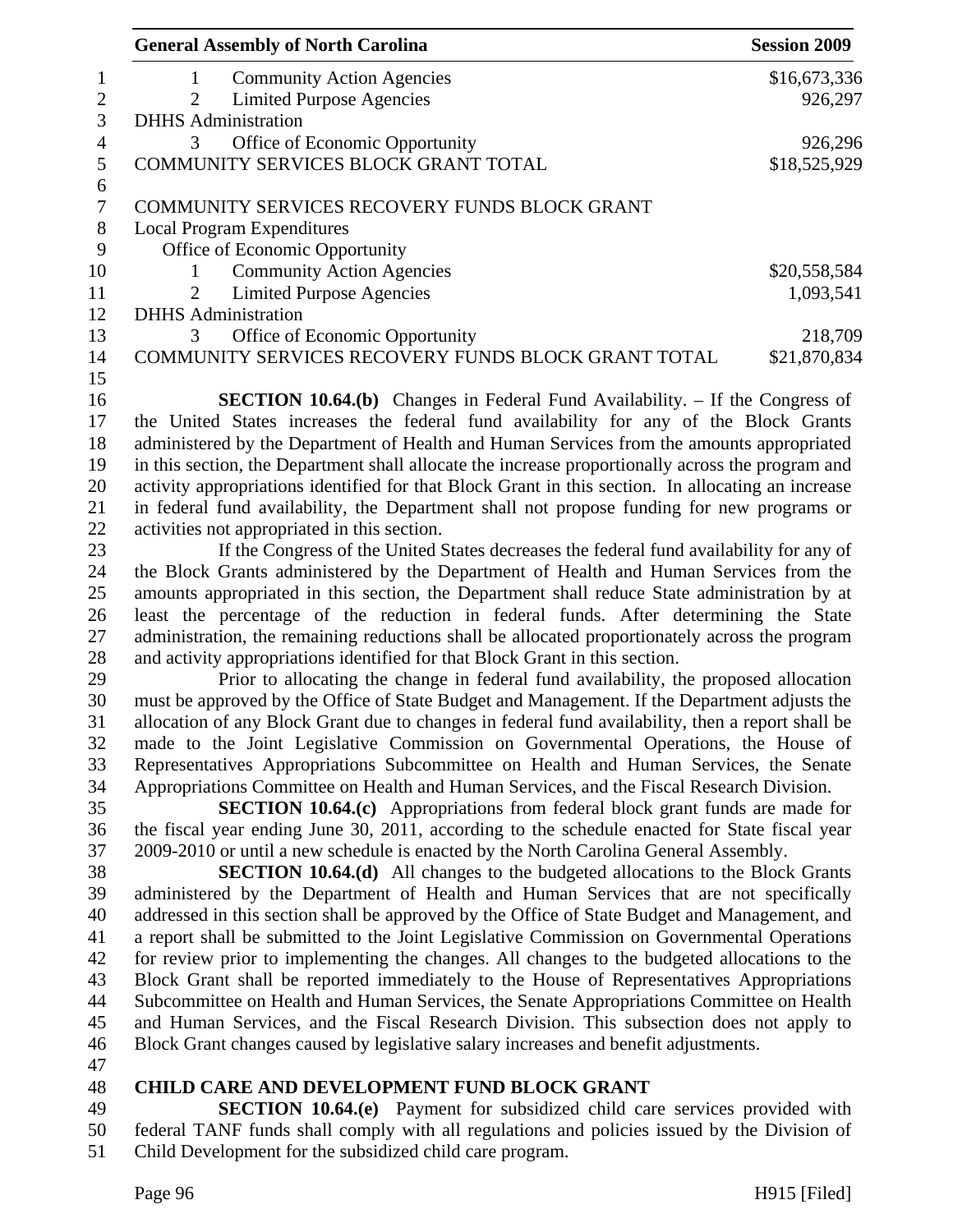| | |
|---|---|
| 1 Community Action Agencies | $16,673,336 |
| 2 Limited Purpose Agencies | 926,297 |
| DHHS Administration | |
| 3 Office of Economic Opportunity | 926,296 |
| COMMUNITY SERVICES BLOCK GRANT TOTAL | $18,525,929 |

| | |
|---|---|
| COMMUNITY SERVICES RECOVERY FUNDS BLOCK GRANT | |
| Local Program Expenditures | |
| Office of Economic Opportunity | |
| 1 Community Action Agencies | $20,558,584 |
| 2 Limited Purpose Agencies | 1,093,541 |
| DHHS Administration | |
| 3 Office of Economic Opportunity | 218,709 |
| COMMUNITY SERVICES RECOVERY FUNDS BLOCK GRANT TOTAL | $21,870,834 |

**SECTION 10.64.(b)** Changes in Federal Fund Availability. – If the Congress of the United States increases the federal fund availability for any of the Block Grants administered by the Department of Health and Human Services from the amounts appropriated in this section, the Department shall allocate the increase proportionally across the program and activity appropriations identified for that Block Grant in this section. In allocating an increase in federal fund availability, the Department shall not propose funding for new programs or activities not appropriated in this section.

If the Congress of the United States decreases the federal fund availability for any of the Block Grants administered by the Department of Health and Human Services from the amounts appropriated in this section, the Department shall reduce State administration by at least the percentage of the reduction in federal funds. After determining the State administration, the remaining reductions shall be allocated proportionately across the program and activity appropriations identified for that Block Grant in this section.

Prior to allocating the change in federal fund availability, the proposed allocation must be approved by the Office of State Budget and Management. If the Department adjusts the allocation of any Block Grant due to changes in federal fund availability, then a report shall be made to the Joint Legislative Commission on Governmental Operations, the House of Representatives Appropriations Subcommittee on Health and Human Services, the Senate Appropriations Committee on Health and Human Services, and the Fiscal Research Division.

**SECTION 10.64.(c)** Appropriations from federal block grant funds are made for the fiscal year ending June 30, 2011, according to the schedule enacted for State fiscal year 2009-2010 or until a new schedule is enacted by the North Carolina General Assembly.

**SECTION 10.64.(d)** All changes to the budgeted allocations to the Block Grants administered by the Department of Health and Human Services that are not specifically addressed in this section shall be approved by the Office of State Budget and Management, and a report shall be submitted to the Joint Legislative Commission on Governmental Operations for review prior to implementing the changes. All changes to the budgeted allocations to the Block Grant shall be reported immediately to the House of Representatives Appropriations Subcommittee on Health and Human Services, the Senate Appropriations Committee on Health and Human Services, and the Fiscal Research Division. This subsection does not apply to Block Grant changes caused by legislative salary increases and benefit adjustments.

**CHILD CARE AND DEVELOPMENT FUND BLOCK GRANT**

**SECTION 10.64.(e)** Payment for subsidized child care services provided with federal TANF funds shall comply with all regulations and policies issued by the Division of Child Development for the subsidized child care program.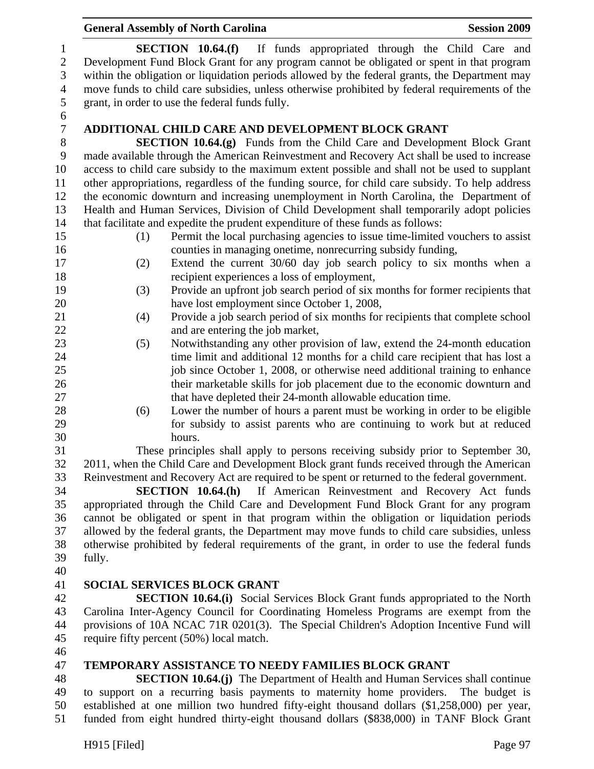**SECTION 10.64.(f)** If funds appropriated through the Child Care and Development Fund Block Grant for any program cannot be obligated or spent in that program within the obligation or liquidation periods allowed by the federal grants, the Department may move funds to child care subsidies, unless otherwise prohibited by federal requirements of the grant, in order to use the federal funds fully.

## ADDITIONAL CHILD CARE AND DEVELOPMENT BLOCK GRANT

**SECTION 10.64.(g)** Funds from the Child Care and Development Block Grant made available through the American Reinvestment and Recovery Act shall be used to increase access to child care subsidy to the maximum extent possible and shall not be used to supplant other appropriations, regardless of the funding source, for child care subsidy. To help address the economic downturn and increasing unemployment in North Carolina, the Department of Health and Human Services, Division of Child Development shall temporarily adopt policies that facilitate and expedite the prudent expenditure of these funds as follows:

(1) Permit the local purchasing agencies to issue time-limited vouchers to assist counties in managing onetime, nonrecurring subsidy funding,

(2) Extend the current 30/60 day job search policy to six months when a recipient experiences a loss of employment,

(3) Provide an upfront job search period of six months for former recipients that have lost employment since October 1, 2008,

(4) Provide a job search period of six months for recipients that complete school and are entering the job market,

(5) Notwithstanding any other provision of law, extend the 24-month education time limit and additional 12 months for a child care recipient that has lost a job since October 1, 2008, or otherwise need additional training to enhance their marketable skills for job placement due to the economic downturn and that have depleted their 24-month allowable education time.

(6) Lower the number of hours a parent must be working in order to be eligible for subsidy to assist parents who are continuing to work but at reduced hours.

These principles shall apply to persons receiving subsidy prior to September 30, 2011, when the Child Care and Development Block grant funds received through the American Reinvestment and Recovery Act are required to be spent or returned to the federal government.

**SECTION 10.64.(h)** If American Reinvestment and Recovery Act funds appropriated through the Child Care and Development Fund Block Grant for any program cannot be obligated or spent in that program within the obligation or liquidation periods allowed by the federal grants, the Department may move funds to child care subsidies, unless otherwise prohibited by federal requirements of the grant, in order to use the federal funds fully.

## SOCIAL SERVICES BLOCK GRANT

**SECTION 10.64.(i)** Social Services Block Grant funds appropriated to the North Carolina Inter-Agency Council for Coordinating Homeless Programs are exempt from the provisions of 10A NCAC 71R 0201(3). The Special Children's Adoption Incentive Fund will require fifty percent (50%) local match.

## TEMPORARY ASSISTANCE TO NEEDY FAMILIES BLOCK GRANT

**SECTION 10.64.(j)** The Department of Health and Human Services shall continue to support on a recurring basis payments to maternity home providers. The budget is established at one million two hundred fifty-eight thousand dollars ($1,258,000) per year, funded from eight hundred thirty-eight thousand dollars ($838,000) in TANF Block Grant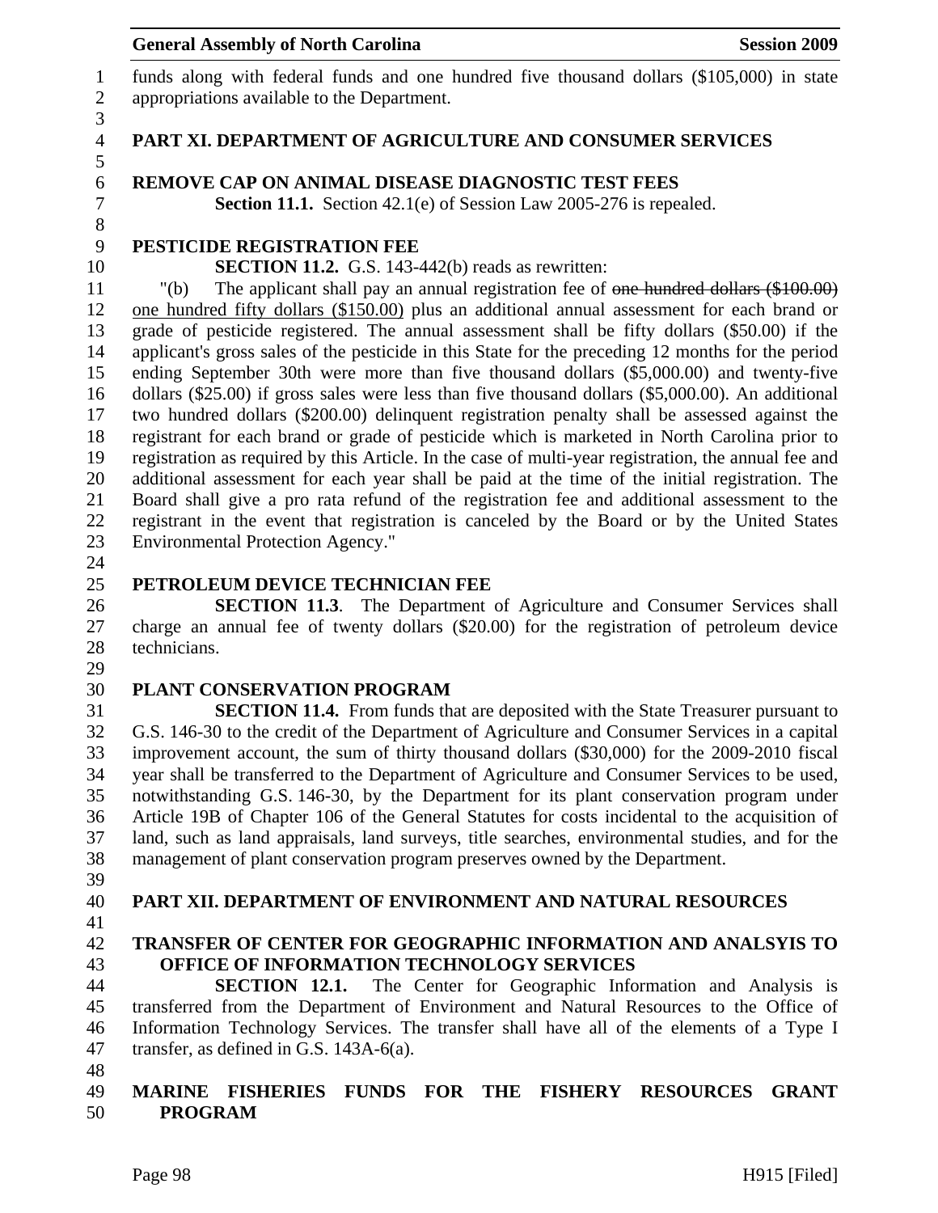funds along with federal funds and one hundred five thousand dollars ($105,000) in state appropriations available to the Department.

## PART XI. DEPARTMENT OF AGRICULTURE AND CONSUMER SERVICES

### REMOVE CAP ON ANIMAL DISEASE DIAGNOSTIC TEST FEES

**Section 11.1.** Section 42.1(e) of Session Law 2005-276 is repealed.

### PESTICIDE REGISTRATION FEE

**SECTION 11.2.** G.S. 143-442(b) reads as rewritten:

"(b) The applicant shall pay an annual registration fee of ~~one hundred dollars ($100.00)~~ one hundred fifty dollars ($150.00) plus an additional annual assessment for each brand or grade of pesticide registered. The annual assessment shall be fifty dollars ($50.00) if the applicant's gross sales of the pesticide in this State for the preceding 12 months for the period ending September 30th were more than five thousand dollars ($5,000.00) and twenty-five dollars ($25.00) if gross sales were less than five thousand dollars ($5,000.00). An additional two hundred dollars ($200.00) delinquent registration penalty shall be assessed against the registrant for each brand or grade of pesticide which is marketed in North Carolina prior to registration as required by this Article. In the case of multi-year registration, the annual fee and additional assessment for each year shall be paid at the time of the initial registration. The Board shall give a pro rata refund of the registration fee and additional assessment to the registrant in the event that registration is canceled by the Board or by the United States Environmental Protection Agency."

### PETROLEUM DEVICE TECHNICIAN FEE

**SECTION 11.3**. The Department of Agriculture and Consumer Services shall charge an annual fee of twenty dollars ($20.00) for the registration of petroleum device technicians.

### PLANT CONSERVATION PROGRAM

**SECTION 11.4.** From funds that are deposited with the State Treasurer pursuant to G.S. 146-30 to the credit of the Department of Agriculture and Consumer Services in a capital improvement account, the sum of thirty thousand dollars ($30,000) for the 2009-2010 fiscal year shall be transferred to the Department of Agriculture and Consumer Services to be used, notwithstanding G.S. 146-30, by the Department for its plant conservation program under Article 19B of Chapter 106 of the General Statutes for costs incidental to the acquisition of land, such as land appraisals, land surveys, title searches, environmental studies, and for the management of plant conservation program preserves owned by the Department.

## PART XII. DEPARTMENT OF ENVIRONMENT AND NATURAL RESOURCES

### TRANSFER OF CENTER FOR GEOGRAPHIC INFORMATION AND ANALSYIS TO OFFICE OF INFORMATION TECHNOLOGY SERVICES

**SECTION 12.1.** The Center for Geographic Information and Analysis is transferred from the Department of Environment and Natural Resources to the Office of Information Technology Services. The transfer shall have all of the elements of a Type I transfer, as defined in G.S. 143A-6(a).

### MARINE FISHERIES FUNDS FOR THE FISHERY RESOURCES GRANT PROGRAM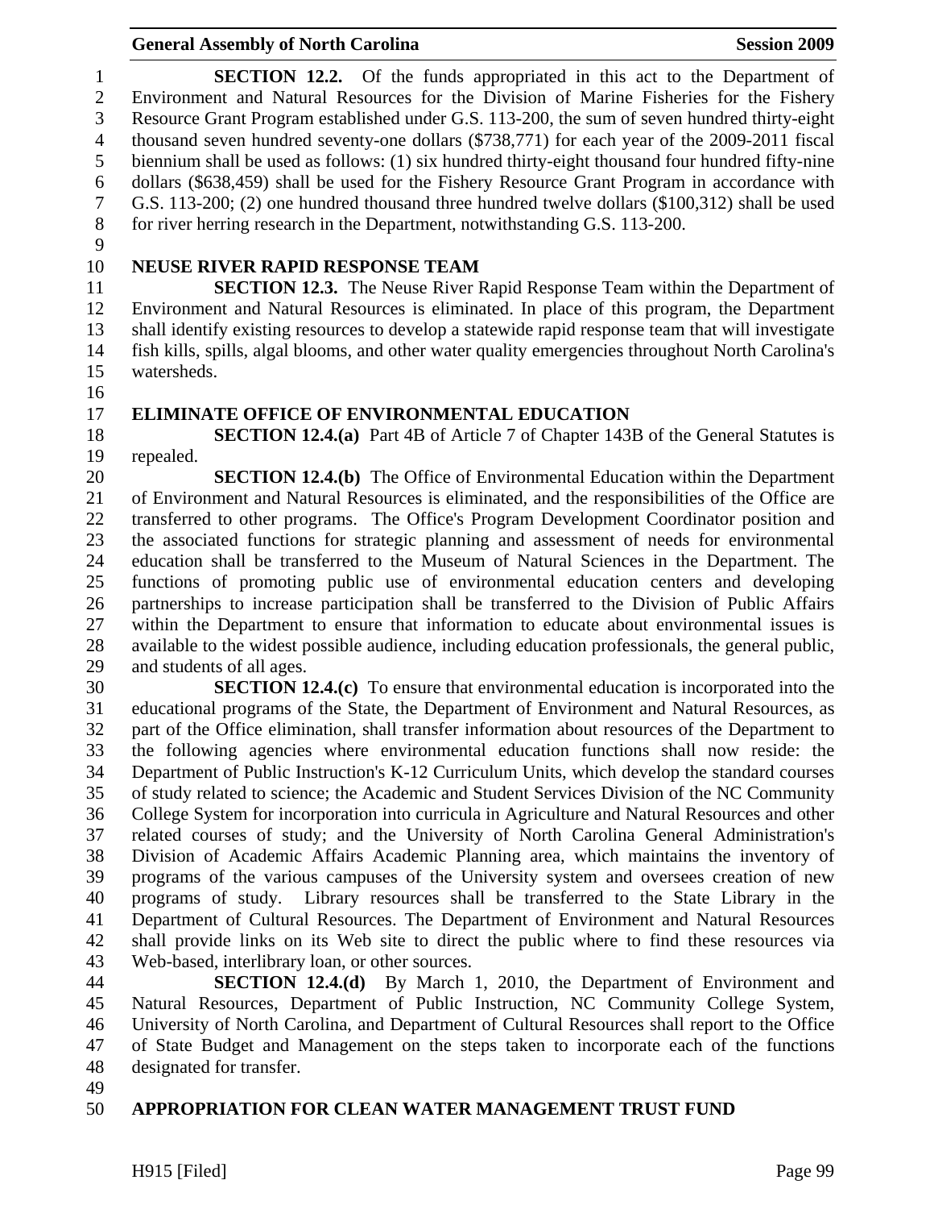**SECTION 12.2.** Of the funds appropriated in this act to the Department of Environment and Natural Resources for the Division of Marine Fisheries for the Fishery Resource Grant Program established under G.S. 113-200, the sum of seven hundred thirty-eight thousand seven hundred seventy-one dollars ($738,771) for each year of the 2009-2011 fiscal biennium shall be used as follows: (1) six hundred thirty-eight thousand four hundred fifty-nine dollars ($638,459) shall be used for the Fishery Resource Grant Program in accordance with G.S. 113-200; (2) one hundred thousand three hundred twelve dollars ($100,312) shall be used for river herring research in the Department, notwithstanding G.S. 113-200.

## NEUSE RIVER RAPID RESPONSE TEAM

**SECTION 12.3.** The Neuse River Rapid Response Team within the Department of Environment and Natural Resources is eliminated. In place of this program, the Department shall identify existing resources to develop a statewide rapid response team that will investigate fish kills, spills, algal blooms, and other water quality emergencies throughout North Carolina's watersheds.

## ELIMINATE OFFICE OF ENVIRONMENTAL EDUCATION

**SECTION 12.4.(a)** Part 4B of Article 7 of Chapter 143B of the General Statutes is repealed.

**SECTION 12.4.(b)** The Office of Environmental Education within the Department of Environment and Natural Resources is eliminated, and the responsibilities of the Office are transferred to other programs. The Office's Program Development Coordinator position and the associated functions for strategic planning and assessment of needs for environmental education shall be transferred to the Museum of Natural Sciences in the Department. The functions of promoting public use of environmental education centers and developing partnerships to increase participation shall be transferred to the Division of Public Affairs within the Department to ensure that information to educate about environmental issues is available to the widest possible audience, including education professionals, the general public, and students of all ages.

**SECTION 12.4.(c)** To ensure that environmental education is incorporated into the educational programs of the State, the Department of Environment and Natural Resources, as part of the Office elimination, shall transfer information about resources of the Department to the following agencies where environmental education functions shall now reside: the Department of Public Instruction's K-12 Curriculum Units, which develop the standard courses of study related to science; the Academic and Student Services Division of the NC Community College System for incorporation into curricula in Agriculture and Natural Resources and other related courses of study; and the University of North Carolina General Administration's Division of Academic Affairs Academic Planning area, which maintains the inventory of programs of the various campuses of the University system and oversees creation of new programs of study. Library resources shall be transferred to the State Library in the Department of Cultural Resources. The Department of Environment and Natural Resources shall provide links on its Web site to direct the public where to find these resources via Web-based, interlibrary loan, or other sources.

**SECTION 12.4.(d)** By March 1, 2010, the Department of Environment and Natural Resources, Department of Public Instruction, NC Community College System, University of North Carolina, and Department of Cultural Resources shall report to the Office of State Budget and Management on the steps taken to incorporate each of the functions designated for transfer.

## APPROPRIATION FOR CLEAN WATER MANAGEMENT TRUST FUND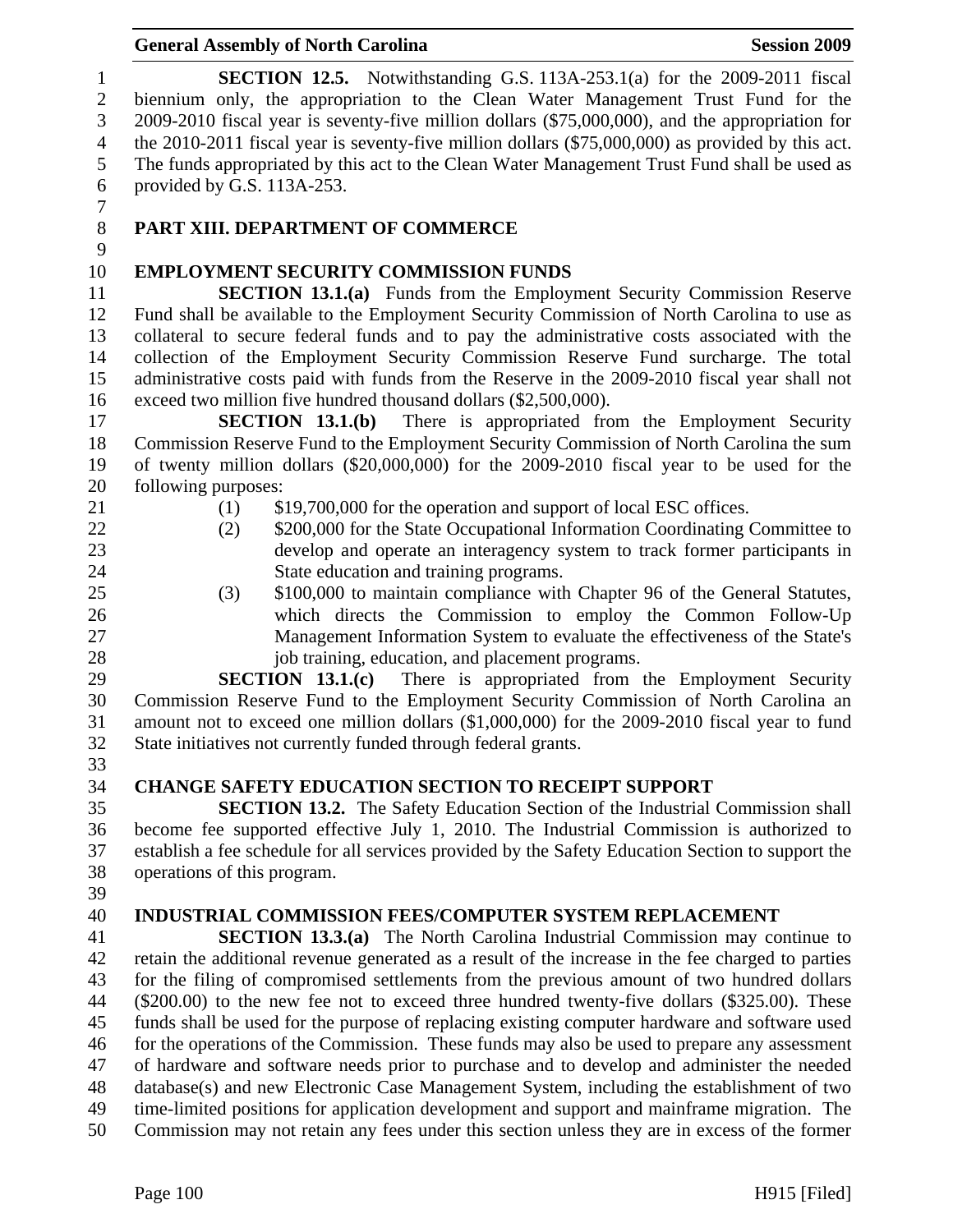**SECTION 12.5.** Notwithstanding G.S. 113A-253.1(a) for the 2009-2011 fiscal biennium only, the appropriation to the Clean Water Management Trust Fund for the 2009-2010 fiscal year is seventy-five million dollars ($75,000,000), and the appropriation for the 2010-2011 fiscal year is seventy-five million dollars ($75,000,000) as provided by this act. The funds appropriated by this act to the Clean Water Management Trust Fund shall be used as provided by G.S. 113A-253.

## PART XIII. DEPARTMENT OF COMMERCE

### EMPLOYMENT SECURITY COMMISSION FUNDS

**SECTION 13.1.(a)** Funds from the Employment Security Commission Reserve Fund shall be available to the Employment Security Commission of North Carolina to use as collateral to secure federal funds and to pay the administrative costs associated with the collection of the Employment Security Commission Reserve Fund surcharge. The total administrative costs paid with funds from the Reserve in the 2009-2010 fiscal year shall not exceed two million five hundred thousand dollars ($2,500,000).

**SECTION 13.1.(b)** There is appropriated from the Employment Security Commission Reserve Fund to the Employment Security Commission of North Carolina the sum of twenty million dollars ($20,000,000) for the 2009-2010 fiscal year to be used for the following purposes:

(1) $19,700,000 for the operation and support of local ESC offices.

(2) $200,000 for the State Occupational Information Coordinating Committee to develop and operate an interagency system to track former participants in State education and training programs.

(3) $100,000 to maintain compliance with Chapter 96 of the General Statutes, which directs the Commission to employ the Common Follow-Up Management Information System to evaluate the effectiveness of the State's job training, education, and placement programs.

**SECTION 13.1.(c)** There is appropriated from the Employment Security Commission Reserve Fund to the Employment Security Commission of North Carolina an amount not to exceed one million dollars ($1,000,000) for the 2009-2010 fiscal year to fund State initiatives not currently funded through federal grants.

### CHANGE SAFETY EDUCATION SECTION TO RECEIPT SUPPORT

**SECTION 13.2.** The Safety Education Section of the Industrial Commission shall become fee supported effective July 1, 2010. The Industrial Commission is authorized to establish a fee schedule for all services provided by the Safety Education Section to support the operations of this program.

### INDUSTRIAL COMMISSION FEES/COMPUTER SYSTEM REPLACEMENT

**SECTION 13.3.(a)** The North Carolina Industrial Commission may continue to retain the additional revenue generated as a result of the increase in the fee charged to parties for the filing of compromised settlements from the previous amount of two hundred dollars ($200.00) to the new fee not to exceed three hundred twenty-five dollars ($325.00). These funds shall be used for the purpose of replacing existing computer hardware and software used for the operations of the Commission. These funds may also be used to prepare any assessment of hardware and software needs prior to purchase and to develop and administer the needed database(s) and new Electronic Case Management System, including the establishment of two time-limited positions for application development and support and mainframe migration. The Commission may not retain any fees under this section unless they are in excess of the former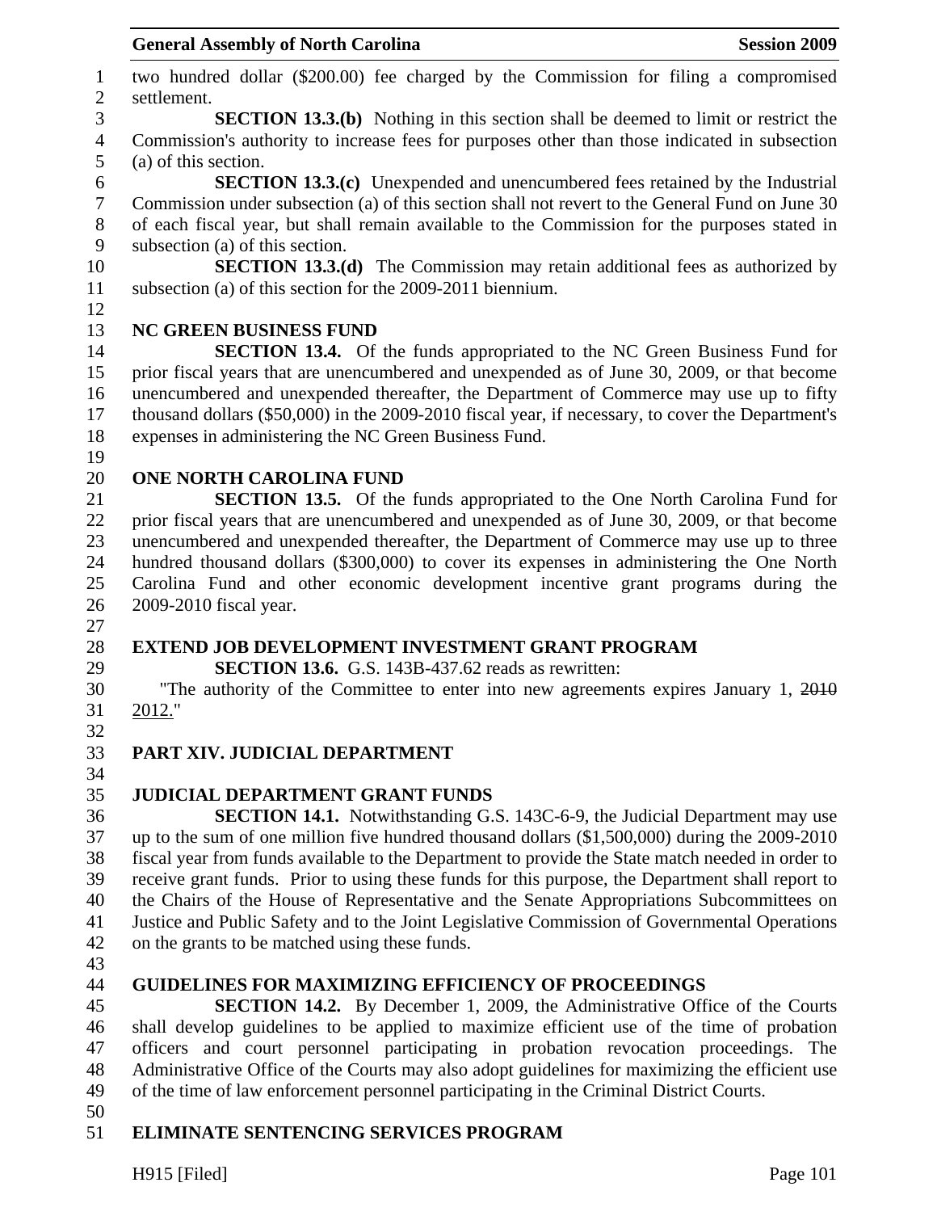two hundred dollar ($200.00) fee charged by the Commission for filing a compromised settlement.

**SECTION 13.3.(b)** Nothing in this section shall be deemed to limit or restrict the Commission's authority to increase fees for purposes other than those indicated in subsection (a) of this section.

**SECTION 13.3.(c)** Unexpended and unencumbered fees retained by the Industrial Commission under subsection (a) of this section shall not revert to the General Fund on June 30 of each fiscal year, but shall remain available to the Commission for the purposes stated in subsection (a) of this section.

**SECTION 13.3.(d)** The Commission may retain additional fees as authorized by subsection (a) of this section for the 2009-2011 biennium.

## NC GREEN BUSINESS FUND

**SECTION 13.4.** Of the funds appropriated to the NC Green Business Fund for prior fiscal years that are unencumbered and unexpended as of June 30, 2009, or that become unencumbered and unexpended thereafter, the Department of Commerce may use up to fifty thousand dollars ($50,000) in the 2009-2010 fiscal year, if necessary, to cover the Department's expenses in administering the NC Green Business Fund.

## ONE NORTH CAROLINA FUND

**SECTION 13.5.** Of the funds appropriated to the One North Carolina Fund for prior fiscal years that are unencumbered and unexpended as of June 30, 2009, or that become unencumbered and unexpended thereafter, the Department of Commerce may use up to three hundred thousand dollars ($300,000) to cover its expenses in administering the One North Carolina Fund and other economic development incentive grant programs during the 2009-2010 fiscal year.

## EXTEND JOB DEVELOPMENT INVESTMENT GRANT PROGRAM

**SECTION 13.6.** G.S. 143B-437.62 reads as rewritten:

"The authority of the Committee to enter into new agreements expires January 1, ~~2010~~ 2012."

# PART XIV. JUDICIAL DEPARTMENT

## JUDICIAL DEPARTMENT GRANT FUNDS

**SECTION 14.1.** Notwithstanding G.S. 143C-6-9, the Judicial Department may use up to the sum of one million five hundred thousand dollars ($1,500,000) during the 2009-2010 fiscal year from funds available to the Department to provide the State match needed in order to receive grant funds. Prior to using these funds for this purpose, the Department shall report to the Chairs of the House of Representative and the Senate Appropriations Subcommittees on Justice and Public Safety and to the Joint Legislative Commission of Governmental Operations on the grants to be matched using these funds.

## GUIDELINES FOR MAXIMIZING EFFICIENCY OF PROCEEDINGS

**SECTION 14.2.** By December 1, 2009, the Administrative Office of the Courts shall develop guidelines to be applied to maximize efficient use of the time of probation officers and court personnel participating in probation revocation proceedings. The Administrative Office of the Courts may also adopt guidelines for maximizing the efficient use of the time of law enforcement personnel participating in the Criminal District Courts.

## ELIMINATE SENTENCING SERVICES PROGRAM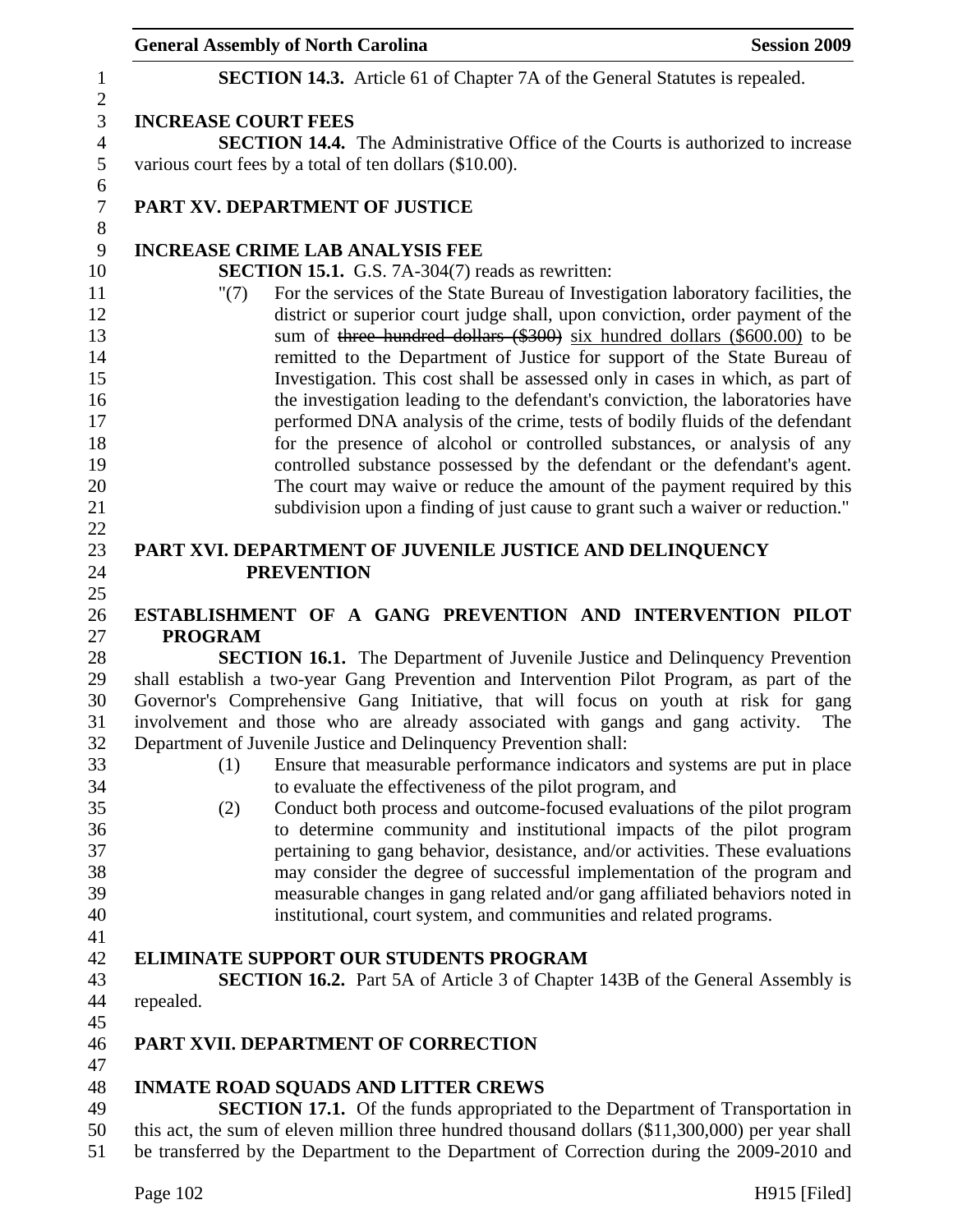**SECTION 14.3.** Article 61 of Chapter 7A of the General Statutes is repealed.

### INCREASE COURT FEES

**SECTION 14.4.** The Administrative Office of the Courts is authorized to increase various court fees by a total of ten dollars ($10.00).

## PART XV. DEPARTMENT OF JUSTICE

### INCREASE CRIME LAB ANALYSIS FEE

**SECTION 15.1.** G.S. 7A-304(7) reads as rewritten:

"(7) For the services of the State Bureau of Investigation laboratory facilities, the district or superior court judge shall, upon conviction, order payment of the sum of ~~three hundred dollars ($300)~~ six hundred dollars ($600.00) to be remitted to the Department of Justice for support of the State Bureau of Investigation. This cost shall be assessed only in cases in which, as part of the investigation leading to the defendant's conviction, the laboratories have performed DNA analysis of the crime, tests of bodily fluids of the defendant for the presence of alcohol or controlled substances, or analysis of any controlled substance possessed by the defendant or the defendant's agent. The court may waive or reduce the amount of the payment required by this subdivision upon a finding of just cause to grant such a waiver or reduction."

## PART XVI. DEPARTMENT OF JUVENILE JUSTICE AND DELINQUENCY PREVENTION

### ESTABLISHMENT OF A GANG PREVENTION AND INTERVENTION PILOT PROGRAM

**SECTION 16.1.** The Department of Juvenile Justice and Delinquency Prevention shall establish a two-year Gang Prevention and Intervention Pilot Program, as part of the Governor's Comprehensive Gang Initiative, that will focus on youth at risk for gang involvement and those who are already associated with gangs and gang activity. The Department of Juvenile Justice and Delinquency Prevention shall:

(1) Ensure that measurable performance indicators and systems are put in place to evaluate the effectiveness of the pilot program, and

(2) Conduct both process and outcome-focused evaluations of the pilot program to determine community and institutional impacts of the pilot program pertaining to gang behavior, desistance, and/or activities. These evaluations may consider the degree of successful implementation of the program and measurable changes in gang related and/or gang affiliated behaviors noted in institutional, court system, and communities and related programs.

### ELIMINATE SUPPORT OUR STUDENTS PROGRAM

**SECTION 16.2.** Part 5A of Article 3 of Chapter 143B of the General Assembly is repealed.

## PART XVII. DEPARTMENT OF CORRECTION

### INMATE ROAD SQUADS AND LITTER CREWS

**SECTION 17.1.** Of the funds appropriated to the Department of Transportation in this act, the sum of eleven million three hundred thousand dollars ($11,300,000) per year shall be transferred by the Department to the Department of Correction during the 2009-2010 and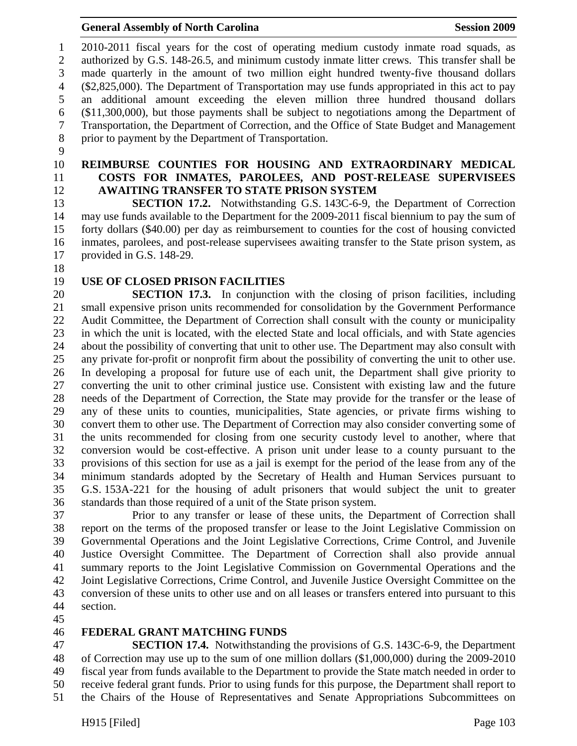2010-2011 fiscal years for the cost of operating medium custody inmate road squads, as authorized by G.S. 148-26.5, and minimum custody inmate litter crews. This transfer shall be made quarterly in the amount of two million eight hundred twenty-five thousand dollars ($2,825,000). The Department of Transportation may use funds appropriated in this act to pay an additional amount exceeding the eleven million three hundred thousand dollars ($11,300,000), but those payments shall be subject to negotiations among the Department of Transportation, the Department of Correction, and the Office of State Budget and Management prior to payment by the Department of Transportation.

### REIMBURSE COUNTIES FOR HOUSING AND EXTRAORDINARY MEDICAL COSTS FOR INMATES, PAROLEES, AND POST-RELEASE SUPERVISEES AWAITING TRANSFER TO STATE PRISON SYSTEM

**SECTION 17.2.** Notwithstanding G.S. 143C-6-9, the Department of Correction may use funds available to the Department for the 2009-2011 fiscal biennium to pay the sum of forty dollars ($40.00) per day as reimbursement to counties for the cost of housing convicted inmates, parolees, and post-release supervisees awaiting transfer to the State prison system, as provided in G.S. 148-29.

### USE OF CLOSED PRISON FACILITIES

**SECTION 17.3.** In conjunction with the closing of prison facilities, including small expensive prison units recommended for consolidation by the Government Performance Audit Committee, the Department of Correction shall consult with the county or municipality in which the unit is located, with the elected State and local officials, and with State agencies about the possibility of converting that unit to other use. The Department may also consult with any private for-profit or nonprofit firm about the possibility of converting the unit to other use. In developing a proposal for future use of each unit, the Department shall give priority to converting the unit to other criminal justice use. Consistent with existing law and the future needs of the Department of Correction, the State may provide for the transfer or the lease of any of these units to counties, municipalities, State agencies, or private firms wishing to convert them to other use. The Department of Correction may also consider converting some of the units recommended for closing from one security custody level to another, where that conversion would be cost-effective. A prison unit under lease to a county pursuant to the provisions of this section for use as a jail is exempt for the period of the lease from any of the minimum standards adopted by the Secretary of Health and Human Services pursuant to G.S. 153A-221 for the housing of adult prisoners that would subject the unit to greater standards than those required of a unit of the State prison system.

Prior to any transfer or lease of these units, the Department of Correction shall report on the terms of the proposed transfer or lease to the Joint Legislative Commission on Governmental Operations and the Joint Legislative Corrections, Crime Control, and Juvenile Justice Oversight Committee. The Department of Correction shall also provide annual summary reports to the Joint Legislative Commission on Governmental Operations and the Joint Legislative Corrections, Crime Control, and Juvenile Justice Oversight Committee on the conversion of these units to other use and on all leases or transfers entered into pursuant to this section.

### FEDERAL GRANT MATCHING FUNDS

**SECTION 17.4.** Notwithstanding the provisions of G.S. 143C-6-9, the Department of Correction may use up to the sum of one million dollars ($1,000,000) during the 2009-2010 fiscal year from funds available to the Department to provide the State match needed in order to receive federal grant funds. Prior to using funds for this purpose, the Department shall report to the Chairs of the House of Representatives and Senate Appropriations Subcommittees on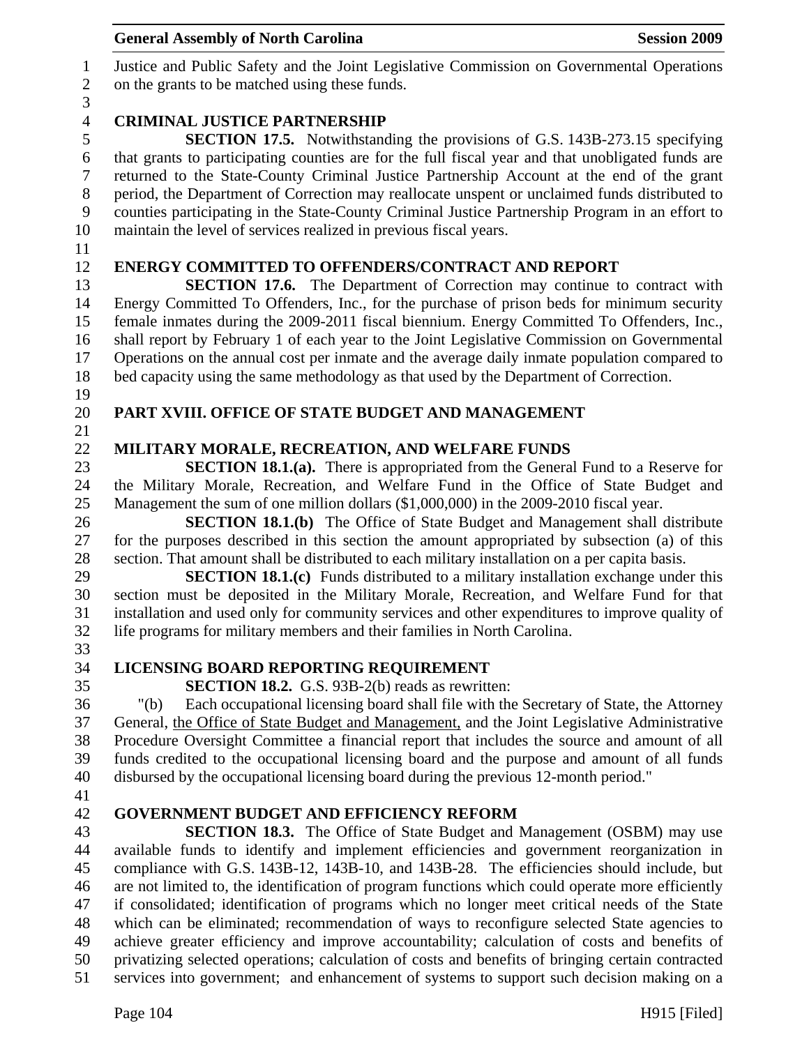Justice and Public Safety and the Joint Legislative Commission on Governmental Operations on the grants to be matched using these funds.

## CRIMINAL JUSTICE PARTNERSHIP

**SECTION 17.5.** Notwithstanding the provisions of G.S. 143B-273.15 specifying that grants to participating counties are for the full fiscal year and that unobligated funds are returned to the State-County Criminal Justice Partnership Account at the end of the grant period, the Department of Correction may reallocate unspent or unclaimed funds distributed to counties participating in the State-County Criminal Justice Partnership Program in an effort to maintain the level of services realized in previous fiscal years.

## ENERGY COMMITTED TO OFFENDERS/CONTRACT AND REPORT

**SECTION 17.6.** The Department of Correction may continue to contract with Energy Committed To Offenders, Inc., for the purchase of prison beds for minimum security female inmates during the 2009-2011 fiscal biennium. Energy Committed To Offenders, Inc., shall report by February 1 of each year to the Joint Legislative Commission on Governmental Operations on the annual cost per inmate and the average daily inmate population compared to bed capacity using the same methodology as that used by the Department of Correction.

# PART XVIII. OFFICE OF STATE BUDGET AND MANAGEMENT

## MILITARY MORALE, RECREATION, AND WELFARE FUNDS

**SECTION 18.1.(a).** There is appropriated from the General Fund to a Reserve for the Military Morale, Recreation, and Welfare Fund in the Office of State Budget and Management the sum of one million dollars ($1,000,000) in the 2009-2010 fiscal year.

**SECTION 18.1.(b)** The Office of State Budget and Management shall distribute for the purposes described in this section the amount appropriated by subsection (a) of this section. That amount shall be distributed to each military installation on a per capita basis.

**SECTION 18.1.(c)** Funds distributed to a military installation exchange under this section must be deposited in the Military Morale, Recreation, and Welfare Fund for that installation and used only for community services and other expenditures to improve quality of life programs for military members and their families in North Carolina.

## LICENSING BOARD REPORTING REQUIREMENT

**SECTION 18.2.** G.S. 93B-2(b) reads as rewritten:

"(b) Each occupational licensing board shall file with the Secretary of State, the Attorney General, <u>the Office of State Budget and Management,</u> and the Joint Legislative Administrative Procedure Oversight Committee a financial report that includes the source and amount of all funds credited to the occupational licensing board and the purpose and amount of all funds disbursed by the occupational licensing board during the previous 12-month period."

## GOVERNMENT BUDGET AND EFFICIENCY REFORM

**SECTION 18.3.** The Office of State Budget and Management (OSBM) may use available funds to identify and implement efficiencies and government reorganization in compliance with G.S. 143B-12, 143B-10, and 143B-28. The efficiencies should include, but are not limited to, the identification of program functions which could operate more efficiently if consolidated; identification of programs which no longer meet critical needs of the State which can be eliminated; recommendation of ways to reconfigure selected State agencies to achieve greater efficiency and improve accountability; calculation of costs and benefits of privatizing selected operations; calculation of costs and benefits of bringing certain contracted services into government; and enhancement of systems to support such decision making on a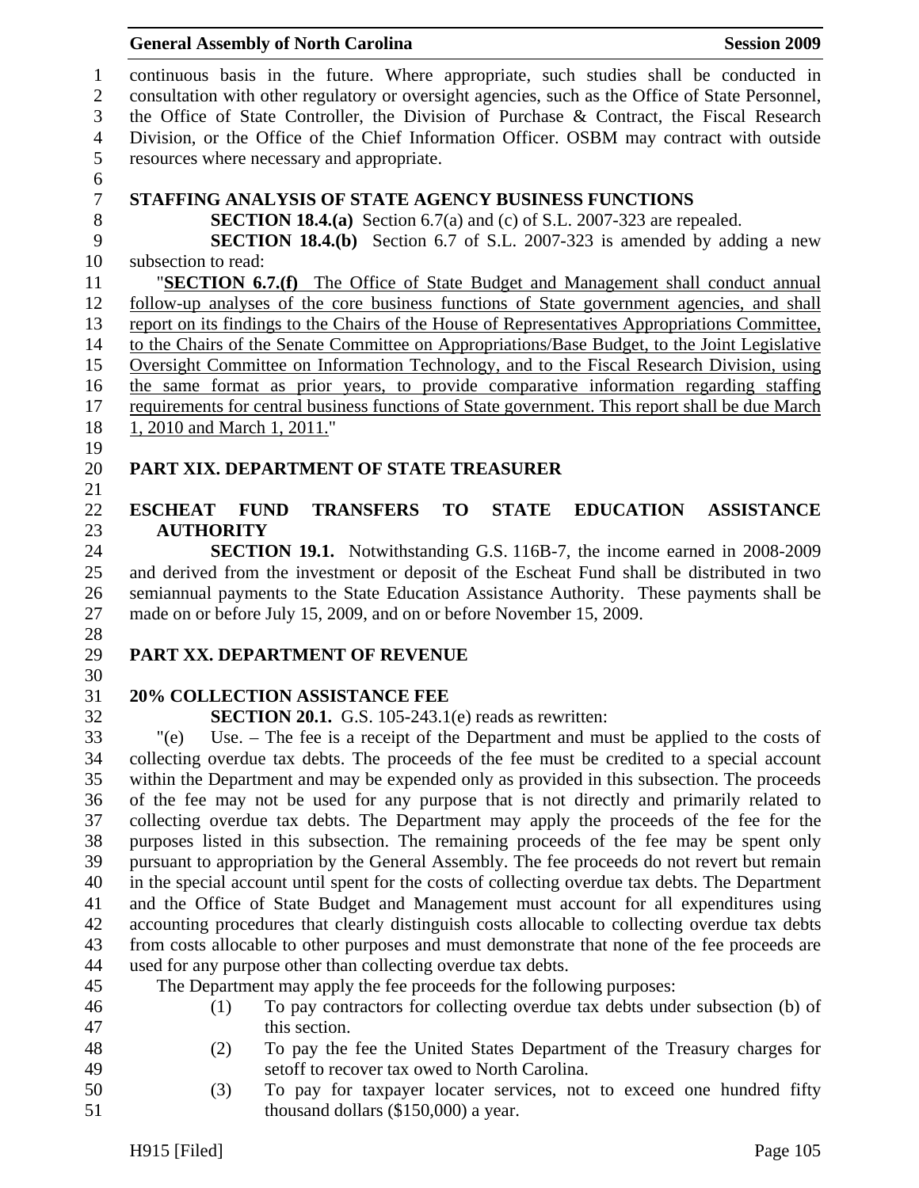continuous basis in the future. Where appropriate, such studies shall be conducted in consultation with other regulatory or oversight agencies, such as the Office of State Personnel, the Office of State Controller, the Division of Purchase & Contract, the Fiscal Research Division, or the Office of the Chief Information Officer. OSBM may contract with outside resources where necessary and appropriate.

**STAFFING ANALYSIS OF STATE AGENCY BUSINESS FUNCTIONS**

**SECTION 18.4.(a)** Section 6.7(a) and (c) of S.L. 2007-323 are repealed.

**SECTION 18.4.(b)** Section 6.7 of S.L. 2007-323 is amended by adding a new subsection to read:

"**SECTION 6.7.(f)** The Office of State Budget and Management shall conduct annual follow-up analyses of the core business functions of State government agencies, and shall report on its findings to the Chairs of the House of Representatives Appropriations Committee, to the Chairs of the Senate Committee on Appropriations/Base Budget, to the Joint Legislative Oversight Committee on Information Technology, and to the Fiscal Research Division, using the same format as prior years, to provide comparative information regarding staffing requirements for central business functions of State government. This report shall be due March 1, 2010 and March 1, 2011."

**PART XIX. DEPARTMENT OF STATE TREASURER**

**ESCHEAT FUND TRANSFERS TO STATE EDUCATION ASSISTANCE AUTHORITY**

**SECTION 19.1.** Notwithstanding G.S. 116B-7, the income earned in 2008-2009 and derived from the investment or deposit of the Escheat Fund shall be distributed in two semiannual payments to the State Education Assistance Authority. These payments shall be made on or before July 15, 2009, and on or before November 15, 2009.

**PART XX. DEPARTMENT OF REVENUE**

**20% COLLECTION ASSISTANCE FEE**

**SECTION 20.1.** G.S. 105-243.1(e) reads as rewritten:

"(e) Use. – The fee is a receipt of the Department and must be applied to the costs of collecting overdue tax debts. The proceeds of the fee must be credited to a special account within the Department and may be expended only as provided in this subsection. The proceeds of the fee may not be used for any purpose that is not directly and primarily related to collecting overdue tax debts. The Department may apply the proceeds of the fee for the purposes listed in this subsection. The remaining proceeds of the fee may be spent only pursuant to appropriation by the General Assembly. The fee proceeds do not revert but remain in the special account until spent for the costs of collecting overdue tax debts. The Department and the Office of State Budget and Management must account for all expenditures using accounting procedures that clearly distinguish costs allocable to collecting overdue tax debts from costs allocable to other purposes and must demonstrate that none of the fee proceeds are used for any purpose other than collecting overdue tax debts.

The Department may apply the fee proceeds for the following purposes:

(1) To pay contractors for collecting overdue tax debts under subsection (b) of this section.

(2) To pay the fee the United States Department of the Treasury charges for setoff to recover tax owed to North Carolina.

(3) To pay for taxpayer locater services, not to exceed one hundred fifty thousand dollars ($150,000) a year.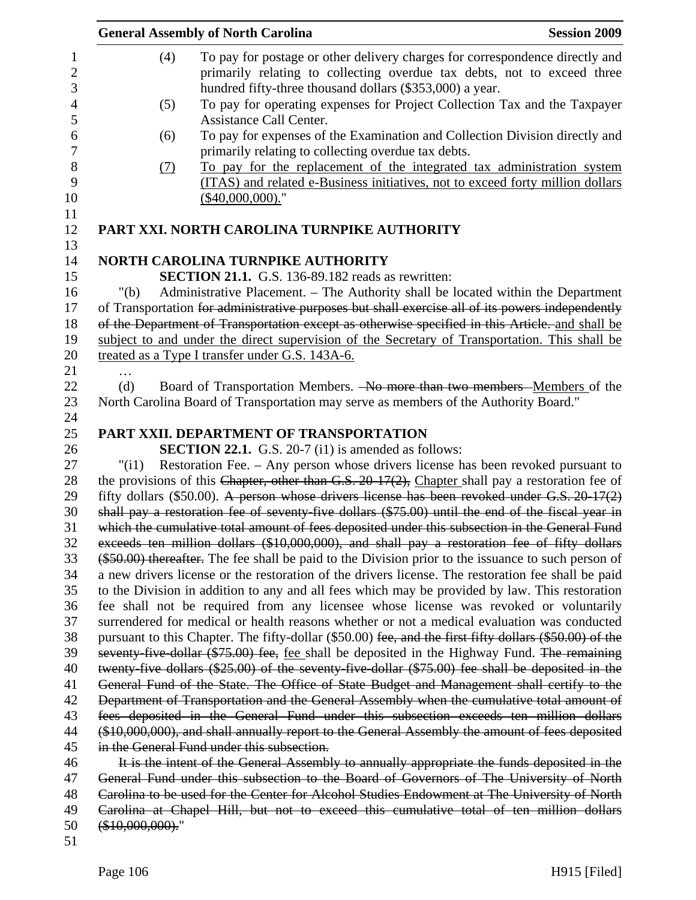(4) To pay for postage or other delivery charges for correspondence directly and primarily relating to collecting overdue tax debts, not to exceed three hundred fifty-three thousand dollars ($353,000) a year.

(5) To pay for operating expenses for Project Collection Tax and the Taxpayer Assistance Call Center.

(6) To pay for expenses of the Examination and Collection Division directly and primarily relating to collecting overdue tax debts.

(7) To pay for the replacement of the integrated tax administration system (ITAS) and related e-Business initiatives, not to exceed forty million dollars ($40,000,000)."

## PART XXI. NORTH CAROLINA TURNPIKE AUTHORITY

### NORTH CAROLINA TURNPIKE AUTHORITY

**SECTION 21.1.** G.S. 136-89.182 reads as rewritten:

"(b) Administrative Placement. – The Authority shall be located within the Department of Transportation ~~for administrative purposes but shall exercise all of its powers independently of the Department of Transportation except as otherwise specified in this Article.~~ and shall be subject to and under the direct supervision of the Secretary of Transportation. This shall be treated as a Type I transfer under G.S. 143A-6.

…

(d) Board of Transportation Members. ~~No more than two members~~ Members of the North Carolina Board of Transportation may serve as members of the Authority Board."

## PART XXII. DEPARTMENT OF TRANSPORTATION

**SECTION 22.1.** G.S. 20-7 (i1) is amended as follows:

"(i1) Restoration Fee. – Any person whose drivers license has been revoked pursuant to the provisions of this ~~Chapter, other than G.S. 20-17(2),~~ Chapter shall pay a restoration fee of fifty dollars ($50.00). ~~A person whose drivers license has been revoked under G.S. 20-17(2) shall pay a restoration fee of seventy-five dollars ($75.00) until the end of the fiscal year in which the cumulative total amount of fees deposited under this subsection in the General Fund exceeds ten million dollars ($10,000,000), and shall pay a restoration fee of fifty dollars ($50.00) thereafter.~~ The fee shall be paid to the Division prior to the issuance to such person of a new drivers license or the restoration of the drivers license. The restoration fee shall be paid to the Division in addition to any and all fees which may be provided by law. This restoration fee shall not be required from any licensee whose license was revoked or voluntarily surrendered for medical or health reasons whether or not a medical evaluation was conducted pursuant to this Chapter. The fifty-dollar ($50.00) ~~fee, and the first fifty dollars ($50.00) of the seventy-five-dollar ($75.00) fee,~~ fee shall be deposited in the Highway Fund. ~~The remaining twenty-five dollars ($25.00) of the seventy-five-dollar ($75.00) fee shall be deposited in the General Fund of the State. The Office of State Budget and Management shall certify to the Department of Transportation and the General Assembly when the cumulative total amount of fees deposited in the General Fund under this subsection exceeds ten million dollars ($10,000,000), and shall annually report to the General Assembly the amount of fees deposited in the General Fund under this subsection.~~

~~It is the intent of the General Assembly to annually appropriate the funds deposited in the General Fund under this subsection to the Board of Governors of The University of North Carolina to be used for the Center for Alcohol Studies Endowment at The University of North Carolina at Chapel Hill, but not to exceed this cumulative total of ten million dollars ($10,000,000).~~"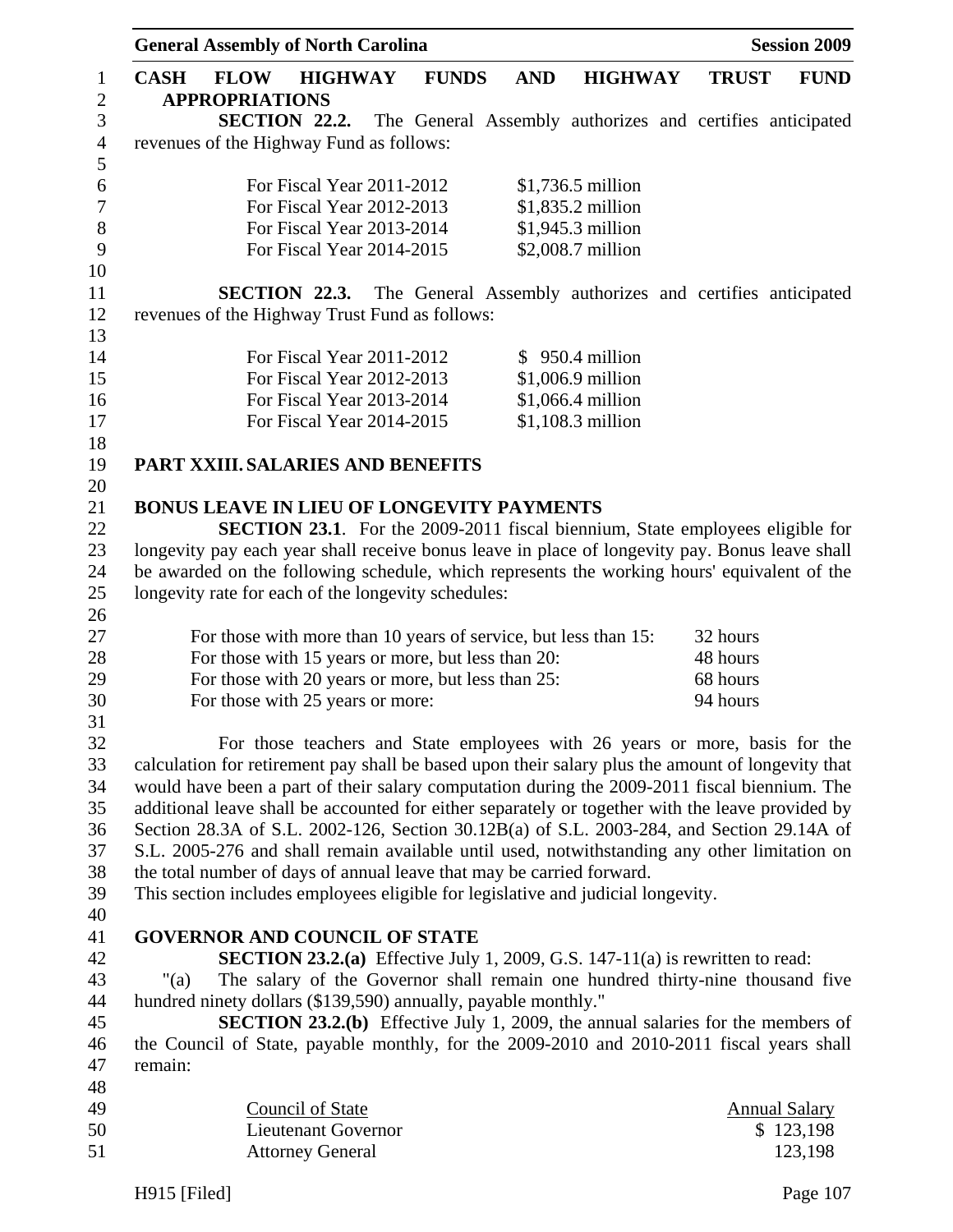**CASH FLOW HIGHWAY FUNDS AND HIGHWAY TRUST FUND APPROPRIATIONS**

**SECTION 22.2.** The General Assembly authorizes and certifies anticipated revenues of the Highway Fund as follows:

| | |
|---|---|
| For Fiscal Year 2011-2012 | $1,736.5 million |
| For Fiscal Year 2012-2013 | $1,835.2 million |
| For Fiscal Year 2013-2014 | $1,945.3 million |
| For Fiscal Year 2014-2015 | $2,008.7 million |

**SECTION 22.3.** The General Assembly authorizes and certifies anticipated revenues of the Highway Trust Fund as follows:

| | |
|---|---|
| For Fiscal Year 2011-2012 | $ 950.4 million |
| For Fiscal Year 2012-2013 | $1,006.9 million |
| For Fiscal Year 2013-2014 | $1,066.4 million |
| For Fiscal Year 2014-2015 | $1,108.3 million |

## PART XXIII. SALARIES AND BENEFITS

**BONUS LEAVE IN LIEU OF LONGEVITY PAYMENTS**

**SECTION 23.1**. For the 2009-2011 fiscal biennium, State employees eligible for longevity pay each year shall receive bonus leave in place of longevity pay. Bonus leave shall be awarded on the following schedule, which represents the working hours' equivalent of the longevity rate for each of the longevity schedules:

| | |
|---|---|
| For those with more than 10 years of service, but less than 15: | 32 hours |
| For those with 15 years or more, but less than 20: | 48 hours |
| For those with 20 years or more, but less than 25: | 68 hours |
| For those with 25 years or more: | 94 hours |

For those teachers and State employees with 26 years or more, basis for the calculation for retirement pay shall be based upon their salary plus the amount of longevity that would have been a part of their salary computation during the 2009-2011 fiscal biennium. The additional leave shall be accounted for either separately or together with the leave provided by Section 28.3A of S.L. 2002-126, Section 30.12B(a) of S.L. 2003-284, and Section 29.14A of S.L. 2005-276 and shall remain available until used, notwithstanding any other limitation on the total number of days of annual leave that may be carried forward.

This section includes employees eligible for legislative and judicial longevity.

**GOVERNOR AND COUNCIL OF STATE**

**SECTION 23.2.(a)** Effective July 1, 2009, G.S. 147-11(a) is rewritten to read:

"(a) The salary of the Governor shall remain one hundred thirty-nine thousand five hundred ninety dollars ($139,590) annually, payable monthly."

**SECTION 23.2.(b)** Effective July 1, 2009, the annual salaries for the members of the Council of State, payable monthly, for the 2009-2010 and 2010-2011 fiscal years shall remain:

| Council of State | Annual Salary |
|---|---|
| Lieutenant Governor | $ 123,198 |
| Attorney General | 123,198 |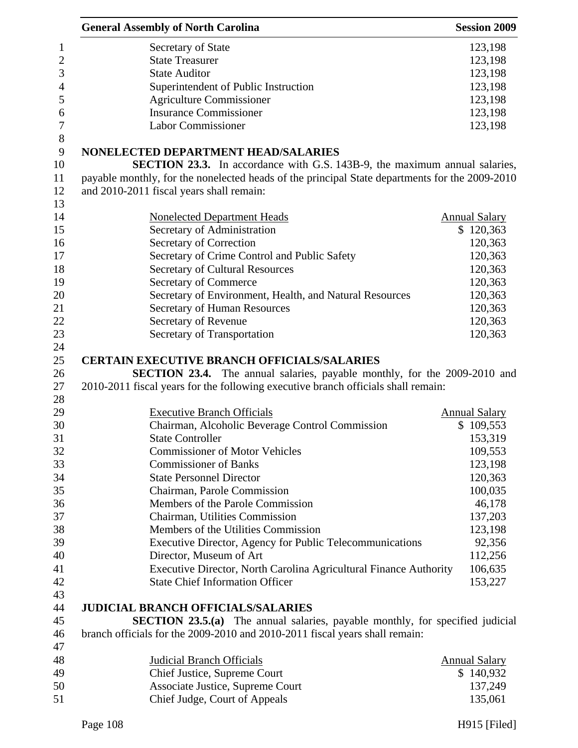| | |
|---|---|
| Secretary of State | 123,198 |
| State Treasurer | 123,198 |
| State Auditor | 123,198 |
| Superintendent of Public Instruction | 123,198 |
| Agriculture Commissioner | 123,198 |
| Insurance Commissioner | 123,198 |
| Labor Commissioner | 123,198 |

**NONELECTED DEPARTMENT HEAD/SALARIES**

**SECTION 23.3.** In accordance with G.S. 143B-9, the maximum annual salaries, payable monthly, for the nonelected heads of the principal State departments for the 2009-2010 and 2010-2011 fiscal years shall remain:

| Nonelected Department Heads | Annual Salary |
|---|---|
| Secretary of Administration | $ 120,363 |
| Secretary of Correction | 120,363 |
| Secretary of Crime Control and Public Safety | 120,363 |
| Secretary of Cultural Resources | 120,363 |
| Secretary of Commerce | 120,363 |
| Secretary of Environment, Health, and Natural Resources | 120,363 |
| Secretary of Human Resources | 120,363 |
| Secretary of Revenue | 120,363 |
| Secretary of Transportation | 120,363 |

**CERTAIN EXECUTIVE BRANCH OFFICIALS/SALARIES**

**SECTION 23.4.** The annual salaries, payable monthly, for the 2009-2010 and 2010-2011 fiscal years for the following executive branch officials shall remain:

| Executive Branch Officials | Annual Salary |
|---|---|
| Chairman, Alcoholic Beverage Control Commission | $ 109,553 |
| State Controller | 153,319 |
| Commissioner of Motor Vehicles | 109,553 |
| Commissioner of Banks | 123,198 |
| State Personnel Director | 120,363 |
| Chairman, Parole Commission | 100,035 |
| Members of the Parole Commission | 46,178 |
| Chairman, Utilities Commission | 137,203 |
| Members of the Utilities Commission | 123,198 |
| Executive Director, Agency for Public Telecommunications | 92,356 |
| Director, Museum of Art | 112,256 |
| Executive Director, North Carolina Agricultural Finance Authority | 106,635 |
| State Chief Information Officer | 153,227 |

**JUDICIAL BRANCH OFFICIALS/SALARIES**

**SECTION 23.5.(a)** The annual salaries, payable monthly, for specified judicial branch officials for the 2009-2010 and 2010-2011 fiscal years shall remain:

| Judicial Branch Officials | Annual Salary |
|---|---|
| Chief Justice, Supreme Court | $ 140,932 |
| Associate Justice, Supreme Court | 137,249 |
| Chief Judge, Court of Appeals | 135,061 |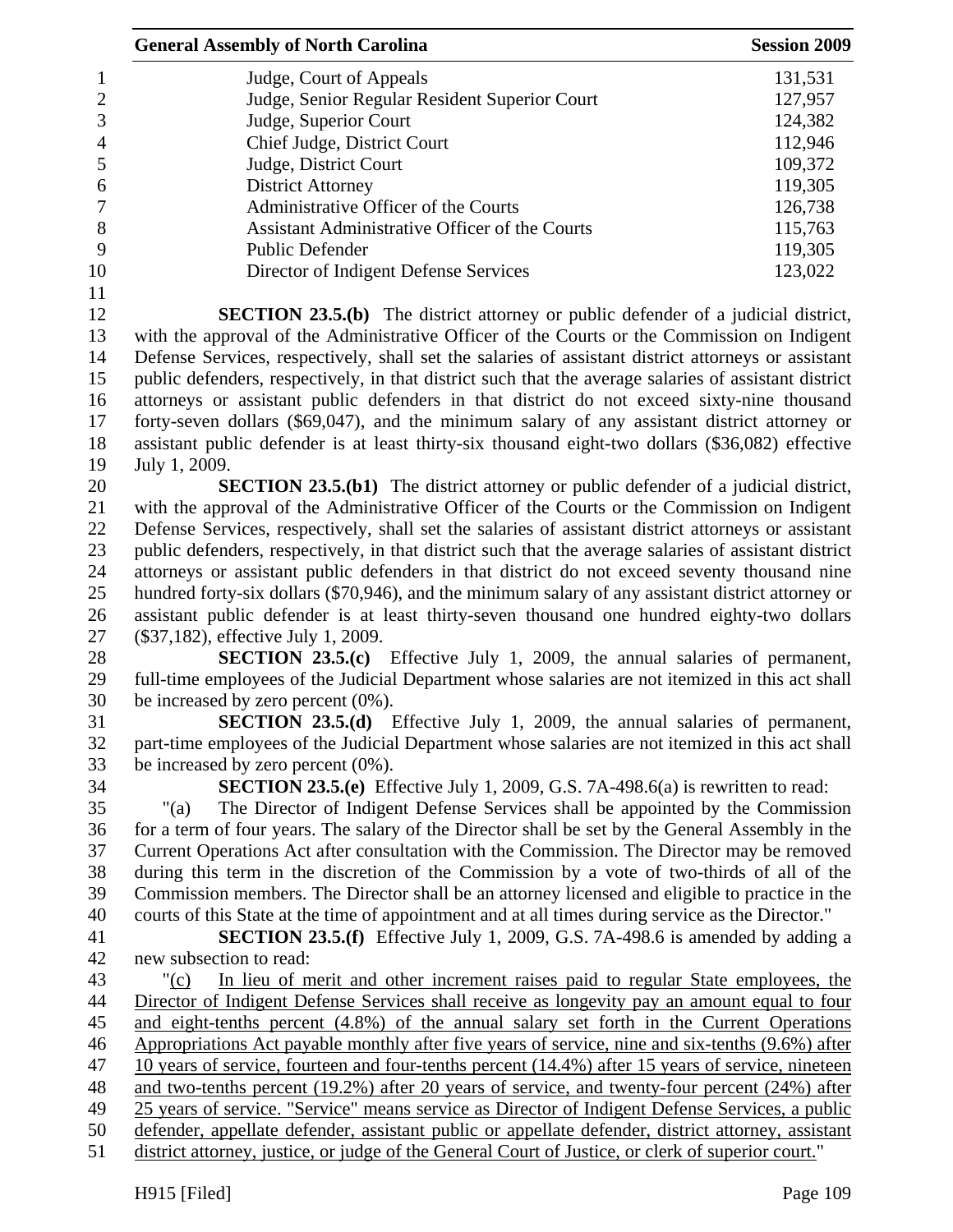| | |
|---|---|
| Judge, Court of Appeals | 131,531 |
| Judge, Senior Regular Resident Superior Court | 127,957 |
| Judge, Superior Court | 124,382 |
| Chief Judge, District Court | 112,946 |
| Judge, District Court | 109,372 |
| District Attorney | 119,305 |
| Administrative Officer of the Courts | 126,738 |
| Assistant Administrative Officer of the Courts | 115,763 |
| Public Defender | 119,305 |
| Director of Indigent Defense Services | 123,022 |

**SECTION 23.5.(b)** The district attorney or public defender of a judicial district, with the approval of the Administrative Officer of the Courts or the Commission on Indigent Defense Services, respectively, shall set the salaries of assistant district attorneys or assistant public defenders, respectively, in that district such that the average salaries of assistant district attorneys or assistant public defenders in that district do not exceed sixty-nine thousand forty-seven dollars ($69,047), and the minimum salary of any assistant district attorney or assistant public defender is at least thirty-six thousand eight-two dollars ($36,082) effective July 1, 2009.

**SECTION 23.5.(b1)** The district attorney or public defender of a judicial district, with the approval of the Administrative Officer of the Courts or the Commission on Indigent Defense Services, respectively, shall set the salaries of assistant district attorneys or assistant public defenders, respectively, in that district such that the average salaries of assistant district attorneys or assistant public defenders in that district do not exceed seventy thousand nine hundred forty-six dollars ($70,946), and the minimum salary of any assistant district attorney or assistant public defender is at least thirty-seven thousand one hundred eighty-two dollars ($37,182), effective July 1, 2009.

**SECTION 23.5.(c)** Effective July 1, 2009, the annual salaries of permanent, full-time employees of the Judicial Department whose salaries are not itemized in this act shall be increased by zero percent (0%).

**SECTION 23.5.(d)** Effective July 1, 2009, the annual salaries of permanent, part-time employees of the Judicial Department whose salaries are not itemized in this act shall be increased by zero percent (0%).

**SECTION 23.5.(e)** Effective July 1, 2009, G.S. 7A-498.6(a) is rewritten to read:

"(a) The Director of Indigent Defense Services shall be appointed by the Commission for a term of four years. The salary of the Director shall be set by the General Assembly in the Current Operations Act after consultation with the Commission. The Director may be removed during this term in the discretion of the Commission by a vote of two-thirds of all of the Commission members. The Director shall be an attorney licensed and eligible to practice in the courts of this State at the time of appointment and at all times during service as the Director."

**SECTION 23.5.(f)** Effective July 1, 2009, G.S. 7A-498.6 is amended by adding a new subsection to read:

"<u>(c) In lieu of merit and other increment raises paid to regular State employees, the Director of Indigent Defense Services shall receive as longevity pay an amount equal to four and eight-tenths percent (4.8%) of the annual salary set forth in the Current Operations Appropriations Act payable monthly after five years of service, nine and six-tenths (9.6%) after 10 years of service, fourteen and four-tenths percent (14.4%) after 15 years of service, nineteen and two-tenths percent (19.2%) after 20 years of service, and twenty-four percent (24%) after 25 years of service. "Service" means service as Director of Indigent Defense Services, a public defender, appellate defender, assistant public or appellate defender, district attorney, assistant district attorney, justice, or judge of the General Court of Justice, or clerk of superior court.</u>"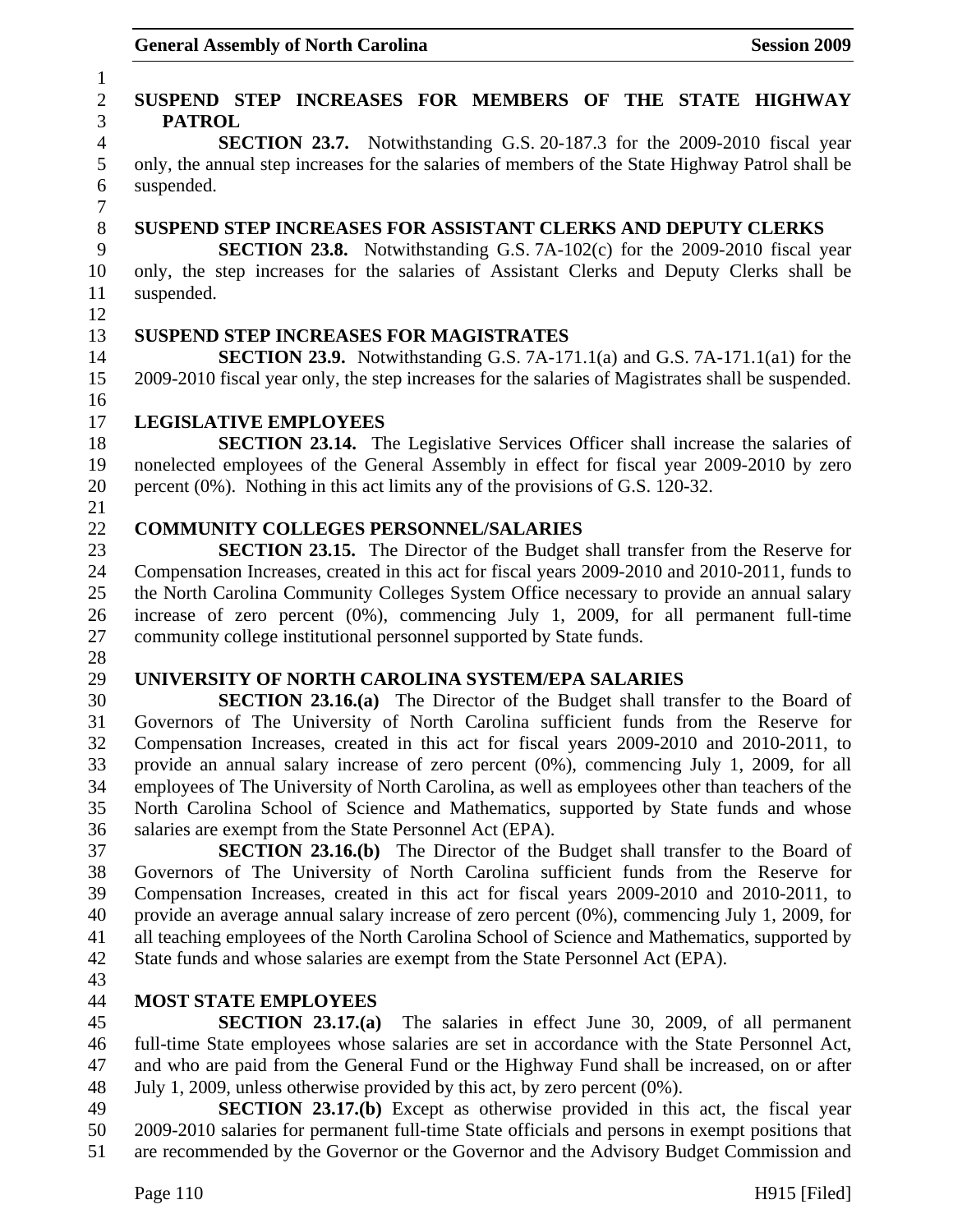**SUSPEND STEP INCREASES FOR MEMBERS OF THE STATE HIGHWAY PATROL**

**SECTION 23.7.** Notwithstanding G.S. 20-187.3 for the 2009-2010 fiscal year only, the annual step increases for the salaries of members of the State Highway Patrol shall be suspended.

**SUSPEND STEP INCREASES FOR ASSISTANT CLERKS AND DEPUTY CLERKS**

**SECTION 23.8.** Notwithstanding G.S. 7A-102(c) for the 2009-2010 fiscal year only, the step increases for the salaries of Assistant Clerks and Deputy Clerks shall be suspended.

**SUSPEND STEP INCREASES FOR MAGISTRATES**

**SECTION 23.9.** Notwithstanding G.S. 7A-171.1(a) and G.S. 7A-171.1(a1) for the 2009-2010 fiscal year only, the step increases for the salaries of Magistrates shall be suspended.

**LEGISLATIVE EMPLOYEES**

**SECTION 23.14.** The Legislative Services Officer shall increase the salaries of nonelected employees of the General Assembly in effect for fiscal year 2009-2010 by zero percent (0%). Nothing in this act limits any of the provisions of G.S. 120-32.

**COMMUNITY COLLEGES PERSONNEL/SALARIES**

**SECTION 23.15.** The Director of the Budget shall transfer from the Reserve for Compensation Increases, created in this act for fiscal years 2009-2010 and 2010-2011, funds to the North Carolina Community Colleges System Office necessary to provide an annual salary increase of zero percent (0%), commencing July 1, 2009, for all permanent full-time community college institutional personnel supported by State funds.

**UNIVERSITY OF NORTH CAROLINA SYSTEM/EPA SALARIES**

**SECTION 23.16.(a)** The Director of the Budget shall transfer to the Board of Governors of The University of North Carolina sufficient funds from the Reserve for Compensation Increases, created in this act for fiscal years 2009-2010 and 2010-2011, to provide an annual salary increase of zero percent (0%), commencing July 1, 2009, for all employees of The University of North Carolina, as well as employees other than teachers of the North Carolina School of Science and Mathematics, supported by State funds and whose salaries are exempt from the State Personnel Act (EPA).

**SECTION 23.16.(b)** The Director of the Budget shall transfer to the Board of Governors of The University of North Carolina sufficient funds from the Reserve for Compensation Increases, created in this act for fiscal years 2009-2010 and 2010-2011, to provide an average annual salary increase of zero percent (0%), commencing July 1, 2009, for all teaching employees of the North Carolina School of Science and Mathematics, supported by State funds and whose salaries are exempt from the State Personnel Act (EPA).

**MOST STATE EMPLOYEES**

**SECTION 23.17.(a)** The salaries in effect June 30, 2009, of all permanent full-time State employees whose salaries are set in accordance with the State Personnel Act, and who are paid from the General Fund or the Highway Fund shall be increased, on or after July 1, 2009, unless otherwise provided by this act, by zero percent (0%).

**SECTION 23.17.(b)** Except as otherwise provided in this act, the fiscal year 2009-2010 salaries for permanent full-time State officials and persons in exempt positions that are recommended by the Governor or the Governor and the Advisory Budget Commission and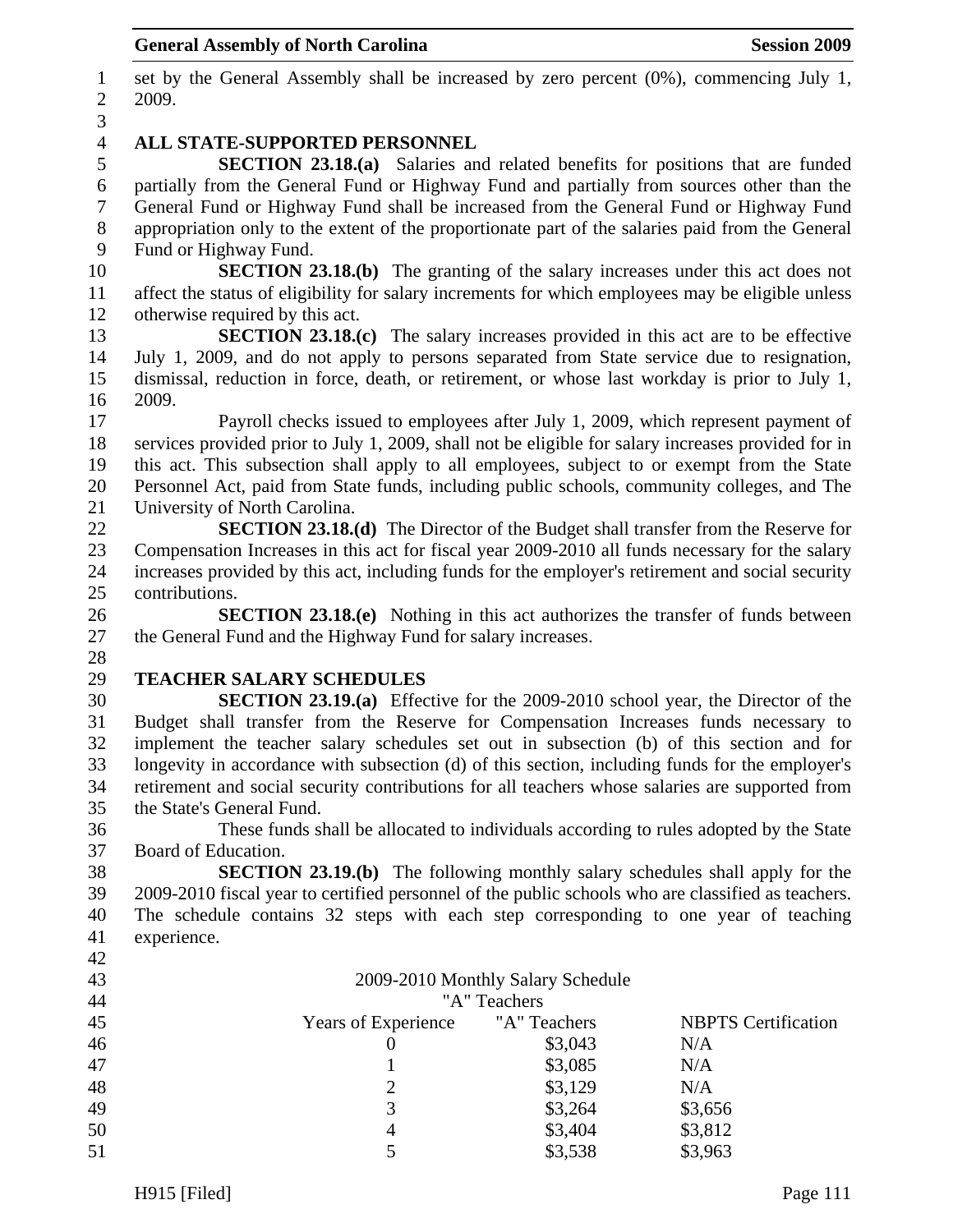set by the General Assembly shall be increased by zero percent (0%), commencing July 1, 2009.

**ALL STATE-SUPPORTED PERSONNEL**

**SECTION 23.18.(a)** Salaries and related benefits for positions that are funded partially from the General Fund or Highway Fund and partially from sources other than the General Fund or Highway Fund shall be increased from the General Fund or Highway Fund appropriation only to the extent of the proportionate part of the salaries paid from the General Fund or Highway Fund.

**SECTION 23.18.(b)** The granting of the salary increases under this act does not affect the status of eligibility for salary increments for which employees may be eligible unless otherwise required by this act.

**SECTION 23.18.(c)** The salary increases provided in this act are to be effective July 1, 2009, and do not apply to persons separated from State service due to resignation, dismissal, reduction in force, death, or retirement, or whose last workday is prior to July 1, 2009.

Payroll checks issued to employees after July 1, 2009, which represent payment of services provided prior to July 1, 2009, shall not be eligible for salary increases provided for in this act. This subsection shall apply to all employees, subject to or exempt from the State Personnel Act, paid from State funds, including public schools, community colleges, and The University of North Carolina.

**SECTION 23.18.(d)** The Director of the Budget shall transfer from the Reserve for Compensation Increases in this act for fiscal year 2009-2010 all funds necessary for the salary increases provided by this act, including funds for the employer's retirement and social security contributions.

**SECTION 23.18.(e)** Nothing in this act authorizes the transfer of funds between the General Fund and the Highway Fund for salary increases.

**TEACHER SALARY SCHEDULES**

**SECTION 23.19.(a)** Effective for the 2009-2010 school year, the Director of the Budget shall transfer from the Reserve for Compensation Increases funds necessary to implement the teacher salary schedules set out in subsection (b) of this section and for longevity in accordance with subsection (d) of this section, including funds for the employer's retirement and social security contributions for all teachers whose salaries are supported from the State's General Fund.

These funds shall be allocated to individuals according to rules adopted by the State Board of Education.

**SECTION 23.19.(b)** The following monthly salary schedules shall apply for the 2009-2010 fiscal year to certified personnel of the public schools who are classified as teachers. The schedule contains 32 steps with each step corresponding to one year of teaching experience.

2009-2010 Monthly Salary Schedule
"A" Teachers

| Years of Experience | "A" Teachers | NBPTS Certification |
|---|---|---|
| 0 | $3,043 | N/A |
| 1 | $3,085 | N/A |
| 2 | $3,129 | N/A |
| 3 | $3,264 | $3,656 |
| 4 | $3,404 | $3,812 |
| 5 | $3,538 | $3,963 |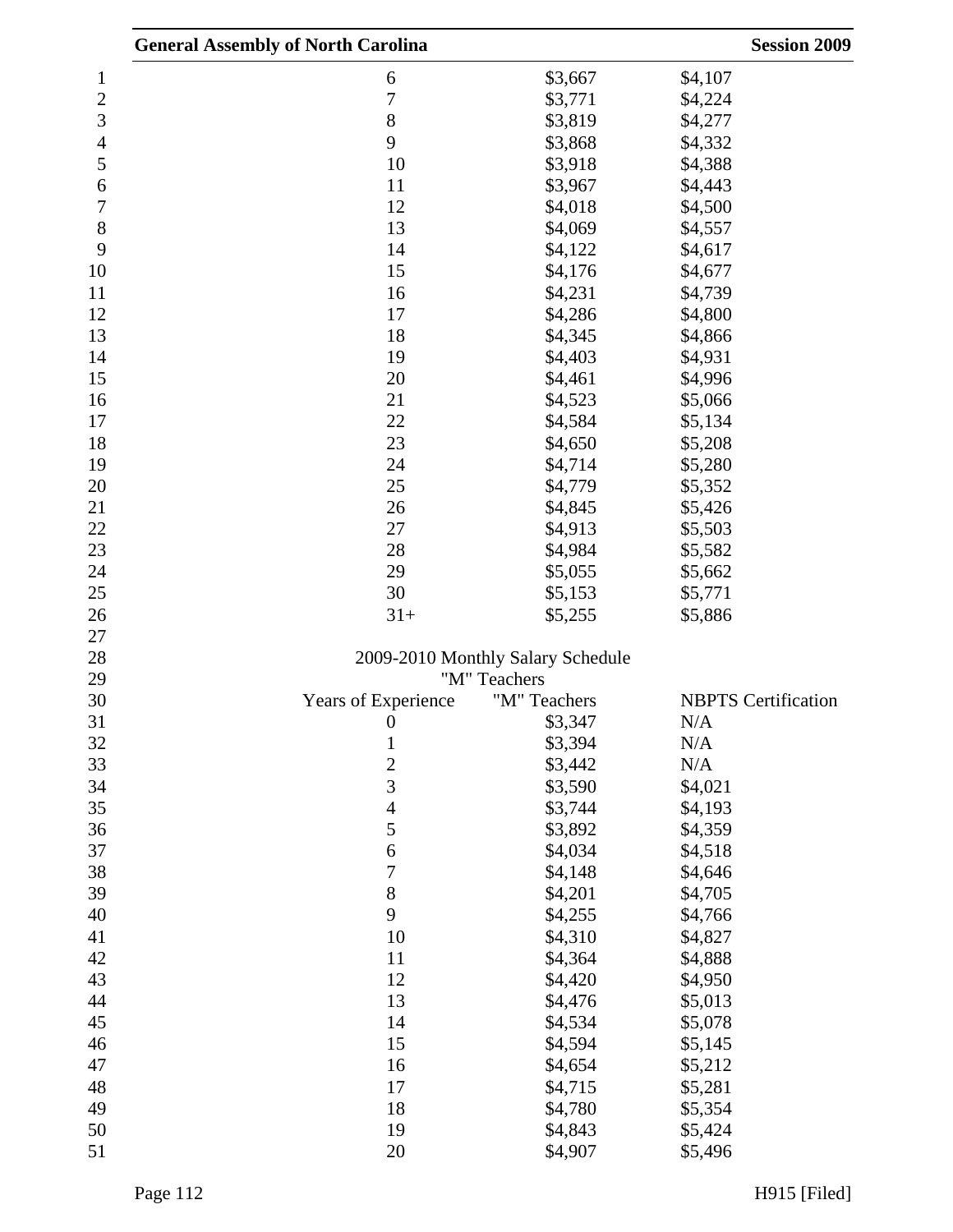| | | |
|---|---|---|
| 6 | $3,667 | $4,107 |
| 7 | $3,771 | $4,224 |
| 8 | $3,819 | $4,277 |
| 9 | $3,868 | $4,332 |
| 10 | $3,918 | $4,388 |
| 11 | $3,967 | $4,443 |
| 12 | $4,018 | $4,500 |
| 13 | $4,069 | $4,557 |
| 14 | $4,122 | $4,617 |
| 15 | $4,176 | $4,677 |
| 16 | $4,231 | $4,739 |
| 17 | $4,286 | $4,800 |
| 18 | $4,345 | $4,866 |
| 19 | $4,403 | $4,931 |
| 20 | $4,461 | $4,996 |
| 21 | $4,523 | $5,066 |
| 22 | $4,584 | $5,134 |
| 23 | $4,650 | $5,208 |
| 24 | $4,714 | $5,280 |
| 25 | $4,779 | $5,352 |
| 26 | $4,845 | $5,426 |
| 27 | $4,913 | $5,503 |
| 28 | $4,984 | $5,582 |
| 29 | $5,055 | $5,662 |
| 30 | $5,153 | $5,771 |
| 31+ | $5,255 | $5,886 |

2009-2010 Monthly Salary Schedule
"M" Teachers

| Years of Experience | "M" Teachers | NBPTS Certification |
|---|---|---|
| 0 | $3,347 | N/A |
| 1 | $3,394 | N/A |
| 2 | $3,442 | N/A |
| 3 | $3,590 | $4,021 |
| 4 | $3,744 | $4,193 |
| 5 | $3,892 | $4,359 |
| 6 | $4,034 | $4,518 |
| 7 | $4,148 | $4,646 |
| 8 | $4,201 | $4,705 |
| 9 | $4,255 | $4,766 |
| 10 | $4,310 | $4,827 |
| 11 | $4,364 | $4,888 |
| 12 | $4,420 | $4,950 |
| 13 | $4,476 | $5,013 |
| 14 | $4,534 | $5,078 |
| 15 | $4,594 | $5,145 |
| 16 | $4,654 | $5,212 |
| 17 | $4,715 | $5,281 |
| 18 | $4,780 | $5,354 |
| 19 | $4,843 | $5,424 |
| 20 | $4,907 | $5,496 |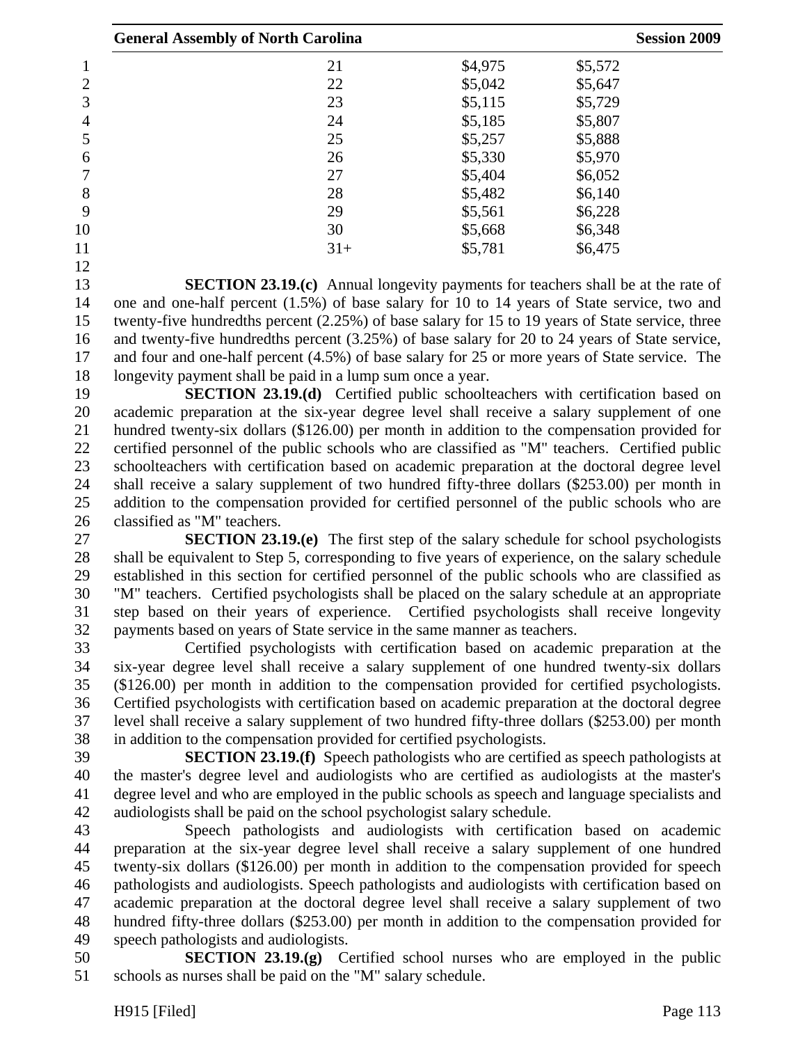| | | |
|---|---|---|
| 21 | $4,975 | $5,572 |
| 22 | $5,042 | $5,647 |
| 23 | $5,115 | $5,729 |
| 24 | $5,185 | $5,807 |
| 25 | $5,257 | $5,888 |
| 26 | $5,330 | $5,970 |
| 27 | $5,404 | $6,052 |
| 28 | $5,482 | $6,140 |
| 29 | $5,561 | $6,228 |
| 30 | $5,668 | $6,348 |
| 31+ | $5,781 | $6,475 |

**SECTION 23.19.(c)** Annual longevity payments for teachers shall be at the rate of one and one-half percent (1.5%) of base salary for 10 to 14 years of State service, two and twenty-five hundredths percent (2.25%) of base salary for 15 to 19 years of State service, three and twenty-five hundredths percent (3.25%) of base salary for 20 to 24 years of State service, and four and one-half percent (4.5%) of base salary for 25 or more years of State service. The longevity payment shall be paid in a lump sum once a year.

**SECTION 23.19.(d)** Certified public schoolteachers with certification based on academic preparation at the six-year degree level shall receive a salary supplement of one hundred twenty-six dollars ($126.00) per month in addition to the compensation provided for certified personnel of the public schools who are classified as "M" teachers. Certified public schoolteachers with certification based on academic preparation at the doctoral degree level shall receive a salary supplement of two hundred fifty-three dollars ($253.00) per month in addition to the compensation provided for certified personnel of the public schools who are classified as "M" teachers.

**SECTION 23.19.(e)** The first step of the salary schedule for school psychologists shall be equivalent to Step 5, corresponding to five years of experience, on the salary schedule established in this section for certified personnel of the public schools who are classified as "M" teachers. Certified psychologists shall be placed on the salary schedule at an appropriate step based on their years of experience. Certified psychologists shall receive longevity payments based on years of State service in the same manner as teachers.

Certified psychologists with certification based on academic preparation at the six-year degree level shall receive a salary supplement of one hundred twenty-six dollars ($126.00) per month in addition to the compensation provided for certified psychologists. Certified psychologists with certification based on academic preparation at the doctoral degree level shall receive a salary supplement of two hundred fifty-three dollars ($253.00) per month in addition to the compensation provided for certified psychologists.

**SECTION 23.19.(f)** Speech pathologists who are certified as speech pathologists at the master's degree level and audiologists who are certified as audiologists at the master's degree level and who are employed in the public schools as speech and language specialists and audiologists shall be paid on the school psychologist salary schedule.

Speech pathologists and audiologists with certification based on academic preparation at the six-year degree level shall receive a salary supplement of one hundred twenty-six dollars ($126.00) per month in addition to the compensation provided for speech pathologists and audiologists. Speech pathologists and audiologists with certification based on academic preparation at the doctoral degree level shall receive a salary supplement of two hundred fifty-three dollars ($253.00) per month in addition to the compensation provided for speech pathologists and audiologists.

**SECTION 23.19.(g)** Certified school nurses who are employed in the public schools as nurses shall be paid on the "M" salary schedule.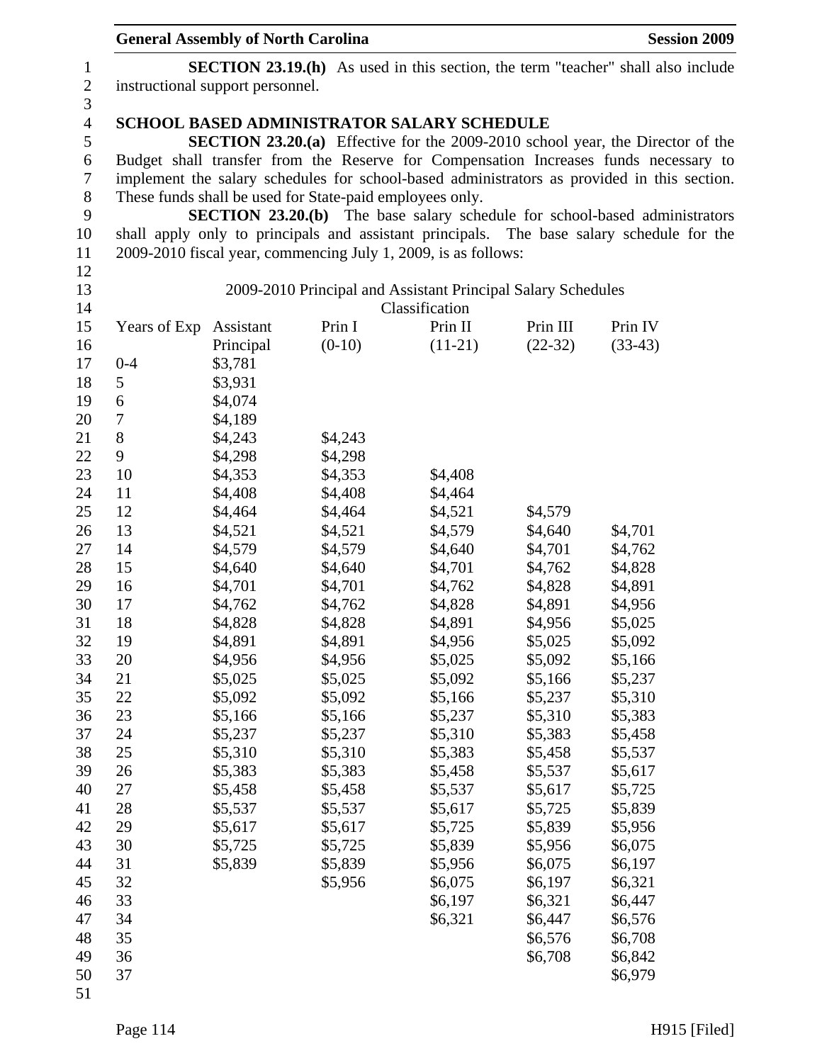**SECTION 23.19.(h)** As used in this section, the term "teacher" shall also include instructional support personnel.

**SCHOOL BASED ADMINISTRATOR SALARY SCHEDULE**

**SECTION 23.20.(a)** Effective for the 2009-2010 school year, the Director of the Budget shall transfer from the Reserve for Compensation Increases funds necessary to implement the salary schedules for school-based administrators as provided in this section. These funds shall be used for State-paid employees only.

**SECTION 23.20.(b)** The base salary schedule for school-based administrators shall apply only to principals and assistant principals. The base salary schedule for the 2009-2010 fiscal year, commencing July 1, 2009, is as follows:

2009-2010 Principal and Assistant Principal Salary Schedules

| | Classification | | | | |
|---|---|---|---|---|---|
| Years of Exp | Assistant Principal | Prin I (0-10) | Prin II (11-21) | Prin III (22-32) | Prin IV (33-43) |
| 0-4 | $3,781 | | | | |
| 5 | $3,931 | | | | |
| 6 | $4,074 | | | | |
| 7 | $4,189 | | | | |
| 8 | $4,243 | $4,243 | | | |
| 9 | $4,298 | $4,298 | | | |
| 10 | $4,353 | $4,353 | $4,408 | | |
| 11 | $4,408 | $4,408 | $4,464 | | |
| 12 | $4,464 | $4,464 | $4,521 | $4,579 | |
| 13 | $4,521 | $4,521 | $4,579 | $4,640 | $4,701 |
| 14 | $4,579 | $4,579 | $4,640 | $4,701 | $4,762 |
| 15 | $4,640 | $4,640 | $4,701 | $4,762 | $4,828 |
| 16 | $4,701 | $4,701 | $4,762 | $4,828 | $4,891 |
| 17 | $4,762 | $4,762 | $4,828 | $4,891 | $4,956 |
| 18 | $4,828 | $4,828 | $4,891 | $4,956 | $5,025 |
| 19 | $4,891 | $4,891 | $4,956 | $5,025 | $5,092 |
| 20 | $4,956 | $4,956 | $5,025 | $5,092 | $5,166 |
| 21 | $5,025 | $5,025 | $5,092 | $5,166 | $5,237 |
| 22 | $5,092 | $5,092 | $5,166 | $5,237 | $5,310 |
| 23 | $5,166 | $5,166 | $5,237 | $5,310 | $5,383 |
| 24 | $5,237 | $5,237 | $5,310 | $5,383 | $5,458 |
| 25 | $5,310 | $5,310 | $5,383 | $5,458 | $5,537 |
| 26 | $5,383 | $5,383 | $5,458 | $5,537 | $5,617 |
| 27 | $5,458 | $5,458 | $5,537 | $5,617 | $5,725 |
| 28 | $5,537 | $5,537 | $5,617 | $5,725 | $5,839 |
| 29 | $5,617 | $5,617 | $5,725 | $5,839 | $5,956 |
| 30 | $5,725 | $5,725 | $5,839 | $5,956 | $6,075 |
| 31 | $5,839 | $5,839 | $5,956 | $6,075 | $6,197 |
| 32 | | $5,956 | $6,075 | $6,197 | $6,321 |
| 33 | | | $6,197 | $6,321 | $6,447 |
| 34 | | | $6,321 | $6,447 | $6,576 |
| 35 | | | | $6,576 | $6,708 |
| 36 | | | | $6,708 | $6,842 |
| 37 | | | | | $6,979 |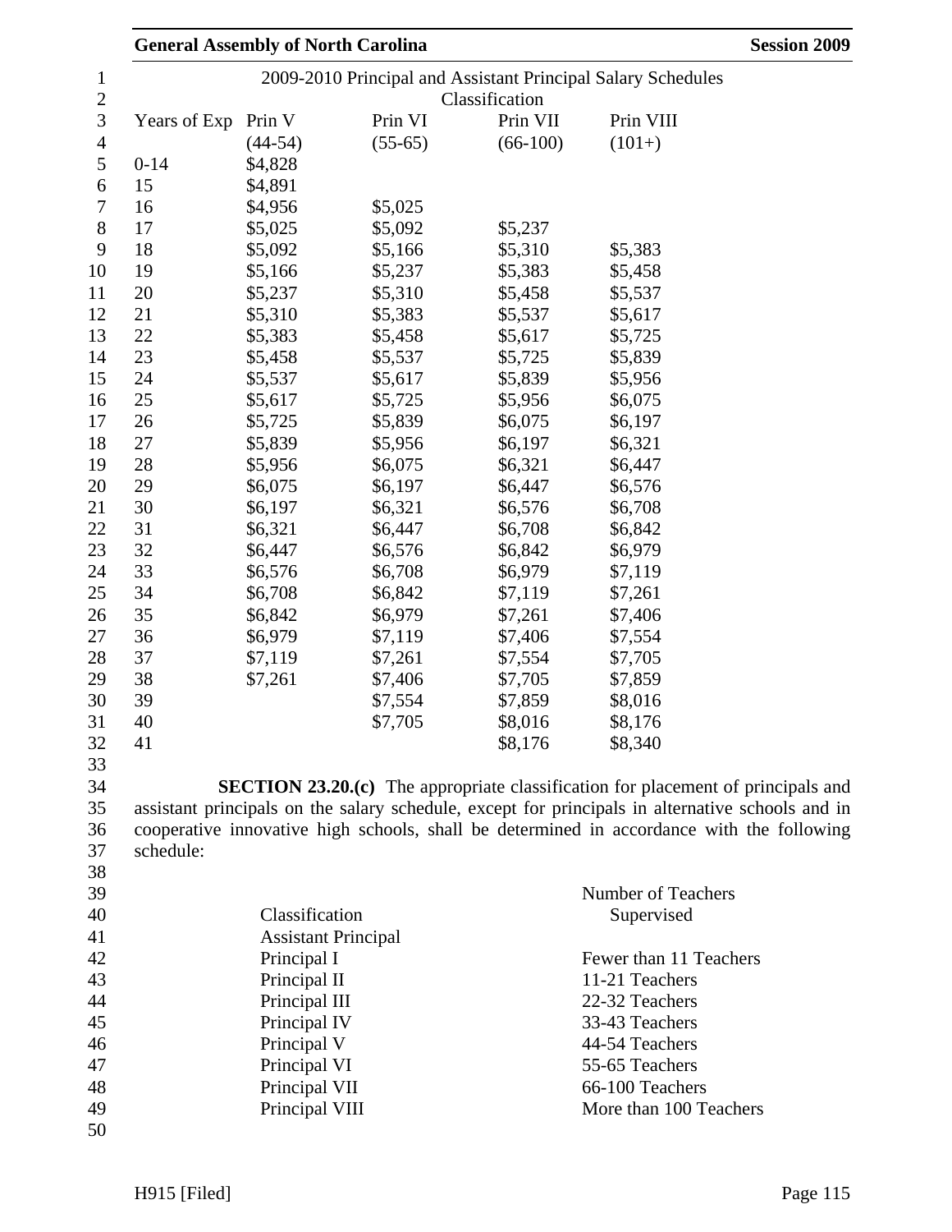2009-2010 Principal and Assistant Principal Salary Schedules

| Years of Exp | Prin V (44-54) | Prin VI (55-65) | Prin VII (66-100) | Prin VIII (101+) |
|---|---|---|---|---|
| 0-14 | $4,828 | | | |
| 15 | $4,891 | | | |
| 16 | $4,956 | $5,025 | | |
| 17 | $5,025 | $5,092 | $5,237 | |
| 18 | $5,092 | $5,166 | $5,310 | $5,383 |
| 19 | $5,166 | $5,237 | $5,383 | $5,458 |
| 20 | $5,237 | $5,310 | $5,458 | $5,537 |
| 21 | $5,310 | $5,383 | $5,537 | $5,617 |
| 22 | $5,383 | $5,458 | $5,617 | $5,725 |
| 23 | $5,458 | $5,537 | $5,725 | $5,839 |
| 24 | $5,537 | $5,617 | $5,839 | $5,956 |
| 25 | $5,617 | $5,725 | $5,956 | $6,075 |
| 26 | $5,725 | $5,839 | $6,075 | $6,197 |
| 27 | $5,839 | $5,956 | $6,197 | $6,321 |
| 28 | $5,956 | $6,075 | $6,321 | $6,447 |
| 29 | $6,075 | $6,197 | $6,447 | $6,576 |
| 30 | $6,197 | $6,321 | $6,576 | $6,708 |
| 31 | $6,321 | $6,447 | $6,708 | $6,842 |
| 32 | $6,447 | $6,576 | $6,842 | $6,979 |
| 33 | $6,576 | $6,708 | $6,979 | $7,119 |
| 34 | $6,708 | $6,842 | $7,119 | $7,261 |
| 35 | $6,842 | $6,979 | $7,261 | $7,406 |
| 36 | $6,979 | $7,119 | $7,406 | $7,554 |
| 37 | $7,119 | $7,261 | $7,554 | $7,705 |
| 38 | $7,261 | $7,406 | $7,705 | $7,859 |
| 39 | | $7,554 | $7,859 | $8,016 |
| 40 | | $7,705 | $8,016 | $8,176 |
| 41 | | | $8,176 | $8,340 |

**SECTION 23.20.(c)** The appropriate classification for placement of principals and assistant principals on the salary schedule, except for principals in alternative schools and in cooperative innovative high schools, shall be determined in accordance with the following schedule:

| Classification | Number of Teachers Supervised |
|---|---|
| Assistant Principal | |
| Principal I | Fewer than 11 Teachers |
| Principal II | 11-21 Teachers |
| Principal III | 22-32 Teachers |
| Principal IV | 33-43 Teachers |
| Principal V | 44-54 Teachers |
| Principal VI | 55-65 Teachers |
| Principal VII | 66-100 Teachers |
| Principal VIII | More than 100 Teachers |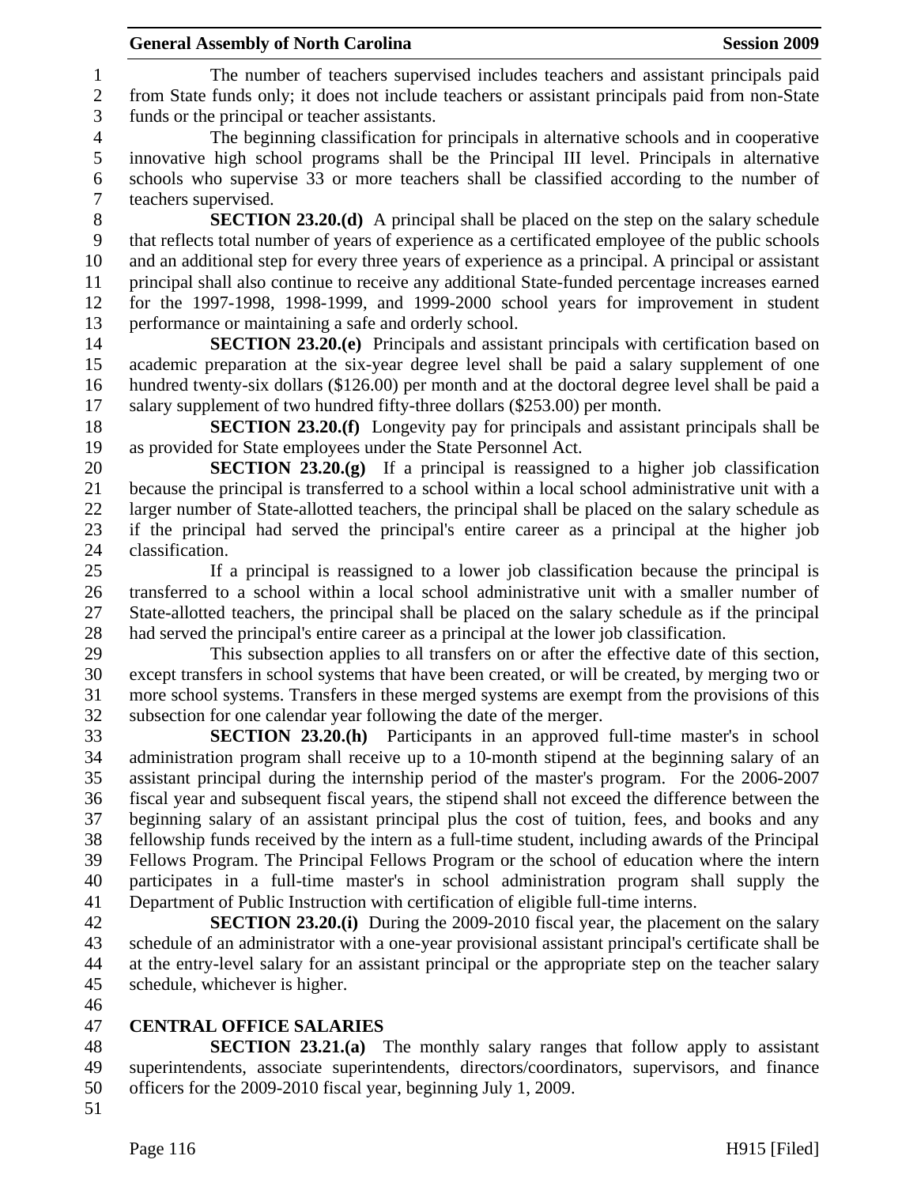The number of teachers supervised includes teachers and assistant principals paid from State funds only; it does not include teachers or assistant principals paid from non-State funds or the principal or teacher assistants.

The beginning classification for principals in alternative schools and in cooperative innovative high school programs shall be the Principal III level. Principals in alternative schools who supervise 33 or more teachers shall be classified according to the number of teachers supervised.

**SECTION 23.20.(d)** A principal shall be placed on the step on the salary schedule that reflects total number of years of experience as a certificated employee of the public schools and an additional step for every three years of experience as a principal. A principal or assistant principal shall also continue to receive any additional State-funded percentage increases earned for the 1997-1998, 1998-1999, and 1999-2000 school years for improvement in student performance or maintaining a safe and orderly school.

**SECTION 23.20.(e)** Principals and assistant principals with certification based on academic preparation at the six-year degree level shall be paid a salary supplement of one hundred twenty-six dollars ($126.00) per month and at the doctoral degree level shall be paid a salary supplement of two hundred fifty-three dollars ($253.00) per month.

**SECTION 23.20.(f)** Longevity pay for principals and assistant principals shall be as provided for State employees under the State Personnel Act.

**SECTION 23.20.(g)** If a principal is reassigned to a higher job classification because the principal is transferred to a school within a local school administrative unit with a larger number of State-allotted teachers, the principal shall be placed on the salary schedule as if the principal had served the principal's entire career as a principal at the higher job classification.

If a principal is reassigned to a lower job classification because the principal is transferred to a school within a local school administrative unit with a smaller number of State-allotted teachers, the principal shall be placed on the salary schedule as if the principal had served the principal's entire career as a principal at the lower job classification.

This subsection applies to all transfers on or after the effective date of this section, except transfers in school systems that have been created, or will be created, by merging two or more school systems. Transfers in these merged systems are exempt from the provisions of this subsection for one calendar year following the date of the merger.

**SECTION 23.20.(h)** Participants in an approved full-time master's in school administration program shall receive up to a 10-month stipend at the beginning salary of an assistant principal during the internship period of the master's program. For the 2006-2007 fiscal year and subsequent fiscal years, the stipend shall not exceed the difference between the beginning salary of an assistant principal plus the cost of tuition, fees, and books and any fellowship funds received by the intern as a full-time student, including awards of the Principal Fellows Program. The Principal Fellows Program or the school of education where the intern participates in a full-time master's in school administration program shall supply the Department of Public Instruction with certification of eligible full-time interns.

**SECTION 23.20.(i)** During the 2009-2010 fiscal year, the placement on the salary schedule of an administrator with a one-year provisional assistant principal's certificate shall be at the entry-level salary for an assistant principal or the appropriate step on the teacher salary schedule, whichever is higher.

## CENTRAL OFFICE SALARIES

**SECTION 23.21.(a)** The monthly salary ranges that follow apply to assistant superintendents, associate superintendents, directors/coordinators, supervisors, and finance officers for the 2009-2010 fiscal year, beginning July 1, 2009.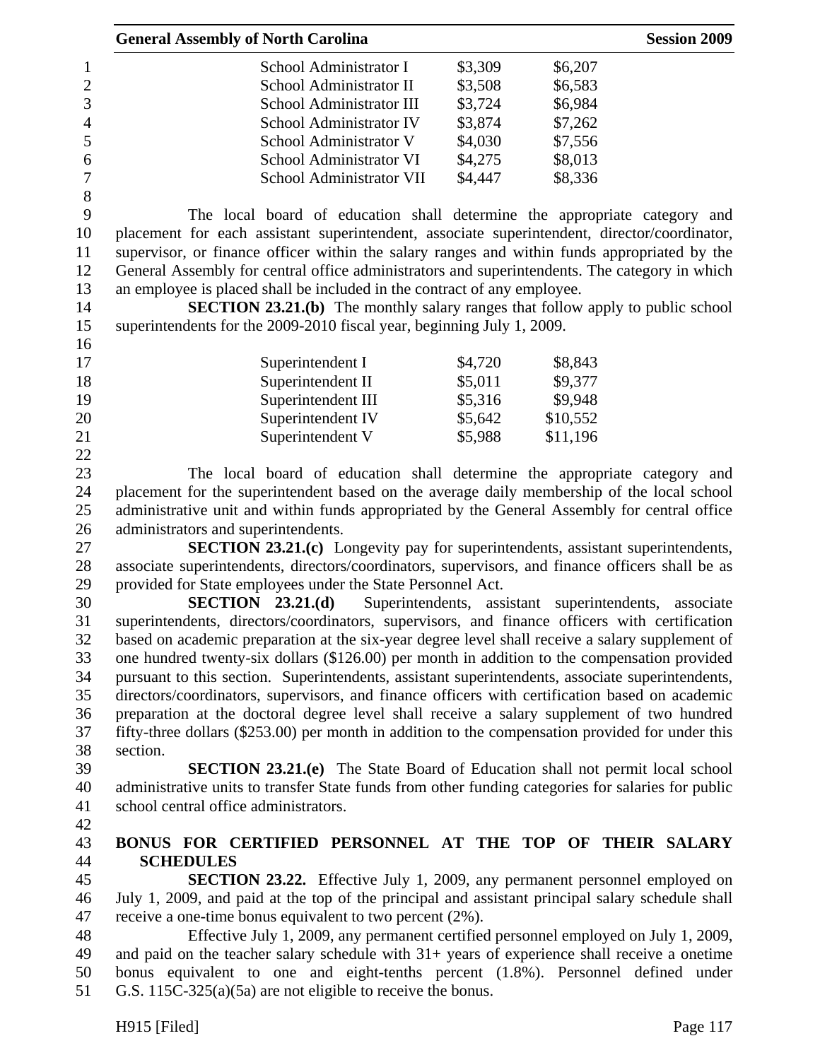| | | |
|---|---|---|
| School Administrator I | $3,309 | $6,207 |
| School Administrator II | $3,508 | $6,583 |
| School Administrator III | $3,724 | $6,984 |
| School Administrator IV | $3,874 | $7,262 |
| School Administrator V | $4,030 | $7,556 |
| School Administrator VI | $4,275 | $8,013 |
| School Administrator VII | $4,447 | $8,336 |

The local board of education shall determine the appropriate category and placement for each assistant superintendent, associate superintendent, director/coordinator, supervisor, or finance officer within the salary ranges and within funds appropriated by the General Assembly for central office administrators and superintendents. The category in which an employee is placed shall be included in the contract of any employee.

**SECTION 23.21.(b)** The monthly salary ranges that follow apply to public school superintendents for the 2009-2010 fiscal year, beginning July 1, 2009.

| | | |
|---|---|---|
| Superintendent I | $4,720 | $8,843 |
| Superintendent II | $5,011 | $9,377 |
| Superintendent III | $5,316 | $9,948 |
| Superintendent IV | $5,642 | $10,552 |
| Superintendent V | $5,988 | $11,196 |

The local board of education shall determine the appropriate category and placement for the superintendent based on the average daily membership of the local school administrative unit and within funds appropriated by the General Assembly for central office administrators and superintendents.

**SECTION 23.21.(c)** Longevity pay for superintendents, assistant superintendents, associate superintendents, directors/coordinators, supervisors, and finance officers shall be as provided for State employees under the State Personnel Act.

**SECTION 23.21.(d)** Superintendents, assistant superintendents, associate superintendents, directors/coordinators, supervisors, and finance officers with certification based on academic preparation at the six-year degree level shall receive a salary supplement of one hundred twenty-six dollars ($126.00) per month in addition to the compensation provided pursuant to this section. Superintendents, assistant superintendents, associate superintendents, directors/coordinators, supervisors, and finance officers with certification based on academic preparation at the doctoral degree level shall receive a salary supplement of two hundred fifty-three dollars ($253.00) per month in addition to the compensation provided for under this section.

**SECTION 23.21.(e)** The State Board of Education shall not permit local school administrative units to transfer State funds from other funding categories for salaries for public school central office administrators.

**BONUS FOR CERTIFIED PERSONNEL AT THE TOP OF THEIR SALARY SCHEDULES**

**SECTION 23.22.** Effective July 1, 2009, any permanent personnel employed on July 1, 2009, and paid at the top of the principal and assistant principal salary schedule shall receive a one-time bonus equivalent to two percent (2%).

Effective July 1, 2009, any permanent certified personnel employed on July 1, 2009, and paid on the teacher salary schedule with 31+ years of experience shall receive a onetime bonus equivalent to one and eight-tenths percent (1.8%). Personnel defined under G.S. 115C-325(a)(5a) are not eligible to receive the bonus.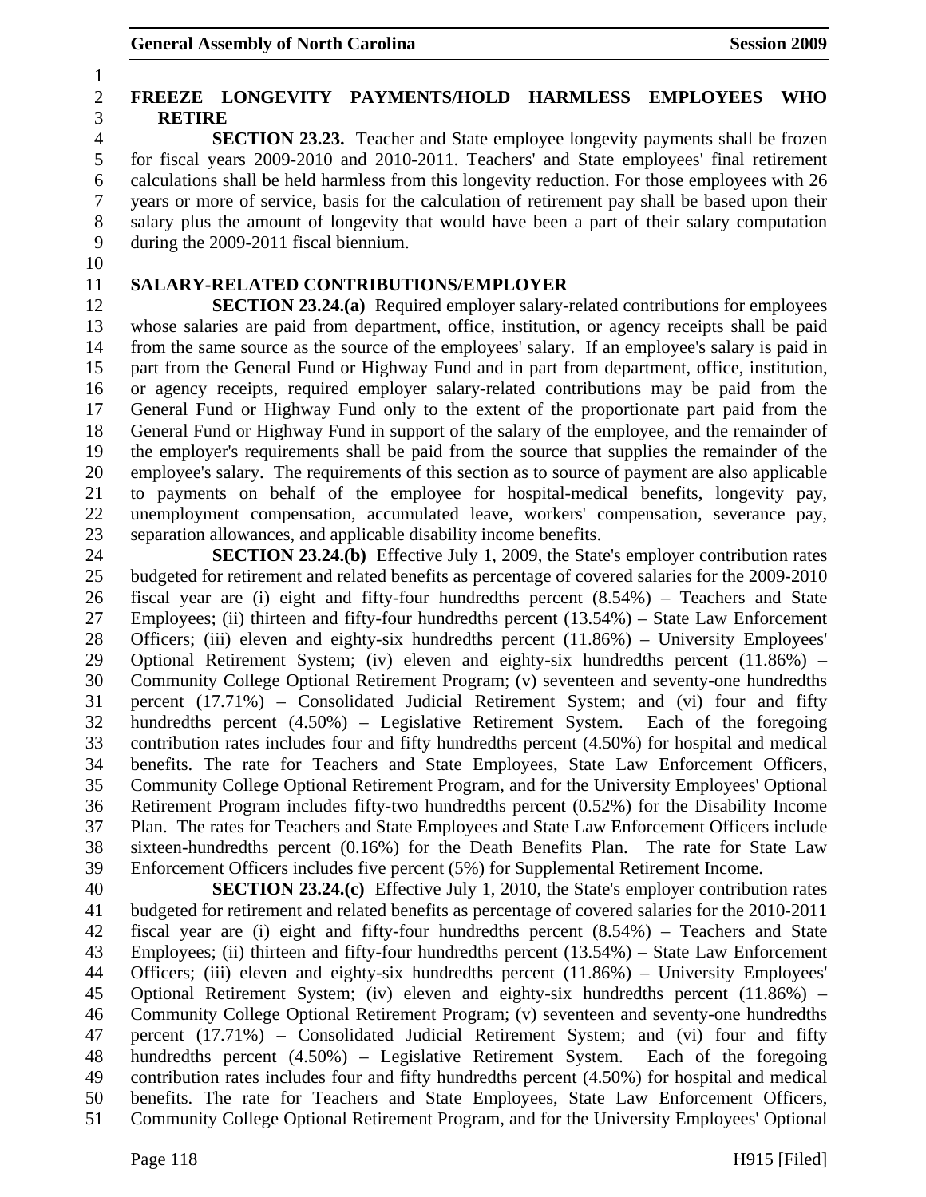## FREEZE LONGEVITY PAYMENTS/HOLD HARMLESS EMPLOYEES WHO RETIRE

**SECTION 23.23.** Teacher and State employee longevity payments shall be frozen for fiscal years 2009-2010 and 2010-2011. Teachers' and State employees' final retirement calculations shall be held harmless from this longevity reduction. For those employees with 26 years or more of service, basis for the calculation of retirement pay shall be based upon their salary plus the amount of longevity that would have been a part of their salary computation during the 2009-2011 fiscal biennium.

## SALARY-RELATED CONTRIBUTIONS/EMPLOYER

**SECTION 23.24.(a)** Required employer salary-related contributions for employees whose salaries are paid from department, office, institution, or agency receipts shall be paid from the same source as the source of the employees' salary. If an employee's salary is paid in part from the General Fund or Highway Fund and in part from department, office, institution, or agency receipts, required employer salary-related contributions may be paid from the General Fund or Highway Fund only to the extent of the proportionate part paid from the General Fund or Highway Fund in support of the salary of the employee, and the remainder of the employer's requirements shall be paid from the source that supplies the remainder of the employee's salary. The requirements of this section as to source of payment are also applicable to payments on behalf of the employee for hospital-medical benefits, longevity pay, unemployment compensation, accumulated leave, workers' compensation, severance pay, separation allowances, and applicable disability income benefits.

**SECTION 23.24.(b)** Effective July 1, 2009, the State's employer contribution rates budgeted for retirement and related benefits as percentage of covered salaries for the 2009-2010 fiscal year are (i) eight and fifty-four hundredths percent (8.54%) – Teachers and State Employees; (ii) thirteen and fifty-four hundredths percent (13.54%) – State Law Enforcement Officers; (iii) eleven and eighty-six hundredths percent (11.86%) – University Employees' Optional Retirement System; (iv) eleven and eighty-six hundredths percent (11.86%) – Community College Optional Retirement Program; (v) seventeen and seventy-one hundredths percent (17.71%) – Consolidated Judicial Retirement System; and (vi) four and fifty hundredths percent (4.50%) – Legislative Retirement System. Each of the foregoing contribution rates includes four and fifty hundredths percent (4.50%) for hospital and medical benefits. The rate for Teachers and State Employees, State Law Enforcement Officers, Community College Optional Retirement Program, and for the University Employees' Optional Retirement Program includes fifty-two hundredths percent (0.52%) for the Disability Income Plan. The rates for Teachers and State Employees and State Law Enforcement Officers include sixteen-hundredths percent (0.16%) for the Death Benefits Plan. The rate for State Law Enforcement Officers includes five percent (5%) for Supplemental Retirement Income.

**SECTION 23.24.(c)** Effective July 1, 2010, the State's employer contribution rates budgeted for retirement and related benefits as percentage of covered salaries for the 2010-2011 fiscal year are (i) eight and fifty-four hundredths percent (8.54%) – Teachers and State Employees; (ii) thirteen and fifty-four hundredths percent (13.54%) – State Law Enforcement Officers; (iii) eleven and eighty-six hundredths percent (11.86%) – University Employees' Optional Retirement System; (iv) eleven and eighty-six hundredths percent (11.86%) – Community College Optional Retirement Program; (v) seventeen and seventy-one hundredths percent (17.71%) – Consolidated Judicial Retirement System; and (vi) four and fifty hundredths percent (4.50%) – Legislative Retirement System. Each of the foregoing contribution rates includes four and fifty hundredths percent (4.50%) for hospital and medical benefits. The rate for Teachers and State Employees, State Law Enforcement Officers, Community College Optional Retirement Program, and for the University Employees' Optional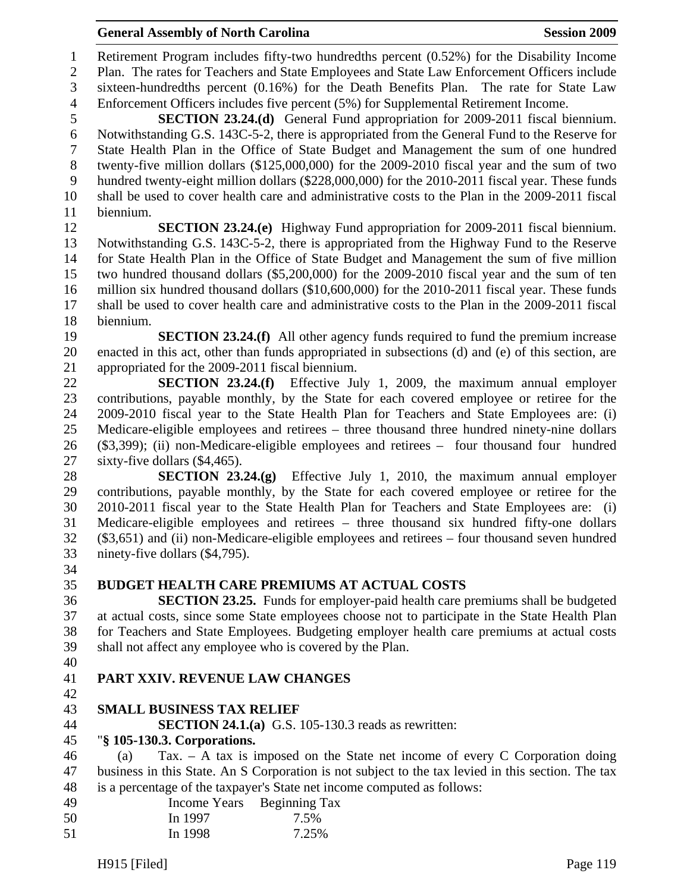Retirement Program includes fifty-two hundredths percent (0.52%) for the Disability Income Plan. The rates for Teachers and State Employees and State Law Enforcement Officers include sixteen-hundredths percent (0.16%) for the Death Benefits Plan. The rate for State Law Enforcement Officers includes five percent (5%) for Supplemental Retirement Income.

**SECTION 23.24.(d)** General Fund appropriation for 2009-2011 fiscal biennium. Notwithstanding G.S. 143C-5-2, there is appropriated from the General Fund to the Reserve for State Health Plan in the Office of State Budget and Management the sum of one hundred twenty-five million dollars ($125,000,000) for the 2009-2010 fiscal year and the sum of two hundred twenty-eight million dollars ($228,000,000) for the 2010-2011 fiscal year. These funds shall be used to cover health care and administrative costs to the Plan in the 2009-2011 fiscal biennium.

**SECTION 23.24.(e)** Highway Fund appropriation for 2009-2011 fiscal biennium. Notwithstanding G.S. 143C-5-2, there is appropriated from the Highway Fund to the Reserve for State Health Plan in the Office of State Budget and Management the sum of five million two hundred thousand dollars ($5,200,000) for the 2009-2010 fiscal year and the sum of ten million six hundred thousand dollars ($10,600,000) for the 2010-2011 fiscal year. These funds shall be used to cover health care and administrative costs to the Plan in the 2009-2011 fiscal biennium.

**SECTION 23.24.(f)** All other agency funds required to fund the premium increase enacted in this act, other than funds appropriated in subsections (d) and (e) of this section, are appropriated for the 2009-2011 fiscal biennium.

**SECTION 23.24.(f)** Effective July 1, 2009, the maximum annual employer contributions, payable monthly, by the State for each covered employee or retiree for the 2009-2010 fiscal year to the State Health Plan for Teachers and State Employees are: (i) Medicare-eligible employees and retirees – three thousand three hundred ninety-nine dollars ($3,399); (ii) non-Medicare-eligible employees and retirees – four thousand four hundred sixty-five dollars ($4,465).

**SECTION 23.24.(g)** Effective July 1, 2010, the maximum annual employer contributions, payable monthly, by the State for each covered employee or retiree for the 2010-2011 fiscal year to the State Health Plan for Teachers and State Employees are: (i) Medicare-eligible employees and retirees – three thousand six hundred fifty-one dollars ($3,651) and (ii) non-Medicare-eligible employees and retirees – four thousand seven hundred ninety-five dollars ($4,795).

**BUDGET HEALTH CARE PREMIUMS AT ACTUAL COSTS**

**SECTION 23.25.** Funds for employer-paid health care premiums shall be budgeted at actual costs, since some State employees choose not to participate in the State Health Plan for Teachers and State Employees. Budgeting employer health care premiums at actual costs shall not affect any employee who is covered by the Plan.

**PART XXIV. REVENUE LAW CHANGES**

**SMALL BUSINESS TAX RELIEF**

**SECTION 24.1.(a)** G.S. 105-130.3 reads as rewritten:

"**§ 105-130.3. Corporations.**

(a) Tax. – A tax is imposed on the State net income of every C Corporation doing business in this State. An S Corporation is not subject to the tax levied in this section. The tax is a percentage of the taxpayer's State net income computed as follows:

| Income Years Beginning | Tax |
|---|---|
| In 1997 | 7.5% |
| In 1998 | 7.25% |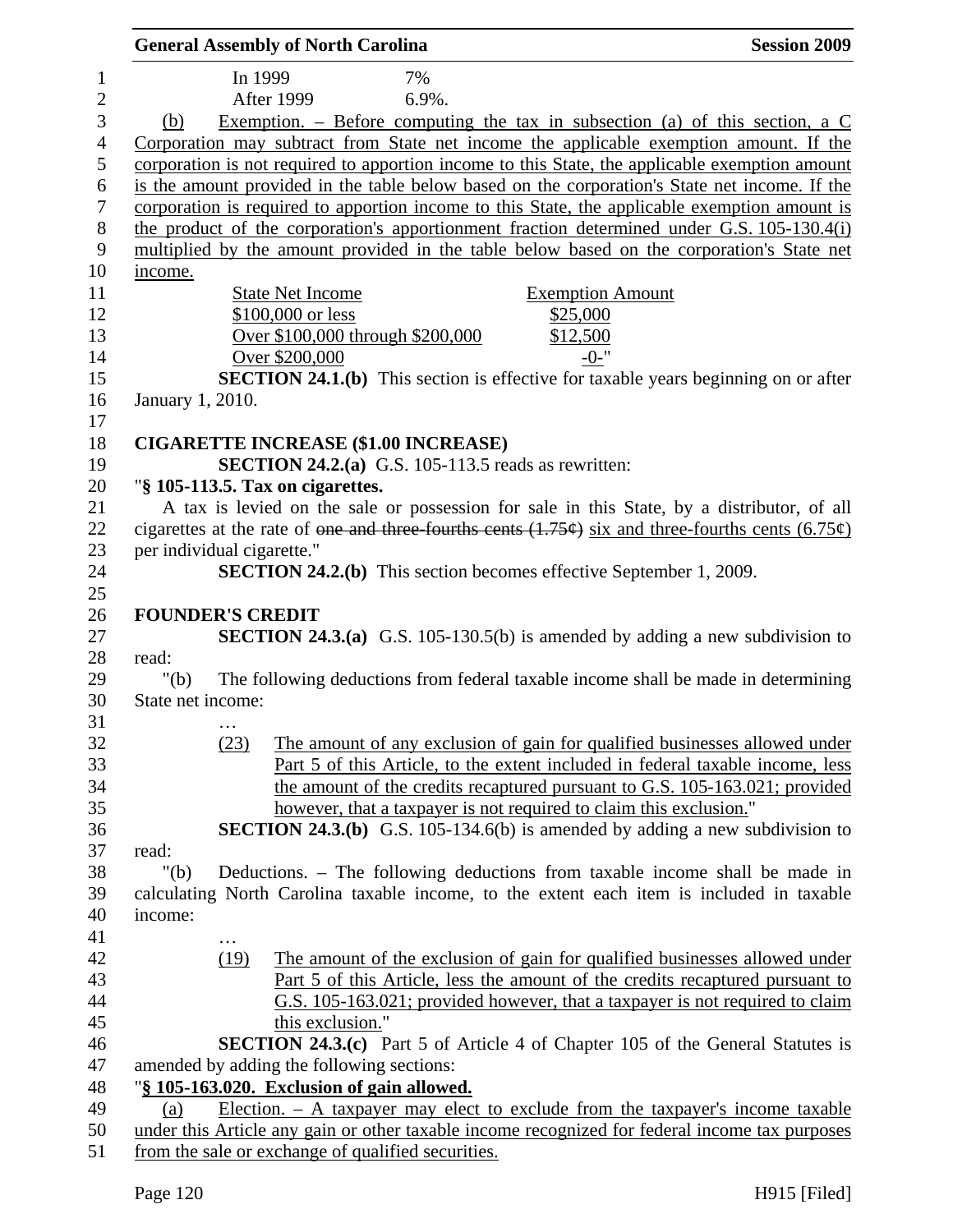| | |
|---|---|
| In 1999 | 7% |
| After 1999 | 6.9%. |

(b) Exemption. – Before computing the tax in subsection (a) of this section, a C Corporation may subtract from State net income the applicable exemption amount. If the corporation is not required to apportion income to this State, the applicable exemption amount is the amount provided in the table below based on the corporation's State net income. If the corporation is required to apportion income to this State, the applicable exemption amount is the product of the corporation's apportionment fraction determined under G.S. 105-130.4(i) multiplied by the amount provided in the table below based on the corporation's State net income.

| State Net Income | Exemption Amount |
|---|---|
| $100,000 or less | $25,000 |
| Over $100,000 through $200,000 | $12,500 |
| Over $200,000 | -0-" |

**SECTION 24.1.(b)** This section is effective for taxable years beginning on or after January 1, 2010.

**CIGARETTE INCREASE ($1.00 INCREASE)**

**SECTION 24.2.(a)** G.S. 105-113.5 reads as rewritten:

"**§ 105-113.5. Tax on cigarettes.**

A tax is levied on the sale or possession for sale in this State, by a distributor, of all cigarettes at the rate of ~~one and three-fourths cents (1.75¢)~~ six and three-fourths cents (6.75¢) per individual cigarette."

**SECTION 24.2.(b)** This section becomes effective September 1, 2009.

**FOUNDER'S CREDIT**

**SECTION 24.3.(a)** G.S. 105-130.5(b) is amended by adding a new subdivision to read:

"(b) The following deductions from federal taxable income shall be made in determining State net income:

…

(23) The amount of any exclusion of gain for qualified businesses allowed under Part 5 of this Article, to the extent included in federal taxable income, less the amount of the credits recaptured pursuant to G.S. 105-163.021; provided however, that a taxpayer is not required to claim this exclusion."

**SECTION 24.3.(b)** G.S. 105-134.6(b) is amended by adding a new subdivision to read:

"(b) Deductions. – The following deductions from taxable income shall be made in calculating North Carolina taxable income, to the extent each item is included in taxable income:

…

(19) The amount of the exclusion of gain for qualified businesses allowed under Part 5 of this Article, less the amount of the credits recaptured pursuant to G.S. 105-163.021; provided however, that a taxpayer is not required to claim this exclusion."

**SECTION 24.3.(c)** Part 5 of Article 4 of Chapter 105 of the General Statutes is amended by adding the following sections:

"**§ 105-163.020. Exclusion of gain allowed.**

(a) Election. – A taxpayer may elect to exclude from the taxpayer's income taxable under this Article any gain or other taxable income recognized for federal income tax purposes from the sale or exchange of qualified securities.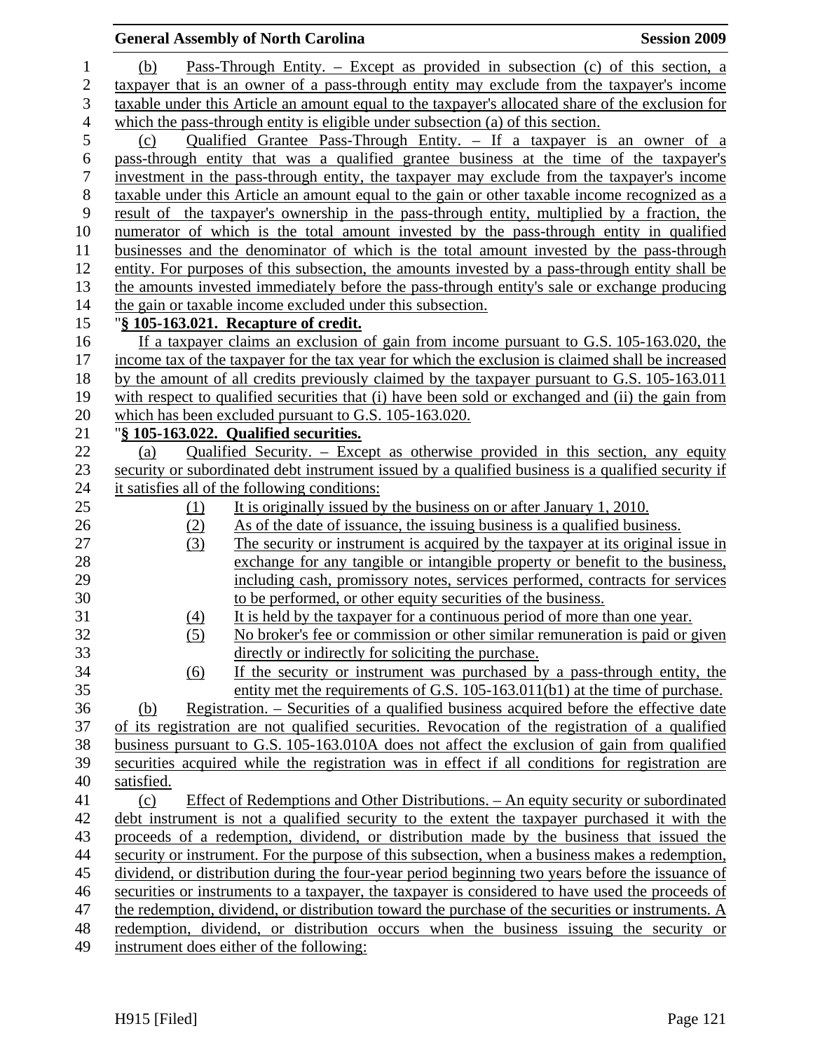(b) Pass-Through Entity. – Except as provided in subsection (c) of this section, a taxpayer that is an owner of a pass-through entity may exclude from the taxpayer's income taxable under this Article an amount equal to the taxpayer's allocated share of the exclusion for which the pass-through entity is eligible under subsection (a) of this section.

(c) Qualified Grantee Pass-Through Entity. – If a taxpayer is an owner of a pass-through entity that was a qualified grantee business at the time of the taxpayer's investment in the pass-through entity, the taxpayer may exclude from the taxpayer's income taxable under this Article an amount equal to the gain or other taxable income recognized as a result of the taxpayer's ownership in the pass-through entity, multiplied by a fraction, the numerator of which is the total amount invested by the pass-through entity in qualified businesses and the denominator of which is the total amount invested by the pass-through entity. For purposes of this subsection, the amounts invested by a pass-through entity shall be the amounts invested immediately before the pass-through entity's sale or exchange producing the gain or taxable income excluded under this subsection.

"**§ 105-163.021. Recapture of credit.**

If a taxpayer claims an exclusion of gain from income pursuant to G.S. 105-163.020, the income tax of the taxpayer for the tax year for which the exclusion is claimed shall be increased by the amount of all credits previously claimed by the taxpayer pursuant to G.S. 105-163.011 with respect to qualified securities that (i) have been sold or exchanged and (ii) the gain from which has been excluded pursuant to G.S. 105-163.020.

"**§ 105-163.022. Qualified securities.**

(a) Qualified Security. – Except as otherwise provided in this section, any equity security or subordinated debt instrument issued by a qualified business is a qualified security if it satisfies all of the following conditions:

(1) It is originally issued by the business on or after January 1, 2010.
(2) As of the date of issuance, the issuing business is a qualified business.
(3) The security or instrument is acquired by the taxpayer at its original issue in exchange for any tangible or intangible property or benefit to the business, including cash, promissory notes, services performed, contracts for services to be performed, or other equity securities of the business.
(4) It is held by the taxpayer for a continuous period of more than one year.
(5) No broker's fee or commission or other similar remuneration is paid or given directly or indirectly for soliciting the purchase.
(6) If the security or instrument was purchased by a pass-through entity, the entity met the requirements of G.S. 105-163.011(b1) at the time of purchase.

(b) Registration. – Securities of a qualified business acquired before the effective date of its registration are not qualified securities. Revocation of the registration of a qualified business pursuant to G.S. 105-163.010A does not affect the exclusion of gain from qualified securities acquired while the registration was in effect if all conditions for registration are satisfied.

(c) Effect of Redemptions and Other Distributions. – An equity security or subordinated debt instrument is not a qualified security to the extent the taxpayer purchased it with the proceeds of a redemption, dividend, or distribution made by the business that issued the security or instrument. For the purpose of this subsection, when a business makes a redemption, dividend, or distribution during the four-year period beginning two years before the issuance of securities or instruments to a taxpayer, the taxpayer is considered to have used the proceeds of the redemption, dividend, or distribution toward the purchase of the securities or instruments. A redemption, dividend, or distribution occurs when the business issuing the security or instrument does either of the following: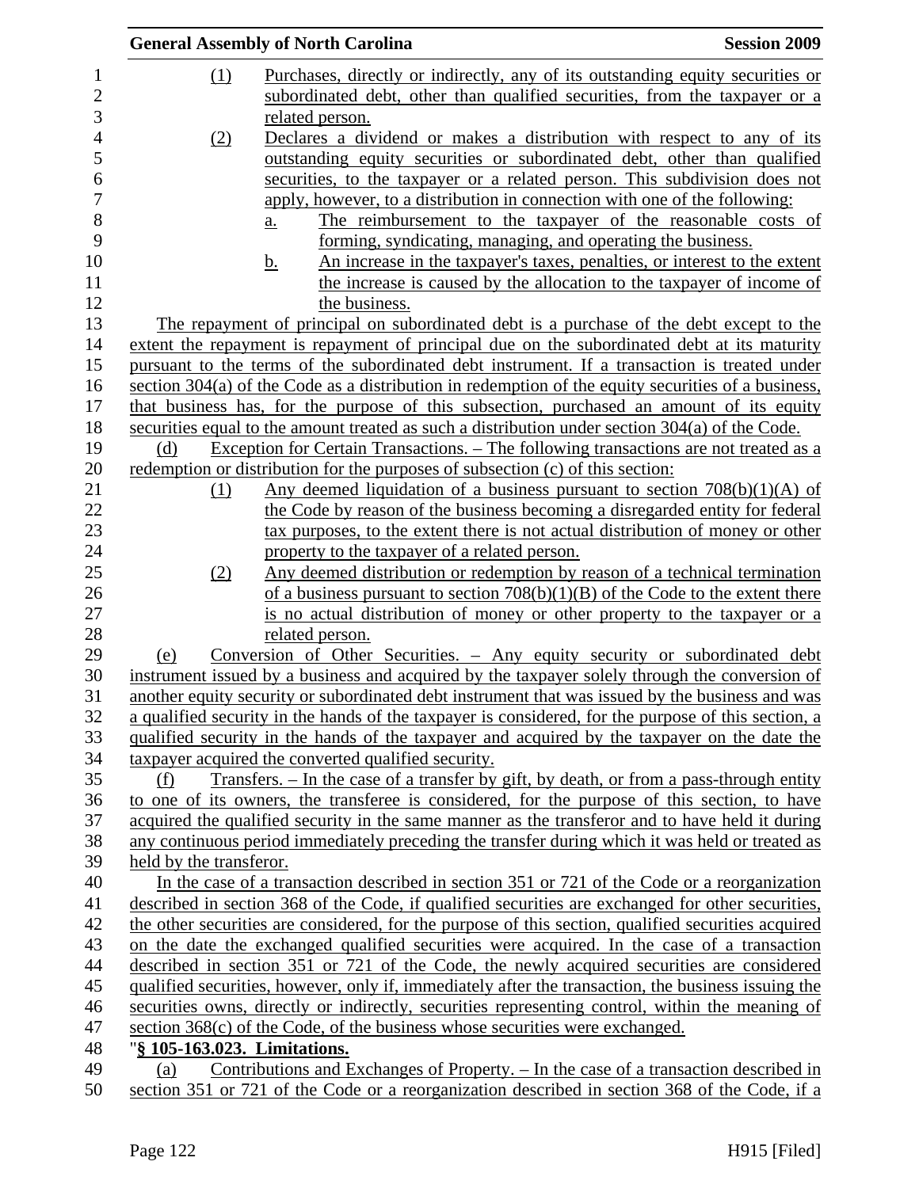(1) Purchases, directly or indirectly, any of its outstanding equity securities or subordinated debt, other than qualified securities, from the taxpayer or a related person.

(2) Declares a dividend or makes a distribution with respect to any of its outstanding equity securities or subordinated debt, other than qualified securities, to the taxpayer or a related person. This subdivision does not apply, however, to a distribution in connection with one of the following:

a. The reimbursement to the taxpayer of the reasonable costs of forming, syndicating, managing, and operating the business.

b. An increase in the taxpayer's taxes, penalties, or interest to the extent the increase is caused by the allocation to the taxpayer of income of the business.

The repayment of principal on subordinated debt is a purchase of the debt except to the extent the repayment is repayment of principal due on the subordinated debt at its maturity pursuant to the terms of the subordinated debt instrument. If a transaction is treated under section 304(a) of the Code as a distribution in redemption of the equity securities of a business, that business has, for the purpose of this subsection, purchased an amount of its equity securities equal to the amount treated as such a distribution under section 304(a) of the Code.

(d) Exception for Certain Transactions. – The following transactions are not treated as a redemption or distribution for the purposes of subsection (c) of this section:

(1) Any deemed liquidation of a business pursuant to section 708(b)(1)(A) of the Code by reason of the business becoming a disregarded entity for federal tax purposes, to the extent there is not actual distribution of money or other property to the taxpayer of a related person.

(2) Any deemed distribution or redemption by reason of a technical termination of a business pursuant to section 708(b)(1)(B) of the Code to the extent there is no actual distribution of money or other property to the taxpayer or a related person.

(e) Conversion of Other Securities. – Any equity security or subordinated debt instrument issued by a business and acquired by the taxpayer solely through the conversion of another equity security or subordinated debt instrument that was issued by the business and was a qualified security in the hands of the taxpayer is considered, for the purpose of this section, a qualified security in the hands of the taxpayer and acquired by the taxpayer on the date the taxpayer acquired the converted qualified security.

(f) Transfers. – In the case of a transfer by gift, by death, or from a pass-through entity to one of its owners, the transferee is considered, for the purpose of this section, to have acquired the qualified security in the same manner as the transferor and to have held it during any continuous period immediately preceding the transfer during which it was held or treated as held by the transferor.

In the case of a transaction described in section 351 or 721 of the Code or a reorganization described in section 368 of the Code, if qualified securities are exchanged for other securities, the other securities are considered, for the purpose of this section, qualified securities acquired on the date the exchanged qualified securities were acquired. In the case of a transaction described in section 351 or 721 of the Code, the newly acquired securities are considered qualified securities, however, only if, immediately after the transaction, the business issuing the securities owns, directly or indirectly, securities representing control, within the meaning of section 368(c) of the Code, of the business whose securities were exchanged.

"**§ 105-163.023. Limitations.**

(a) Contributions and Exchanges of Property. – In the case of a transaction described in section 351 or 721 of the Code or a reorganization described in section 368 of the Code, if a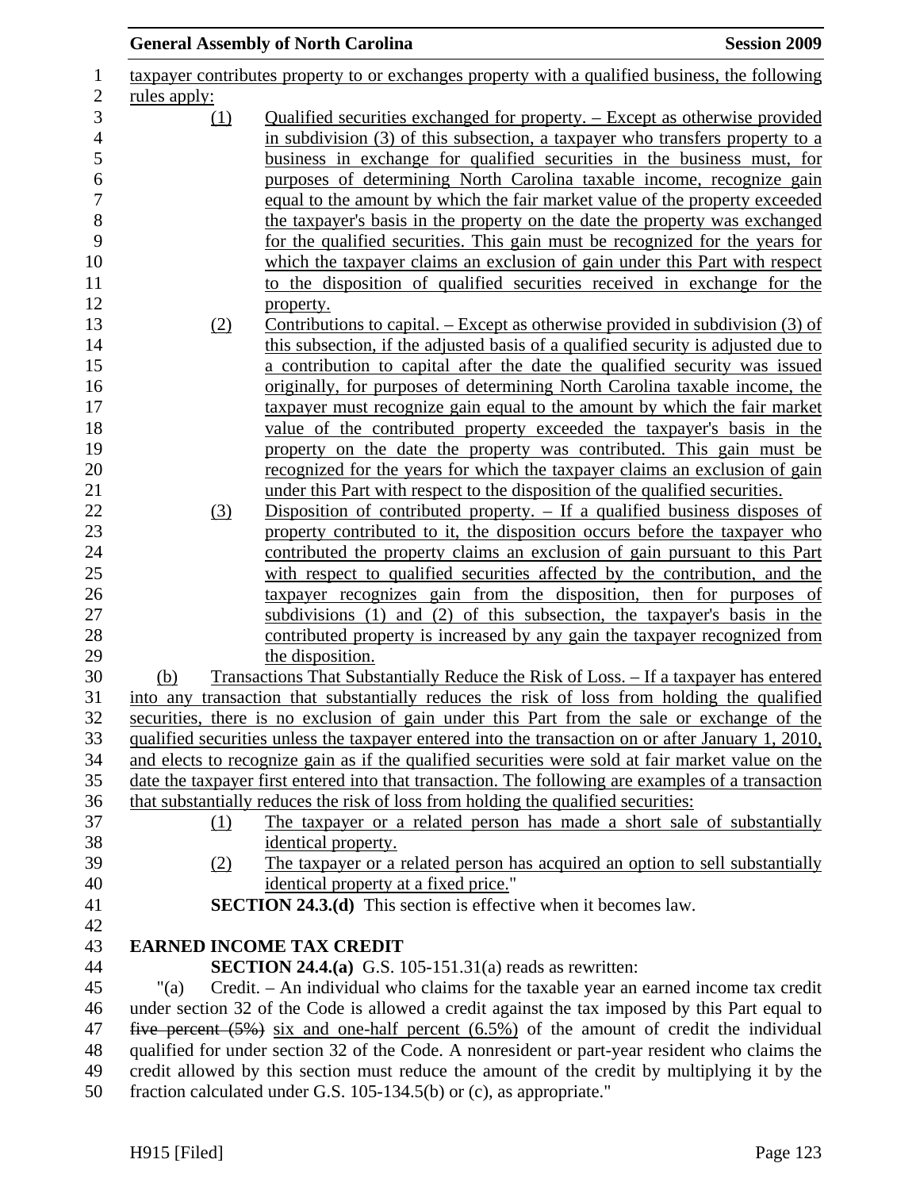taxpayer contributes property to or exchanges property with a qualified business, the following rules apply:

(1) Qualified securities exchanged for property. – Except as otherwise provided in subdivision (3) of this subsection, a taxpayer who transfers property to a business in exchange for qualified securities in the business must, for purposes of determining North Carolina taxable income, recognize gain equal to the amount by which the fair market value of the property exceeded the taxpayer's basis in the property on the date the property was exchanged for the qualified securities. This gain must be recognized for the years for which the taxpayer claims an exclusion of gain under this Part with respect to the disposition of qualified securities received in exchange for the property.

(2) Contributions to capital. – Except as otherwise provided in subdivision (3) of this subsection, if the adjusted basis of a qualified security is adjusted due to a contribution to capital after the date the qualified security was issued originally, for purposes of determining North Carolina taxable income, the taxpayer must recognize gain equal to the amount by which the fair market value of the contributed property exceeded the taxpayer's basis in the property on the date the property was contributed. This gain must be recognized for the years for which the taxpayer claims an exclusion of gain under this Part with respect to the disposition of the qualified securities.

(3) Disposition of contributed property. – If a qualified business disposes of property contributed to it, the disposition occurs before the taxpayer who contributed the property claims an exclusion of gain pursuant to this Part with respect to qualified securities affected by the contribution, and the taxpayer recognizes gain from the disposition, then for purposes of subdivisions (1) and (2) of this subsection, the taxpayer's basis in the contributed property is increased by any gain the taxpayer recognized from the disposition.

(b) Transactions That Substantially Reduce the Risk of Loss. – If a taxpayer has entered into any transaction that substantially reduces the risk of loss from holding the qualified securities, there is no exclusion of gain under this Part from the sale or exchange of the qualified securities unless the taxpayer entered into the transaction on or after January 1, 2010, and elects to recognize gain as if the qualified securities were sold at fair market value on the date the taxpayer first entered into that transaction. The following are examples of a transaction that substantially reduces the risk of loss from holding the qualified securities:

(1) The taxpayer or a related person has made a short sale of substantially identical property.

(2) The taxpayer or a related person has acquired an option to sell substantially identical property at a fixed price."

**SECTION 24.3.(d)** This section is effective when it becomes law.

**EARNED INCOME TAX CREDIT**

**SECTION 24.4.(a)** G.S. 105-151.31(a) reads as rewritten:

"(a) Credit. – An individual who claims for the taxable year an earned income tax credit under section 32 of the Code is allowed a credit against the tax imposed by this Part equal to ~~five percent (5%)~~ six and one-half percent (6.5%) of the amount of credit the individual qualified for under section 32 of the Code. A nonresident or part-year resident who claims the credit allowed by this section must reduce the amount of the credit by multiplying it by the fraction calculated under G.S. 105-134.5(b) or (c), as appropriate."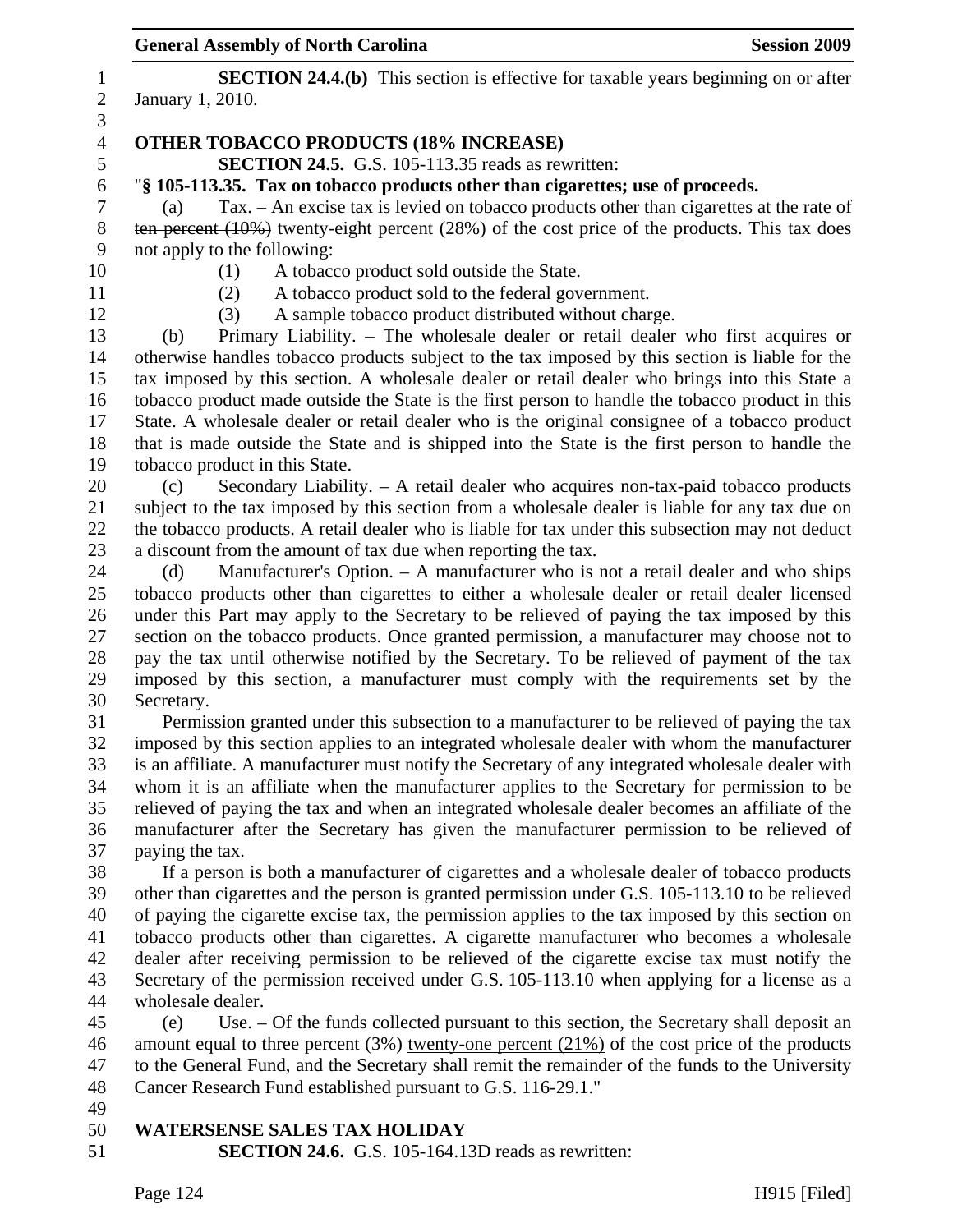**SECTION 24.4.(b)** This section is effective for taxable years beginning on or after January 1, 2010.

**OTHER TOBACCO PRODUCTS (18% INCREASE)**

**SECTION 24.5.** G.S. 105-113.35 reads as rewritten:

"**§ 105-113.35. Tax on tobacco products other than cigarettes; use of proceeds.**

(a) Tax. – An excise tax is levied on tobacco products other than cigarettes at the rate of ~~ten percent (10%)~~ twenty-eight percent (28%) of the cost price of the products. This tax does not apply to the following:

(1) A tobacco product sold outside the State.

(2) A tobacco product sold to the federal government.

(3) A sample tobacco product distributed without charge.

(b) Primary Liability. – The wholesale dealer or retail dealer who first acquires or otherwise handles tobacco products subject to the tax imposed by this section is liable for the tax imposed by this section. A wholesale dealer or retail dealer who brings into this State a tobacco product made outside the State is the first person to handle the tobacco product in this State. A wholesale dealer or retail dealer who is the original consignee of a tobacco product that is made outside the State and is shipped into the State is the first person to handle the tobacco product in this State.

(c) Secondary Liability. – A retail dealer who acquires non-tax-paid tobacco products subject to the tax imposed by this section from a wholesale dealer is liable for any tax due on the tobacco products. A retail dealer who is liable for tax under this subsection may not deduct a discount from the amount of tax due when reporting the tax.

(d) Manufacturer's Option. – A manufacturer who is not a retail dealer and who ships tobacco products other than cigarettes to either a wholesale dealer or retail dealer licensed under this Part may apply to the Secretary to be relieved of paying the tax imposed by this section on the tobacco products. Once granted permission, a manufacturer may choose not to pay the tax until otherwise notified by the Secretary. To be relieved of payment of the tax imposed by this section, a manufacturer must comply with the requirements set by the Secretary.

Permission granted under this subsection to a manufacturer to be relieved of paying the tax imposed by this section applies to an integrated wholesale dealer with whom the manufacturer is an affiliate. A manufacturer must notify the Secretary of any integrated wholesale dealer with whom it is an affiliate when the manufacturer applies to the Secretary for permission to be relieved of paying the tax and when an integrated wholesale dealer becomes an affiliate of the manufacturer after the Secretary has given the manufacturer permission to be relieved of paying the tax.

If a person is both a manufacturer of cigarettes and a wholesale dealer of tobacco products other than cigarettes and the person is granted permission under G.S. 105-113.10 to be relieved of paying the cigarette excise tax, the permission applies to the tax imposed by this section on tobacco products other than cigarettes. A cigarette manufacturer who becomes a wholesale dealer after receiving permission to be relieved of the cigarette excise tax must notify the Secretary of the permission received under G.S. 105-113.10 when applying for a license as a wholesale dealer.

(e) Use. – Of the funds collected pursuant to this section, the Secretary shall deposit an amount equal to ~~three percent (3%)~~ twenty-one percent (21%) of the cost price of the products to the General Fund, and the Secretary shall remit the remainder of the funds to the University Cancer Research Fund established pursuant to G.S. 116-29.1."

**WATERSENSE SALES TAX HOLIDAY**

**SECTION 24.6.** G.S. 105-164.13D reads as rewritten: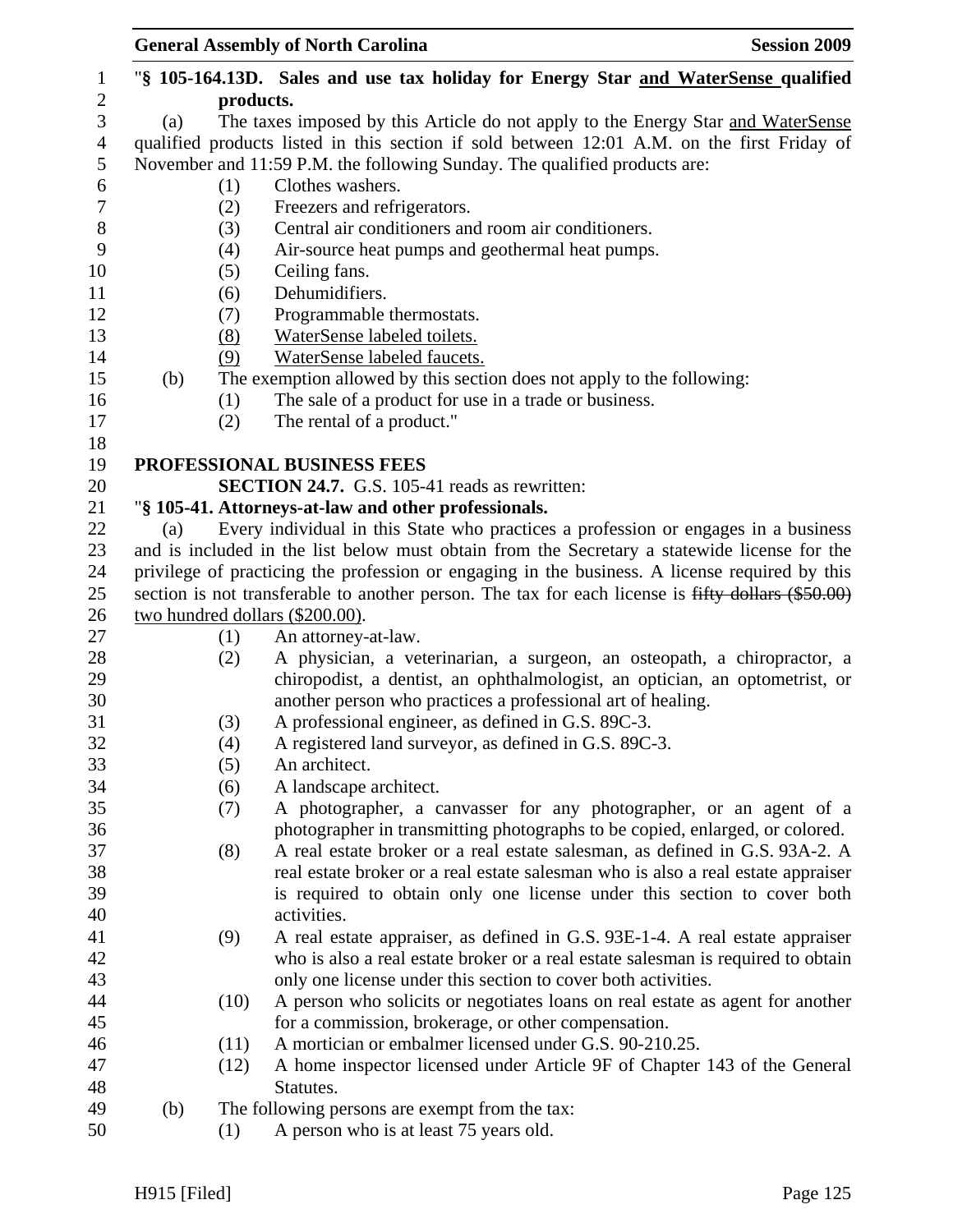"**§ 105-164.13D. Sales and use tax holiday for Energy Star <u>and WaterSense</u> qualified products.**

(a) The taxes imposed by this Article do not apply to the Energy Star <u>and WaterSense</u> qualified products listed in this section if sold between 12:01 A.M. on the first Friday of November and 11:59 P.M. the following Sunday. The qualified products are:

(1) Clothes washers.
(2) Freezers and refrigerators.
(3) Central air conditioners and room air conditioners.
(4) Air-source heat pumps and geothermal heat pumps.
(5) Ceiling fans.
(6) Dehumidifiers.
(7) Programmable thermostats.
<u>(8) WaterSense labeled toilets.</u>
<u>(9) WaterSense labeled faucets.</u>

(b) The exemption allowed by this section does not apply to the following:

(1) The sale of a product for use in a trade or business.
(2) The rental of a product."

**PROFESSIONAL BUSINESS FEES**

**SECTION 24.7.** G.S. 105-41 reads as rewritten:

"**§ 105-41. Attorneys-at-law and other professionals.**

(a) Every individual in this State who practices a profession or engages in a business and is included in the list below must obtain from the Secretary a statewide license for the privilege of practicing the profession or engaging in the business. A license required by this section is not transferable to another person. The tax for each license is ~~fifty dollars ($50.00)~~ <u>two hundred dollars ($200.00)</u>.

(1) An attorney-at-law.
(2) A physician, a veterinarian, a surgeon, an osteopath, a chiropractor, a chiropodist, a dentist, an ophthalmologist, an optician, an optometrist, or another person who practices a professional art of healing.
(3) A professional engineer, as defined in G.S. 89C-3.
(4) A registered land surveyor, as defined in G.S. 89C-3.
(5) An architect.
(6) A landscape architect.
(7) A photographer, a canvasser for any photographer, or an agent of a photographer in transmitting photographs to be copied, enlarged, or colored.
(8) A real estate broker or a real estate salesman, as defined in G.S. 93A-2. A real estate broker or a real estate salesman who is also a real estate appraiser is required to obtain only one license under this section to cover both activities.
(9) A real estate appraiser, as defined in G.S. 93E-1-4. A real estate appraiser who is also a real estate broker or a real estate salesman is required to obtain only one license under this section to cover both activities.
(10) A person who solicits or negotiates loans on real estate as agent for another for a commission, brokerage, or other compensation.
(11) A mortician or embalmer licensed under G.S. 90-210.25.
(12) A home inspector licensed under Article 9F of Chapter 143 of the General Statutes.

(b) The following persons are exempt from the tax:

(1) A person who is at least 75 years old.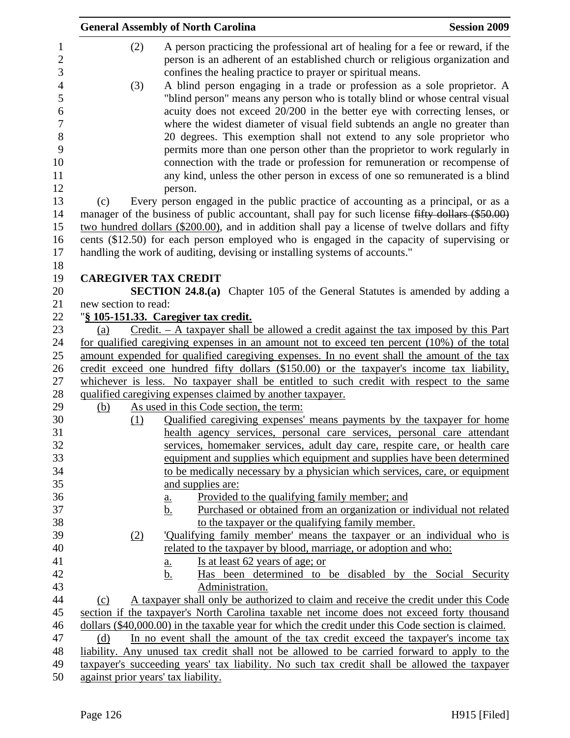(2) A person practicing the professional art of healing for a fee or reward, if the person is an adherent of an established church or religious organization and confines the healing practice to prayer or spiritual means.

(3) A blind person engaging in a trade or profession as a sole proprietor. A "blind person" means any person who is totally blind or whose central visual acuity does not exceed 20/200 in the better eye with correcting lenses, or where the widest diameter of visual field subtends an angle no greater than 20 degrees. This exemption shall not extend to any sole proprietor who permits more than one person other than the proprietor to work regularly in connection with the trade or profession for remuneration or recompense of any kind, unless the other person in excess of one so remunerated is a blind person.

(c) Every person engaged in the public practice of accounting as a principal, or as a manager of the business of public accountant, shall pay for such license ~~fifty dollars ($50.00)~~ two hundred dollars ($200.00), and in addition shall pay a license of twelve dollars and fifty cents ($12.50) for each person employed who is engaged in the capacity of supervising or handling the work of auditing, devising or installing systems of accounts."

**CAREGIVER TAX CREDIT**

**SECTION 24.8.(a)** Chapter 105 of the General Statutes is amended by adding a new section to read:

"**§ 105-151.33. Caregiver tax credit.**

(a) Credit. – A taxpayer shall be allowed a credit against the tax imposed by this Part for qualified caregiving expenses in an amount not to exceed ten percent (10%) of the total amount expended for qualified caregiving expenses. In no event shall the amount of the tax credit exceed one hundred fifty dollars ($150.00) or the taxpayer's income tax liability, whichever is less. No taxpayer shall be entitled to such credit with respect to the same qualified caregiving expenses claimed by another taxpayer.

(b) As used in this Code section, the term:

(1) Qualified caregiving expenses' means payments by the taxpayer for home health agency services, personal care services, personal care attendant services, homemaker services, adult day care, respite care, or health care equipment and supplies which equipment and supplies have been determined to be medically necessary by a physician which services, care, or equipment and supplies are:

a. Provided to the qualifying family member; and

b. Purchased or obtained from an organization or individual not related to the taxpayer or the qualifying family member.

(2) 'Qualifying family member' means the taxpayer or an individual who is related to the taxpayer by blood, marriage, or adoption and who:

a. Is at least 62 years of age; or

b. Has been determined to be disabled by the Social Security Administration.

(c) A taxpayer shall only be authorized to claim and receive the credit under this Code section if the taxpayer's North Carolina taxable net income does not exceed forty thousand dollars ($40,000.00) in the taxable year for which the credit under this Code section is claimed.

(d) In no event shall the amount of the tax credit exceed the taxpayer's income tax liability. Any unused tax credit shall not be allowed to be carried forward to apply to the taxpayer's succeeding years' tax liability. No such tax credit shall be allowed the taxpayer against prior years' tax liability.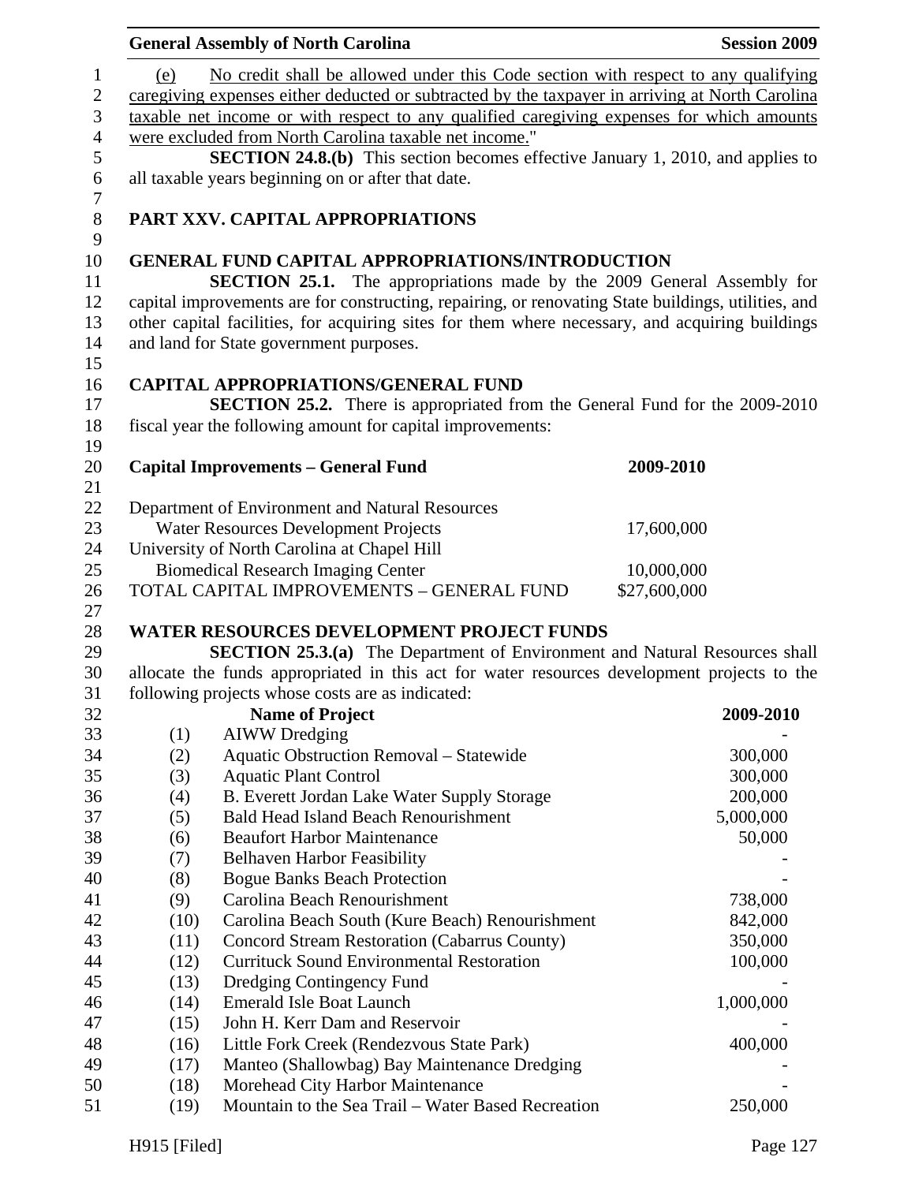(e) No credit shall be allowed under this Code section with respect to any qualifying caregiving expenses either deducted or subtracted by the taxpayer in arriving at North Carolina taxable net income or with respect to any qualified caregiving expenses for which amounts were excluded from North Carolina taxable net income."

**SECTION 24.8.(b)** This section becomes effective January 1, 2010, and applies to all taxable years beginning on or after that date.

## PART XXV. CAPITAL APPROPRIATIONS

### GENERAL FUND CAPITAL APPROPRIATIONS/INTRODUCTION

**SECTION 25.1.** The appropriations made by the 2009 General Assembly for capital improvements are for constructing, repairing, or renovating State buildings, utilities, and other capital facilities, for acquiring sites for them where necessary, and acquiring buildings and land for State government purposes.

### CAPITAL APPROPRIATIONS/GENERAL FUND

**SECTION 25.2.** There is appropriated from the General Fund for the 2009-2010 fiscal year the following amount for capital improvements:

| **Capital Improvements – General Fund** | **2009-2010** |
|---|---|
| Department of Environment and Natural Resources | |
| Water Resources Development Projects | 17,600,000 |
| University of North Carolina at Chapel Hill | |
| Biomedical Research Imaging Center | 10,000,000 |
| TOTAL CAPITAL IMPROVEMENTS – GENERAL FUND | $27,600,000 |

### WATER RESOURCES DEVELOPMENT PROJECT FUNDS

**SECTION 25.3.(a)** The Department of Environment and Natural Resources shall allocate the funds appropriated in this act for water resources development projects to the following projects whose costs are as indicated:

| | **Name of Project** | **2009-2010** |
|---|---|---|
| (1) | AIWW Dredging | - |
| (2) | Aquatic Obstruction Removal – Statewide | 300,000 |
| (3) | Aquatic Plant Control | 300,000 |
| (4) | B. Everett Jordan Lake Water Supply Storage | 200,000 |
| (5) | Bald Head Island Beach Renourishment | 5,000,000 |
| (6) | Beaufort Harbor Maintenance | 50,000 |
| (7) | Belhaven Harbor Feasibility | - |
| (8) | Bogue Banks Beach Protection | - |
| (9) | Carolina Beach Renourishment | 738,000 |
| (10) | Carolina Beach South (Kure Beach) Renourishment | 842,000 |
| (11) | Concord Stream Restoration (Cabarrus County) | 350,000 |
| (12) | Currituck Sound Environmental Restoration | 100,000 |
| (13) | Dredging Contingency Fund | - |
| (14) | Emerald Isle Boat Launch | 1,000,000 |
| (15) | John H. Kerr Dam and Reservoir | - |
| (16) | Little Fork Creek (Rendezvous State Park) | 400,000 |
| (17) | Manteo (Shallowbag) Bay Maintenance Dredging | - |
| (18) | Morehead City Harbor Maintenance | - |
| (19) | Mountain to the Sea Trail – Water Based Recreation | 250,000 |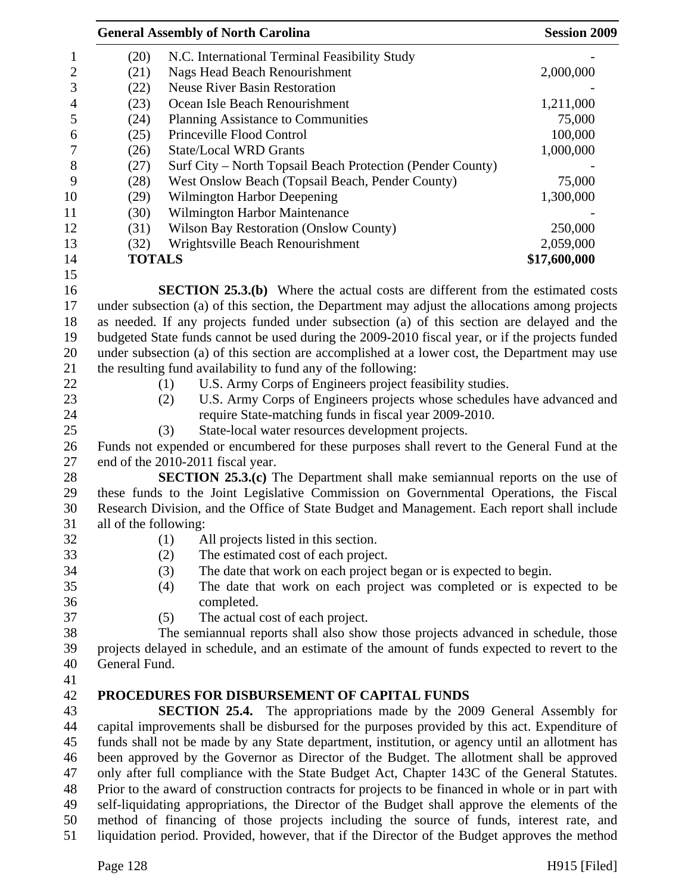| | | |
|---|---|---|
| (20) | N.C. International Terminal Feasibility Study | - |
| (21) | Nags Head Beach Renourishment | 2,000,000 |
| (22) | Neuse River Basin Restoration | - |
| (23) | Ocean Isle Beach Renourishment | 1,211,000 |
| (24) | Planning Assistance to Communities | 75,000 |
| (25) | Princeville Flood Control | 100,000 |
| (26) | State/Local WRD Grants | 1,000,000 |
| (27) | Surf City – North Topsail Beach Protection (Pender County) | - |
| (28) | West Onslow Beach (Topsail Beach, Pender County) | 75,000 |
| (29) | Wilmington Harbor Deepening | 1,300,000 |
| (30) | Wilmington Harbor Maintenance | - |
| (31) | Wilson Bay Restoration (Onslow County) | 250,000 |
| (32) | Wrightsville Beach Renourishment | 2,059,000 |
| **TOTALS** | | **$17,600,000** |

**SECTION 25.3.(b)** Where the actual costs are different from the estimated costs under subsection (a) of this section, the Department may adjust the allocations among projects as needed. If any projects funded under subsection (a) of this section are delayed and the budgeted State funds cannot be used during the 2009-2010 fiscal year, or if the projects funded under subsection (a) of this section are accomplished at a lower cost, the Department may use the resulting fund availability to fund any of the following:

(1) U.S. Army Corps of Engineers project feasibility studies.
(2) U.S. Army Corps of Engineers projects whose schedules have advanced and require State-matching funds in fiscal year 2009-2010.
(3) State-local water resources development projects.

Funds not expended or encumbered for these purposes shall revert to the General Fund at the end of the 2010-2011 fiscal year.

**SECTION 25.3.(c)** The Department shall make semiannual reports on the use of these funds to the Joint Legislative Commission on Governmental Operations, the Fiscal Research Division, and the Office of State Budget and Management. Each report shall include all of the following:

(1) All projects listed in this section.
(2) The estimated cost of each project.
(3) The date that work on each project began or is expected to begin.
(4) The date that work on each project was completed or is expected to be completed.
(5) The actual cost of each project.

The semiannual reports shall also show those projects advanced in schedule, those projects delayed in schedule, and an estimate of the amount of funds expected to revert to the General Fund.

## PROCEDURES FOR DISBURSEMENT OF CAPITAL FUNDS

**SECTION 25.4.** The appropriations made by the 2009 General Assembly for capital improvements shall be disbursed for the purposes provided by this act. Expenditure of funds shall not be made by any State department, institution, or agency until an allotment has been approved by the Governor as Director of the Budget. The allotment shall be approved only after full compliance with the State Budget Act, Chapter 143C of the General Statutes. Prior to the award of construction contracts for projects to be financed in whole or in part with self-liquidating appropriations, the Director of the Budget shall approve the elements of the method of financing of those projects including the source of funds, interest rate, and liquidation period. Provided, however, that if the Director of the Budget approves the method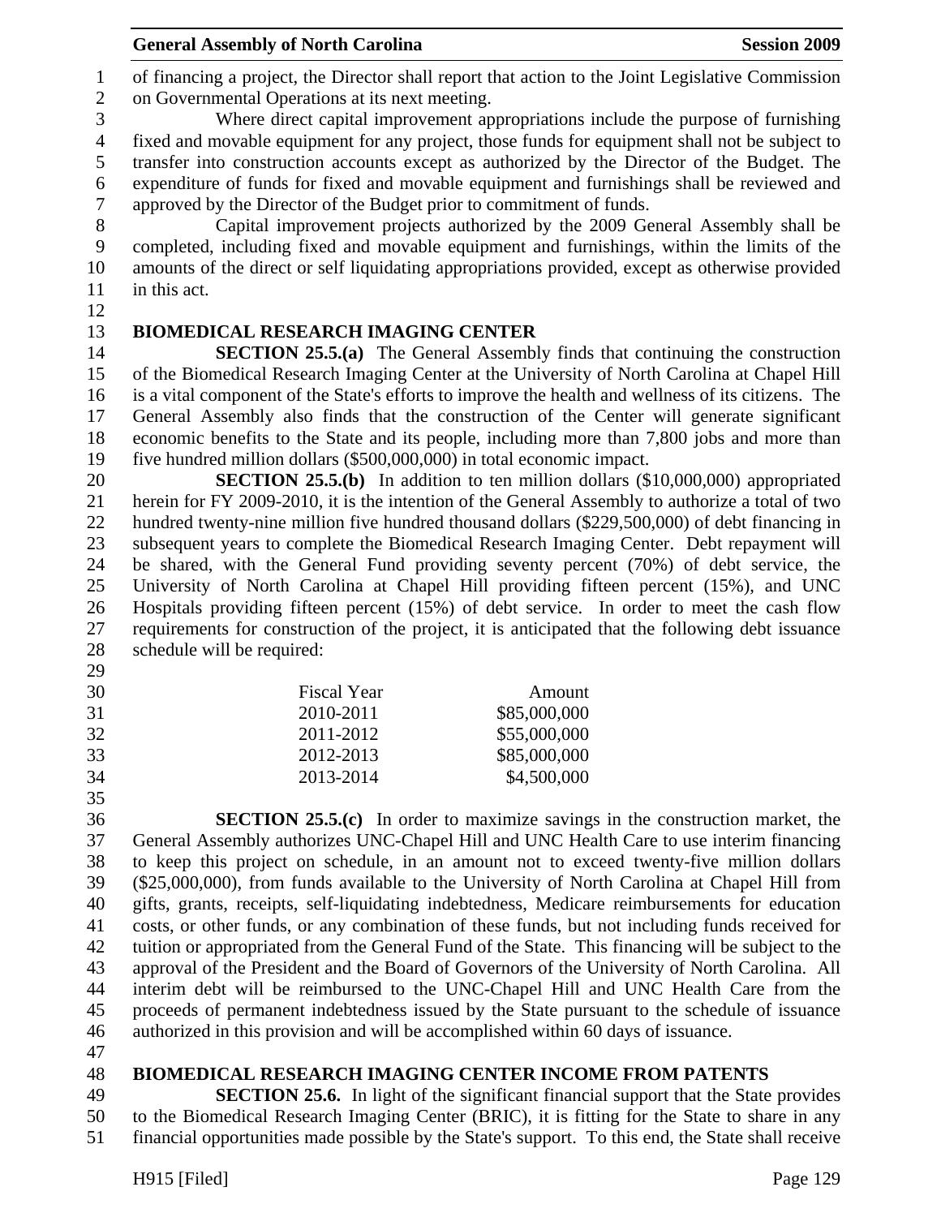of financing a project, the Director shall report that action to the Joint Legislative Commission on Governmental Operations at its next meeting.

Where direct capital improvement appropriations include the purpose of furnishing fixed and movable equipment for any project, those funds for equipment shall not be subject to transfer into construction accounts except as authorized by the Director of the Budget. The expenditure of funds for fixed and movable equipment and furnishings shall be reviewed and approved by the Director of the Budget prior to commitment of funds.

Capital improvement projects authorized by the 2009 General Assembly shall be completed, including fixed and movable equipment and furnishings, within the limits of the amounts of the direct or self liquidating appropriations provided, except as otherwise provided in this act.

**BIOMEDICAL RESEARCH IMAGING CENTER**

**SECTION 25.5.(a)** The General Assembly finds that continuing the construction of the Biomedical Research Imaging Center at the University of North Carolina at Chapel Hill is a vital component of the State's efforts to improve the health and wellness of its citizens. The General Assembly also finds that the construction of the Center will generate significant economic benefits to the State and its people, including more than 7,800 jobs and more than five hundred million dollars ($500,000,000) in total economic impact.

**SECTION 25.5.(b)** In addition to ten million dollars ($10,000,000) appropriated herein for FY 2009-2010, it is the intention of the General Assembly to authorize a total of two hundred twenty-nine million five hundred thousand dollars ($229,500,000) of debt financing in subsequent years to complete the Biomedical Research Imaging Center. Debt repayment will be shared, with the General Fund providing seventy percent (70%) of debt service, the University of North Carolina at Chapel Hill providing fifteen percent (15%), and UNC Hospitals providing fifteen percent (15%) of debt service. In order to meet the cash flow requirements for construction of the project, it is anticipated that the following debt issuance schedule will be required:

| Fiscal Year | Amount |
|---|---|
| 2010-2011 | $85,000,000 |
| 2011-2012 | $55,000,000 |
| 2012-2013 | $85,000,000 |
| 2013-2014 | $4,500,000 |

**SECTION 25.5.(c)** In order to maximize savings in the construction market, the General Assembly authorizes UNC-Chapel Hill and UNC Health Care to use interim financing to keep this project on schedule, in an amount not to exceed twenty-five million dollars ($25,000,000), from funds available to the University of North Carolina at Chapel Hill from gifts, grants, receipts, self-liquidating indebtedness, Medicare reimbursements for education costs, or other funds, or any combination of these funds, but not including funds received for tuition or appropriated from the General Fund of the State. This financing will be subject to the approval of the President and the Board of Governors of the University of North Carolina. All interim debt will be reimbursed to the UNC-Chapel Hill and UNC Health Care from the proceeds of permanent indebtedness issued by the State pursuant to the schedule of issuance authorized in this provision and will be accomplished within 60 days of issuance.

**BIOMEDICAL RESEARCH IMAGING CENTER INCOME FROM PATENTS**

**SECTION 25.6.** In light of the significant financial support that the State provides to the Biomedical Research Imaging Center (BRIC), it is fitting for the State to share in any financial opportunities made possible by the State's support. To this end, the State shall receive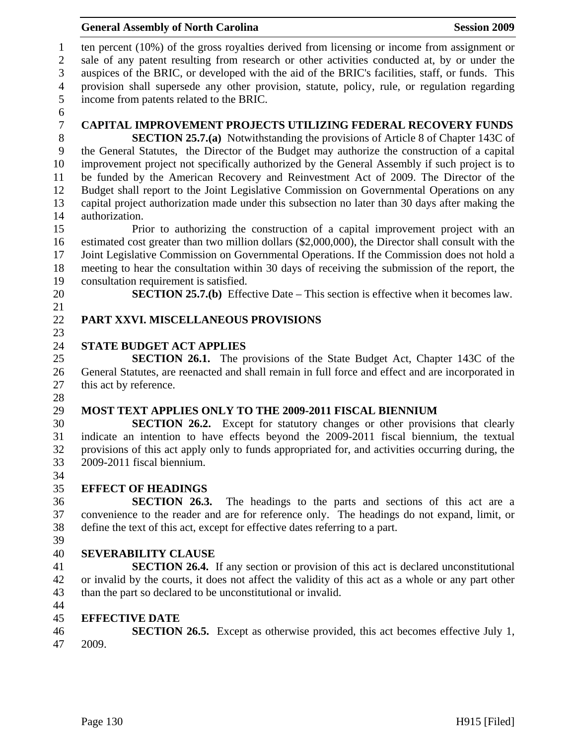ten percent (10%) of the gross royalties derived from licensing or income from assignment or sale of any patent resulting from research or other activities conducted at, by or under the auspices of the BRIC, or developed with the aid of the BRIC's facilities, staff, or funds. This provision shall supersede any other provision, statute, policy, rule, or regulation regarding income from patents related to the BRIC.

**CAPITAL IMPROVEMENT PROJECTS UTILIZING FEDERAL RECOVERY FUNDS**

**SECTION 25.7.(a)** Notwithstanding the provisions of Article 8 of Chapter 143C of the General Statutes, the Director of the Budget may authorize the construction of a capital improvement project not specifically authorized by the General Assembly if such project is to be funded by the American Recovery and Reinvestment Act of 2009. The Director of the Budget shall report to the Joint Legislative Commission on Governmental Operations on any capital project authorization made under this subsection no later than 30 days after making the authorization.

Prior to authorizing the construction of a capital improvement project with an estimated cost greater than two million dollars ($2,000,000), the Director shall consult with the Joint Legislative Commission on Governmental Operations. If the Commission does not hold a meeting to hear the consultation within 30 days of receiving the submission of the report, the consultation requirement is satisfied.

**SECTION 25.7.(b)** Effective Date – This section is effective when it becomes law.

## PART XXVI. MISCELLANEOUS PROVISIONS

**STATE BUDGET ACT APPLIES**

**SECTION 26.1.** The provisions of the State Budget Act, Chapter 143C of the General Statutes, are reenacted and shall remain in full force and effect and are incorporated in this act by reference.

**MOST TEXT APPLIES ONLY TO THE 2009-2011 FISCAL BIENNIUM**

**SECTION 26.2.** Except for statutory changes or other provisions that clearly indicate an intention to have effects beyond the 2009-2011 fiscal biennium, the textual provisions of this act apply only to funds appropriated for, and activities occurring during, the 2009-2011 fiscal biennium.

**EFFECT OF HEADINGS**

**SECTION 26.3.** The headings to the parts and sections of this act are a convenience to the reader and are for reference only. The headings do not expand, limit, or define the text of this act, except for effective dates referring to a part.

**SEVERABILITY CLAUSE**

**SECTION 26.4.** If any section or provision of this act is declared unconstitutional or invalid by the courts, it does not affect the validity of this act as a whole or any part other than the part so declared to be unconstitutional or invalid.

**EFFECTIVE DATE**

**SECTION 26.5.** Except as otherwise provided, this act becomes effective July 1, 2009.